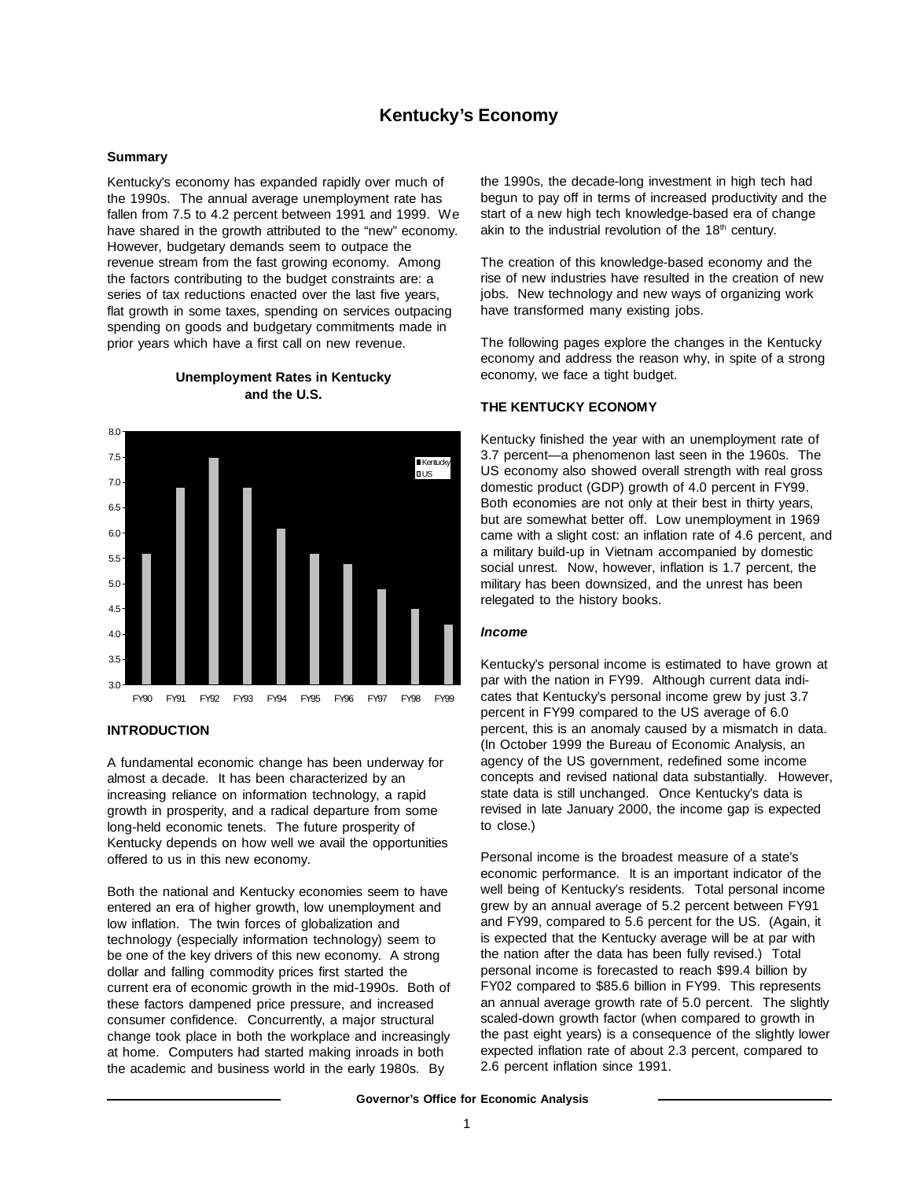# Kentucky's Economy

### Summary

Kentucky's economy has expanded rapidly over much of the 1990s. The annual average unemployment rate has fallen from 7.5 to 4.2 percent between 1991 and 1999. We have shared in the growth attributed to the "new" economy. However, budgetary demands seem to outpace the revenue stream from the fast growing economy. Among the factors contributing to the budget constraints are: a series of tax reductions enacted over the last five years, flat growth in some taxes, spending on services outpacing spending on goods and budgetary commitments made in prior years which have a first call on new revenue.

**Unemployment Rates in Kentucky and the U.S.**

| | FY90 | FY91 | FY92 | FY93 | FY94 | FY95 | FY96 | FY97 | FY98 | FY99 |
|---|---|---|---|---|---|---|---|---|---|---|
| US | 5.6 | 6.9 | 7.5 | 6.9 | 6.1 | 5.6 | 5.4 | 4.9 | 4.5 | 4.2 |

### INTRODUCTION

A fundamental economic change has been underway for almost a decade. It has been characterized by an increasing reliance on information technology, a rapid growth in prosperity, and a radical departure from some long-held economic tenets. The future prosperity of Kentucky depends on how well we avail the opportunities offered to us in this new economy.

Both the national and Kentucky economies seem to have entered an era of higher growth, low unemployment and low inflation. The twin forces of globalization and technology (especially information technology) seem to be one of the key drivers of this new economy. A strong dollar and falling commodity prices first started the current era of economic growth in the mid-1990s. Both of these factors dampened price pressure, and increased consumer confidence. Concurrently, a major structural change took place in both the workplace and increasingly at home. Computers had started making inroads in both the academic and business world in the early 1980s. By the 1990s, the decade-long investment in high tech had begun to pay off in terms of increased productivity and the start of a new high tech knowledge-based era of change akin to the industrial revolution of the 18th century.

The creation of this knowledge-based economy and the rise of new industries have resulted in the creation of new jobs. New technology and new ways of organizing work have transformed many existing jobs.

The following pages explore the changes in the Kentucky economy and address the reason why, in spite of a strong economy, we face a tight budget.

### THE KENTUCKY ECONOMY

Kentucky finished the year with an unemployment rate of 3.7 percent—a phenomenon last seen in the 1960s. The US economy also showed overall strength with real gross domestic product (GDP) growth of 4.0 percent in FY99. Both economies are not only at their best in thirty years, but are somewhat better off. Low unemployment in 1969 came with a slight cost: an inflation rate of 4.6 percent, and a military build-up in Vietnam accompanied by domestic social unrest. Now, however, inflation is 1.7 percent, the military has been downsized, and the unrest has been relegated to the history books.

#### *Income*

Kentucky's personal income is estimated to have grown at par with the nation in FY99. Although current data indicates that Kentucky's personal income grew by just 3.7 percent in FY99 compared to the US average of 6.0 percent, this is an anomaly caused by a mismatch in data. (In October 1999 the Bureau of Economic Analysis, an agency of the US government, redefined some income concepts and revised national data substantially. However, state data is still unchanged. Once Kentucky's data is revised in late January 2000, the income gap is expected to close.)

Personal income is the broadest measure of a state's economic performance. It is an important indicator of the well being of Kentucky's residents. Total personal income grew by an annual average of 5.2 percent between FY91 and FY99, compared to 5.6 percent for the US. (Again, it is expected that the Kentucky average will be at par with the nation after the data has been fully revised.) Total personal income is forecasted to reach $99.4 billion by FY02 compared to $85.6 billion in FY99. This represents an annual average growth rate of 5.0 percent. The slightly scaled-down growth factor (when compared to growth in the past eight years) is a consequence of the slightly lower expected inflation rate of about 2.3 percent, compared to 2.6 percent inflation since 1991.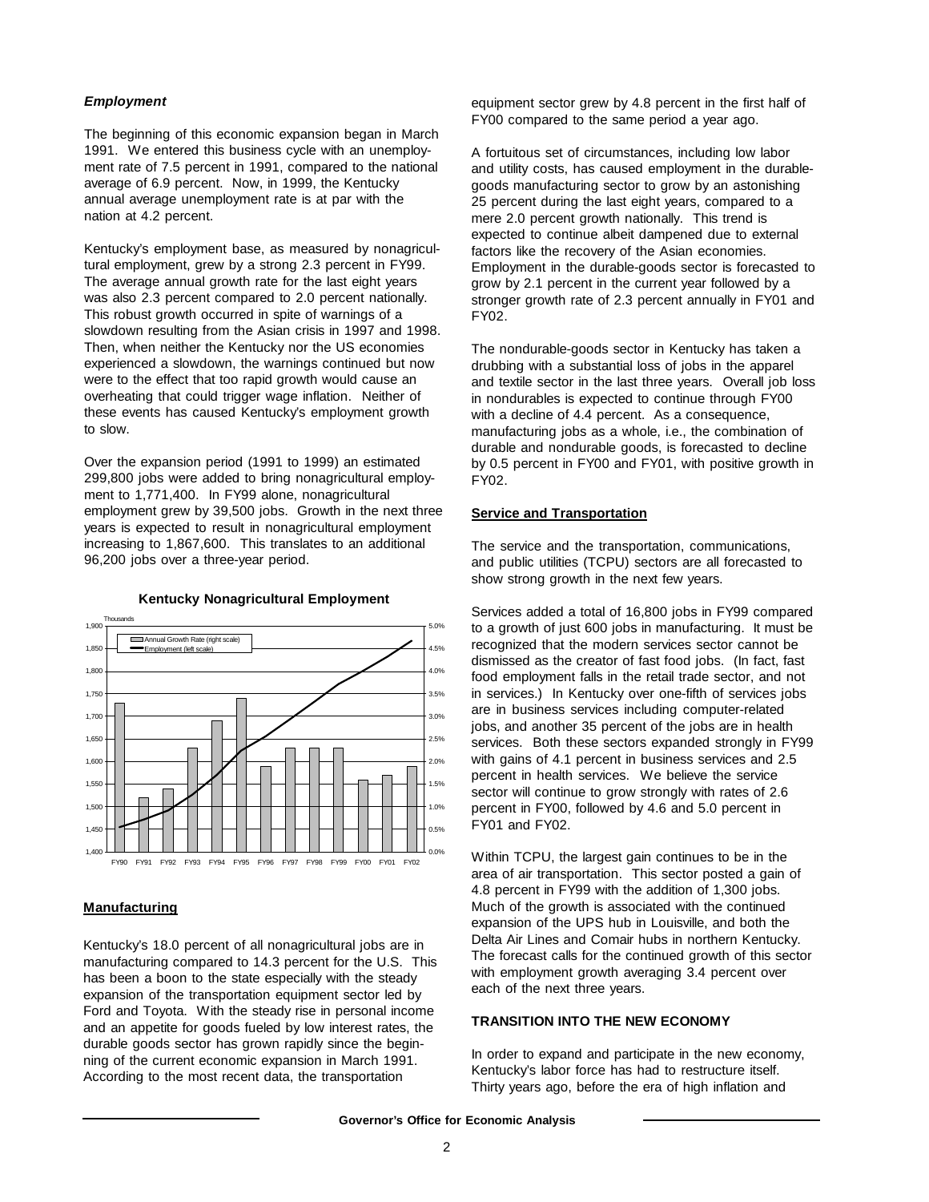### *Employment*

The beginning of this economic expansion began in March 1991. We entered this business cycle with an unemployment rate of 7.5 percent in 1991, compared to the national average of 6.9 percent. Now, in 1999, the Kentucky annual average unemployment rate is at par with the nation at 4.2 percent.

Kentucky's employment base, as measured by nonagricultural employment, grew by a strong 2.3 percent in FY99. The average annual growth rate for the last eight years was also 2.3 percent compared to 2.0 percent nationally. This robust growth occurred in spite of warnings of a slowdown resulting from the Asian crisis in 1997 and 1998. Then, when neither the Kentucky nor the US economies experienced a slowdown, the warnings continued but now were to the effect that too rapid growth would cause an overheating that could trigger wage inflation. Neither of these events has caused Kentucky's employment growth to slow.

Over the expansion period (1991 to 1999) an estimated 299,800 jobs were added to bring nonagricultural employment to 1,771,400. In FY99 alone, nonagricultural employment grew by 39,500 jobs. Growth in the next three years is expected to result in nonagricultural employment increasing to 1,867,600. This translates to an additional 96,200 jobs over a three-year period.

**Kentucky Nonagricultural Employment**

### Manufacturing

Kentucky's 18.0 percent of all nonagricultural jobs are in manufacturing compared to 14.3 percent for the U.S. This has been a boon to the state especially with the steady expansion of the transportation equipment sector led by Ford and Toyota. With the steady rise in personal income and an appetite for goods fueled by low interest rates, the durable goods sector has grown rapidly since the beginning of the current economic expansion in March 1991. According to the most recent data, the transportation equipment sector grew by 4.8 percent in the first half of FY00 compared to the same period a year ago.

A fortuitous set of circumstances, including low labor and utility costs, has caused employment in the durable-goods manufacturing sector to grow by an astonishing 25 percent during the last eight years, compared to a mere 2.0 percent growth nationally. This trend is expected to continue albeit dampened due to external factors like the recovery of the Asian economies. Employment in the durable-goods sector is forecasted to grow by 2.1 percent in the current year followed by a stronger growth rate of 2.3 percent annually in FY01 and FY02.

The nondurable-goods sector in Kentucky has taken a drubbing with a substantial loss of jobs in the apparel and textile sector in the last three years. Overall job loss in nondurables is expected to continue through FY00 with a decline of 4.4 percent. As a consequence, manufacturing jobs as a whole, i.e., the combination of durable and nondurable goods, is forecasted to decline by 0.5 percent in FY00 and FY01, with positive growth in FY02.

### Service and Transportation

The service and the transportation, communications, and public utilities (TCPU) sectors are all forecasted to show strong growth in the next few years.

Services added a total of 16,800 jobs in FY99 compared to a growth of just 600 jobs in manufacturing. It must be recognized that the modern services sector cannot be dismissed as the creator of fast food jobs. (In fact, fast food employment falls in the retail trade sector, and not in services.) In Kentucky over one-fifth of services jobs are in business services including computer-related jobs, and another 35 percent of the jobs are in health services. Both these sectors expanded strongly in FY99 with gains of 4.1 percent in business services and 2.5 percent in health services. We believe the service sector will continue to grow strongly with rates of 2.6 percent in FY00, followed by 4.6 and 5.0 percent in FY01 and FY02.

Within TCPU, the largest gain continues to be in the area of air transportation. This sector posted a gain of 4.8 percent in FY99 with the addition of 1,300 jobs. Much of the growth is associated with the continued expansion of the UPS hub in Louisville, and both the Delta Air Lines and Comair hubs in northern Kentucky. The forecast calls for the continued growth of this sector with employment growth averaging 3.4 percent over each of the next three years.

## TRANSITION INTO THE NEW ECONOMY

In order to expand and participate in the new economy, Kentucky's labor force has had to restructure itself. Thirty years ago, before the era of high inflation and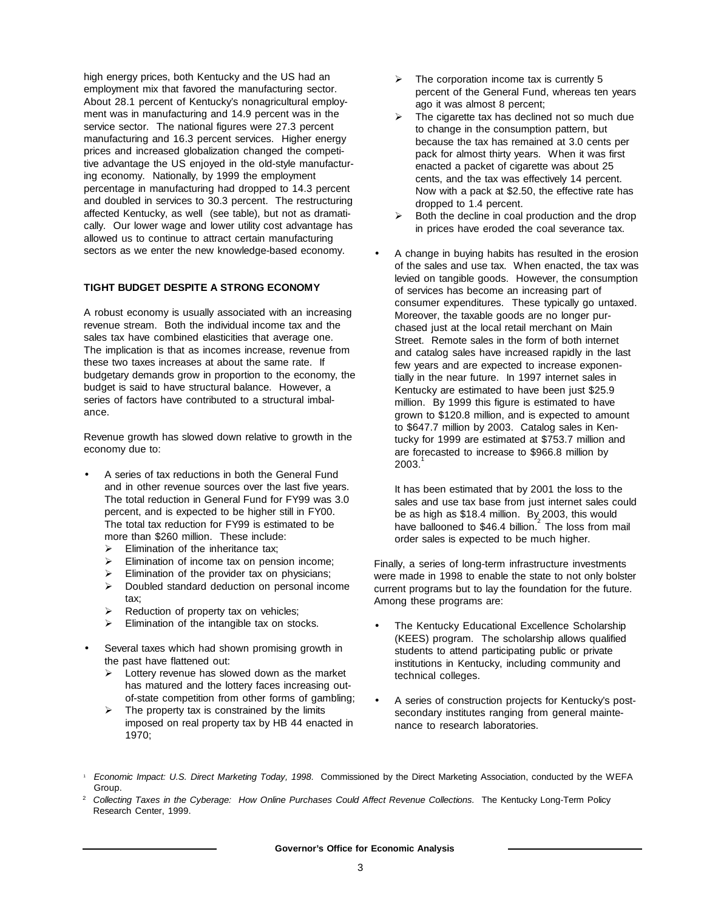high energy prices, both Kentucky and the US had an employment mix that favored the manufacturing sector. About 28.1 percent of Kentucky's nonagricultural employment was in manufacturing and 14.9 percent was in the service sector. The national figures were 27.3 percent manufacturing and 16.3 percent services. Higher energy prices and increased globalization changed the competitive advantage the US enjoyed in the old-style manufacturing economy. Nationally, by 1999 the employment percentage in manufacturing had dropped to 14.3 percent and doubled in services to 30.3 percent. The restructuring affected Kentucky, as well (see table), but not as dramatically. Our lower wage and lower utility cost advantage has allowed us to continue to attract certain manufacturing sectors as we enter the new knowledge-based economy.

### TIGHT BUDGET DESPITE A STRONG ECONOMY

A robust economy is usually associated with an increasing revenue stream. Both the individual income tax and the sales tax have combined elasticities that average one. The implication is that as incomes increase, revenue from these two taxes increases at about the same rate. If budgetary demands grow in proportion to the economy, the budget is said to have structural balance. However, a series of factors have contributed to a structural imbalance.

Revenue growth has slowed down relative to growth in the economy due to:

- A series of tax reductions in both the General Fund and in other revenue sources over the last five years. The total reduction in General Fund for FY99 was 3.0 percent, and is expected to be higher still in FY00. The total tax reduction for FY99 is estimated to be more than $260 million. These include:
  - Elimination of the inheritance tax;
  - Elimination of income tax on pension income;
  - Elimination of the provider tax on physicians;
  - Doubled standard deduction on personal income tax;
  - Reduction of property tax on vehicles;
  - Elimination of the intangible tax on stocks.
- Several taxes which had shown promising growth in the past have flattened out:
  - Lottery revenue has slowed down as the market has matured and the lottery faces increasing out-of-state competition from other forms of gambling;
  - The property tax is constrained by the limits imposed on real property tax by HB 44 enacted in 1970;
  - The corporation income tax is currently 5 percent of the General Fund, whereas ten years ago it was almost 8 percent;
  - The cigarette tax has declined not so much due to change in the consumption pattern, but because the tax has remained at 3.0 cents per pack for almost thirty years. When it was first enacted a packet of cigarette was about 25 cents, and the tax was effectively 14 percent. Now with a pack at $2.50, the effective rate has dropped to 1.4 percent.
  - Both the decline in coal production and the drop in prices have eroded the coal severance tax.
- A change in buying habits has resulted in the erosion of the sales and use tax. When enacted, the tax was levied on tangible goods. However, the consumption of services has become an increasing part of consumer expenditures. These typically go untaxed. Moreover, the taxable goods are no longer purchased just at the local retail merchant on Main Street. Remote sales in the form of both internet and catalog sales have increased rapidly in the last few years and are expected to increase exponentially in the near future. In 1997 internet sales in Kentucky are estimated to have been just $25.9 million. By 1999 this figure is estimated to have grown to $120.8 million, and is expected to amount to $647.7 million by 2003. Catalog sales in Kentucky for 1999 are estimated at $753.7 million and are forecasted to increase to $966.8 million by 2003.[1]

  It has been estimated that by 2001 the loss to the sales and use tax base from just internet sales could be as high as $18.4 million. By 2003, this would have ballooned to $46.4 billion.[2] The loss from mail order sales is expected to be much higher.

Finally, a series of long-term infrastructure investments were made in 1998 to enable the state to not only bolster current programs but to lay the foundation for the future. Among these programs are:

- The Kentucky Educational Excellence Scholarship (KEES) program. The scholarship allows qualified students to attend participating public or private institutions in Kentucky, including community and technical colleges.
- A series of construction projects for Kentucky's post-secondary institutes ranging from general maintenance to research laboratories.

[1] *Economic Impact: U.S. Direct Marketing Today, 1998*. Commissioned by the Direct Marketing Association, conducted by the WEFA Group.

[2] *Collecting Taxes in the Cyberage: How Online Purchases Could Affect Revenue Collections.* The Kentucky Long-Term Policy Research Center, 1999.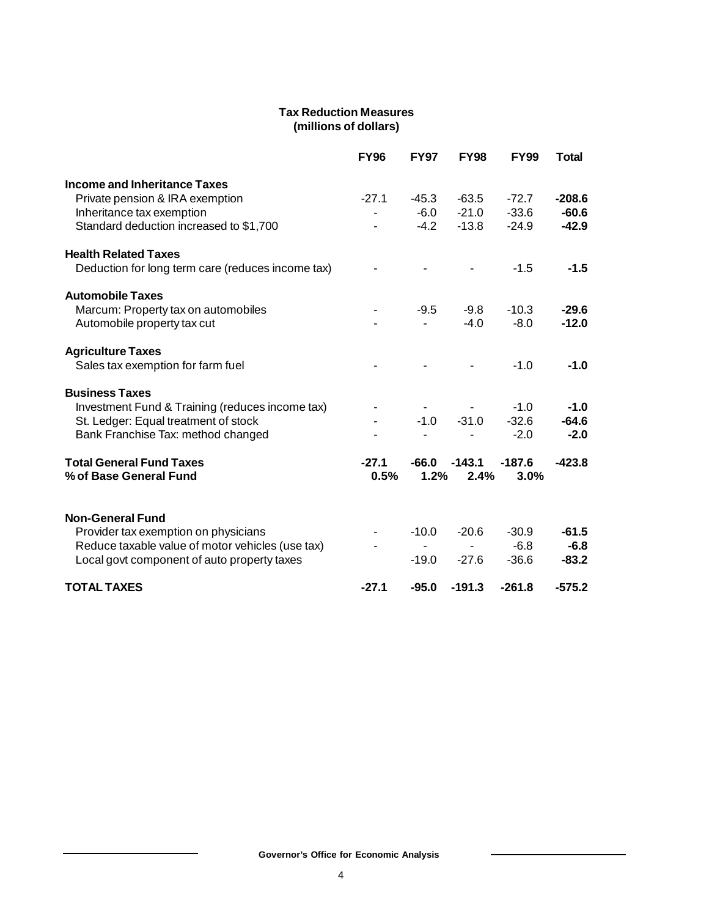**Tax Reduction Measures**
**(millions of dollars)**

| | FY96 | FY97 | FY98 | FY99 | Total |
|---|---|---|---|---|---|
| **Income and Inheritance Taxes** | | | | | |
| Private pension & IRA exemption | -27.1 | -45.3 | -63.5 | -72.7 | **-208.6** |
| Inheritance tax exemption | - | -6.0 | -21.0 | -33.6 | **-60.6** |
| Standard deduction increased to $1,700 | - | -4.2 | -13.8 | -24.9 | **-42.9** |
| **Health Related Taxes** | | | | | |
| Deduction for long term care (reduces income tax) | - | - | - | -1.5 | **-1.5** |
| **Automobile Taxes** | | | | | |
| Marcum: Property tax on automobiles | - | -9.5 | -9.8 | -10.3 | **-29.6** |
| Automobile property tax cut | - | - | -4.0 | -8.0 | **-12.0** |
| **Agriculture Taxes** | | | | | |
| Sales tax exemption for farm fuel | - | - | - | -1.0 | **-1.0** |
| **Business Taxes** | | | | | |
| Investment Fund & Training (reduces income tax) | - | - | - | -1.0 | **-1.0** |
| St. Ledger: Equal treatment of stock | - | -1.0 | -31.0 | -32.6 | **-64.6** |
| Bank Franchise Tax: method changed | - | - | - | -2.0 | **-2.0** |
| **Total General Fund Taxes** | **-27.1** | **-66.0** | **-143.1** | **-187.6** | **-423.8** |
| **% of Base General Fund** | **0.5%** | **1.2%** | **2.4%** | **3.0%** | |
| **Non-General Fund** | | | | | |
| Provider tax exemption on physicians | - | -10.0 | -20.6 | -30.9 | **-61.5** |
| Reduce taxable value of motor vehicles (use tax) | - | - | - | -6.8 | **-6.8** |
| Local govt component of auto property taxes | | -19.0 | -27.6 | -36.6 | **-83.2** |
| **TOTAL TAXES** | **-27.1** | **-95.0** | **-191.3** | **-261.8** | **-575.2** |

Governor's Office for Economic Analysis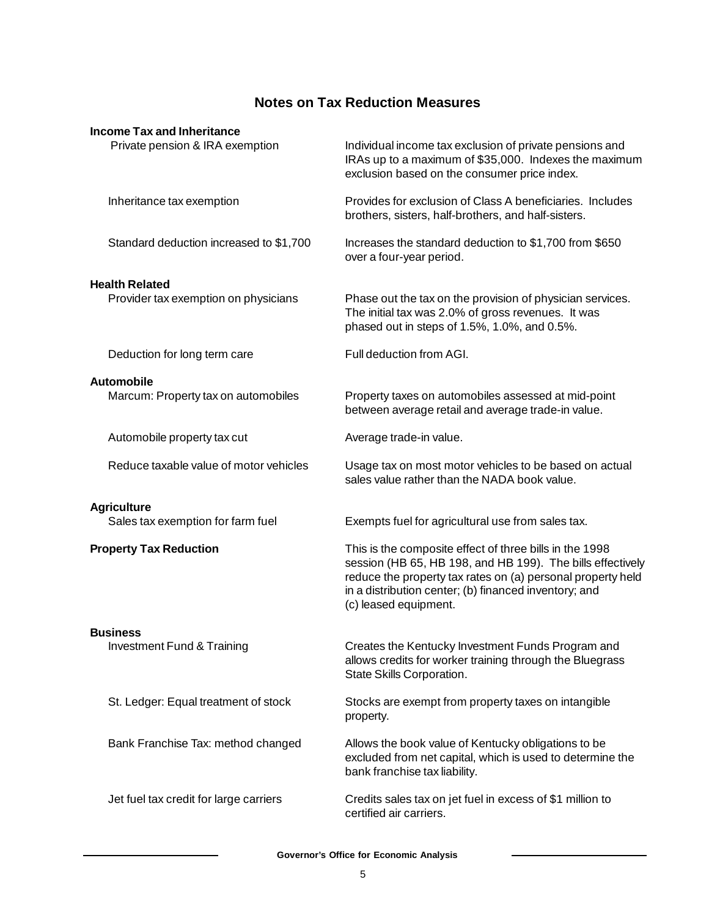# Notes on Tax Reduction Measures

| | |
|---|---|
| **Income Tax and Inheritance** | |
| Private pension & IRA exemption | Individual income tax exclusion of private pensions and IRAs up to a maximum of $35,000. Indexes the maximum exclusion based on the consumer price index. |
| Inheritance tax exemption | Provides for exclusion of Class A beneficiaries. Includes brothers, sisters, half-brothers, and half-sisters. |
| Standard deduction increased to $1,700 | Increases the standard deduction to $1,700 from $650 over a four-year period. |
| **Health Related** | |
| Provider tax exemption on physicians | Phase out the tax on the provision of physician services. The initial tax was 2.0% of gross revenues. It was phased out in steps of 1.5%, 1.0%, and 0.5%. |
| Deduction for long term care | Full deduction from AGI. |
| **Automobile** | |
| Marcum: Property tax on automobiles | Property taxes on automobiles assessed at mid-point between average retail and average trade-in value. |
| Automobile property tax cut | Average trade-in value. |
| Reduce taxable value of motor vehicles | Usage tax on most motor vehicles to be based on actual sales value rather than the NADA book value. |
| **Agriculture** | |
| Sales tax exemption for farm fuel | Exempts fuel for agricultural use from sales tax. |
| **Property Tax Reduction** | This is the composite effect of three bills in the 1998 session (HB 65, HB 198, and HB 199). The bills effectively reduce the property tax rates on (a) personal property held in a distribution center; (b) financed inventory; and (c) leased equipment. |
| **Business** | |
| Investment Fund & Training | Creates the Kentucky Investment Funds Program and allows credits for worker training through the Bluegrass State Skills Corporation. |
| St. Ledger: Equal treatment of stock | Stocks are exempt from property taxes on intangible property. |
| Bank Franchise Tax: method changed | Allows the book value of Kentucky obligations to be excluded from net capital, which is used to determine the bank franchise tax liability. |
| Jet fuel tax credit for large carriers | Credits sales tax on jet fuel in excess of $1 million to certified air carriers. |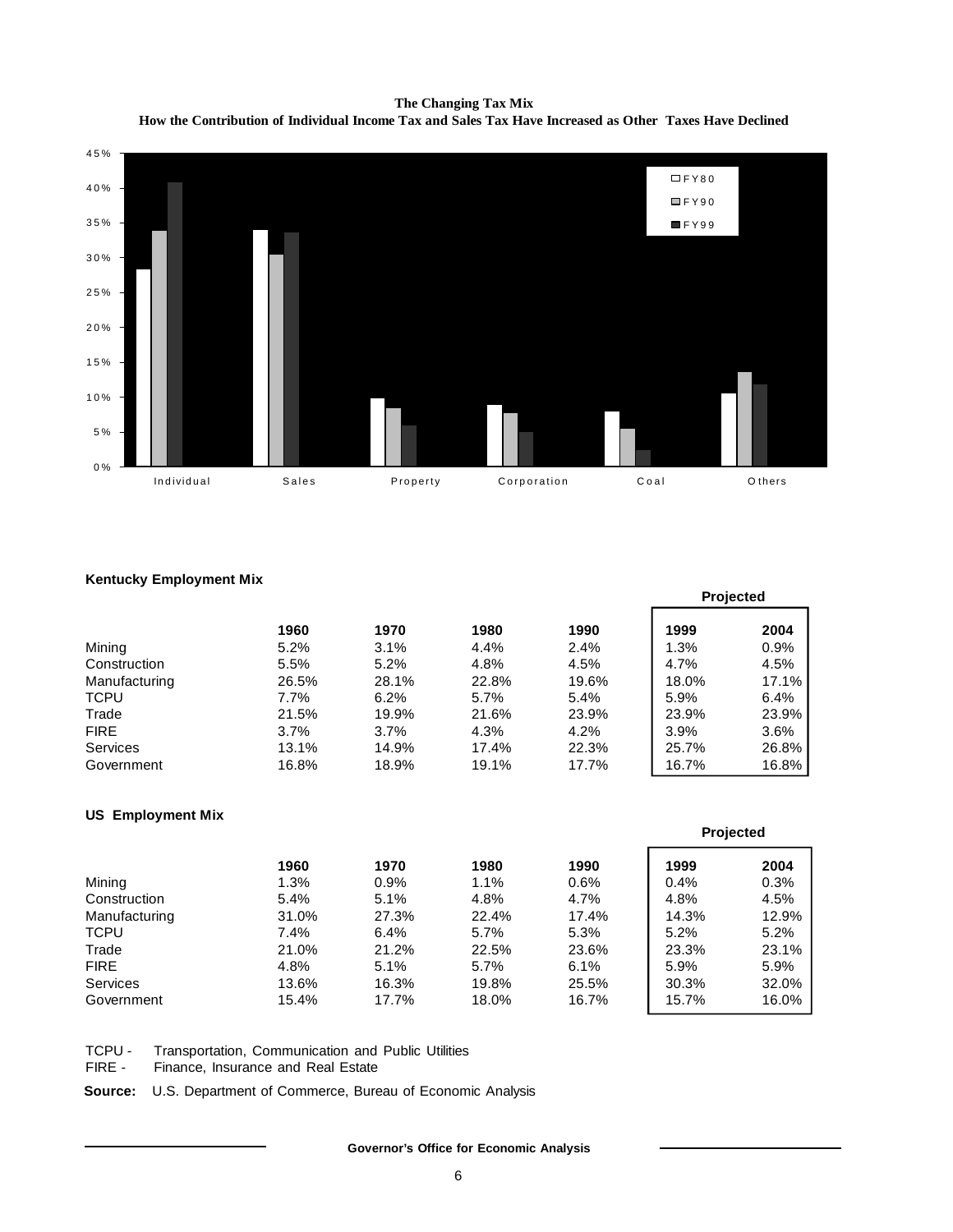**The Changing Tax Mix**
**How the Contribution of Individual Income Tax and Sales Tax Have Increased as Other Taxes Have Declined**

### Kentucky Employment Mix

| | 1960 | 1970 | 1980 | 1990 | Projected 1999 | Projected 2004 |
|---|---|---|---|---|---|---|
| Mining | 5.2% | 3.1% | 4.4% | 2.4% | 1.3% | 0.9% |
| Construction | 5.5% | 5.2% | 4.8% | 4.5% | 4.7% | 4.5% |
| Manufacturing | 26.5% | 28.1% | 22.8% | 19.6% | 18.0% | 17.1% |
| TCPU | 7.7% | 6.2% | 5.7% | 5.4% | 5.9% | 6.4% |
| Trade | 21.5% | 19.9% | 21.6% | 23.9% | 23.9% | 23.9% |
| FIRE | 3.7% | 3.7% | 4.3% | 4.2% | 3.9% | 3.6% |
| Services | 13.1% | 14.9% | 17.4% | 22.3% | 25.7% | 26.8% |
| Government | 16.8% | 18.9% | 19.1% | 17.7% | 16.7% | 16.8% |

### US Employment Mix

| | 1960 | 1970 | 1980 | 1990 | Projected 1999 | Projected 2004 |
|---|---|---|---|---|---|---|
| Mining | 1.3% | 0.9% | 1.1% | 0.6% | 0.4% | 0.3% |
| Construction | 5.4% | 5.1% | 4.8% | 4.7% | 4.8% | 4.5% |
| Manufacturing | 31.0% | 27.3% | 22.4% | 17.4% | 14.3% | 12.9% |
| TCPU | 7.4% | 6.4% | 5.7% | 5.3% | 5.2% | 5.2% |
| Trade | 21.0% | 21.2% | 22.5% | 23.6% | 23.3% | 23.1% |
| FIRE | 4.8% | 5.1% | 5.7% | 6.1% | 5.9% | 5.9% |
| Services | 13.6% | 16.3% | 19.8% | 25.5% | 30.3% | 32.0% |
| Government | 15.4% | 17.7% | 18.0% | 16.7% | 15.7% | 16.0% |

TCPU - Transportation, Communication and Public Utilities
FIRE - Finance, Insurance and Real Estate

**Source:** U.S. Department of Commerce, Bureau of Economic Analysis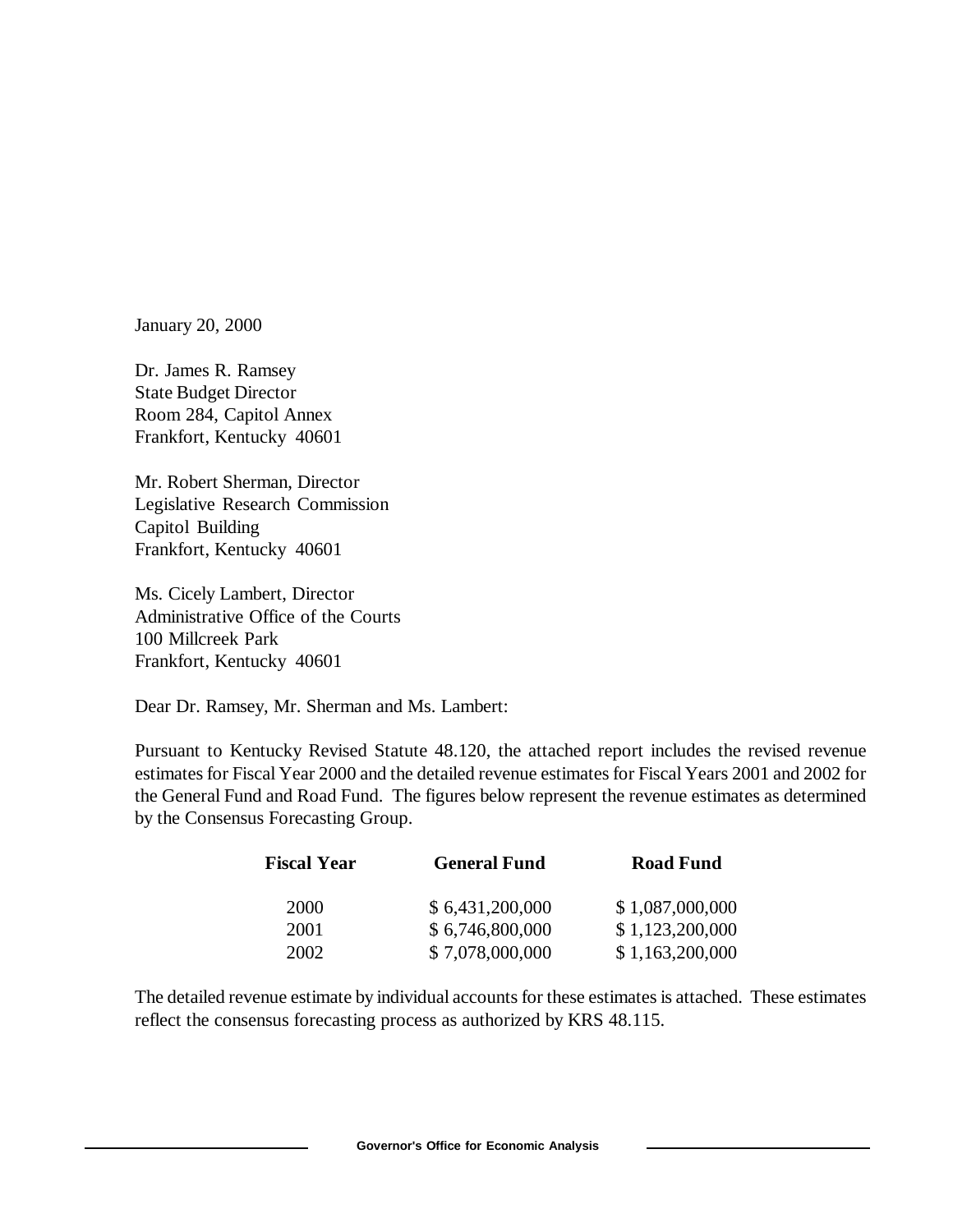January 20, 2000

Dr. James R. Ramsey
State Budget Director
Room 284, Capitol Annex
Frankfort, Kentucky 40601

Mr. Robert Sherman, Director
Legislative Research Commission
Capitol Building
Frankfort, Kentucky 40601

Ms. Cicely Lambert, Director
Administrative Office of the Courts
100 Millcreek Park
Frankfort, Kentucky 40601

Dear Dr. Ramsey, Mr. Sherman and Ms. Lambert:

Pursuant to Kentucky Revised Statute 48.120, the attached report includes the revised revenue estimates for Fiscal Year 2000 and the detailed revenue estimates for Fiscal Years 2001 and 2002 for the General Fund and Road Fund. The figures below represent the revenue estimates as determined by the Consensus Forecasting Group.

| Fiscal Year | General Fund | Road Fund |
|---|---|---|
| 2000 | $ 6,431,200,000 | $ 1,087,000,000 |
| 2001 | $ 6,746,800,000 | $ 1,123,200,000 |
| 2002 | $ 7,078,000,000 | $ 1,163,200,000 |

The detailed revenue estimate by individual accounts for these estimates is attached. These estimates reflect the consensus forecasting process as authorized by KRS 48.115.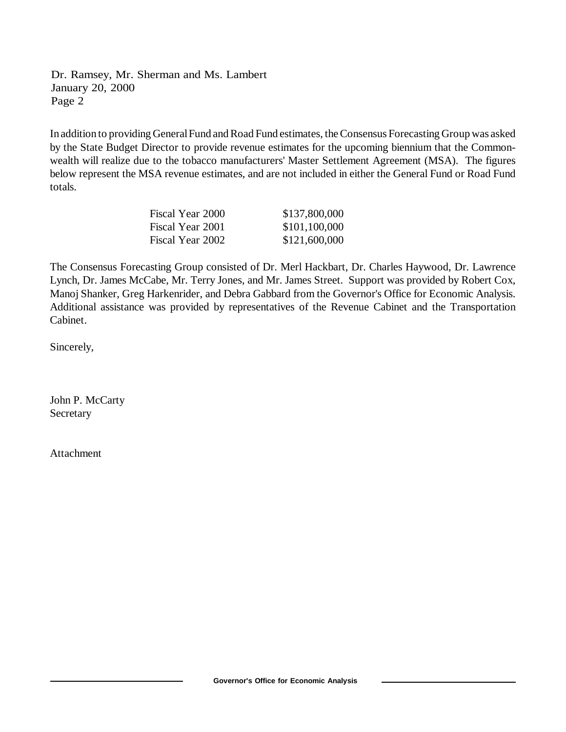Dr. Ramsey, Mr. Sherman and Ms. Lambert
January 20, 2000
Page 2

In addition to providing General Fund and Road Fund estimates, the Consensus Forecasting Group was asked by the State Budget Director to provide revenue estimates for the upcoming biennium that the Commonwealth will realize due to the tobacco manufacturers' Master Settlement Agreement (MSA). The figures below represent the MSA revenue estimates, and are not included in either the General Fund or Road Fund totals.

| | |
|---|---|
| Fiscal Year 2000 | \$137,800,000 |
| Fiscal Year 2001 | \$101,100,000 |
| Fiscal Year 2002 | \$121,600,000 |

The Consensus Forecasting Group consisted of Dr. Merl Hackbart, Dr. Charles Haywood, Dr. Lawrence Lynch, Dr. James McCabe, Mr. Terry Jones, and Mr. James Street. Support was provided by Robert Cox, Manoj Shanker, Greg Harkenrider, and Debra Gabbard from the Governor's Office for Economic Analysis. Additional assistance was provided by representatives of the Revenue Cabinet and the Transportation Cabinet.

Sincerely,

John P. McCarty
Secretary

Attachment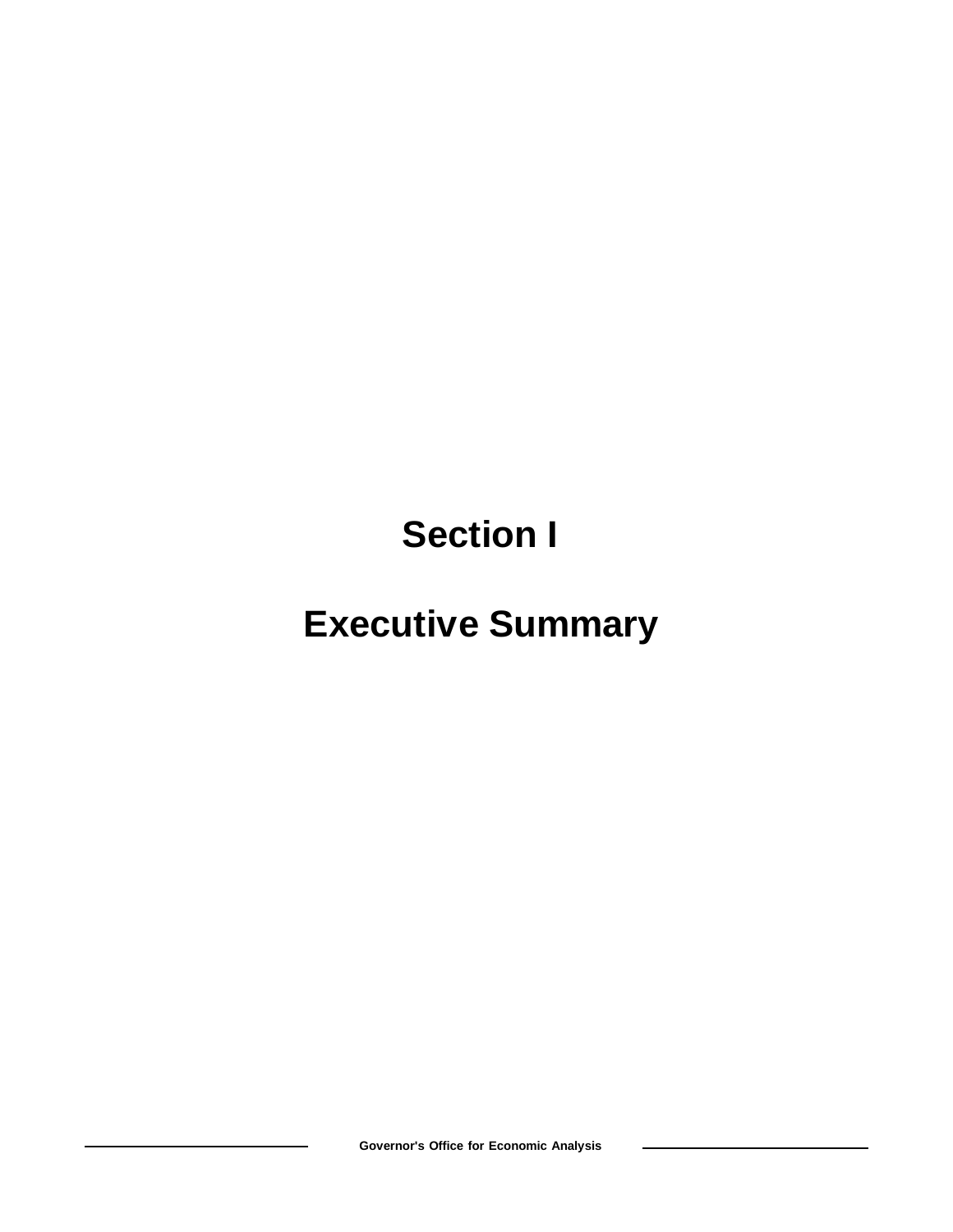# Section I

# Executive Summary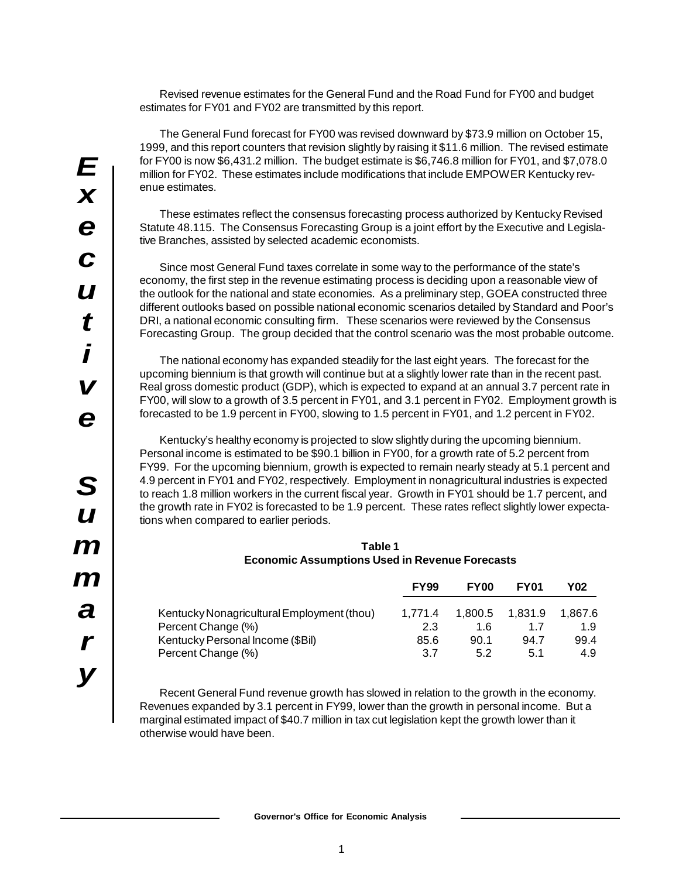# Executive Summary

Revised revenue estimates for the General Fund and the Road Fund for FY00 and budget estimates for FY01 and FY02 are transmitted by this report.

The General Fund forecast for FY00 was revised downward by $73.9 million on October 15, 1999, and this report counters that revision slightly by raising it $11.6 million. The revised estimate for FY00 is now $6,431.2 million. The budget estimate is $6,746.8 million for FY01, and $7,078.0 million for FY02. These estimates include modifications that include EMPOWER Kentucky revenue estimates.

These estimates reflect the consensus forecasting process authorized by Kentucky Revised Statute 48.115. The Consensus Forecasting Group is a joint effort by the Executive and Legislative Branches, assisted by selected academic economists.

Since most General Fund taxes correlate in some way to the performance of the state's economy, the first step in the revenue estimating process is deciding upon a reasonable view of the outlook for the national and state economies. As a preliminary step, GOEA constructed three different outlooks based on possible national economic scenarios detailed by Standard and Poor's DRI, a national economic consulting firm. These scenarios were reviewed by the Consensus Forecasting Group. The group decided that the control scenario was the most probable outcome.

The national economy has expanded steadily for the last eight years. The forecast for the upcoming biennium is that growth will continue but at a slightly lower rate than in the recent past. Real gross domestic product (GDP), which is expected to expand at an annual 3.7 percent rate in FY00, will slow to a growth of 3.5 percent in FY01, and 3.1 percent in FY02. Employment growth is forecasted to be 1.9 percent in FY00, slowing to 1.5 percent in FY01, and 1.2 percent in FY02.

Kentucky's healthy economy is projected to slow slightly during the upcoming biennium. Personal income is estimated to be $90.1 billion in FY00, for a growth rate of 5.2 percent from FY99. For the upcoming biennium, growth is expected to remain nearly steady at 5.1 percent and 4.9 percent in FY01 and FY02, respectively. Employment in nonagricultural industries is expected to reach 1.8 million workers in the current fiscal year. Growth in FY01 should be 1.7 percent, and the growth rate in FY02 is forecasted to be 1.9 percent. These rates reflect slightly lower expectations when compared to earlier periods.

**Table 1**
**Economic Assumptions Used in Revenue Forecasts**

| | FY99 | FY00 | FY01 | Y02 |
|---|---|---|---|---|
| Kentucky Nonagricultural Employment (thou) | 1,771.4 | 1,800.5 | 1,831.9 | 1,867.6 |
| Percent Change (%) | 2.3 | 1.6 | 1.7 | 1.9 |
| Kentucky Personal Income ($Bil) | 85.6 | 90.1 | 94.7 | 99.4 |
| Percent Change (%) | 3.7 | 5.2 | 5.1 | 4.9 |

Recent General Fund revenue growth has slowed in relation to the growth in the economy. Revenues expanded by 3.1 percent in FY99, lower than the growth in personal income. But a marginal estimated impact of $40.7 million in tax cut legislation kept the growth lower than it otherwise would have been.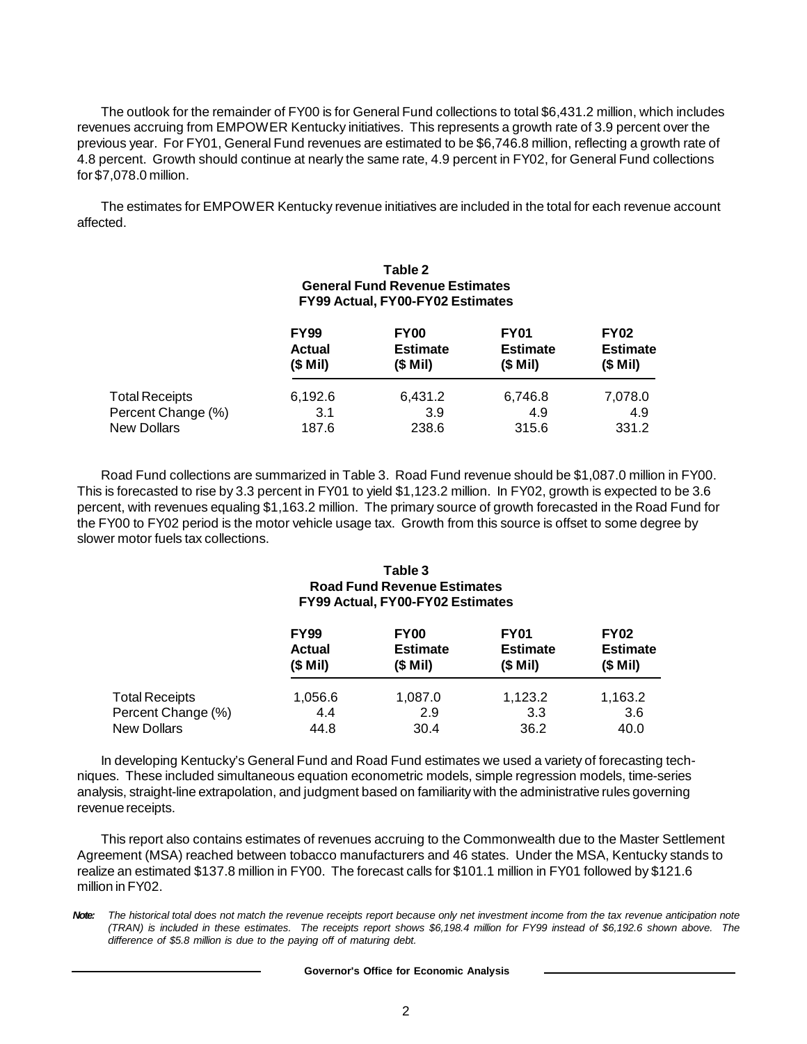The outlook for the remainder of FY00 is for General Fund collections to total $6,431.2 million, which includes revenues accruing from EMPOWER Kentucky initiatives. This represents a growth rate of 3.9 percent over the previous year. For FY01, General Fund revenues are estimated to be $6,746.8 million, reflecting a growth rate of 4.8 percent. Growth should continue at nearly the same rate, 4.9 percent in FY02, for General Fund collections for $7,078.0 million.

The estimates for EMPOWER Kentucky revenue initiatives are included in the total for each revenue account affected.

**Table 2**
**General Fund Revenue Estimates**
**FY99 Actual, FY00-FY02 Estimates**

| | FY99 Actual ($ Mil) | FY00 Estimate ($ Mil) | FY01 Estimate ($ Mil) | FY02 Estimate ($ Mil) |
|---|---|---|---|---|
| Total Receipts | 6,192.6 | 6,431.2 | 6,746.8 | 7,078.0 |
| Percent Change (%) | 3.1 | 3.9 | 4.9 | 4.9 |
| New Dollars | 187.6 | 238.6 | 315.6 | 331.2 |

Road Fund collections are summarized in Table 3. Road Fund revenue should be $1,087.0 million in FY00. This is forecasted to rise by 3.3 percent in FY01 to yield $1,123.2 million. In FY02, growth is expected to be 3.6 percent, with revenues equaling $1,163.2 million. The primary source of growth forecasted in the Road Fund for the FY00 to FY02 period is the motor vehicle usage tax. Growth from this source is offset to some degree by slower motor fuels tax collections.

**Table 3**
**Road Fund Revenue Estimates**
**FY99 Actual, FY00-FY02 Estimates**

| | FY99 Actual ($ Mil) | FY00 Estimate ($ Mil) | FY01 Estimate ($ Mil) | FY02 Estimate ($ Mil) |
|---|---|---|---|---|
| Total Receipts | 1,056.6 | 1,087.0 | 1,123.2 | 1,163.2 |
| Percent Change (%) | 4.4 | 2.9 | 3.3 | 3.6 |
| New Dollars | 44.8 | 30.4 | 36.2 | 40.0 |

In developing Kentucky's General Fund and Road Fund estimates we used a variety of forecasting techniques. These included simultaneous equation econometric models, simple regression models, time-series analysis, straight-line extrapolation, and judgment based on familiarity with the administrative rules governing revenue receipts.

This report also contains estimates of revenues accruing to the Commonwealth due to the Master Settlement Agreement (MSA) reached between tobacco manufacturers and 46 states. Under the MSA, Kentucky stands to realize an estimated $137.8 million in FY00. The forecast calls for $101.1 million in FY01 followed by $121.6 million in FY02.

***Note:*** *The historical total does not match the revenue receipts report because only net investment income from the tax revenue anticipation note (TRAN) is included in these estimates. The receipts report shows $6,198.4 million for FY99 instead of $6,192.6 shown above. The difference of $5.8 million is due to the paying off of maturing debt.*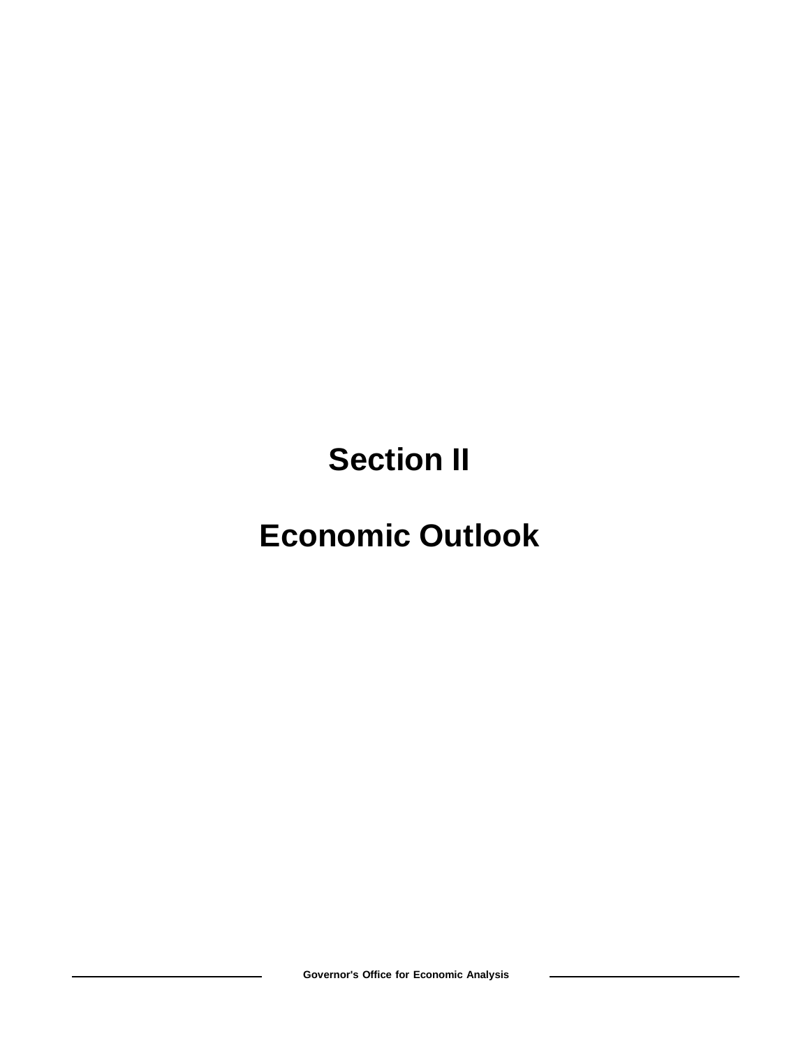# Section II

# Economic Outlook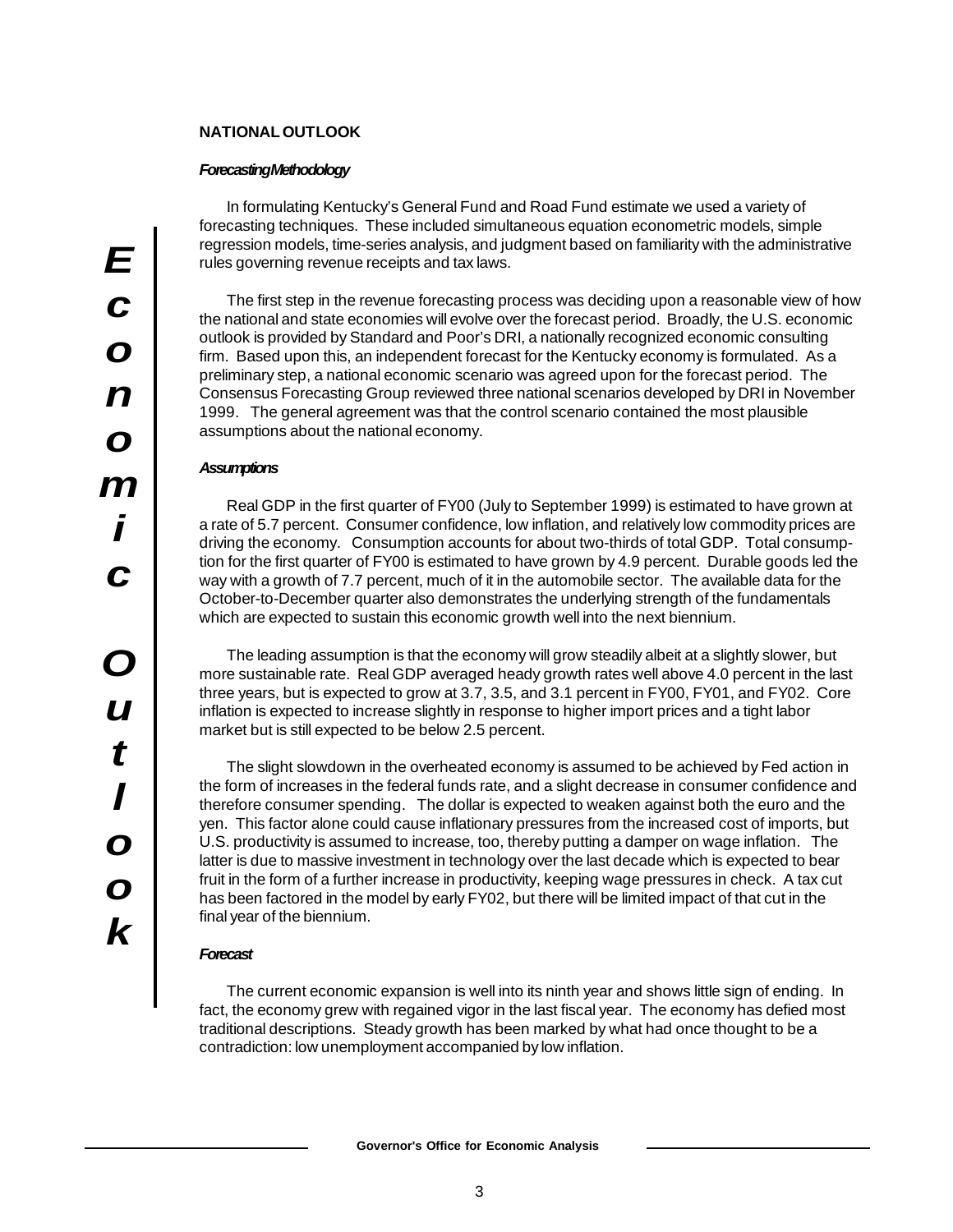## NATIONAL OUTLOOK

### *Forecasting Methodology*

In formulating Kentucky's General Fund and Road Fund estimate we used a variety of forecasting techniques. These included simultaneous equation econometric models, simple regression models, time-series analysis, and judgment based on familiarity with the administrative rules governing revenue receipts and tax laws.

The first step in the revenue forecasting process was deciding upon a reasonable view of how the national and state economies will evolve over the forecast period. Broadly, the U.S. economic outlook is provided by Standard and Poor's DRI, a nationally recognized economic consulting firm. Based upon this, an independent forecast for the Kentucky economy is formulated. As a preliminary step, a national economic scenario was agreed upon for the forecast period. The Consensus Forecasting Group reviewed three national scenarios developed by DRI in November 1999. The general agreement was that the control scenario contained the most plausible assumptions about the national economy.

### *Assumptions*

Real GDP in the first quarter of FY00 (July to September 1999) is estimated to have grown at a rate of 5.7 percent. Consumer confidence, low inflation, and relatively low commodity prices are driving the economy. Consumption accounts for about two-thirds of total GDP. Total consumption for the first quarter of FY00 is estimated to have grown by 4.9 percent. Durable goods led the way with a growth of 7.7 percent, much of it in the automobile sector. The available data for the October-to-December quarter also demonstrates the underlying strength of the fundamentals which are expected to sustain this economic growth well into the next biennium.

The leading assumption is that the economy will grow steadily albeit at a slightly slower, but more sustainable rate. Real GDP averaged heady growth rates well above 4.0 percent in the last three years, but is expected to grow at 3.7, 3.5, and 3.1 percent in FY00, FY01, and FY02. Core inflation is expected to increase slightly in response to higher import prices and a tight labor market but is still expected to be below 2.5 percent.

The slight slowdown in the overheated economy is assumed to be achieved by Fed action in the form of increases in the federal funds rate, and a slight decrease in consumer confidence and therefore consumer spending. The dollar is expected to weaken against both the euro and the yen. This factor alone could cause inflationary pressures from the increased cost of imports, but U.S. productivity is assumed to increase, too, thereby putting a damper on wage inflation. The latter is due to massive investment in technology over the last decade which is expected to bear fruit in the form of a further increase in productivity, keeping wage pressures in check. A tax cut has been factored in the model by early FY02, but there will be limited impact of that cut in the final year of the biennium.

### *Forecast*

The current economic expansion is well into its ninth year and shows little sign of ending. In fact, the economy grew with regained vigor in the last fiscal year. The economy has defied most traditional descriptions. Steady growth has been marked by what had once thought to be a contradiction: low unemployment accompanied by low inflation.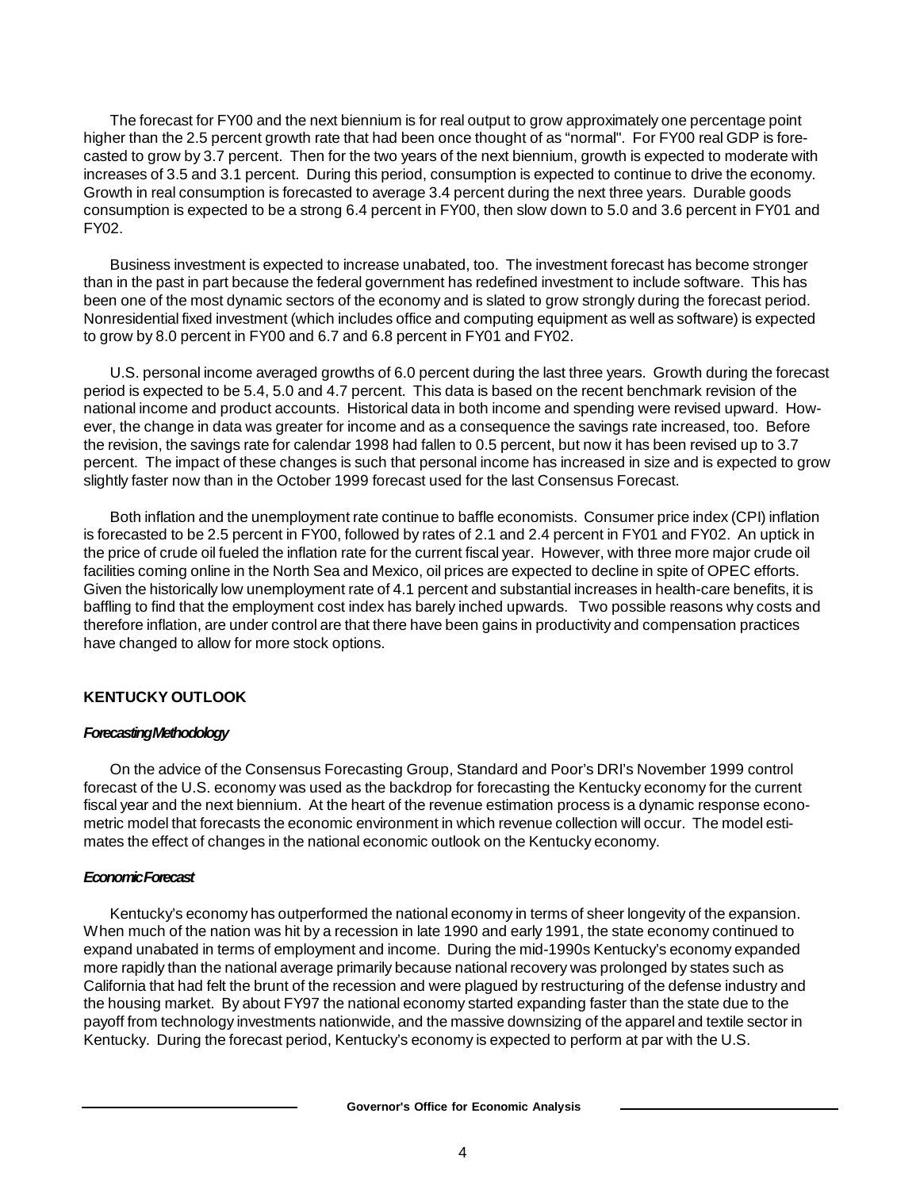The forecast for FY00 and the next biennium is for real output to grow approximately one percentage point higher than the 2.5 percent growth rate that had been once thought of as "normal". For FY00 real GDP is forecasted to grow by 3.7 percent. Then for the two years of the next biennium, growth is expected to moderate with increases of 3.5 and 3.1 percent. During this period, consumption is expected to continue to drive the economy. Growth in real consumption is forecasted to average 3.4 percent during the next three years. Durable goods consumption is expected to be a strong 6.4 percent in FY00, then slow down to 5.0 and 3.6 percent in FY01 and FY02.

Business investment is expected to increase unabated, too. The investment forecast has become stronger than in the past in part because the federal government has redefined investment to include software. This has been one of the most dynamic sectors of the economy and is slated to grow strongly during the forecast period. Nonresidential fixed investment (which includes office and computing equipment as well as software) is expected to grow by 8.0 percent in FY00 and 6.7 and 6.8 percent in FY01 and FY02.

U.S. personal income averaged growths of 6.0 percent during the last three years. Growth during the forecast period is expected to be 5.4, 5.0 and 4.7 percent. This data is based on the recent benchmark revision of the national income and product accounts. Historical data in both income and spending were revised upward. However, the change in data was greater for income and as a consequence the savings rate increased, too. Before the revision, the savings rate for calendar 1998 had fallen to 0.5 percent, but now it has been revised up to 3.7 percent. The impact of these changes is such that personal income has increased in size and is expected to grow slightly faster now than in the October 1999 forecast used for the last Consensus Forecast.

Both inflation and the unemployment rate continue to baffle economists. Consumer price index (CPI) inflation is forecasted to be 2.5 percent in FY00, followed by rates of 2.1 and 2.4 percent in FY01 and FY02. An uptick in the price of crude oil fueled the inflation rate for the current fiscal year. However, with three more major crude oil facilities coming online in the North Sea and Mexico, oil prices are expected to decline in spite of OPEC efforts. Given the historically low unemployment rate of 4.1 percent and substantial increases in health-care benefits, it is baffling to find that the employment cost index has barely inched upwards. Two possible reasons why costs and therefore inflation, are under control are that there have been gains in productivity and compensation practices have changed to allow for more stock options.

## KENTUCKY OUTLOOK

### *Forecasting Methodology*

On the advice of the Consensus Forecasting Group, Standard and Poor's DRI's November 1999 control forecast of the U.S. economy was used as the backdrop for forecasting the Kentucky economy for the current fiscal year and the next biennium. At the heart of the revenue estimation process is a dynamic response econometric model that forecasts the economic environment in which revenue collection will occur. The model estimates the effect of changes in the national economic outlook on the Kentucky economy.

### *Economic Forecast*

Kentucky's economy has outperformed the national economy in terms of sheer longevity of the expansion. When much of the nation was hit by a recession in late 1990 and early 1991, the state economy continued to expand unabated in terms of employment and income. During the mid-1990s Kentucky's economy expanded more rapidly than the national average primarily because national recovery was prolonged by states such as California that had felt the brunt of the recession and were plagued by restructuring of the defense industry and the housing market. By about FY97 the national economy started expanding faster than the state due to the payoff from technology investments nationwide, and the massive downsizing of the apparel and textile sector in Kentucky. During the forecast period, Kentucky's economy is expected to perform at par with the U.S.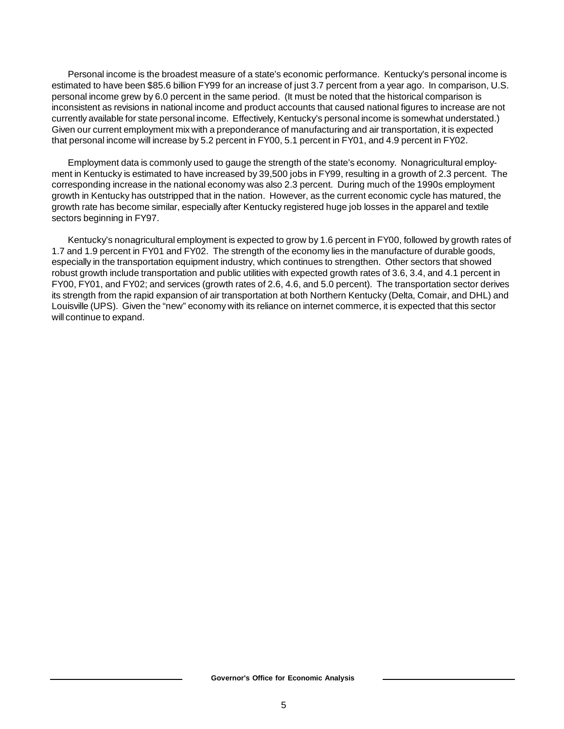Personal income is the broadest measure of a state's economic performance. Kentucky's personal income is estimated to have been $85.6 billion FY99 for an increase of just 3.7 percent from a year ago. In comparison, U.S. personal income grew by 6.0 percent in the same period. (It must be noted that the historical comparison is inconsistent as revisions in national income and product accounts that caused national figures to increase are not currently available for state personal income. Effectively, Kentucky's personal income is somewhat understated.) Given our current employment mix with a preponderance of manufacturing and air transportation, it is expected that personal income will increase by 5.2 percent in FY00, 5.1 percent in FY01, and 4.9 percent in FY02.

Employment data is commonly used to gauge the strength of the state's economy. Nonagricultural employment in Kentucky is estimated to have increased by 39,500 jobs in FY99, resulting in a growth of 2.3 percent. The corresponding increase in the national economy was also 2.3 percent. During much of the 1990s employment growth in Kentucky has outstripped that in the nation. However, as the current economic cycle has matured, the growth rate has become similar, especially after Kentucky registered huge job losses in the apparel and textile sectors beginning in FY97.

Kentucky's nonagricultural employment is expected to grow by 1.6 percent in FY00, followed by growth rates of 1.7 and 1.9 percent in FY01 and FY02. The strength of the economy lies in the manufacture of durable goods, especially in the transportation equipment industry, which continues to strengthen. Other sectors that showed robust growth include transportation and public utilities with expected growth rates of 3.6, 3.4, and 4.1 percent in FY00, FY01, and FY02; and services (growth rates of 2.6, 4.6, and 5.0 percent). The transportation sector derives its strength from the rapid expansion of air transportation at both Northern Kentucky (Delta, Comair, and DHL) and Louisville (UPS). Given the "new" economy with its reliance on internet commerce, it is expected that this sector will continue to expand.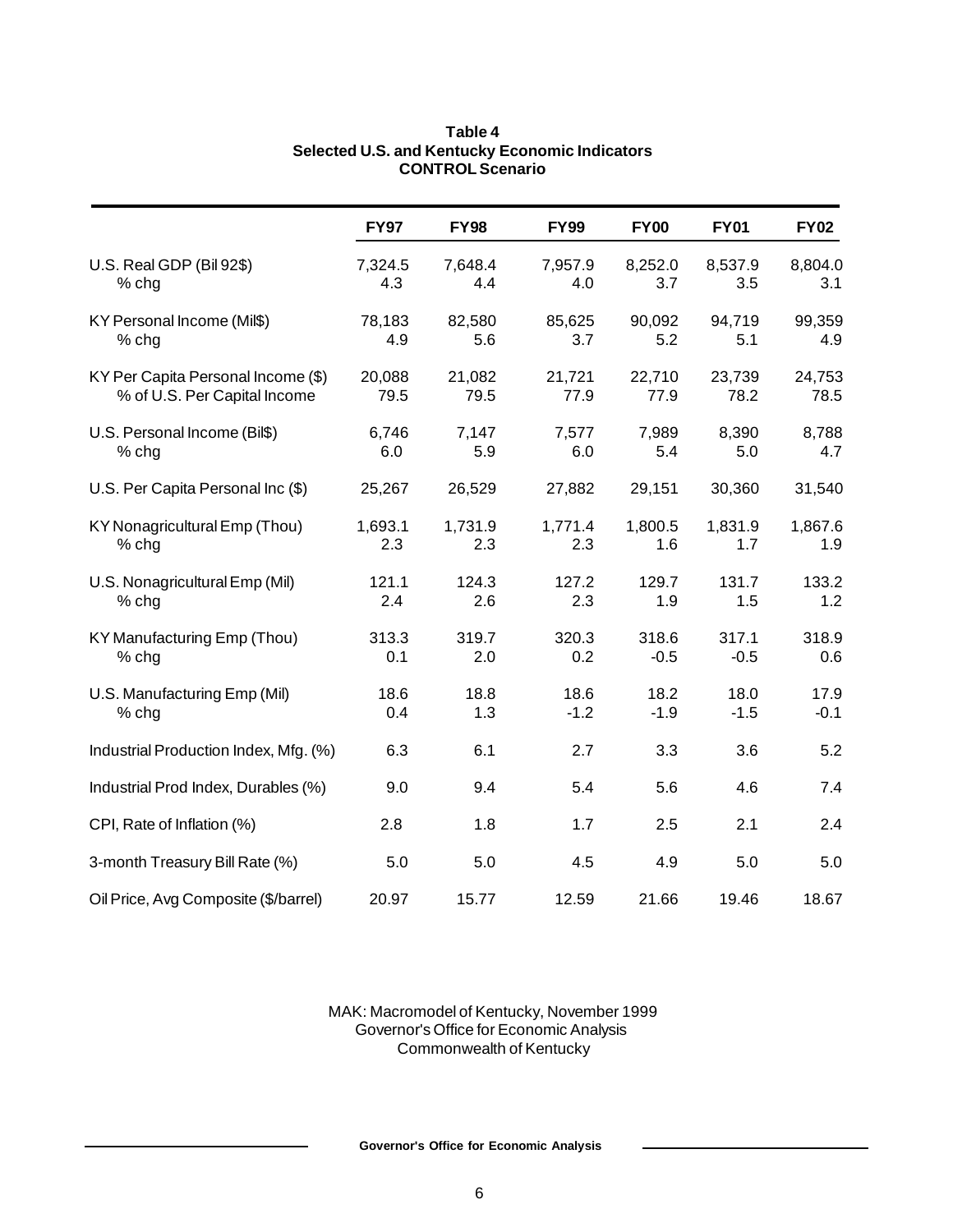**Table 4**
**Selected U.S. and Kentucky Economic Indicators**
**CONTROL Scenario**

| | FY97 | FY98 | FY99 | FY00 | FY01 | FY02 |
|---|---|---|---|---|---|---|
| U.S. Real GDP (Bil 92$) | 7,324.5 | 7,648.4 | 7,957.9 | 8,252.0 | 8,537.9 | 8,804.0 |
| % chg | 4.3 | 4.4 | 4.0 | 3.7 | 3.5 | 3.1 |
| KY Personal Income (Mil$) | 78,183 | 82,580 | 85,625 | 90,092 | 94,719 | 99,359 |
| % chg | 4.9 | 5.6 | 3.7 | 5.2 | 5.1 | 4.9 |
| KY Per Capita Personal Income ($) | 20,088 | 21,082 | 21,721 | 22,710 | 23,739 | 24,753 |
| % of U.S. Per Capital Income | 79.5 | 79.5 | 77.9 | 77.9 | 78.2 | 78.5 |
| U.S. Personal Income (Bil$) | 6,746 | 7,147 | 7,577 | 7,989 | 8,390 | 8,788 |
| % chg | 6.0 | 5.9 | 6.0 | 5.4 | 5.0 | 4.7 |
| U.S. Per Capita Personal Inc ($) | 25,267 | 26,529 | 27,882 | 29,151 | 30,360 | 31,540 |
| KY Nonagricultural Emp (Thou) | 1,693.1 | 1,731.9 | 1,771.4 | 1,800.5 | 1,831.9 | 1,867.6 |
| % chg | 2.3 | 2.3 | 2.3 | 1.6 | 1.7 | 1.9 |
| U.S. Nonagricultural Emp (Mil) | 121.1 | 124.3 | 127.2 | 129.7 | 131.7 | 133.2 |
| % chg | 2.4 | 2.6 | 2.3 | 1.9 | 1.5 | 1.2 |
| KY Manufacturing Emp (Thou) | 313.3 | 319.7 | 320.3 | 318.6 | 317.1 | 318.9 |
| % chg | 0.1 | 2.0 | 0.2 | -0.5 | -0.5 | 0.6 |
| U.S. Manufacturing Emp (Mil) | 18.6 | 18.8 | 18.6 | 18.2 | 18.0 | 17.9 |
| % chg | 0.4 | 1.3 | -1.2 | -1.9 | -1.5 | -0.1 |
| Industrial Production Index, Mfg. (%) | 6.3 | 6.1 | 2.7 | 3.3 | 3.6 | 5.2 |
| Industrial Prod Index, Durables (%) | 9.0 | 9.4 | 5.4 | 5.6 | 4.6 | 7.4 |
| CPI, Rate of Inflation (%) | 2.8 | 1.8 | 1.7 | 2.5 | 2.1 | 2.4 |
| 3-month Treasury Bill Rate (%) | 5.0 | 5.0 | 4.5 | 4.9 | 5.0 | 5.0 |
| Oil Price, Avg Composite ($/barrel) | 20.97 | 15.77 | 12.59 | 21.66 | 19.46 | 18.67 |

MAK: Macromodel of Kentucky, November 1999
Governor's Office for Economic Analysis
Commonwealth of Kentucky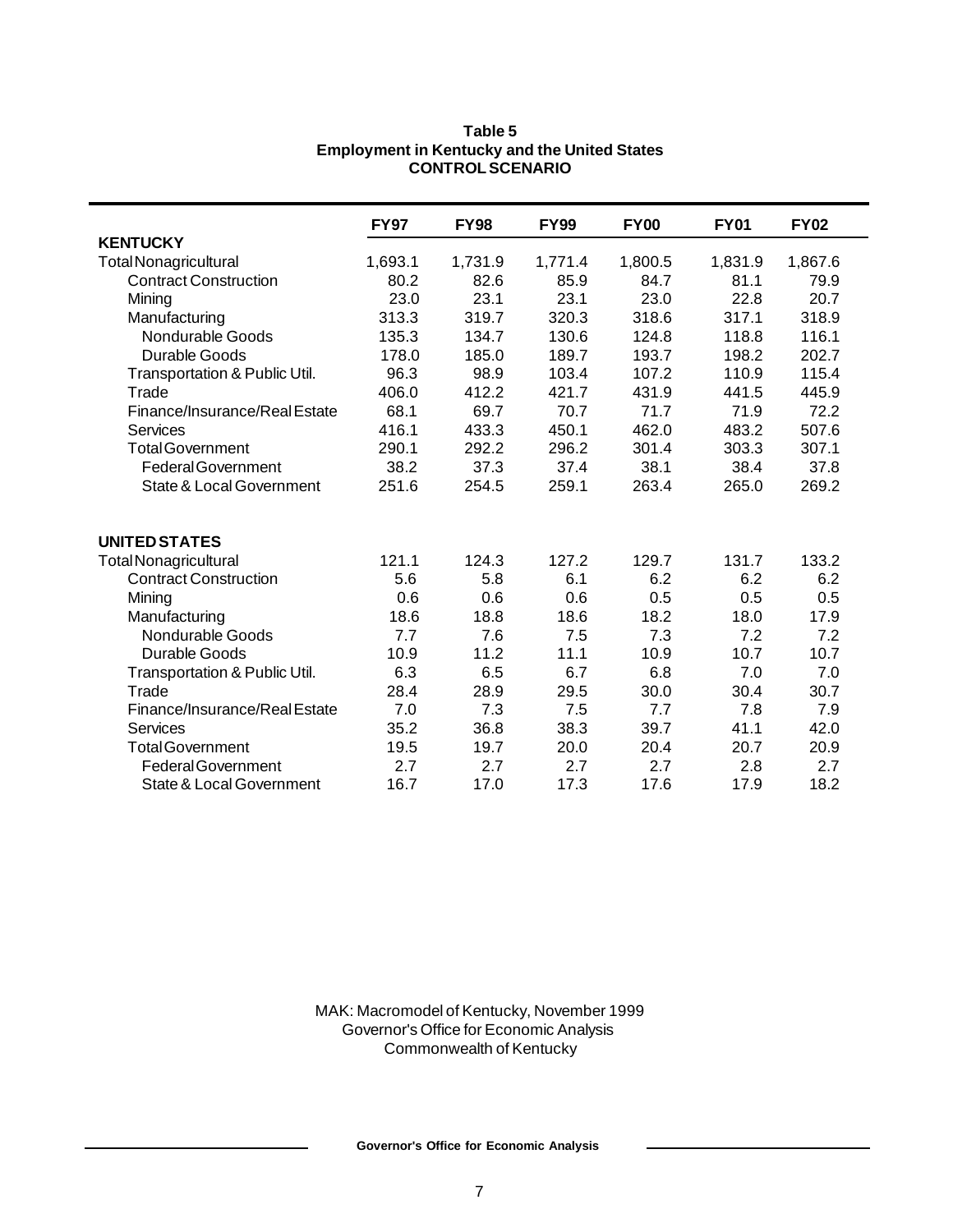**Table 5**
**Employment in Kentucky and the United States**
**CONTROL SCENARIO**

| | FY97 | FY98 | FY99 | FY00 | FY01 | FY02 |
|---|---|---|---|---|---|---|
| **KENTUCKY** | | | | | | |
| Total Nonagricultural | 1,693.1 | 1,731.9 | 1,771.4 | 1,800.5 | 1,831.9 | 1,867.6 |
| Contract Construction | 80.2 | 82.6 | 85.9 | 84.7 | 81.1 | 79.9 |
| Mining | 23.0 | 23.1 | 23.1 | 23.0 | 22.8 | 20.7 |
| Manufacturing | 313.3 | 319.7 | 320.3 | 318.6 | 317.1 | 318.9 |
| Nondurable Goods | 135.3 | 134.7 | 130.6 | 124.8 | 118.8 | 116.1 |
| Durable Goods | 178.0 | 185.0 | 189.7 | 193.7 | 198.2 | 202.7 |
| Transportation & Public Util. | 96.3 | 98.9 | 103.4 | 107.2 | 110.9 | 115.4 |
| Trade | 406.0 | 412.2 | 421.7 | 431.9 | 441.5 | 445.9 |
| Finance/Insurance/Real Estate | 68.1 | 69.7 | 70.7 | 71.7 | 71.9 | 72.2 |
| Services | 416.1 | 433.3 | 450.1 | 462.0 | 483.2 | 507.6 |
| Total Government | 290.1 | 292.2 | 296.2 | 301.4 | 303.3 | 307.1 |
| Federal Government | 38.2 | 37.3 | 37.4 | 38.1 | 38.4 | 37.8 |
| State & Local Government | 251.6 | 254.5 | 259.1 | 263.4 | 265.0 | 269.2 |
| **UNITED STATES** | | | | | | |
| Total Nonagricultural | 121.1 | 124.3 | 127.2 | 129.7 | 131.7 | 133.2 |
| Contract Construction | 5.6 | 5.8 | 6.1 | 6.2 | 6.2 | 6.2 |
| Mining | 0.6 | 0.6 | 0.6 | 0.5 | 0.5 | 0.5 |
| Manufacturing | 18.6 | 18.8 | 18.6 | 18.2 | 18.0 | 17.9 |
| Nondurable Goods | 7.7 | 7.6 | 7.5 | 7.3 | 7.2 | 7.2 |
| Durable Goods | 10.9 | 11.2 | 11.1 | 10.9 | 10.7 | 10.7 |
| Transportation & Public Util. | 6.3 | 6.5 | 6.7 | 6.8 | 7.0 | 7.0 |
| Trade | 28.4 | 28.9 | 29.5 | 30.0 | 30.4 | 30.7 |
| Finance/Insurance/Real Estate | 7.0 | 7.3 | 7.5 | 7.7 | 7.8 | 7.9 |
| Services | 35.2 | 36.8 | 38.3 | 39.7 | 41.1 | 42.0 |
| Total Government | 19.5 | 19.7 | 20.0 | 20.4 | 20.7 | 20.9 |
| Federal Government | 2.7 | 2.7 | 2.7 | 2.7 | 2.8 | 2.7 |
| State & Local Government | 16.7 | 17.0 | 17.3 | 17.6 | 17.9 | 18.2 |

MAK: Macromodel of Kentucky, November 1999
Governor's Office for Economic Analysis
Commonwealth of Kentucky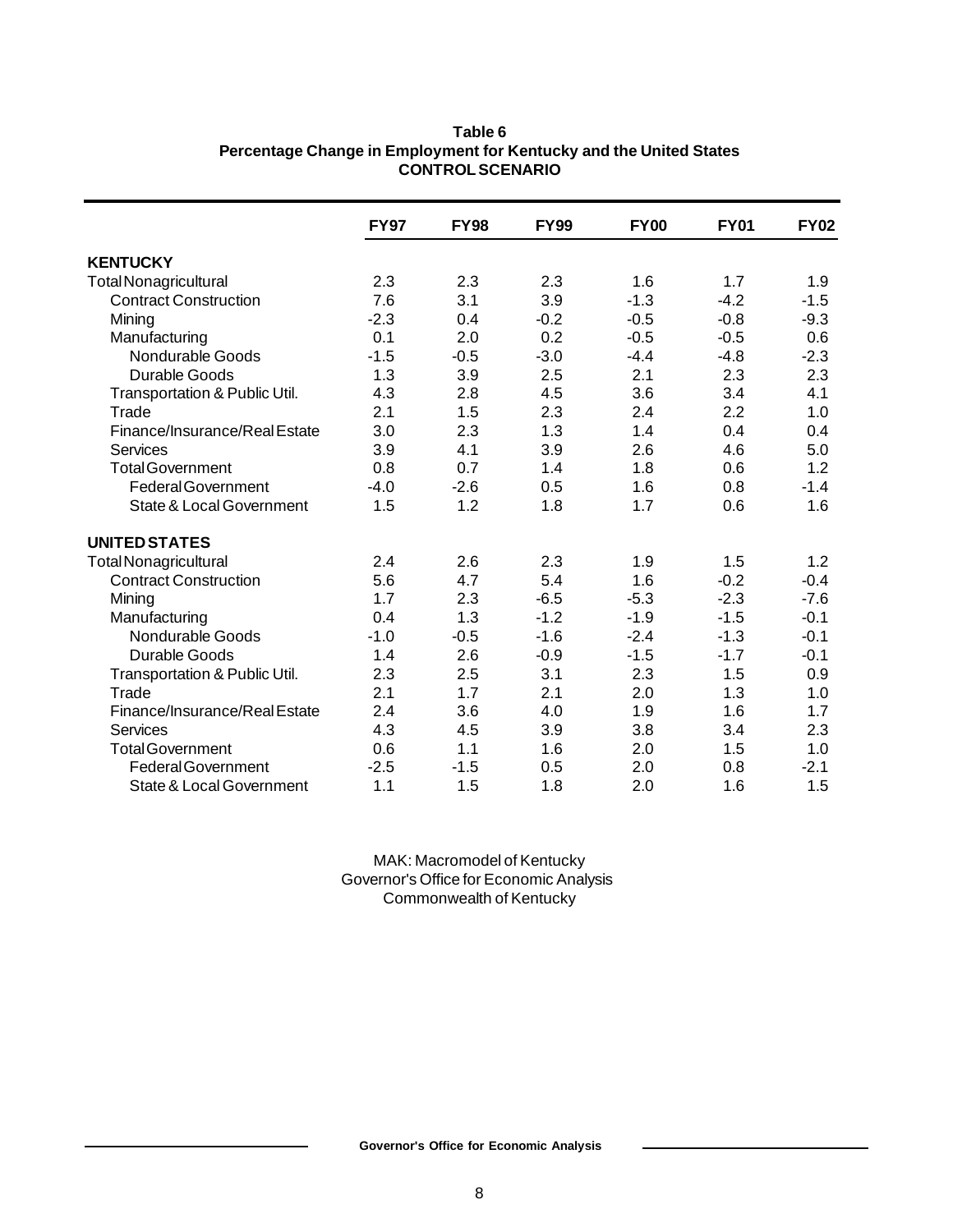**Table 6**
**Percentage Change in Employment for Kentucky and the United States**
**CONTROL SCENARIO**

| | FY97 | FY98 | FY99 | FY00 | FY01 | FY02 |
|---|---|---|---|---|---|---|
| **KENTUCKY** | | | | | | |
| Total Nonagricultural | 2.3 | 2.3 | 2.3 | 1.6 | 1.7 | 1.9 |
| Contract Construction | 7.6 | 3.1 | 3.9 | -1.3 | -4.2 | -1.5 |
| Mining | -2.3 | 0.4 | -0.2 | -0.5 | -0.8 | -9.3 |
| Manufacturing | 0.1 | 2.0 | 0.2 | -0.5 | -0.5 | 0.6 |
| Nondurable Goods | -1.5 | -0.5 | -3.0 | -4.4 | -4.8 | -2.3 |
| Durable Goods | 1.3 | 3.9 | 2.5 | 2.1 | 2.3 | 2.3 |
| Transportation & Public Util. | 4.3 | 2.8 | 4.5 | 3.6 | 3.4 | 4.1 |
| Trade | 2.1 | 1.5 | 2.3 | 2.4 | 2.2 | 1.0 |
| Finance/Insurance/Real Estate | 3.0 | 2.3 | 1.3 | 1.4 | 0.4 | 0.4 |
| Services | 3.9 | 4.1 | 3.9 | 2.6 | 4.6 | 5.0 |
| Total Government | 0.8 | 0.7 | 1.4 | 1.8 | 0.6 | 1.2 |
| Federal Government | -4.0 | -2.6 | 0.5 | 1.6 | 0.8 | -1.4 |
| State & Local Government | 1.5 | 1.2 | 1.8 | 1.7 | 0.6 | 1.6 |
| **UNITED STATES** | | | | | | |
| Total Nonagricultural | 2.4 | 2.6 | 2.3 | 1.9 | 1.5 | 1.2 |
| Contract Construction | 5.6 | 4.7 | 5.4 | 1.6 | -0.2 | -0.4 |
| Mining | 1.7 | 2.3 | -6.5 | -5.3 | -2.3 | -7.6 |
| Manufacturing | 0.4 | 1.3 | -1.2 | -1.9 | -1.5 | -0.1 |
| Nondurable Goods | -1.0 | -0.5 | -1.6 | -2.4 | -1.3 | -0.1 |
| Durable Goods | 1.4 | 2.6 | -0.9 | -1.5 | -1.7 | -0.1 |
| Transportation & Public Util. | 2.3 | 2.5 | 3.1 | 2.3 | 1.5 | 0.9 |
| Trade | 2.1 | 1.7 | 2.1 | 2.0 | 1.3 | 1.0 |
| Finance/Insurance/Real Estate | 2.4 | 3.6 | 4.0 | 1.9 | 1.6 | 1.7 |
| Services | 4.3 | 4.5 | 3.9 | 3.8 | 3.4 | 2.3 |
| Total Government | 0.6 | 1.1 | 1.6 | 2.0 | 1.5 | 1.0 |
| Federal Government | -2.5 | -1.5 | 0.5 | 2.0 | 0.8 | -2.1 |
| State & Local Government | 1.1 | 1.5 | 1.8 | 2.0 | 1.6 | 1.5 |

MAK: Macromodel of Kentucky
Governor's Office for Economic Analysis
Commonwealth of Kentucky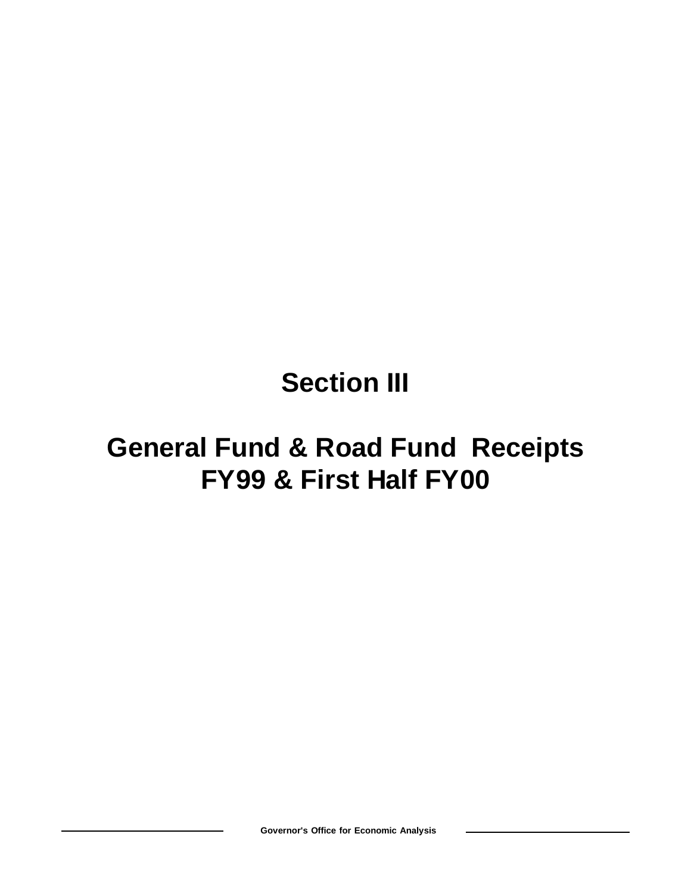# Section III

# General Fund & Road Fund Receipts FY99 & First Half FY00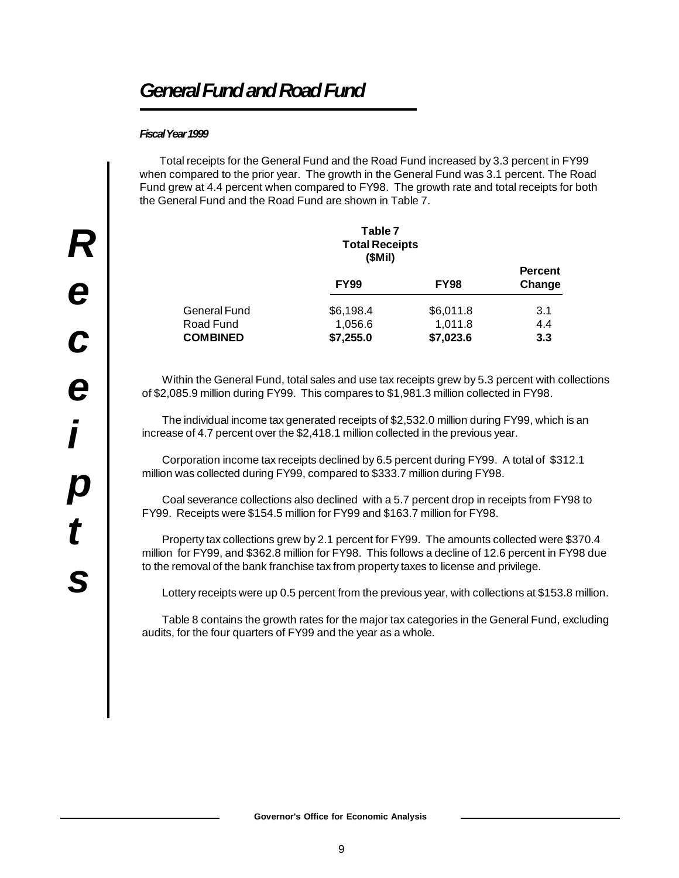# General Fund and Road Fund

***Fiscal Year 1999***

Total receipts for the General Fund and the Road Fund increased by 3.3 percent in FY99 when compared to the prior year. The growth in the General Fund was 3.1 percent. The Road Fund grew at 4.4 percent when compared to FY98. The growth rate and total receipts for both the General Fund and the Road Fund are shown in Table 7.

**Table 7**
**Total Receipts**
**($Mil)**

| | FY99 | FY98 | Percent Change |
|---|---|---|---|
| General Fund | $6,198.4 | $6,011.8 | 3.1 |
| Road Fund | 1,056.6 | 1,011.8 | 4.4 |
| **COMBINED** | **$7,255.0** | **$7,023.6** | **3.3** |

Within the General Fund, total sales and use tax receipts grew by 5.3 percent with collections of $2,085.9 million during FY99. This compares to $1,981.3 million collected in FY98.

The individual income tax generated receipts of $2,532.0 million during FY99, which is an increase of 4.7 percent over the $2,418.1 million collected in the previous year.

Corporation income tax receipts declined by 6.5 percent during FY99. A total of $312.1 million was collected during FY99, compared to $333.7 million during FY98.

Coal severance collections also declined with a 5.7 percent drop in receipts from FY98 to FY99. Receipts were $154.5 million for FY99 and $163.7 million for FY98.

Property tax collections grew by 2.1 percent for FY99. The amounts collected were $370.4 million for FY99, and $362.8 million for FY98. This follows a decline of 12.6 percent in FY98 due to the removal of the bank franchise tax from property taxes to license and privilege.

Lottery receipts were up 0.5 percent from the previous year, with collections at $153.8 million.

Table 8 contains the growth rates for the major tax categories in the General Fund, excluding audits, for the four quarters of FY99 and the year as a whole.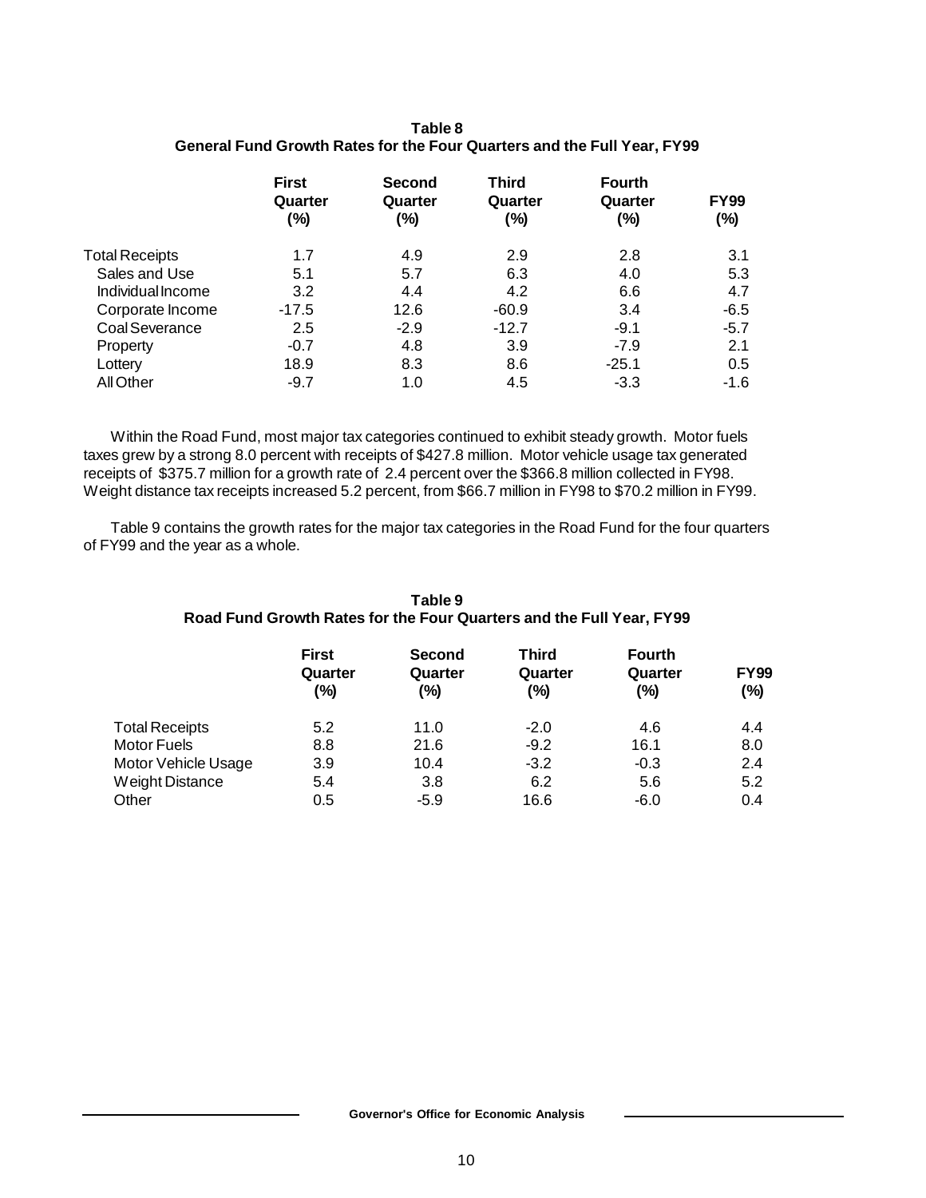**Table 8**
**General Fund Growth Rates for the Four Quarters and the Full Year, FY99**

| | First Quarter (%) | Second Quarter (%) | Third Quarter (%) | Fourth Quarter (%) | FY99 (%) |
|---|---|---|---|---|---|
| Total Receipts | 1.7 | 4.9 | 2.9 | 2.8 | 3.1 |
| Sales and Use | 5.1 | 5.7 | 6.3 | 4.0 | 5.3 |
| Individual Income | 3.2 | 4.4 | 4.2 | 6.6 | 4.7 |
| Corporate Income | -17.5 | 12.6 | -60.9 | 3.4 | -6.5 |
| Coal Severance | 2.5 | -2.9 | -12.7 | -9.1 | -5.7 |
| Property | -0.7 | 4.8 | 3.9 | -7.9 | 2.1 |
| Lottery | 18.9 | 8.3 | 8.6 | -25.1 | 0.5 |
| All Other | -9.7 | 1.0 | 4.5 | -3.3 | -1.6 |

Within the Road Fund, most major tax categories continued to exhibit steady growth. Motor fuels taxes grew by a strong 8.0 percent with receipts of $427.8 million. Motor vehicle usage tax generated receipts of $375.7 million for a growth rate of 2.4 percent over the $366.8 million collected in FY98. Weight distance tax receipts increased 5.2 percent, from $66.7 million in FY98 to $70.2 million in FY99.

Table 9 contains the growth rates for the major tax categories in the Road Fund for the four quarters of FY99 and the year as a whole.

**Table 9**
**Road Fund Growth Rates for the Four Quarters and the Full Year, FY99**

| | First Quarter (%) | Second Quarter (%) | Third Quarter (%) | Fourth Quarter (%) | FY99 (%) |
|---|---|---|---|---|---|
| Total Receipts | 5.2 | 11.0 | -2.0 | 4.6 | 4.4 |
| Motor Fuels | 8.8 | 21.6 | -9.2 | 16.1 | 8.0 |
| Motor Vehicle Usage | 3.9 | 10.4 | -3.2 | -0.3 | 2.4 |
| Weight Distance | 5.4 | 3.8 | 6.2 | 5.6 | 5.2 |
| Other | 0.5 | -5.9 | 16.6 | -6.0 | 0.4 |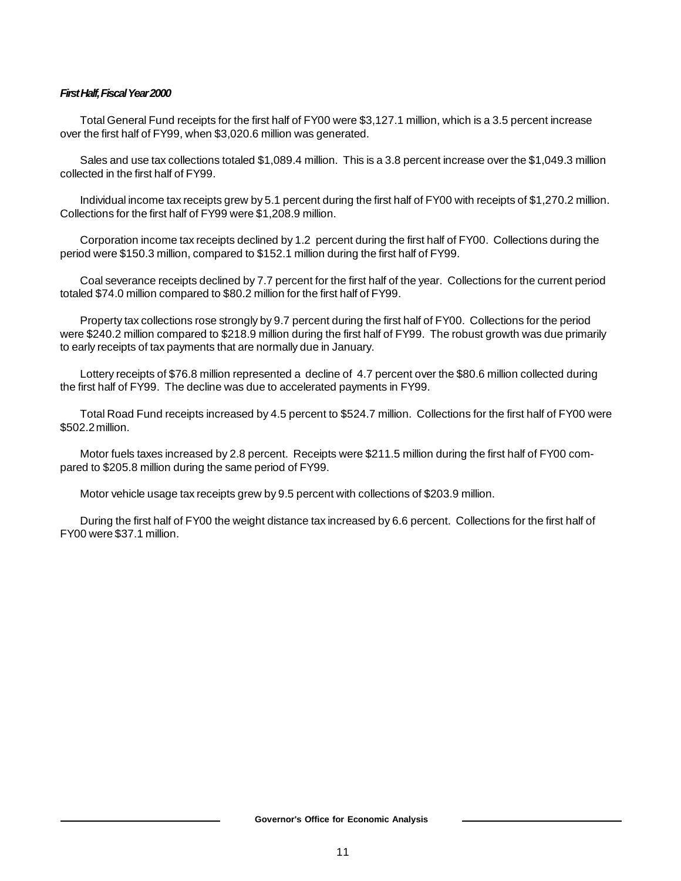***First Half, Fiscal Year 2000***

Total General Fund receipts for the first half of FY00 were $3,127.1 million, which is a 3.5 percent increase over the first half of FY99, when $3,020.6 million was generated.

Sales and use tax collections totaled $1,089.4 million. This is a 3.8 percent increase over the $1,049.3 million collected in the first half of FY99.

Individual income tax receipts grew by 5.1 percent during the first half of FY00 with receipts of $1,270.2 million. Collections for the first half of FY99 were $1,208.9 million.

Corporation income tax receipts declined by 1.2 percent during the first half of FY00. Collections during the period were $150.3 million, compared to $152.1 million during the first half of FY99.

Coal severance receipts declined by 7.7 percent for the first half of the year. Collections for the current period totaled $74.0 million compared to $80.2 million for the first half of FY99.

Property tax collections rose strongly by 9.7 percent during the first half of FY00. Collections for the period were $240.2 million compared to $218.9 million during the first half of FY99. The robust growth was due primarily to early receipts of tax payments that are normally due in January.

Lottery receipts of $76.8 million represented a decline of 4.7 percent over the $80.6 million collected during the first half of FY99. The decline was due to accelerated payments in FY99.

Total Road Fund receipts increased by 4.5 percent to $524.7 million. Collections for the first half of FY00 were $502.2 million.

Motor fuels taxes increased by 2.8 percent. Receipts were $211.5 million during the first half of FY00 compared to $205.8 million during the same period of FY99.

Motor vehicle usage tax receipts grew by 9.5 percent with collections of $203.9 million.

During the first half of FY00 the weight distance tax increased by 6.6 percent. Collections for the first half of FY00 were $37.1 million.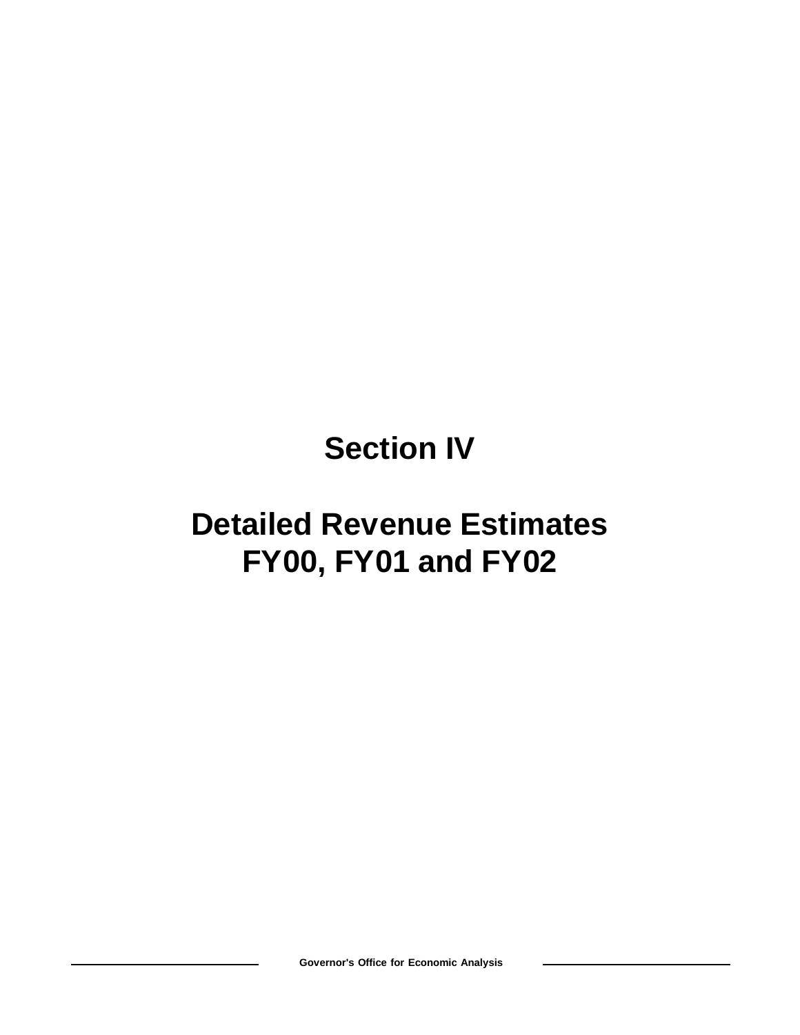# Section IV

# Detailed Revenue Estimates FY00, FY01 and FY02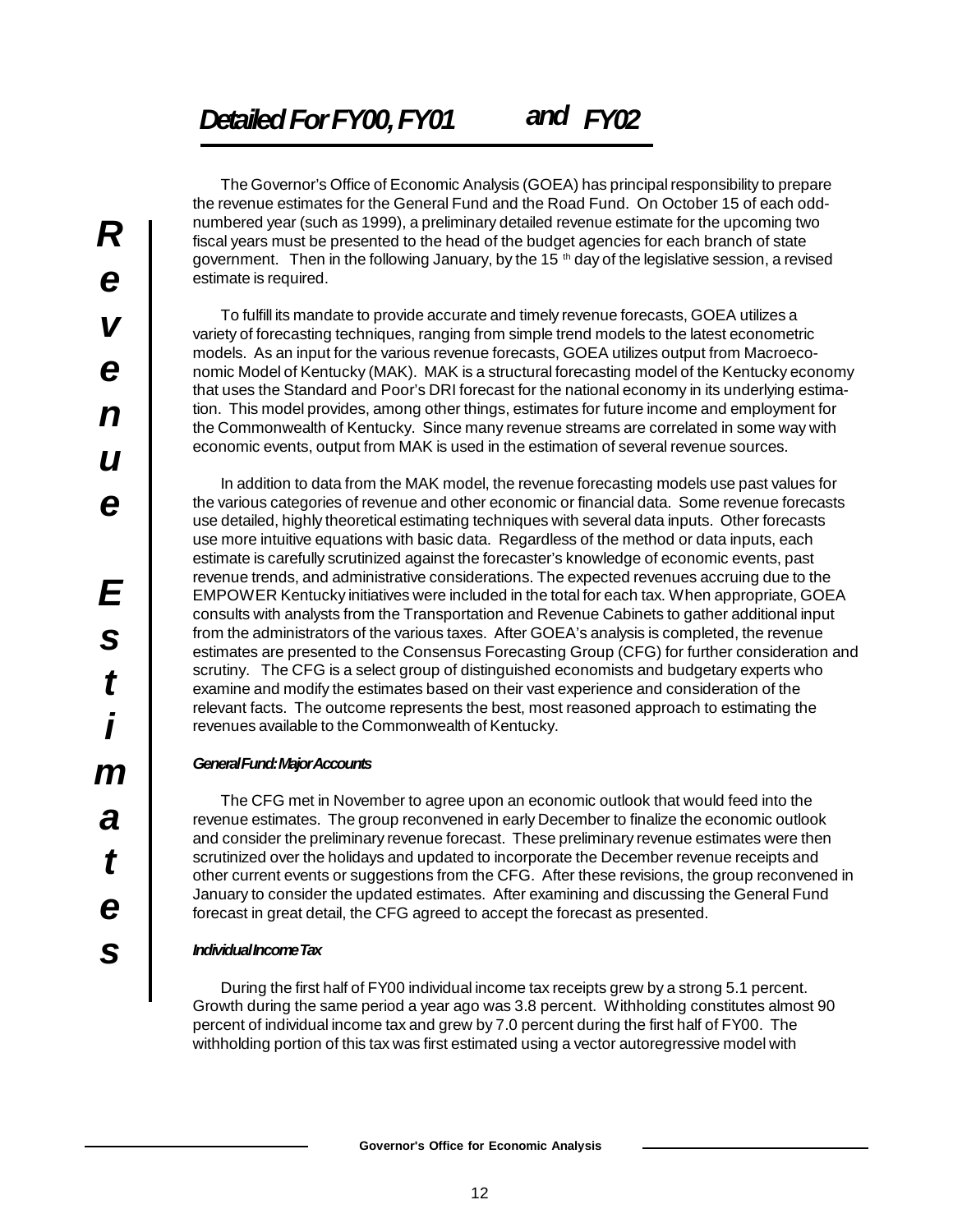## Detailed For FY00, FY01 and FY02

# Revenue Estimates

The Governor's Office of Economic Analysis (GOEA) has principal responsibility to prepare the revenue estimates for the General Fund and the Road Fund. On October 15 of each odd-numbered year (such as 1999), a preliminary detailed revenue estimate for the upcoming two fiscal years must be presented to the head of the budget agencies for each branch of state government. Then in the following January, by the 15th day of the legislative session, a revised estimate is required.

To fulfill its mandate to provide accurate and timely revenue forecasts, GOEA utilizes a variety of forecasting techniques, ranging from simple trend models to the latest econometric models. As an input for the various revenue forecasts, GOEA utilizes output from Macroeconomic Model of Kentucky (MAK). MAK is a structural forecasting model of the Kentucky economy that uses the Standard and Poor's DRI forecast for the national economy in its underlying estimation. This model provides, among other things, estimates for future income and employment for the Commonwealth of Kentucky. Since many revenue streams are correlated in some way with economic events, output from MAK is used in the estimation of several revenue sources.

In addition to data from the MAK model, the revenue forecasting models use past values for the various categories of revenue and other economic or financial data. Some revenue forecasts use detailed, highly theoretical estimating techniques with several data inputs. Other forecasts use more intuitive equations with basic data. Regardless of the method or data inputs, each estimate is carefully scrutinized against the forecaster's knowledge of economic events, past revenue trends, and administrative considerations. The expected revenues accruing due to the EMPOWER Kentucky initiatives were included in the total for each tax. When appropriate, GOEA consults with analysts from the Transportation and Revenue Cabinets to gather additional input from the administrators of the various taxes. After GOEA's analysis is completed, the revenue estimates are presented to the Consensus Forecasting Group (CFG) for further consideration and scrutiny. The CFG is a select group of distinguished economists and budgetary experts who examine and modify the estimates based on their vast experience and consideration of the relevant facts. The outcome represents the best, most reasoned approach to estimating the revenues available to the Commonwealth of Kentucky.

### General Fund: Major Accounts

The CFG met in November to agree upon an economic outlook that would feed into the revenue estimates. The group reconvened in early December to finalize the economic outlook and consider the preliminary revenue forecast. These preliminary revenue estimates were then scrutinized over the holidays and updated to incorporate the December revenue receipts and other current events or suggestions from the CFG. After these revisions, the group reconvened in January to consider the updated estimates. After examining and discussing the General Fund forecast in great detail, the CFG agreed to accept the forecast as presented.

### Individual Income Tax

During the first half of FY00 individual income tax receipts grew by a strong 5.1 percent. Growth during the same period a year ago was 3.8 percent. Withholding constitutes almost 90 percent of individual income tax and grew by 7.0 percent during the first half of FY00. The withholding portion of this tax was first estimated using a vector autoregressive model with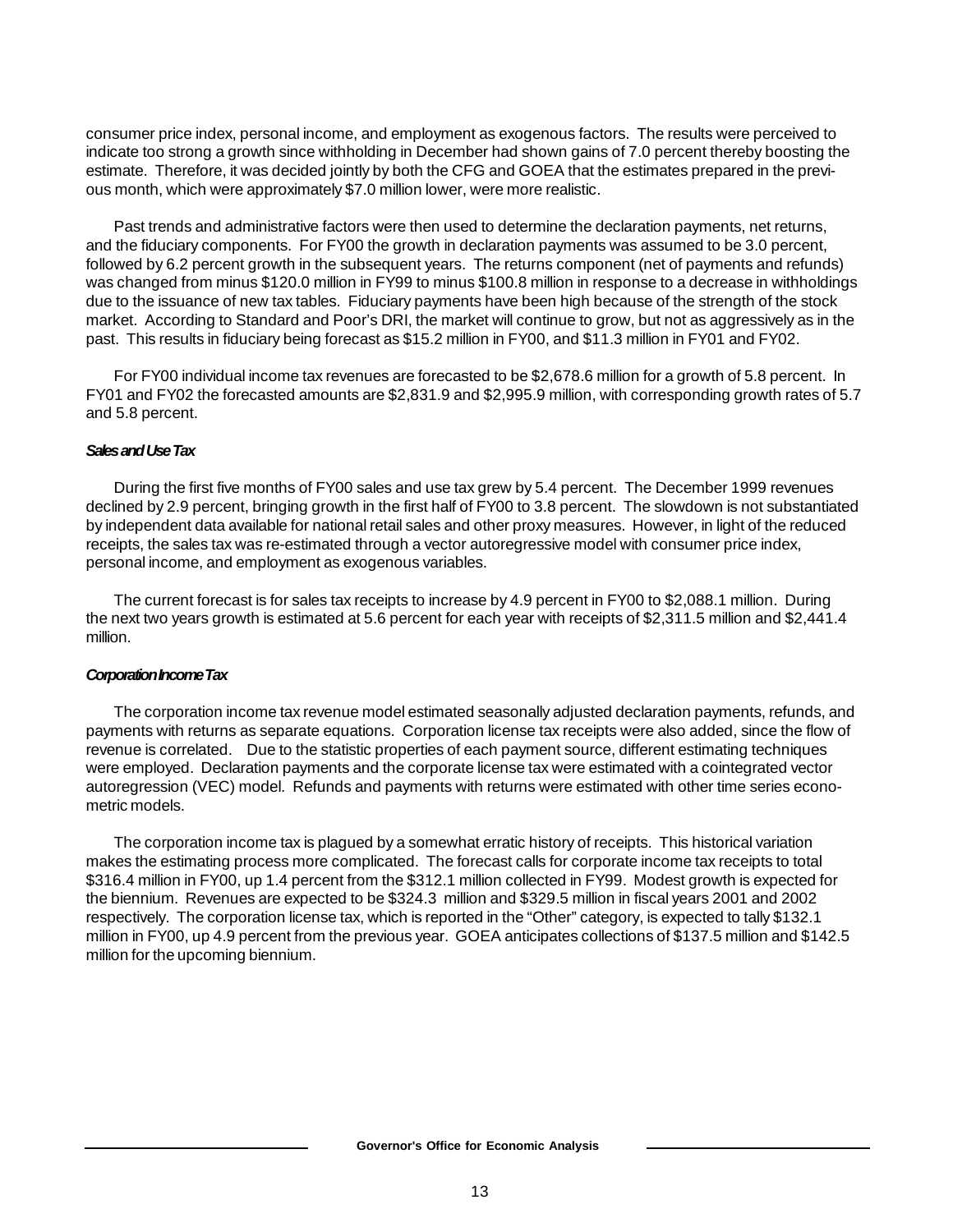consumer price index, personal income, and employment as exogenous factors. The results were perceived to indicate too strong a growth since withholding in December had shown gains of 7.0 percent thereby boosting the estimate. Therefore, it was decided jointly by both the CFG and GOEA that the estimates prepared in the previous month, which were approximately $7.0 million lower, were more realistic.

Past trends and administrative factors were then used to determine the declaration payments, net returns, and the fiduciary components. For FY00 the growth in declaration payments was assumed to be 3.0 percent, followed by 6.2 percent growth in the subsequent years. The returns component (net of payments and refunds) was changed from minus $120.0 million in FY99 to minus $100.8 million in response to a decrease in withholdings due to the issuance of new tax tables. Fiduciary payments have been high because of the strength of the stock market. According to Standard and Poor's DRI, the market will continue to grow, but not as aggressively as in the past. This results in fiduciary being forecast as $15.2 million in FY00, and $11.3 million in FY01 and FY02.

For FY00 individual income tax revenues are forecasted to be $2,678.6 million for a growth of 5.8 percent. In FY01 and FY02 the forecasted amounts are $2,831.9 and $2,995.9 million, with corresponding growth rates of 5.7 and 5.8 percent.

#### *Sales and Use Tax*

During the first five months of FY00 sales and use tax grew by 5.4 percent. The December 1999 revenues declined by 2.9 percent, bringing growth in the first half of FY00 to 3.8 percent. The slowdown is not substantiated by independent data available for national retail sales and other proxy measures. However, in light of the reduced receipts, the sales tax was re-estimated through a vector autoregressive model with consumer price index, personal income, and employment as exogenous variables.

The current forecast is for sales tax receipts to increase by 4.9 percent in FY00 to $2,088.1 million. During the next two years growth is estimated at 5.6 percent for each year with receipts of $2,311.5 million and $2,441.4 million.

#### *Corporation Income Tax*

The corporation income tax revenue model estimated seasonally adjusted declaration payments, refunds, and payments with returns as separate equations. Corporation license tax receipts were also added, since the flow of revenue is correlated. Due to the statistic properties of each payment source, different estimating techniques were employed. Declaration payments and the corporate license tax were estimated with a cointegrated vector autoregression (VEC) model. Refunds and payments with returns were estimated with other time series econometric models.

The corporation income tax is plagued by a somewhat erratic history of receipts. This historical variation makes the estimating process more complicated. The forecast calls for corporate income tax receipts to total $316.4 million in FY00, up 1.4 percent from the $312.1 million collected in FY99. Modest growth is expected for the biennium. Revenues are expected to be $324.3 million and $329.5 million in fiscal years 2001 and 2002 respectively. The corporation license tax, which is reported in the "Other" category, is expected to tally $132.1 million in FY00, up 4.9 percent from the previous year. GOEA anticipates collections of $137.5 million and $142.5 million for the upcoming biennium.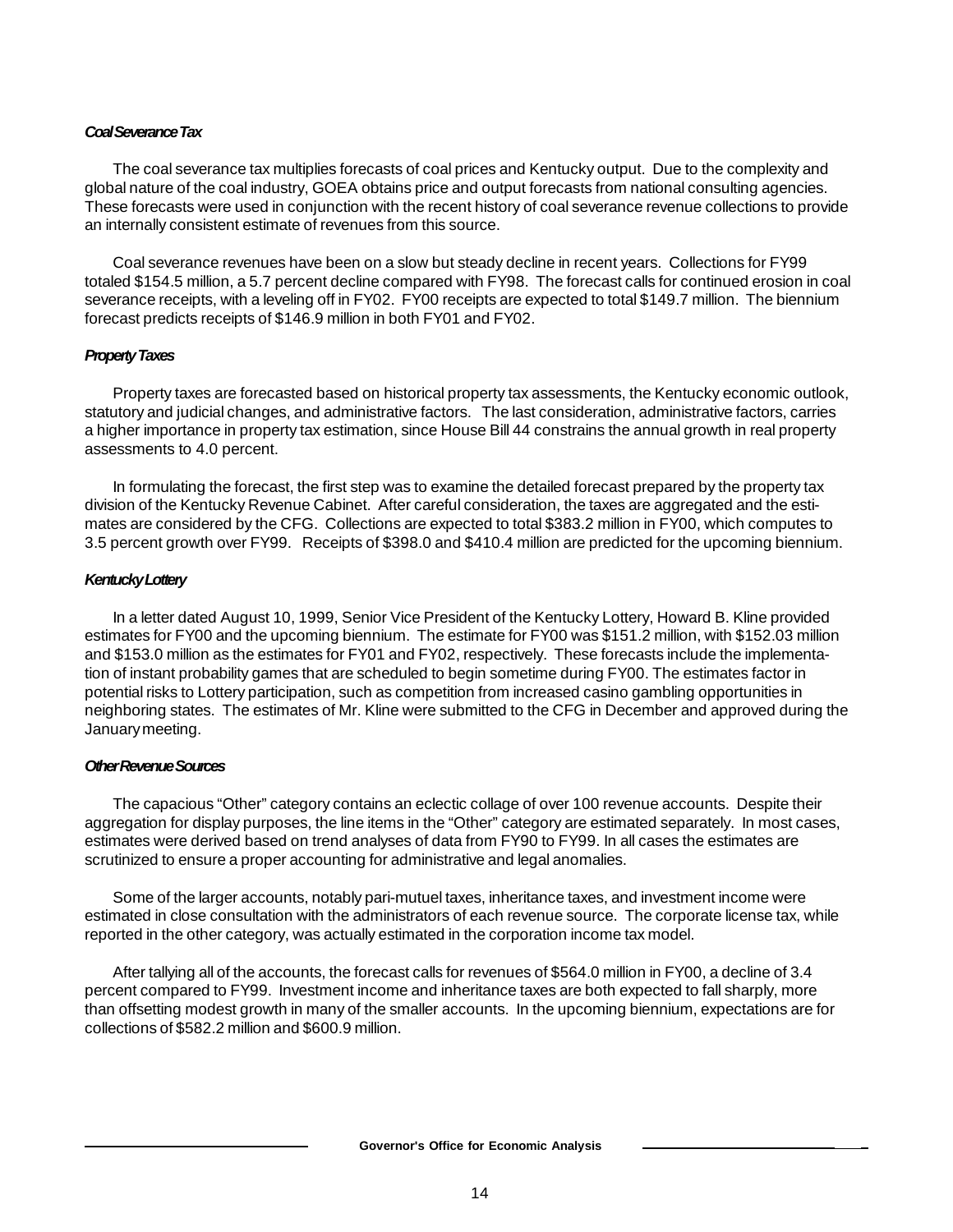### *Coal Severance Tax*

The coal severance tax multiplies forecasts of coal prices and Kentucky output. Due to the complexity and global nature of the coal industry, GOEA obtains price and output forecasts from national consulting agencies. These forecasts were used in conjunction with the recent history of coal severance revenue collections to provide an internally consistent estimate of revenues from this source.

Coal severance revenues have been on a slow but steady decline in recent years. Collections for FY99 totaled $154.5 million, a 5.7 percent decline compared with FY98. The forecast calls for continued erosion in coal severance receipts, with a leveling off in FY02. FY00 receipts are expected to total $149.7 million. The biennium forecast predicts receipts of $146.9 million in both FY01 and FY02.

### *Property Taxes*

Property taxes are forecasted based on historical property tax assessments, the Kentucky economic outlook, statutory and judicial changes, and administrative factors. The last consideration, administrative factors, carries a higher importance in property tax estimation, since House Bill 44 constrains the annual growth in real property assessments to 4.0 percent.

In formulating the forecast, the first step was to examine the detailed forecast prepared by the property tax division of the Kentucky Revenue Cabinet. After careful consideration, the taxes are aggregated and the estimates are considered by the CFG. Collections are expected to total $383.2 million in FY00, which computes to 3.5 percent growth over FY99. Receipts of $398.0 and $410.4 million are predicted for the upcoming biennium.

### *Kentucky Lottery*

In a letter dated August 10, 1999, Senior Vice President of the Kentucky Lottery, Howard B. Kline provided estimates for FY00 and the upcoming biennium. The estimate for FY00 was $151.2 million, with $152.03 million and $153.0 million as the estimates for FY01 and FY02, respectively. These forecasts include the implementation of instant probability games that are scheduled to begin sometime during FY00. The estimates factor in potential risks to Lottery participation, such as competition from increased casino gambling opportunities in neighboring states. The estimates of Mr. Kline were submitted to the CFG in December and approved during the January meeting.

### *Other Revenue Sources*

The capacious "Other" category contains an eclectic collage of over 100 revenue accounts. Despite their aggregation for display purposes, the line items in the "Other" category are estimated separately. In most cases, estimates were derived based on trend analyses of data from FY90 to FY99. In all cases the estimates are scrutinized to ensure a proper accounting for administrative and legal anomalies.

Some of the larger accounts, notably pari-mutuel taxes, inheritance taxes, and investment income were estimated in close consultation with the administrators of each revenue source. The corporate license tax, while reported in the other category, was actually estimated in the corporation income tax model.

After tallying all of the accounts, the forecast calls for revenues of $564.0 million in FY00, a decline of 3.4 percent compared to FY99. Investment income and inheritance taxes are both expected to fall sharply, more than offsetting modest growth in many of the smaller accounts. In the upcoming biennium, expectations are for collections of $582.2 million and $600.9 million.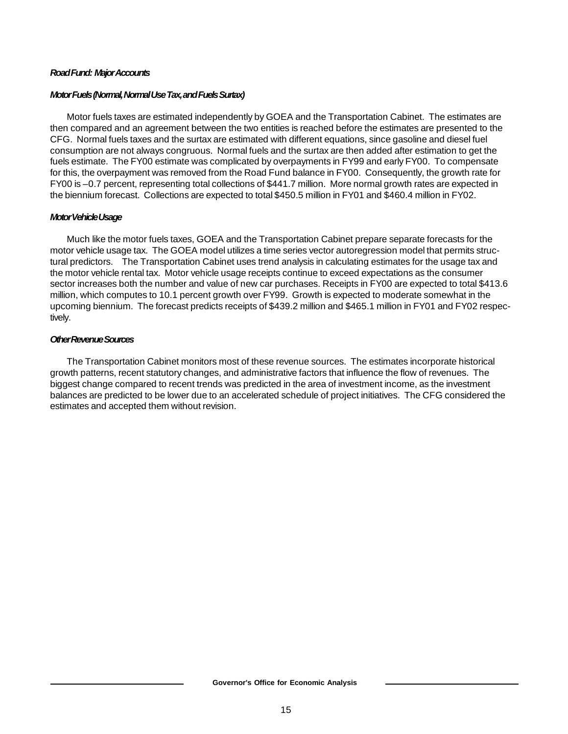***Road Fund: Major Accounts***

***Motor Fuels (Normal, Normal Use Tax, and Fuels Surtax)***

Motor fuels taxes are estimated independently by GOEA and the Transportation Cabinet. The estimates are then compared and an agreement between the two entities is reached before the estimates are presented to the CFG. Normal fuels taxes and the surtax are estimated with different equations, since gasoline and diesel fuel consumption are not always congruous. Normal fuels and the surtax are then added after estimation to get the fuels estimate. The FY00 estimate was complicated by overpayments in FY99 and early FY00. To compensate for this, the overpayment was removed from the Road Fund balance in FY00. Consequently, the growth rate for FY00 is –0.7 percent, representing total collections of $441.7 million. More normal growth rates are expected in the biennium forecast. Collections are expected to total $450.5 million in FY01 and $460.4 million in FY02.

***Motor Vehicle Usage***

Much like the motor fuels taxes, GOEA and the Transportation Cabinet prepare separate forecasts for the motor vehicle usage tax. The GOEA model utilizes a time series vector autoregression model that permits structural predictors. The Transportation Cabinet uses trend analysis in calculating estimates for the usage tax and the motor vehicle rental tax. Motor vehicle usage receipts continue to exceed expectations as the consumer sector increases both the number and value of new car purchases. Receipts in FY00 are expected to total $413.6 million, which computes to 10.1 percent growth over FY99. Growth is expected to moderate somewhat in the upcoming biennium. The forecast predicts receipts of $439.2 million and $465.1 million in FY01 and FY02 respectively.

***Other Revenue Sources***

The Transportation Cabinet monitors most of these revenue sources. The estimates incorporate historical growth patterns, recent statutory changes, and administrative factors that influence the flow of revenues. The biggest change compared to recent trends was predicted in the area of investment income, as the investment balances are predicted to be lower due to an accelerated schedule of project initiatives. The CFG considered the estimates and accepted them without revision.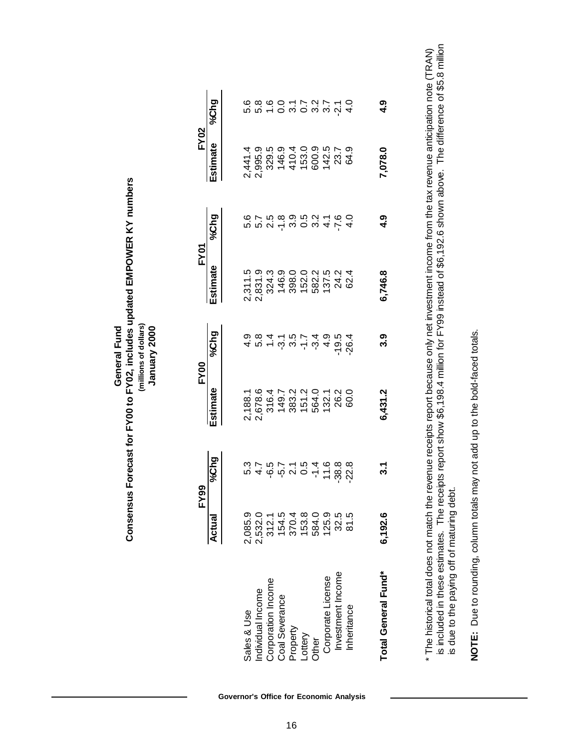## General Fund

## Consensus Forecast for FY00 to FY02, includes updated EMPOWER KY numbers

**(millions of dollars)**

**January 2000**

| | FY99 | | FY00 | | FY01 | | FY02 | |
|---|---|---|---|---|---|---|---|---|
| | **Actual** | **%Chg** | **Estimate** | **%Chg** | **Estimate** | **%Chg** | **Estimate** | **%Chg** |
| Sales & Use | 2,085.9 | 5.3 | 2,188.1 | 4.9 | 2,311.5 | 5.6 | 2,441.4 | 5.6 |
| Individual Income | 2,532.0 | 4.7 | 2,678.6 | 5.8 | 2,831.9 | 5.7 | 2,995.9 | 5.8 |
| Corporation Income | 312.1 | -6.5 | 316.4 | 1.4 | 324.3 | 2.5 | 329.5 | 1.6 |
| Coal Severance | 154.5 | -5.7 | 149.7 | -3.1 | 146.9 | -1.8 | 146.9 | 0.0 |
| Property | 370.4 | 2.1 | 383.2 | 3.5 | 398.0 | 3.9 | 410.4 | 3.1 |
| Lottery | 153.8 | 0.5 | 151.2 | -1.7 | 152.0 | 0.5 | 153.0 | 0.7 |
| Other | 584.0 | -1.4 | 564.0 | -3.4 | 582.2 | 3.2 | 600.9 | 3.2 |
| Corporate License | 125.9 | 11.6 | 132.1 | 4.9 | 137.5 | 4.1 | 142.5 | 3.7 |
| Investment Income | 32.5 | -38.8 | 26.2 | -19.5 | 24.2 | -7.6 | 23.7 | -2.1 |
| Inheritance | 81.5 | -22.8 | 60.0 | -26.4 | 62.4 | 4.0 | 64.9 | 4.0 |
| **Total General Fund*** | **6,192.6** | **3.1** | **6,431.2** | **3.9** | **6,746.8** | **4.9** | **7,078.0** | **4.9** |

\* The historical total does not match the revenue receipts report because only net investment income from the tax revenue anticipation note (TRAN) is included in these estimates. The receipts report show $6,198.4 million for FY99 instead of $6,192.6 shown above. The difference of $5.8 million is due to the paying off of maturing debt.

**NOTE:** Due to rounding, column totals may not add up to the bold-faced totals.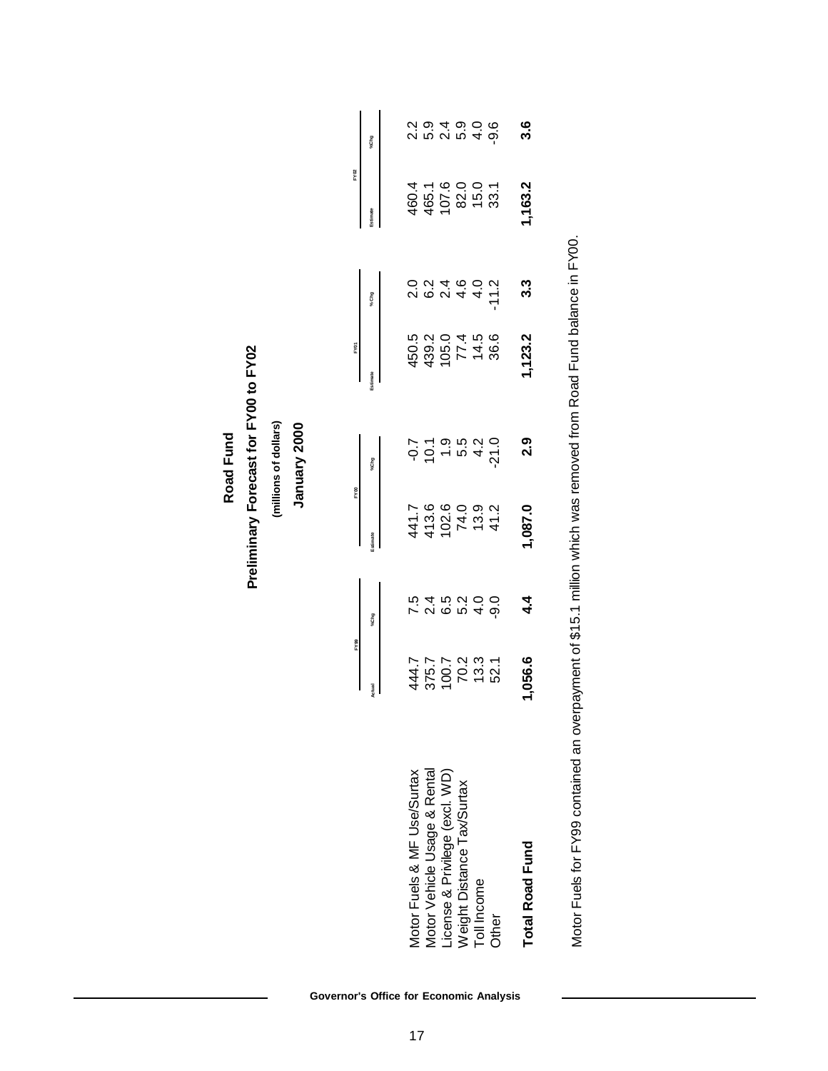# Road Fund

## Preliminary Forecast for FY00 to FY02

**(millions of dollars)**

**January 2000**

| | FY99 | | FY00 | | FY01 | | FY02 | |
|---|---|---|---|---|---|---|---|---|
| | Actual | %Chg | Estimate | %Chg | Estimate | % Chg | Estimate | %Chg |
| Motor Fuels & MF Use/Surtax | 444.7 | 7.5 | 441.7 | -0.7 | 450.5 | 2.0 | 460.4 | 2.2 |
| Motor Vehicle Usage & Rental | 375.7 | 2.4 | 413.6 | 10.1 | 439.2 | 6.2 | 465.1 | 5.9 |
| License & Privilege (excl. WD) | 100.7 | 6.5 | 102.6 | 1.9 | 105.0 | 2.4 | 107.6 | 2.4 |
| Weight Distance Tax/Surtax | 70.2 | 5.2 | 74.0 | 5.5 | 77.4 | 4.6 | 82.0 | 5.9 |
| Toll Income | 13.3 | 4.0 | 13.9 | 4.2 | 14.5 | 4.0 | 15.0 | 4.0 |
| Other | 52.1 | -9.0 | 41.2 | -21.0 | 36.6 | -11.2 | 33.1 | -9.6 |
| **Total Road Fund** | **1,056.6** | **4.4** | **1,087.0** | **2.9** | **1,123.2** | **3.3** | **1,163.2** | **3.6** |

Motor Fuels for FY99 contained an overpayment of $15.1 million which was removed from Road Fund balance in FY00.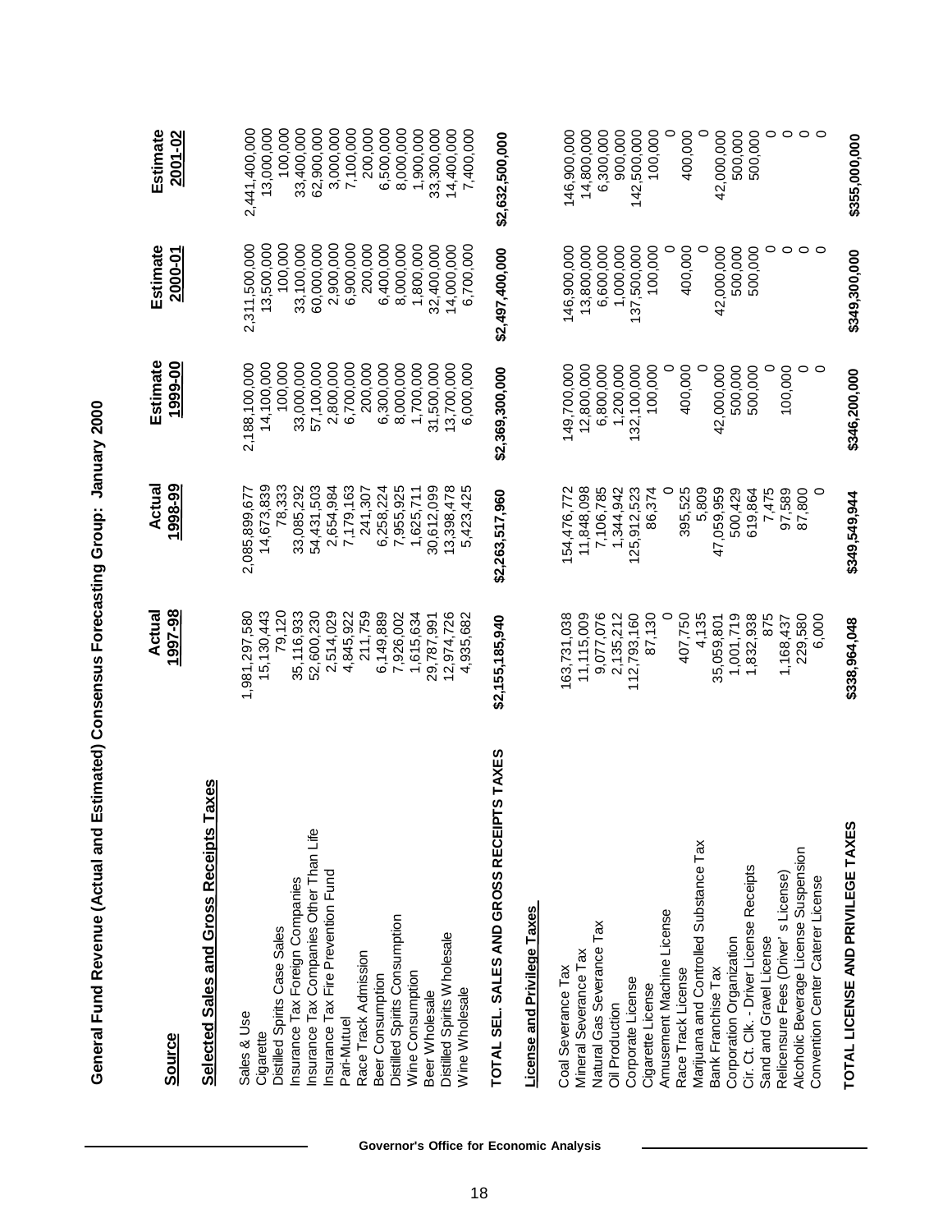# General Fund Revenue (Actual and Estimated) Consensus Forecasting Group: January 2000

| Source | Actual 1997-98 | Actual 1998-99 | Estimate 1999-00 | Estimate 2000-01 | Estimate 2001-02 |
|---|---|---|---|---|---|
| **Selected Sales and Gross Receipts Taxes** | | | | | |
| Sales & Use | 1,981,297,580 | 2,085,899,677 | 2,188,100,000 | 2,311,500,000 | 2,441,400,000 |
| Cigarette | 15,130,443 | 14,673,839 | 14,100,000 | 13,500,000 | 13,000,000 |
| Distilled Spirits Case Sales | 79,120 | 78,333 | 100,000 | 100,000 | 100,000 |
| Insurance Tax Foreign Companies | 35,116,933 | 33,085,292 | 33,000,000 | 33,100,000 | 33,400,000 |
| Insurance Tax Companies Other Than Life | 52,600,230 | 54,431,503 | 57,100,000 | 60,000,000 | 62,900,000 |
| Insurance Tax Fire Prevention Fund | 2,514,029 | 2,654,984 | 2,800,000 | 2,900,000 | 3,000,000 |
| Pari-Mutuel | 4,845,922 | 7,179,163 | 6,700,000 | 6,900,000 | 7,100,000 |
| Race Track Admission | 211,759 | 241,307 | 200,000 | 200,000 | 200,000 |
| Beer Consumption | 6,149,889 | 6,258,224 | 6,300,000 | 6,400,000 | 6,500,000 |
| Distilled Spirits Consumption | 7,926,002 | 7,955,925 | 8,000,000 | 8,000,000 | 8,000,000 |
| Wine Consumption | 1,615,634 | 1,625,711 | 1,700,000 | 1,800,000 | 1,900,000 |
| Beer Wholesale | 29,787,991 | 30,612,099 | 31,500,000 | 32,400,000 | 33,300,000 |
| Distilled Spirits Wholesale | 12,974,726 | 13,398,478 | 13,700,000 | 14,000,000 | 14,400,000 |
| Wine Wholesale | 4,935,682 | 5,423,425 | 6,000,000 | 6,700,000 | 7,400,000 |
| **TOTAL SEL. SALES AND GROSS RECEIPTS TAXES** | **$2,155,185,940** | **$2,263,517,960** | **$2,369,300,000** | **$2,497,400,000** | **$2,632,500,000** |
| **License and Privilege Taxes** | | | | | |
| Coal Severance Tax | 163,731,038 | 154,476,772 | 149,700,000 | 146,900,000 | 146,900,000 |
| Mineral Severance Tax | 11,115,009 | 11,848,098 | 12,800,000 | 13,800,000 | 14,800,000 |
| Natural Gas Severance Tax | 9,077,076 | 7,106,785 | 6,800,000 | 6,600,000 | 6,300,000 |
| Oil Production | 2,135,212 | 1,344,942 | 1,200,000 | 1,000,000 | 900,000 |
| Corporate License | 112,793,160 | 125,912,523 | 132,100,000 | 137,500,000 | 142,500,000 |
| Cigarette License | 87,130 | 86,374 | 100,000 | 100,000 | 100,000 |
| Amusement Machine License | 0 | 0 | 0 | 0 | 0 |
| Race Track License | 407,750 | 395,525 | 400,000 | 400,000 | 400,000 |
| Marijuana and Controlled Substance Tax | 4,135 | 5,809 | 0 | 0 | 0 |
| Bank Franchise Tax | 35,059,801 | 47,059,959 | 42,000,000 | 42,000,000 | 42,000,000 |
| Corporation Organization | 1,001,719 | 500,429 | 500,000 | 500,000 | 500,000 |
| Cir. Ct. Clk. - Driver License Receipts | 1,832,938 | 619,864 | 500,000 | 500,000 | 500,000 |
| Sand and Gravel License | 875 | 7,475 | 0 | 0 | 0 |
| Relicensure Fees (Driver' s License) | 1,168,437 | 97,589 | 100,000 | 0 | 0 |
| Alcoholic Beverage License Suspension | 229,580 | 87,800 | 0 | 0 | 0 |
| Convention Center Caterer License | 6,000 | 0 | 0 | 0 | 0 |
| **TOTAL LICENSE AND PRIVILEGE TAXES** | **$338,964,048** | **$349,549,944** | **$346,200,000** | **$349,300,000** | **$355,000,000** |

Governor's Office for Economic Analysis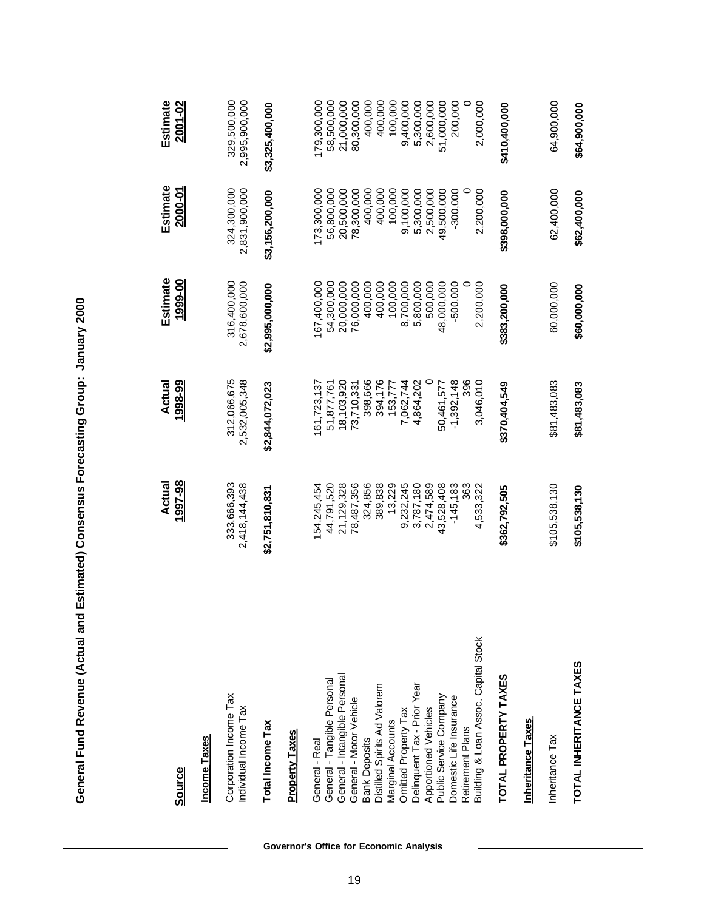# General Fund Revenue (Actual and Estimated) Consensus Forecasting Group: January 2000

| Source | Actual 1997-98 | Actual 1998-99 | Estimate 1999-00 | Estimate 2000-01 | Estimate 2001-02 |
|---|---|---|---|---|---|
| **Income Taxes** | | | | | |
| Corporation Income Tax | 333,666,393 | 312,066,675 | 316,400,000 | 324,300,000 | 329,500,000 |
| Individual Income Tax | 2,418,144,438 | 2,532,005,348 | 2,678,600,000 | 2,831,900,000 | 2,995,900,000 |
| **Total Income Tax** | **$2,751,810,831** | **$2,844,072,023** | **$2,995,000,000** | **$3,156,200,000** | **$3,325,400,000** |
| **Property Taxes** | | | | | |
| General - Real | 154,245,454 | 161,723,137 | 167,400,000 | 173,300,000 | 179,300,000 |
| General - Tangible Personal | 44,791,520 | 51,877,761 | 54,300,000 | 56,800,000 | 58,500,000 |
| General - Intangible Personal | 21,129,328 | 18,103,920 | 20,000,000 | 20,500,000 | 21,000,000 |
| General - Motor Vehicle | 78,487,356 | 73,710,331 | 76,000,000 | 78,300,000 | 80,300,000 |
| Bank Deposits | 324,856 | 398,666 | 400,000 | 400,000 | 400,000 |
| Distilled Spirits Ad Valorem | 389,838 | 394,176 | 400,000 | 400,000 | 400,000 |
| Marginal Accounts | 13,229 | 153,777 | 100,000 | 100,000 | 100,000 |
| Omitted Property Tax | 9,232,245 | 7,062,744 | 8,700,000 | 9,100,000 | 9,400,000 |
| Delinquent Tax - Prior Year | 3,787,180 | 4,864,202 | 5,800,000 | 5,300,000 | 5,300,000 |
| Apportioned Vehicles | 2,474,589 | 0 | 500,000 | 2,500,000 | 2,600,000 |
| Public Service Company | 43,528,408 | 50,461,577 | 48,000,000 | 49,500,000 | 51,000,000 |
| Domestic Life Insurance | -145,183 | -1,392,148 | -500,000 | -300,000 | 200,000 |
| Retirement Plans | 363 | 396 | 0 | 0 | 0 |
| Building & Loan Assoc. Capital Stock | 4,533,322 | 3,046,010 | 2,200,000 | 2,200,000 | 2,000,000 |
| **TOTAL PROPERTY TAXES** | **$362,792,505** | **$370,404,549** | **$383,200,000** | **$398,000,000** | **$410,400,000** |
| **Inheritance Taxes** | | | | | |
| Inheritance Tax | $105,538,130 | $81,483,083 | 60,000,000 | 62,400,000 | 64,900,000 |
| **TOTAL INHERITANCE TAXES** | **$105,538,130** | **$81,483,083** | **$60,000,000** | **$62,400,000** | **$64,900,000** |

Governor's Office for Economic Analysis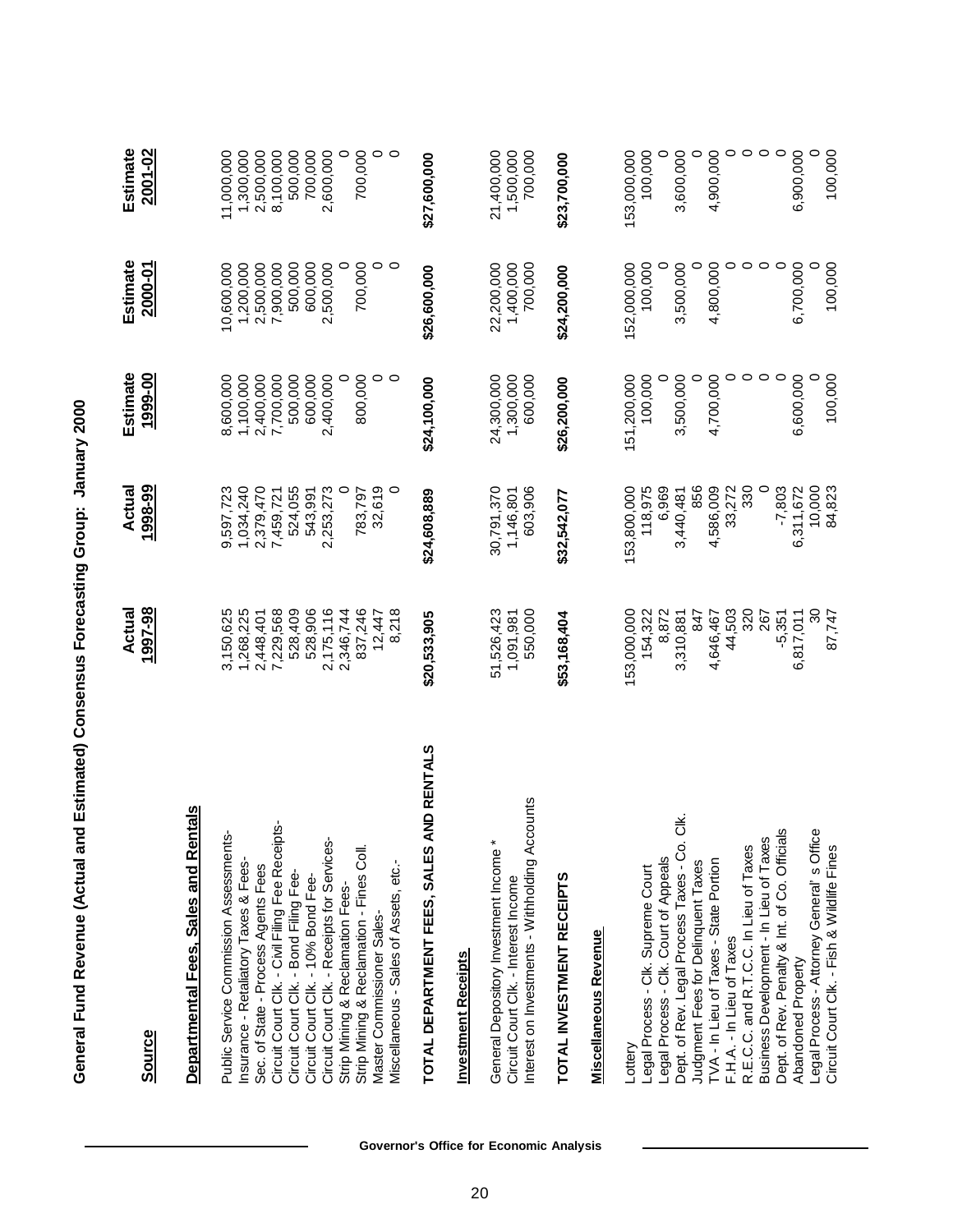# General Fund Revenue (Actual and Estimated) Consensus Forecasting Group: January 2000

| Source | Actual 1997-98 | Actual 1998-99 | Estimate 1999-00 | Estimate 2000-01 | Estimate 2001-02 |
|---|---|---|---|---|---|
| **Departmental Fees, Sales and Rentals** | | | | | |
| Public Service Commission Assessments- | 3,150,625 | 9,597,723 | 8,600,000 | 10,600,000 | 11,000,000 |
| Insurance - Retaliatory Taxes & Fees- | 1,268,225 | 1,034,240 | 1,100,000 | 1,200,000 | 1,300,000 |
| Sec. of State - Process Agents Fees | 2,448,401 | 2,379,470 | 2,400,000 | 2,500,000 | 2,500,000 |
| Circuit Court Clk. - Civil Filing Fee Receipts- | 7,229,568 | 7,459,721 | 7,700,000 | 7,900,000 | 8,100,000 |
| Circuit Court Clk. - Bond Filing Fee- | 528,409 | 524,055 | 500,000 | 500,000 | 500,000 |
| Circuit Court Clk. - 10% Bond Fee- | 528,906 | 543,991 | 600,000 | 600,000 | 700,000 |
| Circuit Court Clk. - Receipts for Services- | 2,175,116 | 2,253,273 | 2,400,000 | 2,500,000 | 2,600,000 |
| Strip Mining & Reclamation Fees- | 2,346,744 | 0 | 0 | 0 | 0 |
| Strip Mining & Reclamation - Fines Coll. | 837,246 | 783,797 | 800,000 | 700,000 | 700,000 |
| Master Commissioner Sales- | 12,447 | 32,619 | 0 | 0 | 0 |
| Miscellaneous - Sales of Assets, etc.- | 8,218 | 0 | 0 | 0 | 0 |
| **TOTAL DEPARTMENT FEES, SALES AND RENTALS** | **$20,533,905** | **$24,608,889** | **$24,100,000** | **$26,600,000** | **$27,600,000** |
| **Investment Receipts** | | | | | |
| General Depository Investment Income * | 51,526,423 | 30,791,370 | 24,300,000 | 22,200,000 | 21,400,000 |
| Circuit Court Clk. - Interest Income | 1,091,981 | 1,146,801 | 1,300,000 | 1,400,000 | 1,500,000 |
| Interest on Investments - Withholding Accounts | 550,000 | 603,906 | 600,000 | 700,000 | 700,000 |
| **TOTAL INVESTMENT RECEIPTS** | **$53,168,404** | **$32,542,077** | **$26,200,000** | **$24,200,000** | **$23,700,000** |
| **Miscellaneous Revenue** | | | | | |
| Lottery | 153,000,000 | 153,800,000 | 151,200,000 | 152,000,000 | 153,000,000 |
| Legal Process - Clk. Supreme Court | 154,322 | 118,975 | 100,000 | 100,000 | 100,000 |
| Legal Process - Clk. Court of Appeals | 8,872 | 6,969 | 0 | 0 | 0 |
| Dept. of Rev. Legal Process Taxes - Co. Clk. | 3,310,881 | 3,440,481 | 3,500,000 | 3,500,000 | 3,600,000 |
| Judgment Fees for Delinquent Taxes | 847 | 856 | 0 | 0 | 0 |
| TVA - In Lieu of Taxes - State Portion | 4,646,467 | 4,586,009 | 4,700,000 | 4,800,000 | 4,900,000 |
| F.H.A. - In Lieu of Taxes | 44,503 | 33,272 | 0 | 0 | 0 |
| R.E.C.C. and R.T.C.C. In Lieu of Taxes | 320 | 330 | 0 | 0 | 0 |
| Business Development - In Lieu of Taxes | 267 | 0 | 0 | 0 | 0 |
| Dept. of Rev. Penalty & Int. of Co. Officials | -5,351 | -7,803 | 0 | 0 | 0 |
| Abandoned Property | 6,817,011 | 6,311,672 | 6,600,000 | 6,700,000 | 6,900,000 |
| Legal Process - Attorney General's Office | 30 | 10,000 | 0 | 0 | 0 |
| Circuit Court Clk. - Fish & Wildlife Fines | 87,747 | 84,823 | 100,000 | 100,000 | 100,000 |

Governor's Office for Economic Analysis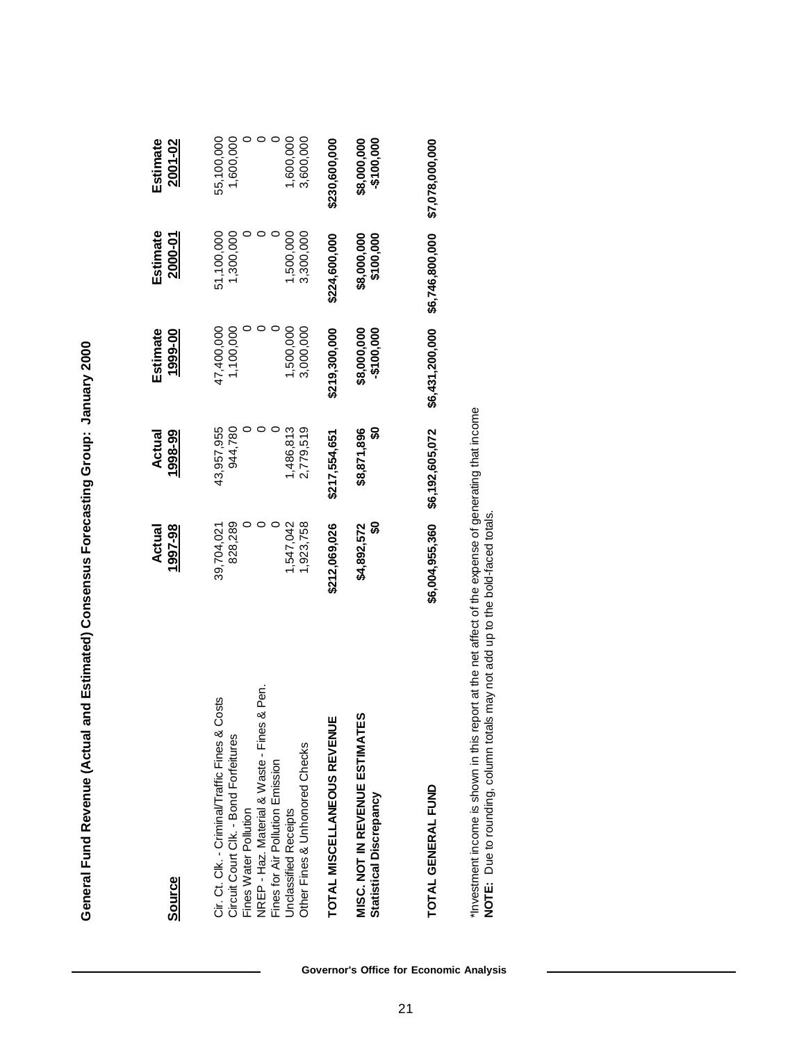## General Fund Revenue (Actual and Estimated) Consensus Forecasting Group: January 2000

| Source | Actual 1997-98 | Actual 1998-99 | Estimate 1999-00 | Estimate 2000-01 | Estimate 2001-02 |
|---|---|---|---|---|---|
| Cir. Ct. Clk. - Criminal/Traffic Fines & Costs | 39,704,021 | 43,957,955 | 47,400,000 | 51,100,000 | 55,100,000 |
| Circuit Court Clk. - Bond Forfeitures | 828,289 | 944,780 | 1,100,000 | 1,300,000 | 1,600,000 |
| Fines Water Pollution | 0 | 0 | 0 | 0 | 0 |
| NREP - Haz. Material & Waste - Fines & Pen. | 0 | 0 | 0 | 0 | 0 |
| Fines for Air Pollution Emission | 0 | 0 | 0 | 0 | 0 |
| Unclassified Receipts | 1,547,042 | 1,486,813 | 1,500,000 | 1,500,000 | 1,600,000 |
| Other Fines & Unhonored Checks | 1,923,758 | 2,779,519 | 3,000,000 | 3,300,000 | 3,600,000 |
| **TOTAL MISCELLANEOUS REVENUE** | **$212,069,026** | **$217,554,651** | **$219,300,000** | **$224,600,000** | **$230,600,000** |
| **MISC. NOT IN REVENUE ESTIMATES** | **$4,892,572** | **$8,871,896** | **$8,000,000** | **$8,000,000** | **$8,000,000** |
| **Statistical Discrepancy** | **$0** | **$0** | **-$100,000** | **$100,000** | **-$100,000** |
| **TOTAL GENERAL FUND** | **$6,004,955,360** | **$6,192,605,072** | **$6,431,200,000** | **$6,746,800,000** | **$7,078,000,000** |

*Investment income is shown in this report at the net affect of the expense of generating that income
**NOTE:** Due to rounding, column totals may not add up to the bold-faced totals.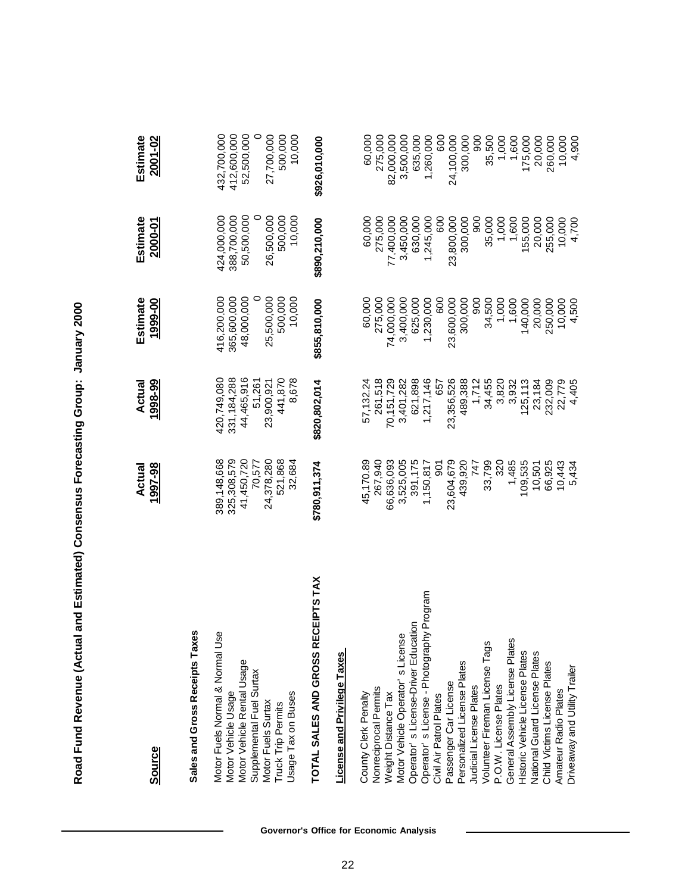# Road Fund Revenue (Actual and Estimated) Consensus Forecasting Group: January 2000

| Source | Actual 1997-98 | Actual 1998-99 | Estimate 1999-00 | Estimate 2000-01 | Estimate 2001-02 |
|---|---|---|---|---|---|
| **Sales and Gross Receipts Taxes** | | | | | |
| Motor Fuels Normal & Normal Use | 389,148,668 | 420,749,080 | 416,200,000 | 424,000,000 | 432,700,000 |
| Motor Vehicle Usage | 325,308,579 | 331,184,288 | 365,600,000 | 388,700,000 | 412,600,000 |
| Motor Vehicle Rental Usage | 41,450,720 | 44,465,916 | 48,000,000 | 50,500,000 | 52,500,000 |
| Supplemental Fuel Surtax | 70,577 | 51,261 | 0 | 0 | 0 |
| Motor Fuels Surtax | 24,378,280 | 23,900,921 | 25,500,000 | 26,500,000 | 27,700,000 |
| Truck Trip Permits | 521,868 | 441,870 | 500,000 | 500,000 | 500,000 |
| Usage Tax on Buses | 32,684 | 8,678 | 10,000 | 10,000 | 10,000 |
| **TOTAL SALES AND GROSS RECEIPTS TAX** | **$780,911,374** | **$820,802,014** | **$855,810,000** | **$890,210,000** | **$926,010,000** |
| **License and Privilege Taxes** | | | | | |
| County Clerk Penalty | 45,170.89 | 57,132.24 | 60,000 | 60,000 | 60,000 |
| Nonreciprocal Permits | 267,940 | 261,518 | 275,000 | 275,000 | 275,000 |
| Weight Distance Tax | 66,636,093 | 70,151,729 | 74,000,000 | 77,400,000 | 82,000,000 |
| Motor Vehicle Operator's License | 3,525,005 | 3,401,282 | 3,400,000 | 3,450,000 | 3,500,000 |
| Operator's License-Driver Education | 391,175 | 621,898 | 625,000 | 630,000 | 635,000 |
| Operator's License - Photography Program | 1,150,817 | 1,217,146 | 1,230,000 | 1,245,000 | 1,260,000 |
| Civil Air Patrol Plates | 901 | 657 | 600 | 600 | 600 |
| Passenger Car License | 23,604,679 | 23,356,526 | 23,600,000 | 23,800,000 | 24,100,000 |
| Personalized License Plates | 439,920 | 489,388 | 300,000 | 300,000 | 300,000 |
| Judicial License Plates | 747 | 1,712 | 900 | 900 | 900 |
| Volunteer Fireman License Tags | 33,799 | 34,455 | 34,500 | 35,000 | 35,500 |
| P.O.W. License Plates | 320 | 3,820 | 1,000 | 1,000 | 1,000 |
| General Assembly License Plates | 1,485 | 3,932 | 1,600 | 1,600 | 1,600 |
| Historic Vehicle License Plates | 109,535 | 125,113 | 140,000 | 155,000 | 175,000 |
| National Guard License Plates | 10,501 | 23,184 | 20,000 | 20,000 | 20,000 |
| Child Victims License Plates | 66,925 | 232,009 | 250,000 | 255,000 | 260,000 |
| Amateur Radio Plates | 10,443 | 22,779 | 10,000 | 10,000 | 10,000 |
| Driveaway and Utility Trailer | 5,434 | 4,405 | 4,500 | 4,700 | 4,900 |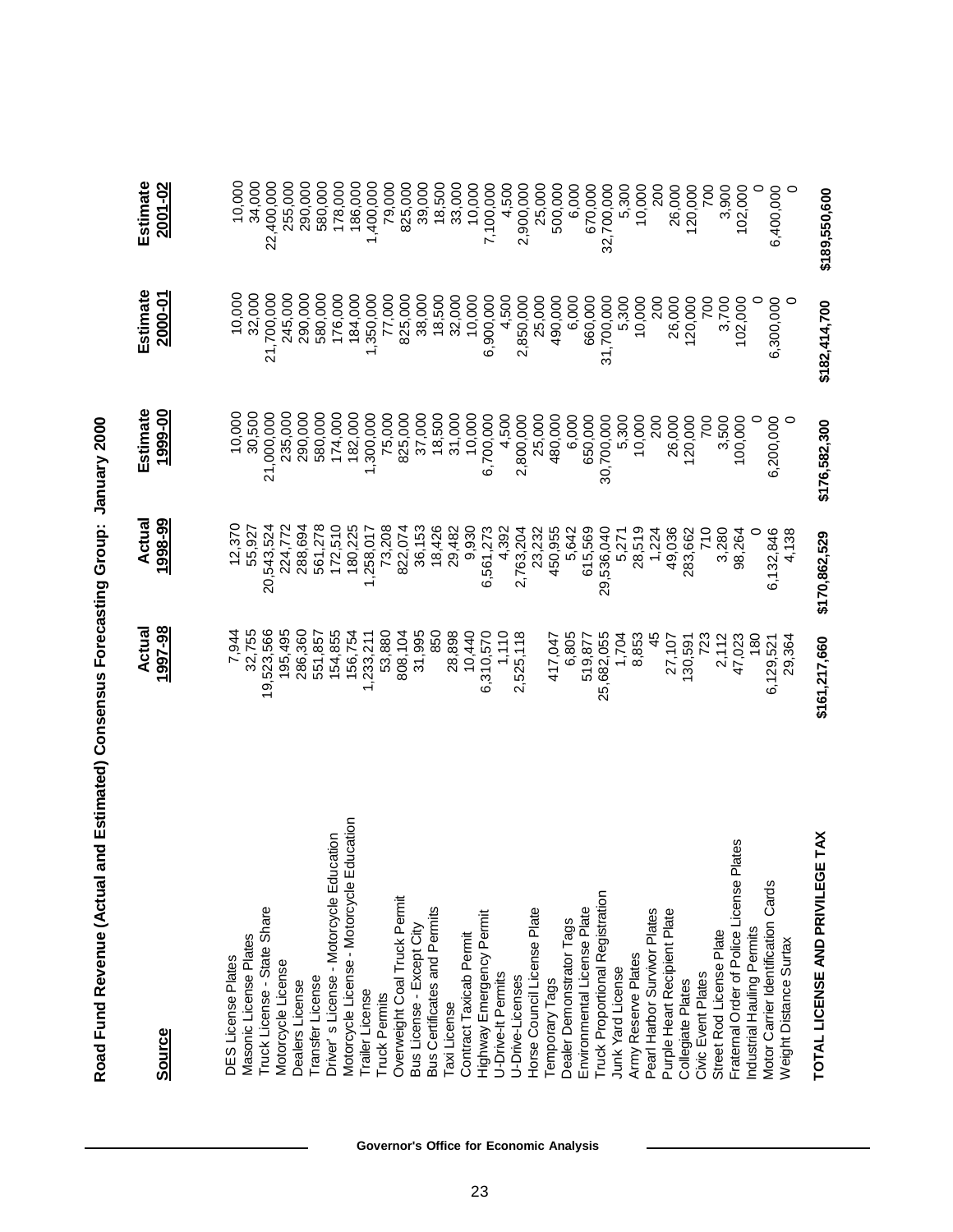# Road Fund Revenue (Actual and Estimated) Consensus Forecasting Group: January 2000

| Source | Actual 1997-98 | Actual 1998-99 | Estimate 1999-00 | Estimate 2000-01 | Estimate 2001-02 |
|---|---|---|---|---|---|
| DES License Plates | 7,944 | 12,370 | 10,000 | 10,000 | 10,000 |
| Masonic License Plates | 32,755 | 55,927 | 30,500 | 32,000 | 34,000 |
| Truck License - State Share | 19,523,566 | 20,543,524 | 21,000,000 | 21,700,000 | 22,400,000 |
| Motorcycle License | 195,495 | 224,772 | 235,000 | 245,000 | 255,000 |
| Dealers License | 286,360 | 288,694 | 290,000 | 290,000 | 290,000 |
| Transfer License | 551,857 | 561,278 | 580,000 | 580,000 | 580,000 |
| Driver' s License - Motorcycle Education | 154,855 | 172,510 | 174,000 | 176,000 | 178,000 |
| Motorcycle License - Motorcycle Education | 156,754 | 180,225 | 182,000 | 184,000 | 186,000 |
| Trailer License | 1,233,211 | 1,258,017 | 1,300,000 | 1,350,000 | 1,400,000 |
| Truck Permits | 53,880 | 73,208 | 75,000 | 77,000 | 79,000 |
| Overweight Coal Truck Permit | 808,104 | 822,074 | 825,000 | 825,000 | 825,000 |
| Bus License - Except City | 31,995 | 36,153 | 37,000 | 38,000 | 39,000 |
| Bus Certificates and Permits | 850 | 18,426 | 18,500 | 18,500 | 18,500 |
| Taxi License | 28,898 | 29,482 | 31,000 | 32,000 | 33,000 |
| Contract Taxicab Permit | 10,440 | 9,930 | 10,000 | 10,000 | 10,000 |
| Highway Emergency Permit | 6,310,570 | 6,561,273 | 6,700,000 | 6,900,000 | 7,100,000 |
| U-Drive-It Permits | 1,110 | 4,392 | 4,500 | 4,500 | 4,500 |
| U-Drive-Licenses | 2,525,118 | 2,763,204 | 2,800,000 | 2,850,000 | 2,900,000 |
| Horse Council License Plate | | 23,232 | 25,000 | 25,000 | 25,000 |
| Temporary Tags | 417,047 | 450,955 | 480,000 | 490,000 | 500,000 |
| Dealer Demonstrator Tags | 6,805 | 5,642 | 6,000 | 6,000 | 6,000 |
| Environmental License Plate | 519,877 | 615,569 | 650,000 | 660,000 | 670,000 |
| Truck Proportional Registration | 25,682,055 | 29,536,040 | 30,700,000 | 31,700,000 | 32,700,000 |
| Junk Yard License | 1,704 | 5,271 | 5,300 | 5,300 | 5,300 |
| Army Reserve Plates | 8,853 | 28,519 | 10,000 | 10,000 | 10,000 |
| Pearl Harbor Survivor Plates | 45 | 1,224 | 200 | 200 | 200 |
| Purple Heart Recipient Plate | 27,107 | 49,036 | 26,000 | 26,000 | 26,000 |
| Collegiate Plates | 130,591 | 283,662 | 120,000 | 120,000 | 120,000 |
| Civic Event Plates | 723 | 710 | 700 | 700 | 700 |
| Street Rod License Plate | 2,112 | 3,280 | 3,500 | 3,700 | 3,900 |
| Fraternal Order of Police License Plates | 47,023 | 98,264 | 100,000 | 102,000 | 102,000 |
| Industrial Hauling Permits | 180 | 0 | 0 | 0 | 0 |
| Motor Carrier Identification Cards | 6,129,521 | 6,132,846 | 6,200,000 | 6,300,000 | 6,400,000 |
| Weight Distance Surtax | 29,364 | 4,138 | 0 | 0 | 0 |
| **TOTAL LICENSE AND PRIVILEGE TAX** | **\$161,217,660** | **\$170,862,529** | **\$176,582,300** | **\$182,414,700** | **\$189,550,600** |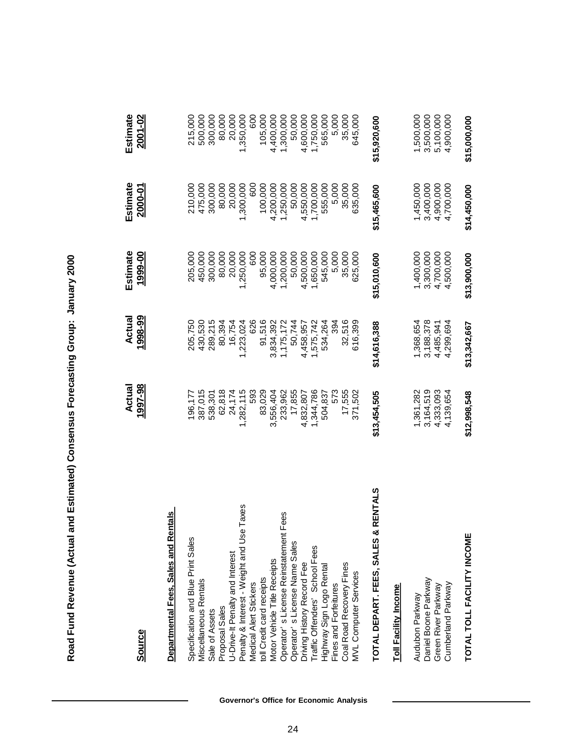# Road Fund Revenue (Actual and Estimated) Consensus Forecasting Group: January 2000

| Source | Actual 1997-98 | Actual 1998-99 | Estimate 1999-00 | Estimate 2000-01 | Estimate 2001-02 |
|---|---|---|---|---|---|
| **Departmental Fees, Sales and Rentals** | | | | | |
| Specification and Blue Print Sales | 196,177 | 205,750 | 205,000 | 210,000 | 215,000 |
| Miscellaneous Rentals | 387,015 | 430,530 | 450,000 | 475,000 | 500,000 |
| Sale of Assets | 538,301 | 289,215 | 300,000 | 300,000 | 300,000 |
| Proposal Sales | 62,818 | 80,394 | 80,000 | 80,000 | 80,000 |
| U-Drive-It Penalty and Interest | 24,174 | 16,754 | 20,000 | 20,000 | 20,000 |
| Penalty & Interest - Weight and Use Taxes | 1,282,115 | 1,223,024 | 1,250,000 | 1,300,000 | 1,350,000 |
| Medical Alert Stickers | 593 | 626 | 600 | 600 | 600 |
| toll Credit card receipts | 83,029 | 91,516 | 95,000 | 100,000 | 105,000 |
| Motor Vehicle Title Receipts | 3,556,404 | 3,834,392 | 4,000,000 | 4,200,000 | 4,400,000 |
| Operator' s License Reinstatement Fees | 233,962 | 1,175,172 | 1,200,000 | 1,250,000 | 1,300,000 |
| Operator' s License Name Sales | 17,855 | 50,744 | 50,000 | 50,000 | 50,000 |
| Driving History Record Fee | 4,832,807 | 4,458,957 | 4,500,000 | 4,550,000 | 4,600,000 |
| Traffic Offenders' School Fees | 1,344,786 | 1,575,742 | 1,650,000 | 1,700,000 | 1,750,000 |
| Highway Sign Logo Rental | 504,837 | 534,264 | 545,000 | 555,000 | 565,000 |
| Fines and Forfeitures | 573 | 394 | 5,000 | 5,000 | 5,000 |
| Coal Road Recovery Fines | 17,555 | 32,516 | 35,000 | 35,000 | 35,000 |
| MVL Computer Services | 371,502 | 616,399 | 625,000 | 635,000 | 645,000 |
| **TOTAL DEPART. FEES, SALES & RENTALS** | **$13,454,505** | **$14,616,388** | **$15,010,600** | **$15,465,600** | **$15,920,600** |
| **Toll Facility Income** | | | | | |
| Audubon Parkway | 1,361,282 | 1,368,654 | 1,400,000 | 1,450,000 | 1,500,000 |
| Daniel Boone Parkway | 3,164,519 | 3,188,378 | 3,300,000 | 3,400,000 | 3,500,000 |
| Green River Parkway | 4,333,093 | 4,485,941 | 4,700,000 | 4,900,000 | 5,100,000 |
| Cumberland Parkway | 4,139,654 | 4,299,694 | 4,500,000 | 4,700,000 | 4,900,000 |
| **TOTAL TOLL FACILITY INCOME** | **$12,998,548** | **$13,342,667** | **$13,900,000** | **$14,450,000** | **$15,000,000** |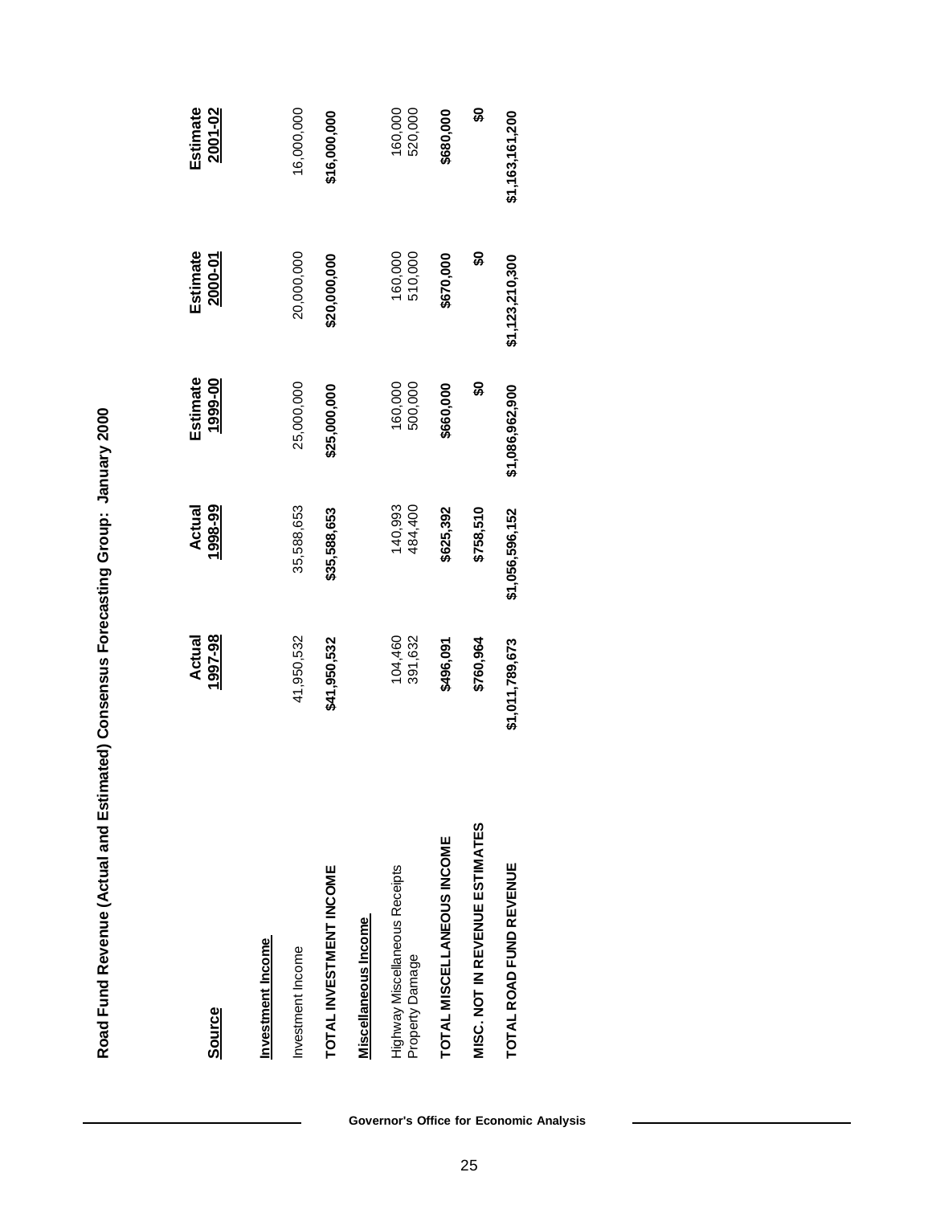## Road Fund Revenue (Actual and Estimated) Consensus Forecasting Group: January 2000

| Source | Actual 1997-98 | Actual 1998-99 | Estimate 1999-00 | Estimate 2000-01 | Estimate 2001-02 |
|---|---|---|---|---|---|
| **Investment Income** | | | | | |
| Investment Income | 41,950,532 | 35,588,653 | 25,000,000 | 20,000,000 | 16,000,000 |
| **TOTAL INVESTMENT INCOME** | **$41,950,532** | **$35,588,653** | **$25,000,000** | **$20,000,000** | **$16,000,000** |
| **Miscellaneous Income** | | | | | |
| Highway Miscellaneous Receipts | 104,460 | 140,993 | 160,000 | 160,000 | 160,000 |
| Property Damage | 391,632 | 484,400 | 500,000 | 510,000 | 520,000 |
| **TOTAL MISCELLANEOUS INCOME** | **$496,091** | **$625,392** | **$660,000** | **$670,000** | **$680,000** |
| **MISC. NOT IN REVENUE ESTIMATES** | **$760,964** | **$758,510** | **$0** | **$0** | **$0** |
| **TOTAL ROAD FUND REVENUE** | **$1,011,789,673** | **$1,056,596,152** | **$1,086,962,900** | **$1,123,210,300** | **$1,163,161,200** |

Governor's Office for Economic Analysis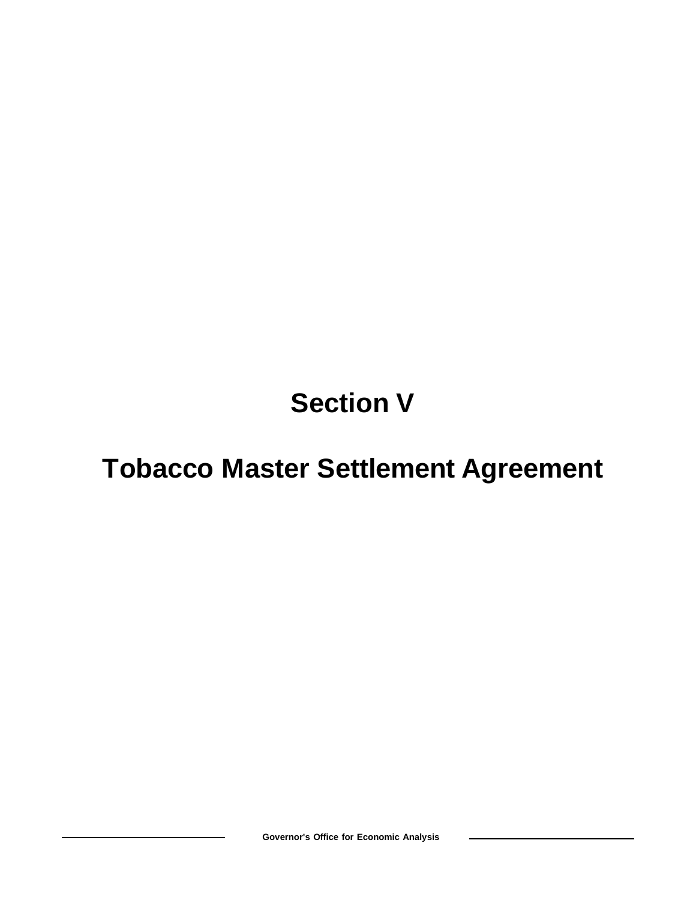# Section V

# Tobacco Master Settlement Agreement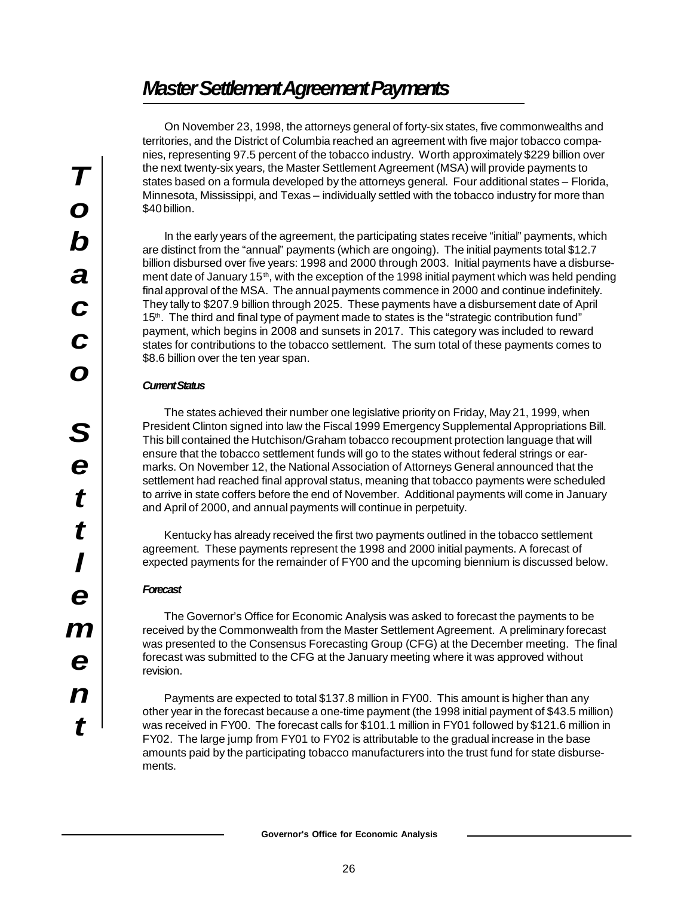# Master Settlement Agreement Payments

On November 23, 1998, the attorneys general of forty-six states, five commonwealths and territories, and the District of Columbia reached an agreement with five major tobacco companies, representing 97.5 percent of the tobacco industry. Worth approximately $229 billion over the next twenty-six years, the Master Settlement Agreement (MSA) will provide payments to states based on a formula developed by the attorneys general. Four additional states – Florida, Minnesota, Mississippi, and Texas – individually settled with the tobacco industry for more than $40 billion.

In the early years of the agreement, the participating states receive "initial" payments, which are distinct from the "annual" payments (which are ongoing). The initial payments total $12.7 billion disbursed over five years: 1998 and 2000 through 2003. Initial payments have a disbursement date of January 15th, with the exception of the 1998 initial payment which was held pending final approval of the MSA. The annual payments commence in 2000 and continue indefinitely. They tally to $207.9 billion through 2025. These payments have a disbursement date of April 15th. The third and final type of payment made to states is the "strategic contribution fund" payment, which begins in 2008 and sunsets in 2017. This category was included to reward states for contributions to the tobacco settlement. The sum total of these payments comes to $8.6 billion over the ten year span.

### *Current Status*

The states achieved their number one legislative priority on Friday, May 21, 1999, when President Clinton signed into law the Fiscal 1999 Emergency Supplemental Appropriations Bill. This bill contained the Hutchison/Graham tobacco recoupment protection language that will ensure that the tobacco settlement funds will go to the states without federal strings or earmarks. On November 12, the National Association of Attorneys General announced that the settlement had reached final approval status, meaning that tobacco payments were scheduled to arrive in state coffers before the end of November. Additional payments will come in January and April of 2000, and annual payments will continue in perpetuity.

Kentucky has already received the first two payments outlined in the tobacco settlement agreement. These payments represent the 1998 and 2000 initial payments. A forecast of expected payments for the remainder of FY00 and the upcoming biennium is discussed below.

### *Forecast*

The Governor's Office for Economic Analysis was asked to forecast the payments to be received by the Commonwealth from the Master Settlement Agreement. A preliminary forecast was presented to the Consensus Forecasting Group (CFG) at the December meeting. The final forecast was submitted to the CFG at the January meeting where it was approved without revision.

Payments are expected to total $137.8 million in FY00. This amount is higher than any other year in the forecast because a one-time payment (the 1998 initial payment of $43.5 million) was received in FY00. The forecast calls for $101.1 million in FY01 followed by $121.6 million in FY02. The large jump from FY01 to FY02 is attributable to the gradual increase in the base amounts paid by the participating tobacco manufacturers into the trust fund for state disbursements.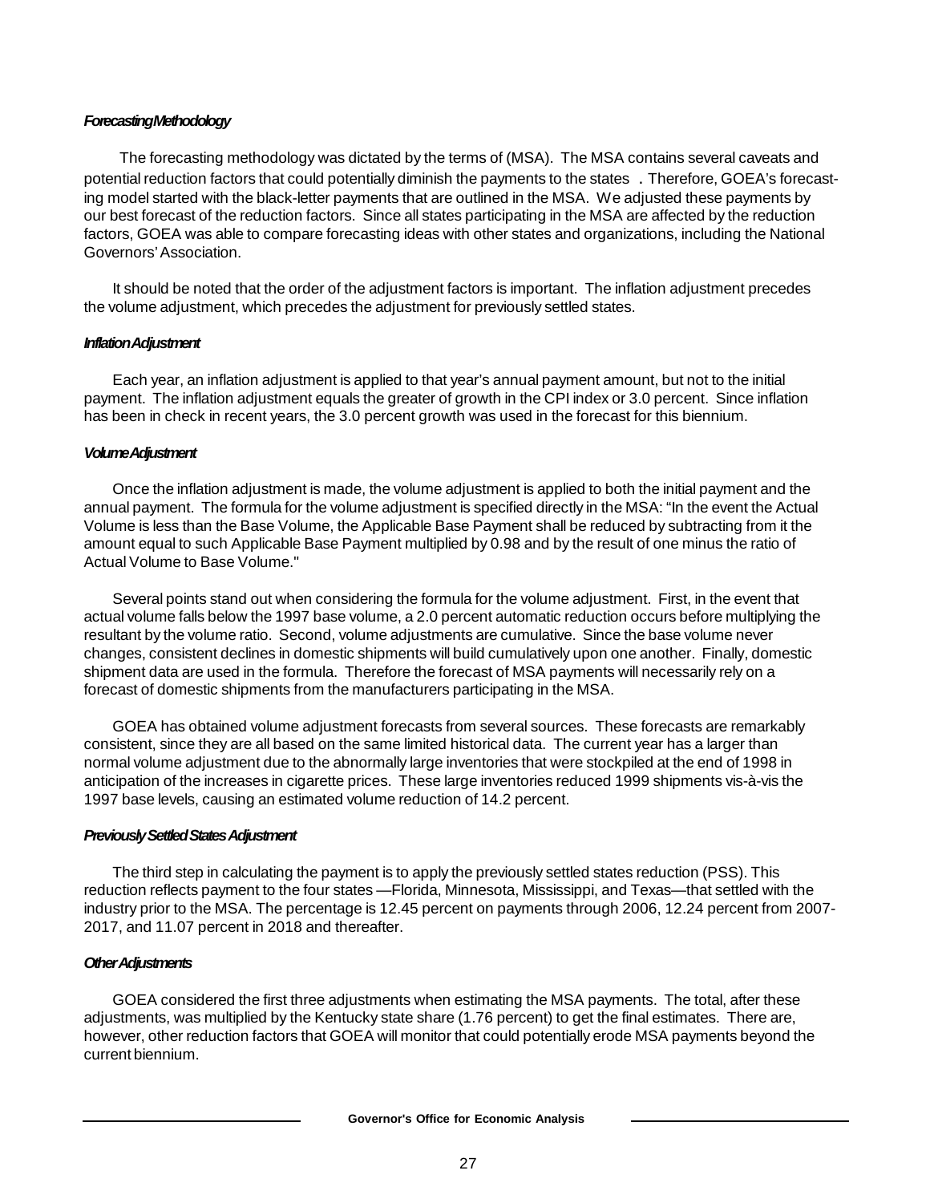*Forecasting Methodology*

The forecasting methodology was dictated by the terms of (MSA). The MSA contains several caveats and potential reduction factors that could potentially diminish the payments to the states . Therefore, GOEA's forecasting model started with the black-letter payments that are outlined in the MSA. We adjusted these payments by our best forecast of the reduction factors. Since all states participating in the MSA are affected by the reduction factors, GOEA was able to compare forecasting ideas with other states and organizations, including the National Governors' Association.

It should be noted that the order of the adjustment factors is important. The inflation adjustment precedes the volume adjustment, which precedes the adjustment for previously settled states.

*Inflation Adjustment*

Each year, an inflation adjustment is applied to that year's annual payment amount, but not to the initial payment. The inflation adjustment equals the greater of growth in the CPI index or 3.0 percent. Since inflation has been in check in recent years, the 3.0 percent growth was used in the forecast for this biennium.

*Volume Adjustment*

Once the inflation adjustment is made, the volume adjustment is applied to both the initial payment and the annual payment. The formula for the volume adjustment is specified directly in the MSA: "In the event the Actual Volume is less than the Base Volume, the Applicable Base Payment shall be reduced by subtracting from it the amount equal to such Applicable Base Payment multiplied by 0.98 and by the result of one minus the ratio of Actual Volume to Base Volume."

Several points stand out when considering the formula for the volume adjustment. First, in the event that actual volume falls below the 1997 base volume, a 2.0 percent automatic reduction occurs before multiplying the resultant by the volume ratio. Second, volume adjustments are cumulative. Since the base volume never changes, consistent declines in domestic shipments will build cumulatively upon one another. Finally, domestic shipment data are used in the formula. Therefore the forecast of MSA payments will necessarily rely on a forecast of domestic shipments from the manufacturers participating in the MSA.

GOEA has obtained volume adjustment forecasts from several sources. These forecasts are remarkably consistent, since they are all based on the same limited historical data. The current year has a larger than normal volume adjustment due to the abnormally large inventories that were stockpiled at the end of 1998 in anticipation of the increases in cigarette prices. These large inventories reduced 1999 shipments vis-à-vis the 1997 base levels, causing an estimated volume reduction of 14.2 percent.

*Previously Settled States Adjustment*

The third step in calculating the payment is to apply the previously settled states reduction (PSS). This reduction reflects payment to the four states —Florida, Minnesota, Mississippi, and Texas—that settled with the industry prior to the MSA. The percentage is 12.45 percent on payments through 2006, 12.24 percent from 2007-2017, and 11.07 percent in 2018 and thereafter.

*Other Adjustments*

GOEA considered the first three adjustments when estimating the MSA payments. The total, after these adjustments, was multiplied by the Kentucky state share (1.76 percent) to get the final estimates. There are, however, other reduction factors that GOEA will monitor that could potentially erode MSA payments beyond the current biennium.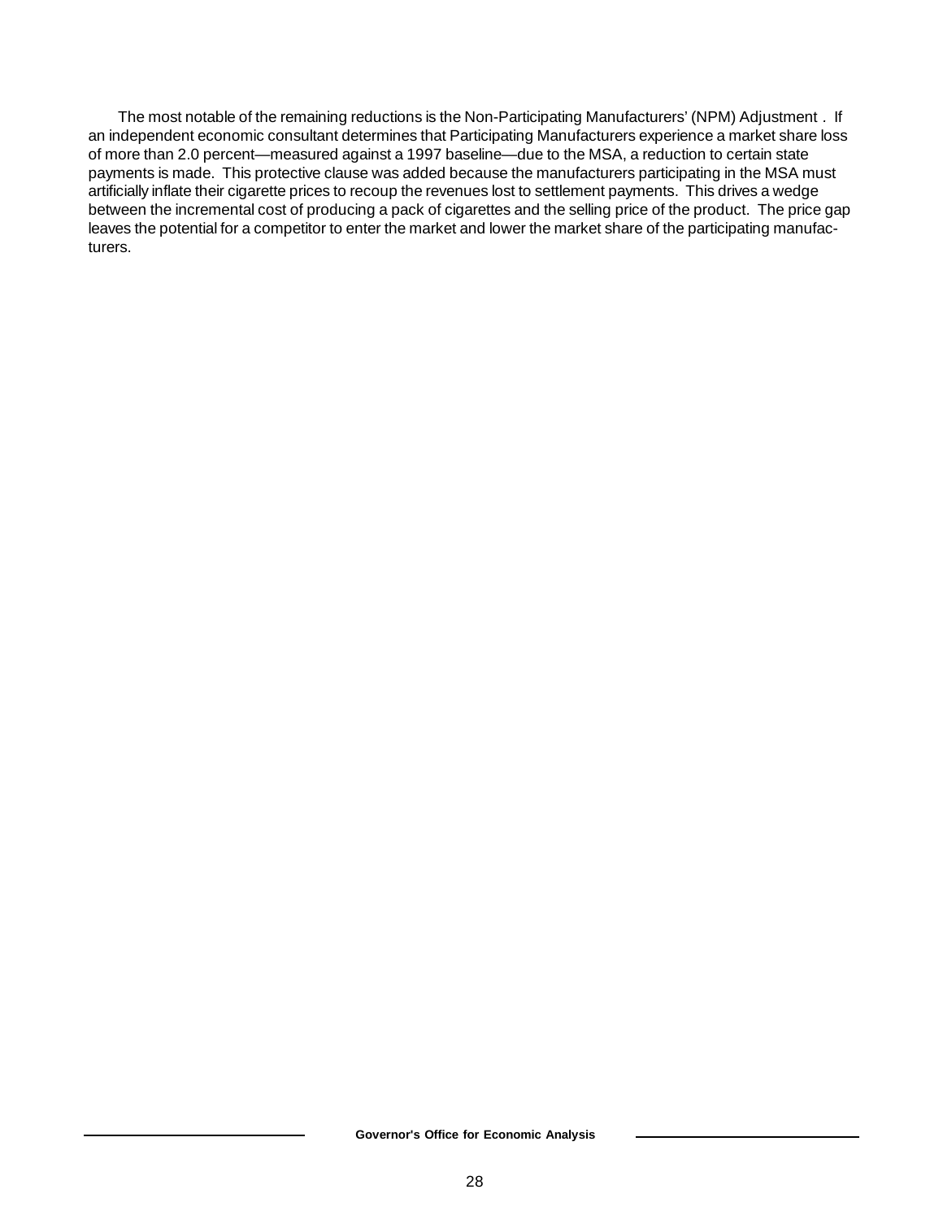The most notable of the remaining reductions is the Non-Participating Manufacturers' (NPM) Adjustment . If an independent economic consultant determines that Participating Manufacturers experience a market share loss of more than 2.0 percent—measured against a 1997 baseline—due to the MSA, a reduction to certain state payments is made. This protective clause was added because the manufacturers participating in the MSA must artificially inflate their cigarette prices to recoup the revenues lost to settlement payments. This drives a wedge between the incremental cost of producing a pack of cigarettes and the selling price of the product. The price gap leaves the potential for a competitor to enter the market and lower the market share of the participating manufacturers.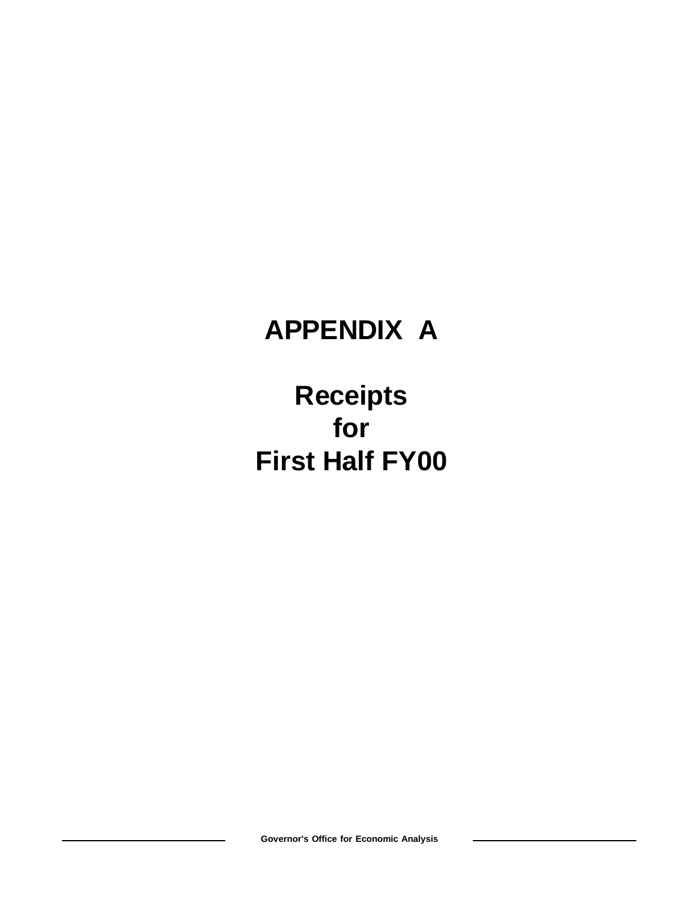# APPENDIX A

# Receipts for First Half FY00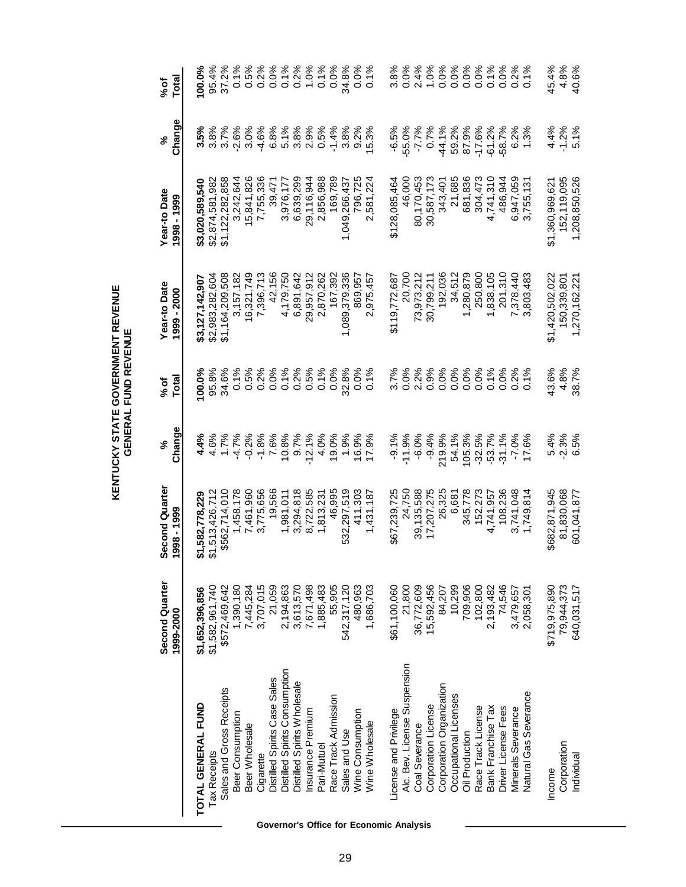# KENTUCKY STATE GOVERNMENT REVENUE
## GENERAL FUND REVENUE

| | Second Quarter 1999-2000 | Second Quarter 1998 - 1999 | % Change | % of Total | Year-to Date 1999 - 2000 | Year-to Date 1998 - 1999 | % Change | % of Total |
|---|---|---|---|---|---|---|---|---|
| **TOTAL GENERAL FUND** | **$1,652,396,856** | **$1,582,778,229** | **4.4%** | **100.0%** | **$3,127,142,907** | **$3,020,589,540** | **3.5%** | **100.0%** |
| Tax Receipts | $1,582,961,740 | $1,513,426,712 | 4.6% | 95.8% | $2,983,282,604 | $2,874,581,982 | 3.8% | 95.4% |
| Sales and Gross Receipts | $572,469,642 | $562,714,010 | 1.7% | 34.6% | $1,164,209,508 | $1,122,282,858 | 3.7% | 37.2% |
| Beer Consumption | 1,390,180 | 1,458,178 | -4.7% | 0.1% | 3,157,182 | 3,242,644 | -2.6% | 0.1% |
| Beer Wholesale | 7,445,284 | 7,461,960 | -0.2% | 0.5% | 16,321,749 | 15,841,826 | 3.0% | 0.5% |
| Cigarette | 3,707,015 | 3,775,656 | -1.8% | 0.2% | 7,396,713 | 7,755,336 | -4.6% | 0.2% |
| Distilled Spirits Case Sales | 21,059 | 19,566 | 7.6% | 0.0% | 42,156 | 39,471 | 6.8% | 0.0% |
| Distilled Spirits Consumption | 2,194,863 | 1,981,011 | 10.8% | 0.1% | 4,179,750 | 3,976,177 | 5.1% | 0.1% |
| Distilled Spirits Wholesale | 3,613,570 | 3,294,818 | 9.7% | 0.2% | 6,891,642 | 6,639,299 | 3.8% | 0.2% |
| Insurance Premium | 7,671,498 | 8,722,585 | -12.1% | 0.5% | 29,957,912 | 29,116,944 | 2.9% | 1.0% |
| Pari-Mutuel | 1,885,483 | 1,813,231 | 4.0% | 0.1% | 2,870,262 | 2,856,988 | 0.5% | 0.1% |
| Race Track Admission | 55,905 | 46,995 | 19.0% | 0.0% | 167,392 | 169,789 | -1.4% | 0.0% |
| Sales and Use | 542,317,120 | 532,297,519 | 1.9% | 32.8% | 1,089,379,336 | 1,049,266,437 | 3.8% | 34.8% |
| Wine Consumption | 480,963 | 411,303 | 16.9% | 0.0% | 869,957 | 796,725 | 9.2% | 0.0% |
| Wine Wholesale | 1,686,703 | 1,431,187 | 17.9% | 0.1% | 2,975,457 | 2,581,224 | 15.3% | 0.1% |
| | | | | | | | | |
| License and Privilege | $61,100,060 | $67,239,725 | -9.1% | 3.7% | $119,772,687 | $128,085,464 | -6.5% | 3.8% |
| Alc. Bev. License Suspension | 21,800 | 24,750 | -11.9% | 0.0% | 20,700 | 46,000 | -55.0% | 0.0% |
| Coal Severance | 36,772,609 | 39,135,588 | -6.0% | 2.2% | 73,973,212 | 80,170,453 | -7.7% | 2.4% |
| Corporation License | 15,592,456 | 17,207,275 | -9.4% | 0.9% | 30,799,211 | 30,587,173 | 0.7% | 1.0% |
| Corporation Organization | 84,207 | 26,325 | 219.9% | 0.0% | 192,036 | 343,401 | -44.1% | 0.0% |
| Occupational Licenses | 10,299 | 6,681 | 54.1% | 0.0% | 34,512 | 21,685 | 59.2% | 0.0% |
| Oil Production | 709,906 | 345,778 | 105.3% | 0.0% | 1,280,879 | 681,836 | 87.9% | 0.0% |
| Race Track License | 102,800 | 152,273 | -32.5% | 0.0% | 250,800 | 304,473 | -17.6% | 0.0% |
| Bank Franchise Tax | 2,193,482 | 4,741,957 | -53.7% | 0.1% | 1,838,105 | 4,741,310 | -61.2% | 0.1% |
| Driver License Fees | 74,546 | 108,236 | -31.1% | 0.0% | 201,310 | 486,944 | -58.7% | 0.0% |
| Minerals Severance | 3,479,657 | 3,741,048 | -7.0% | 0.2% | 7,378,440 | 6,947,059 | 6.2% | 0.2% |
| Natural Gas Severance | 2,058,301 | 1,749,814 | 17.6% | 0.1% | 3,803,483 | 3,755,131 | 1.3% | 0.1% |
| | | | | | | | | |
| Income | $719,975,890 | $682,871,945 | 5.4% | 43.6% | $1,420,502,022 | $1,360,969,621 | 4.4% | 45.4% |
| Corporation | 79,944,373 | 81,830,068 | -2.3% | 4.8% | 150,339,801 | 152,119,095 | -1.2% | 4.8% |
| Individual | 640,031,517 | 601,041,877 | 6.5% | 38.7% | 1,270,162,221 | 1,208,850,526 | 5.1% | 40.6% |

Governor's Office for Economic Analysis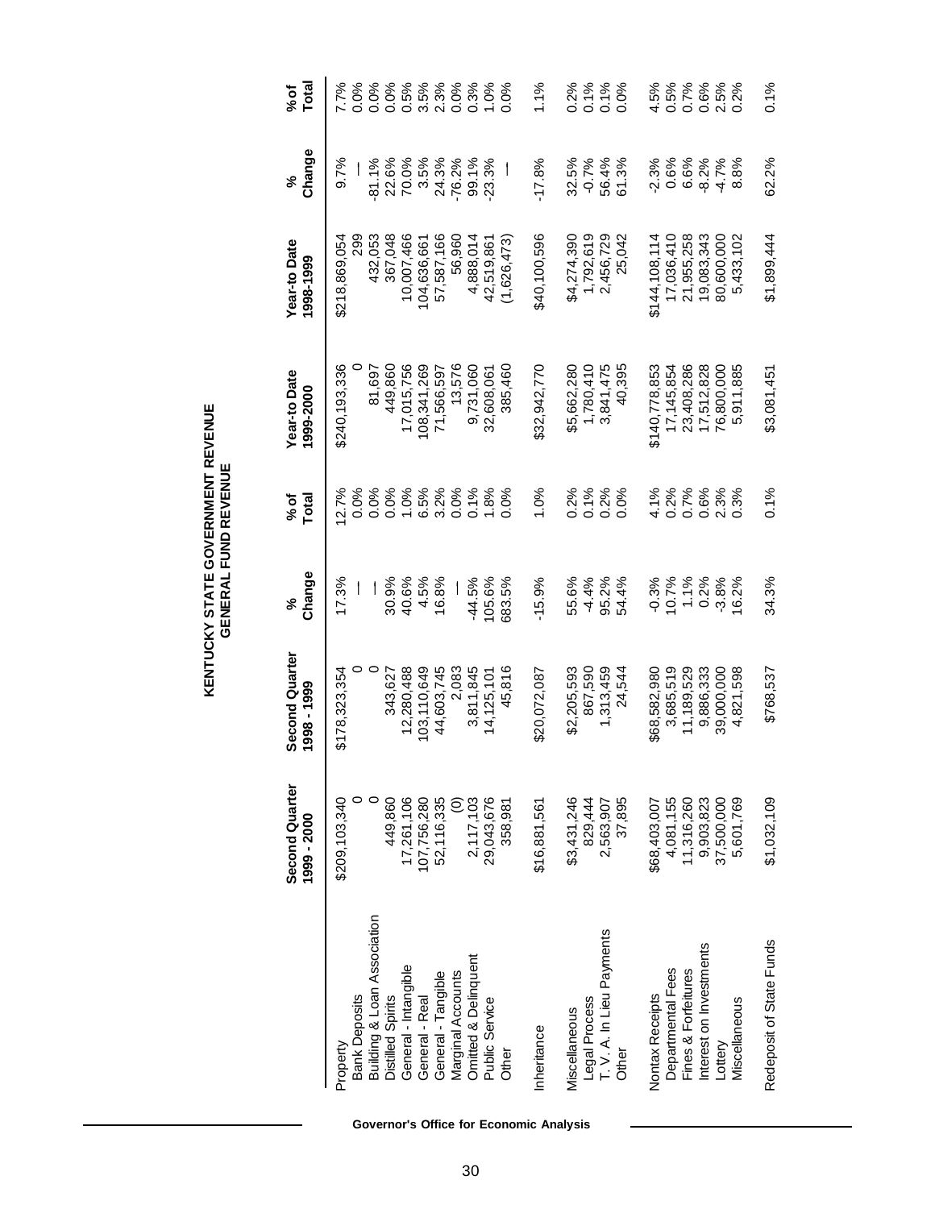# KENTUCKY STATE GOVERNMENT REVENUE
## GENERAL FUND REVENUE

| | Second Quarter 1999 - 2000 | Second Quarter 1998 - 1999 | % Change | % of Total | Year-to Date 1999-2000 | Year-to Date 1998-1999 | % Change | % of Total |
|---|---|---|---|---|---|---|---|---|
| Property | $209,103,340 | $178,323,354 | 17.3% | 12.7% | $240,193,336 | $218,869,054 | 9.7% | 7.7% |
| Bank Deposits | 0 | 0 | — | 0.0% | 0 | 299 | — | 0.0% |
| Building & Loan Association | 0 | 0 | — | 0.0% | 81,697 | 432,053 | -81.1% | 0.0% |
| Distilled Spirits | 449,860 | 343,627 | 30.9% | 0.0% | 449,860 | 367,048 | 22.6% | 0.0% |
| General - Intangible | 17,261,106 | 12,280,488 | 40.6% | 1.0% | 17,015,756 | 10,007,466 | 70.0% | 0.5% |
| General - Real | 107,756,280 | 103,110,649 | 4.5% | 6.5% | 108,341,269 | 104,636,661 | 3.5% | 3.5% |
| General - Tangible | 52,116,335 | 44,603,745 | 16.8% | 3.2% | 71,566,597 | 57,587,166 | 24.3% | 2.3% |
| Marginal Accounts | (0) | 2,083 | — | 0.0% | 13,576 | 56,960 | -76.2% | 0.0% |
| Omitted & Delinquent | 2,117,103 | 3,811,845 | -44.5% | 0.1% | 9,731,060 | 4,888,014 | 99.1% | 0.3% |
| Public Service | 29,043,676 | 14,125,101 | 105.6% | 1.8% | 32,608,061 | 42,519,861 | -23.3% | 1.0% |
| Other | 358,981 | 45,816 | 683.5% | 0.0% | 385,460 | (1,626,473) | — | 0.0% |
| Inheritance | $16,881,561 | $20,072,087 | -15.9% | 1.0% | $32,942,770 | $40,100,596 | -17.8% | 1.1% |
| Miscellaneous | $3,431,246 | $2,205,593 | 55.6% | 0.2% | $5,662,280 | $4,274,390 | 32.5% | 0.2% |
| Legal Process | 829,444 | 867,590 | -4.4% | 0.1% | 1,780,410 | 1,792,619 | -0.7% | 0.1% |
| T. V. A. In Lieu Payments | 2,563,907 | 1,313,459 | 95.2% | 0.2% | 3,841,475 | 2,456,729 | 56.4% | 0.1% |
| Other | 37,895 | 24,544 | 54.4% | 0.0% | 40,395 | 25,042 | 61.3% | 0.0% |
| Nontax Receipts | $68,403,007 | $68,582,980 | -0.3% | 4.1% | $140,778,853 | $144,108,114 | -2.3% | 4.5% |
| Departmental Fees | 4,081,155 | 3,685,519 | 10.7% | 0.2% | 17,145,854 | 17,036,410 | 0.6% | 0.5% |
| Fines & Forfeitures | 11,316,260 | 11,189,529 | 1.1% | 0.7% | 23,408,286 | 21,955,258 | 6.6% | 0.7% |
| Interest on Investments | 9,903,823 | 9,886,333 | 0.2% | 0.6% | 17,512,828 | 19,083,343 | -8.2% | 0.6% |
| Lottery | 37,500,000 | 39,000,000 | -3.8% | 2.3% | 76,800,000 | 80,600,000 | -4.7% | 2.5% |
| Miscellaneous | 5,601,769 | 4,821,598 | 16.2% | 0.3% | 5,911,885 | 5,433,102 | 8.8% | 0.2% |
| Redeposit of State Funds | $1,032,109 | $768,537 | 34.3% | 0.1% | $3,081,451 | $1,899,444 | 62.2% | 0.1% |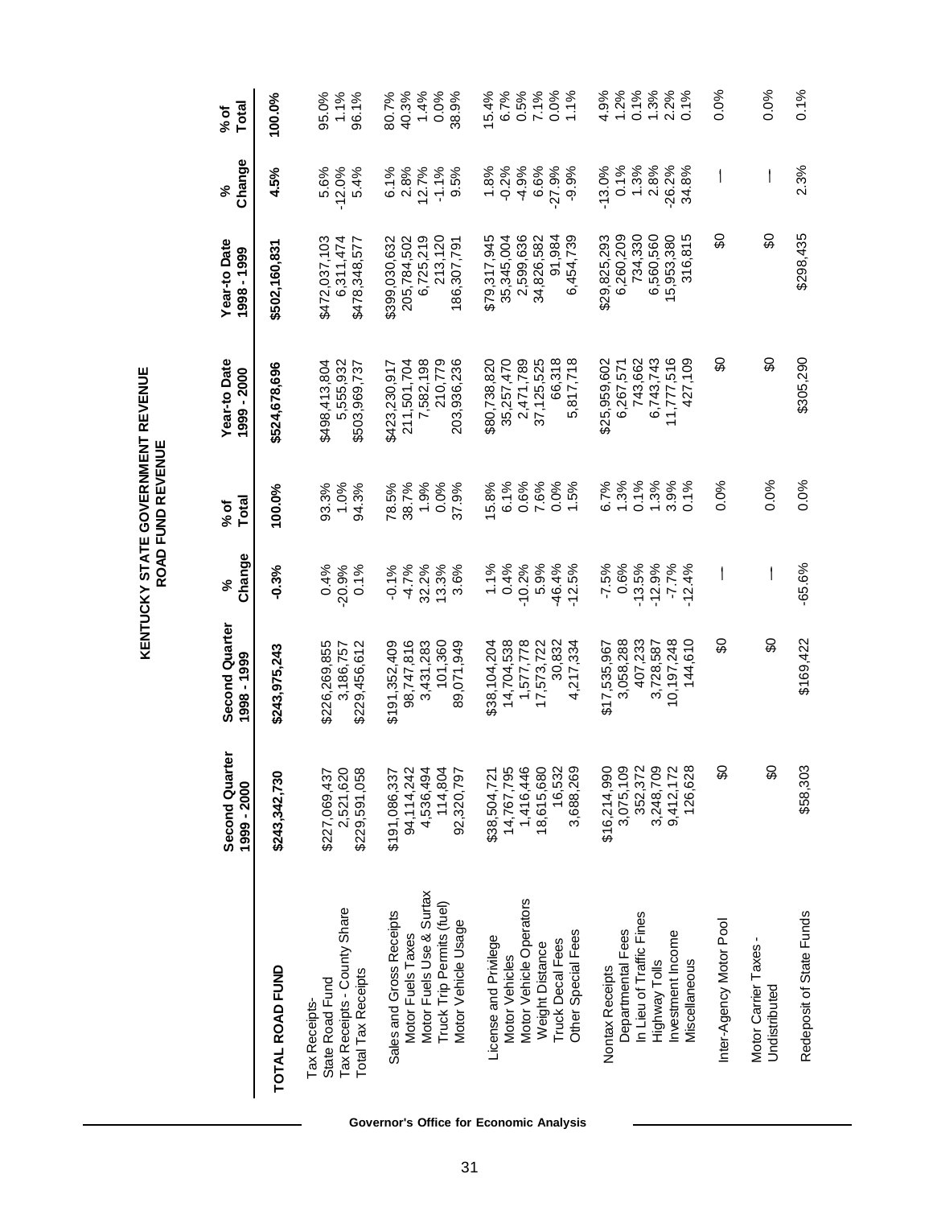# KENTUCKY STATE GOVERNMENT REVENUE
## ROAD FUND REVENUE

| | Second Quarter 1999 - 2000 | Second Quarter 1998 - 1999 | % Change | % of Total | Year-to Date 1999 - 2000 | Year-to Date 1998 - 1999 | % Change | % of Total |
|---|---|---|---|---|---|---|---|---|
| **TOTAL ROAD FUND** | **$243,342,730** | **$243,975,243** | **-0.3%** | **100.0%** | **$524,678,696** | **$502,160,831** | **4.5%** | **100.0%** |
| Tax Receipts- | | | | | | | | |
| State Road Fund | $227,069,437 | $226,269,855 | 0.4% | 93.3% | $498,413,804 | $472,037,103 | 5.6% | 95.0% |
| Tax Receipts - County Share | 2,521,620 | 3,186,757 | -20.9% | 1.0% | 5,555,932 | 6,311,474 | -12.0% | 1.1% |
| Total Tax Receipts | $229,591,058 | $229,456,612 | 0.1% | 94.3% | $503,969,737 | $478,348,577 | 5.4% | 96.1% |
| Sales and Gross Receipts | $191,086,337 | $191,352,409 | -0.1% | 78.5% | $423,230,917 | $399,030,632 | 6.1% | 80.7% |
| Motor Fuels Taxes | 94,114,242 | 98,747,816 | -4.7% | 38.7% | 211,501,704 | 205,784,502 | 2.8% | 40.3% |
| Motor Fuels Use & Surtax | 4,536,494 | 3,431,283 | 32.2% | 1.9% | 7,582,198 | 6,725,219 | 12.7% | 1.4% |
| Truck Trip Permits (fuel) | 114,804 | 101,360 | 13.3% | 0.0% | 210,779 | 213,120 | -1.1% | 0.0% |
| Motor Vehicle Usage | 92,320,797 | 89,071,949 | 3.6% | 37.9% | 203,936,236 | 186,307,791 | 9.5% | 38.9% |
| License and Privilege | $38,504,721 | $38,104,204 | 1.1% | 15.8% | $80,738,820 | $79,317,945 | 1.8% | 15.4% |
| Motor Vehicles | 14,767,795 | 14,704,538 | 0.4% | 6.1% | 35,257,470 | 35,345,004 | -0.2% | 6.7% |
| Motor Vehicle Operators | 1,416,446 | 1,577,778 | -10.2% | 0.6% | 2,471,789 | 2,599,636 | -4.9% | 0.5% |
| Weight Distance | 18,615,680 | 17,573,722 | 5.9% | 7.6% | 37,125,525 | 34,826,582 | 6.6% | 7.1% |
| Truck Decal Fees | 16,532 | 30,832 | -46.4% | 0.0% | 66,318 | 91,984 | -27.9% | 0.0% |
| Other Special Fees | 3,688,269 | 4,217,334 | -12.5% | 1.5% | 5,817,718 | 6,454,739 | -9.9% | 1.1% |
| Nontax Receipts | $16,214,990 | $17,535,967 | -7.5% | 6.7% | $25,959,602 | $29,825,293 | -13.0% | 4.9% |
| Departmental Fees | 3,075,109 | 3,058,288 | 0.6% | 1.3% | 6,267,571 | 6,260,209 | 0.1% | 1.2% |
| In Lieu of Traffic Fines | 352,372 | 407,233 | -13.5% | 0.1% | 743,662 | 734,330 | 1.3% | 0.1% |
| Highway Tolls | 3,248,709 | 3,728,587 | -12.9% | 1.3% | 6,743,743 | 6,560,560 | 2.8% | 1.3% |
| Investment Income | 9,412,172 | 10,197,248 | -7.7% | 3.9% | 11,777,516 | 15,953,380 | -26.2% | 2.2% |
| Miscellaneous | 126,628 | 144,610 | -12.4% | 0.1% | 427,109 | 316,815 | 34.8% | 0.1% |
| Inter-Agency Motor Pool | $0 | $0 | — | 0.0% | $0 | $0 | — | 0.0% |
| Motor Carrier Taxes - Undistributed | $0 | $0 | — | 0.0% | $0 | $0 | — | 0.0% |
| Redeposit of State Funds | $58,303 | $169,422 | -65.6% | 0.0% | $305,290 | $298,435 | 2.3% | 0.1% |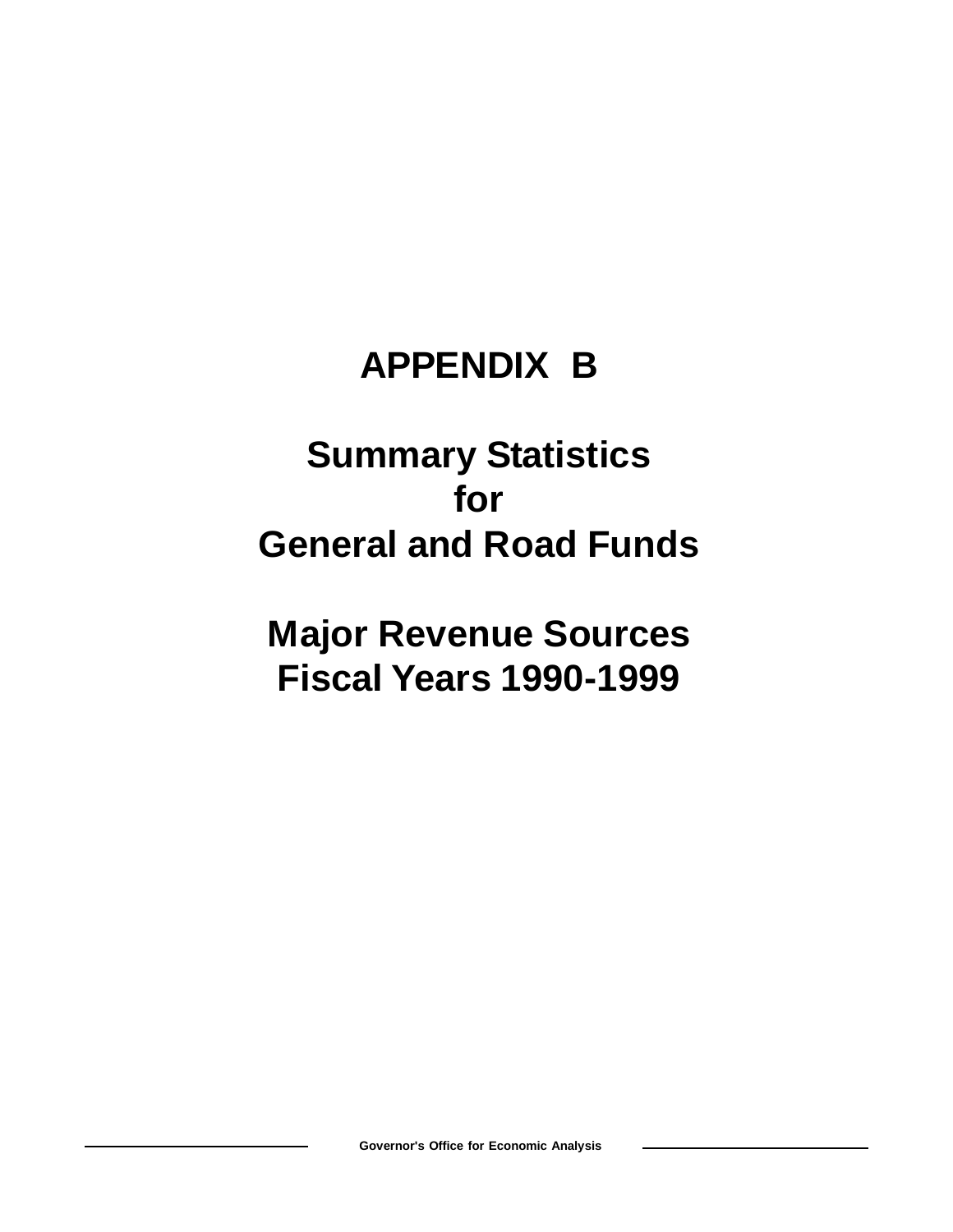# APPENDIX B

## Summary Statistics for General and Road Funds

## Major Revenue Sources Fiscal Years 1990-1999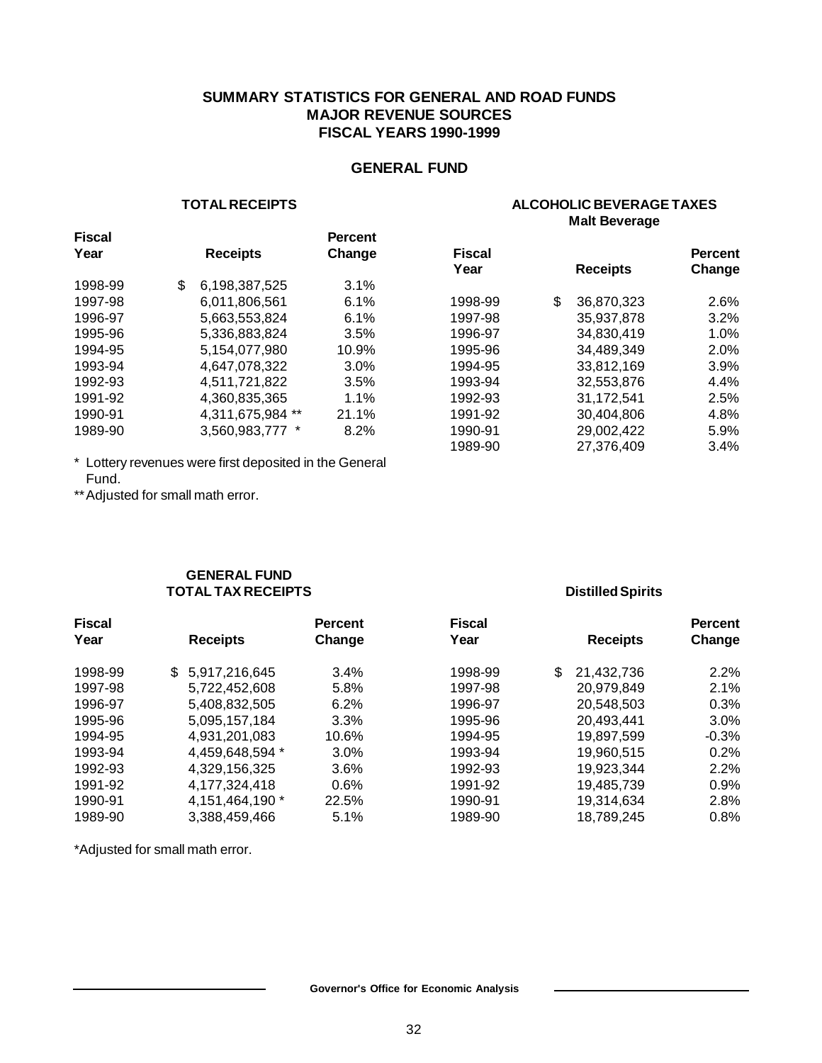# SUMMARY STATISTICS FOR GENERAL AND ROAD FUNDS
## MAJOR REVENUE SOURCES
## FISCAL YEARS 1990-1999

## GENERAL FUND

### TOTAL RECEIPTS

| Fiscal Year | Receipts | Percent Change |
|---|---|---|
| 1998-99 | $ 6,198,387,525 | 3.1% |
| 1997-98 | 6,011,806,561 | 6.1% |
| 1996-97 | 5,663,553,824 | 6.1% |
| 1995-96 | 5,336,883,824 | 3.5% |
| 1994-95 | 5,154,077,980 | 10.9% |
| 1993-94 | 4,647,078,322 | 3.0% |
| 1992-93 | 4,511,721,822 | 3.5% |
| 1991-92 | 4,360,835,365 | 1.1% |
| 1990-91 | 4,311,675,984 ** | 21.1% |
| 1989-90 | 3,560,983,777 * | 8.2% |

\* Lottery revenues were first deposited in the General Fund.

** Adjusted for small math error.

### ALCOHOLIC BEVERAGE TAXES
#### Malt Beverage

| Fiscal Year | Receipts | Percent Change |
|---|---|---|
| 1998-99 | $ 36,870,323 | 2.6% |
| 1997-98 | 35,937,878 | 3.2% |
| 1996-97 | 34,830,419 | 1.0% |
| 1995-96 | 34,489,349 | 2.0% |
| 1994-95 | 33,812,169 | 3.9% |
| 1993-94 | 32,553,876 | 4.4% |
| 1992-93 | 31,172,541 | 2.5% |
| 1991-92 | 30,404,806 | 4.8% |
| 1990-91 | 29,002,422 | 5.9% |
| 1989-90 | 27,376,409 | 3.4% |

### GENERAL FUND TOTAL TAX RECEIPTS

| Fiscal Year | Receipts | Percent Change |
|---|---|---|
| 1998-99 | $ 5,917,216,645 | 3.4% |
| 1997-98 | 5,722,452,608 | 5.8% |
| 1996-97 | 5,408,832,505 | 6.2% |
| 1995-96 | 5,095,157,184 | 3.3% |
| 1994-95 | 4,931,201,083 | 10.6% |
| 1993-94 | 4,459,648,594 * | 3.0% |
| 1992-93 | 4,329,156,325 | 3.6% |
| 1991-92 | 4,177,324,418 | 0.6% |
| 1990-91 | 4,151,464,190 * | 22.5% |
| 1989-90 | 3,388,459,466 | 5.1% |

*Adjusted for small math error.

#### Distilled Spirits

| Fiscal Year | Receipts | Percent Change |
|---|---|---|
| 1998-99 | $ 21,432,736 | 2.2% |
| 1997-98 | 20,979,849 | 2.1% |
| 1996-97 | 20,548,503 | 0.3% |
| 1995-96 | 20,493,441 | 3.0% |
| 1994-95 | 19,897,599 | -0.3% |
| 1993-94 | 19,960,515 | 0.2% |
| 1992-93 | 19,923,344 | 2.2% |
| 1991-92 | 19,485,739 | 0.9% |
| 1990-91 | 19,314,634 | 2.8% |
| 1989-90 | 18,789,245 | 0.8% |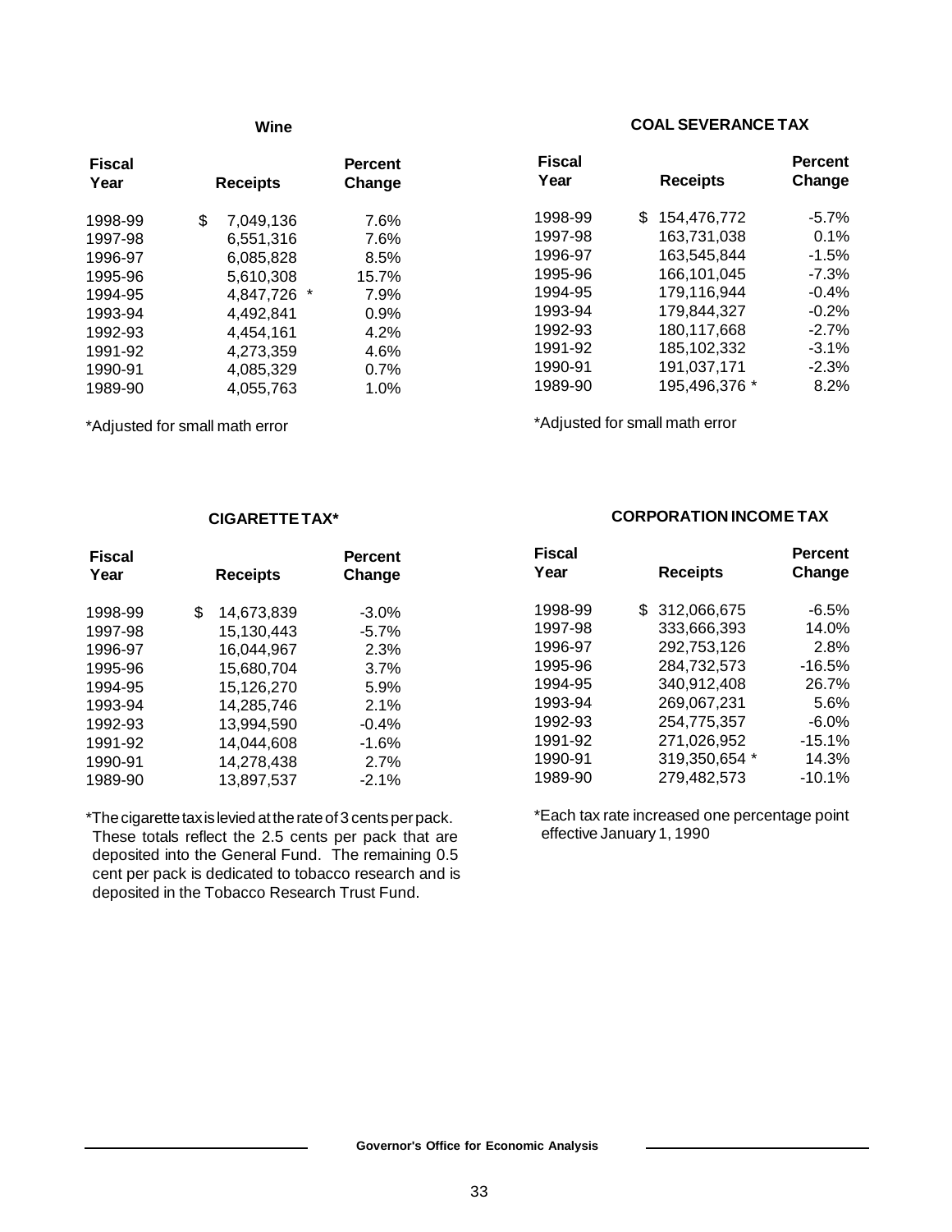### Wine

| Fiscal Year | Receipts | Percent Change |
|---|---|---|
| 1998-99 | $ 7,049,136 | 7.6% |
| 1997-98 | 6,551,316 | 7.6% |
| 1996-97 | 6,085,828 | 8.5% |
| 1995-96 | 5,610,308 | 15.7% |
| 1994-95 | 4,847,726 * | 7.9% |
| 1993-94 | 4,492,841 | 0.9% |
| 1992-93 | 4,454,161 | 4.2% |
| 1991-92 | 4,273,359 | 4.6% |
| 1990-91 | 4,085,329 | 0.7% |
| 1989-90 | 4,055,763 | 1.0% |

*Adjusted for small math error

### COAL SEVERANCE TAX

| Fiscal Year | Receipts | Percent Change |
|---|---|---|
| 1998-99 | $ 154,476,772 | -5.7% |
| 1997-98 | 163,731,038 | 0.1% |
| 1996-97 | 163,545,844 | -1.5% |
| 1995-96 | 166,101,045 | -7.3% |
| 1994-95 | 179,116,944 | -0.4% |
| 1993-94 | 179,844,327 | -0.2% |
| 1992-93 | 180,117,668 | -2.7% |
| 1991-92 | 185,102,332 | -3.1% |
| 1990-91 | 191,037,171 | -2.3% |
| 1989-90 | 195,496,376 * | 8.2% |

*Adjusted for small math error

### CIGARETTE TAX*

| Fiscal Year | Receipts | Percent Change |
|---|---|---|
| 1998-99 | $ 14,673,839 | -3.0% |
| 1997-98 | 15,130,443 | -5.7% |
| 1996-97 | 16,044,967 | 2.3% |
| 1995-96 | 15,680,704 | 3.7% |
| 1994-95 | 15,126,270 | 5.9% |
| 1993-94 | 14,285,746 | 2.1% |
| 1992-93 | 13,994,590 | -0.4% |
| 1991-92 | 14,044,608 | -1.6% |
| 1990-91 | 14,278,438 | 2.7% |
| 1989-90 | 13,897,537 | -2.1% |

*The cigarette tax is levied at the rate of 3 cents per pack. These totals reflect the 2.5 cents per pack that are deposited into the General Fund. The remaining 0.5 cent per pack is dedicated to tobacco research and is deposited in the Tobacco Research Trust Fund.

### CORPORATION INCOME TAX

| Fiscal Year | Receipts | Percent Change |
|---|---|---|
| 1998-99 | $ 312,066,675 | -6.5% |
| 1997-98 | 333,666,393 | 14.0% |
| 1996-97 | 292,753,126 | 2.8% |
| 1995-96 | 284,732,573 | -16.5% |
| 1994-95 | 340,912,408 | 26.7% |
| 1993-94 | 269,067,231 | 5.6% |
| 1992-93 | 254,775,357 | -6.0% |
| 1991-92 | 271,026,952 | -15.1% |
| 1990-91 | 319,350,654 * | 14.3% |
| 1989-90 | 279,482,573 | -10.1% |

*Each tax rate increased one percentage point effective January 1, 1990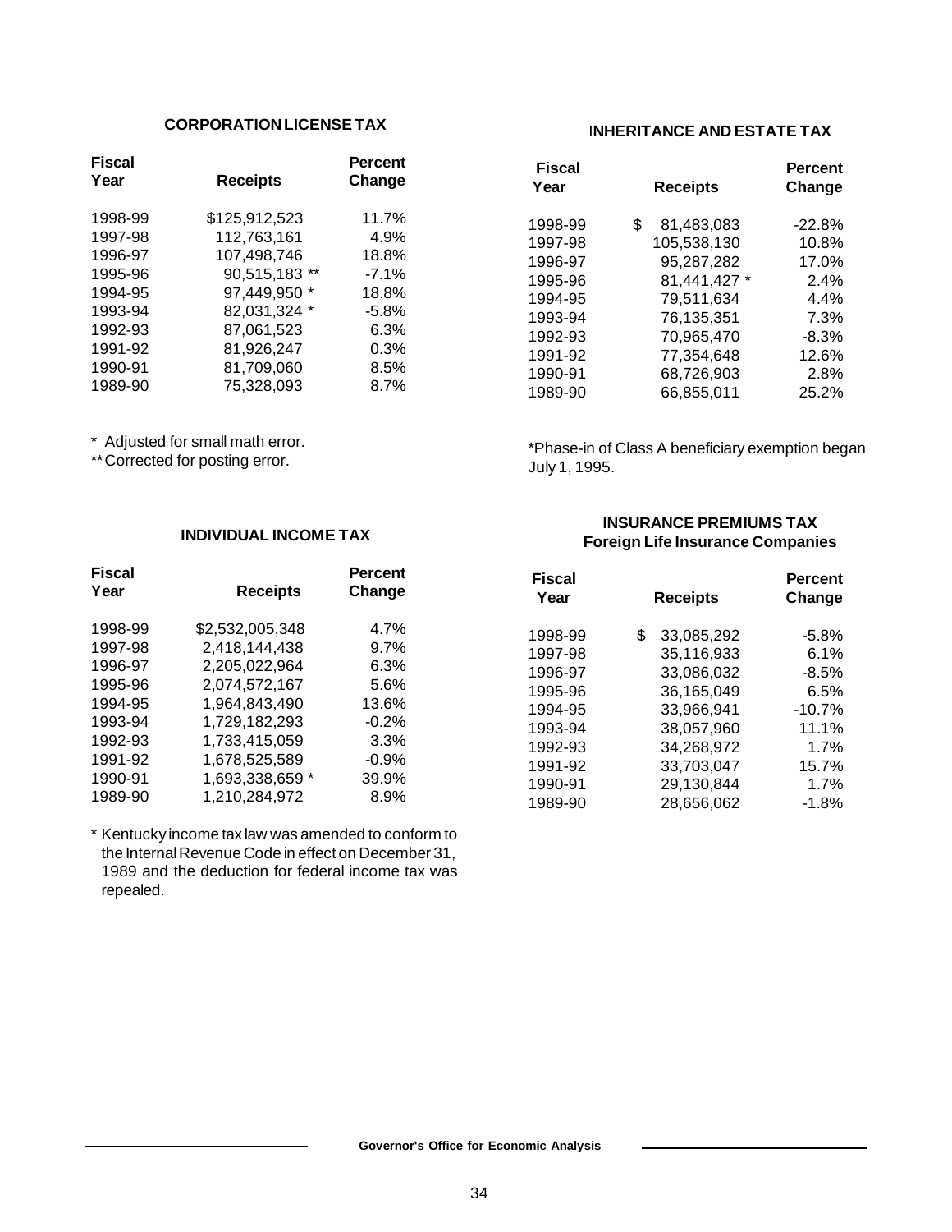## CORPORATION LICENSE TAX

| Fiscal Year | Receipts | Percent Change |
|---|---|---|
| 1998-99 | $125,912,523 | 11.7% |
| 1997-98 | 112,763,161 | 4.9% |
| 1996-97 | 107,498,746 | 18.8% |
| 1995-96 | 90,515,183 ** | -7.1% |
| 1994-95 | 97,449,950 * | 18.8% |
| 1993-94 | 82,031,324 * | -5.8% |
| 1992-93 | 87,061,523 | 6.3% |
| 1991-92 | 81,926,247 | 0.3% |
| 1990-91 | 81,709,060 | 8.5% |
| 1989-90 | 75,328,093 | 8.7% |

* Adjusted for small math error.
** Corrected for posting error.

## INHERITANCE AND ESTATE TAX

| Fiscal Year | Receipts | Percent Change |
|---|---|---|
| 1998-99 | $ 81,483,083 | -22.8% |
| 1997-98 | 105,538,130 | 10.8% |
| 1996-97 | 95,287,282 | 17.0% |
| 1995-96 | 81,441,427 * | 2.4% |
| 1994-95 | 79,511,634 | 4.4% |
| 1993-94 | 76,135,351 | 7.3% |
| 1992-93 | 70,965,470 | -8.3% |
| 1991-92 | 77,354,648 | 12.6% |
| 1990-91 | 68,726,903 | 2.8% |
| 1989-90 | 66,855,011 | 25.2% |

*Phase-in of Class A beneficiary exemption began July 1, 1995.

## INDIVIDUAL INCOME TAX

| Fiscal Year | Receipts | Percent Change |
|---|---|---|
| 1998-99 | $2,532,005,348 | 4.7% |
| 1997-98 | 2,418,144,438 | 9.7% |
| 1996-97 | 2,205,022,964 | 6.3% |
| 1995-96 | 2,074,572,167 | 5.6% |
| 1994-95 | 1,964,843,490 | 13.6% |
| 1993-94 | 1,729,182,293 | -0.2% |
| 1992-93 | 1,733,415,059 | 3.3% |
| 1991-92 | 1,678,525,589 | -0.9% |
| 1990-91 | 1,693,338,659 * | 39.9% |
| 1989-90 | 1,210,284,972 | 8.9% |

* Kentucky income tax law was amended to conform to the Internal Revenue Code in effect on December 31, 1989 and the deduction for federal income tax was repealed.

## INSURANCE PREMIUMS TAX
### Foreign Life Insurance Companies

| Fiscal Year | Receipts | Percent Change |
|---|---|---|
| 1998-99 | $ 33,085,292 | -5.8% |
| 1997-98 | 35,116,933 | 6.1% |
| 1996-97 | 33,086,032 | -8.5% |
| 1995-96 | 36,165,049 | 6.5% |
| 1994-95 | 33,966,941 | -10.7% |
| 1993-94 | 38,057,960 | 11.1% |
| 1992-93 | 34,268,972 | 1.7% |
| 1991-92 | 33,703,047 | 15.7% |
| 1990-91 | 29,130,844 | 1.7% |
| 1989-90 | 28,656,062 | -1.8% |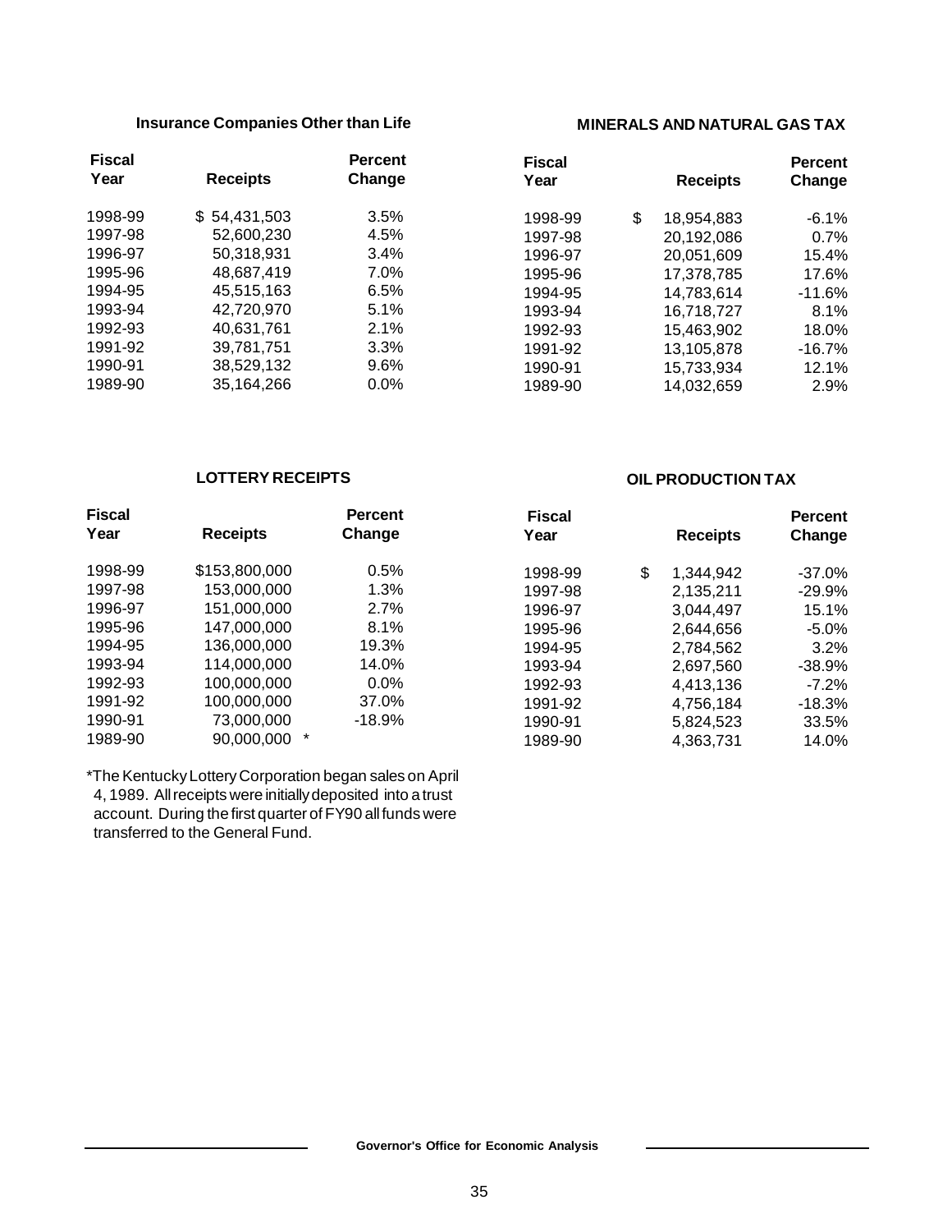## Insurance Companies Other than Life

| Fiscal Year | Receipts | Percent Change |
|---|---|---|
| 1998-99 | $ 54,431,503 | 3.5% |
| 1997-98 | 52,600,230 | 4.5% |
| 1996-97 | 50,318,931 | 3.4% |
| 1995-96 | 48,687,419 | 7.0% |
| 1994-95 | 45,515,163 | 6.5% |
| 1993-94 | 42,720,970 | 5.1% |
| 1992-93 | 40,631,761 | 2.1% |
| 1991-92 | 39,781,751 | 3.3% |
| 1990-91 | 38,529,132 | 9.6% |
| 1989-90 | 35,164,266 | 0.0% |

## MINERALS AND NATURAL GAS TAX

| Fiscal Year | Receipts | Percent Change |
|---|---|---|
| 1998-99 | $ 18,954,883 | -6.1% |
| 1997-98 | 20,192,086 | 0.7% |
| 1996-97 | 20,051,609 | 15.4% |
| 1995-96 | 17,378,785 | 17.6% |
| 1994-95 | 14,783,614 | -11.6% |
| 1993-94 | 16,718,727 | 8.1% |
| 1992-93 | 15,463,902 | 18.0% |
| 1991-92 | 13,105,878 | -16.7% |
| 1990-91 | 15,733,934 | 12.1% |
| 1989-90 | 14,032,659 | 2.9% |

## LOTTERY RECEIPTS

| Fiscal Year | Receipts | Percent Change |
|---|---|---|
| 1998-99 | $153,800,000 | 0.5% |
| 1997-98 | 153,000,000 | 1.3% |
| 1996-97 | 151,000,000 | 2.7% |
| 1995-96 | 147,000,000 | 8.1% |
| 1994-95 | 136,000,000 | 19.3% |
| 1993-94 | 114,000,000 | 14.0% |
| 1992-93 | 100,000,000 | 0.0% |
| 1991-92 | 100,000,000 | 37.0% |
| 1990-91 | 73,000,000 | -18.9% |
| 1989-90 | 90,000,000 * | |

*The Kentucky Lottery Corporation began sales on April 4, 1989. All receipts were initially deposited into a trust account. During the first quarter of FY90 all funds were transferred to the General Fund.

## OIL PRODUCTION TAX

| Fiscal Year | Receipts | Percent Change |
|---|---|---|
| 1998-99 | $ 1,344,942 | -37.0% |
| 1997-98 | 2,135,211 | -29.9% |
| 1996-97 | 3,044,497 | 15.1% |
| 1995-96 | 2,644,656 | -5.0% |
| 1994-95 | 2,784,562 | 3.2% |
| 1993-94 | 2,697,560 | -38.9% |
| 1992-93 | 4,413,136 | -7.2% |
| 1991-92 | 4,756,184 | -18.3% |
| 1990-91 | 5,824,523 | 33.5% |
| 1989-90 | 4,363,731 | 14.0% |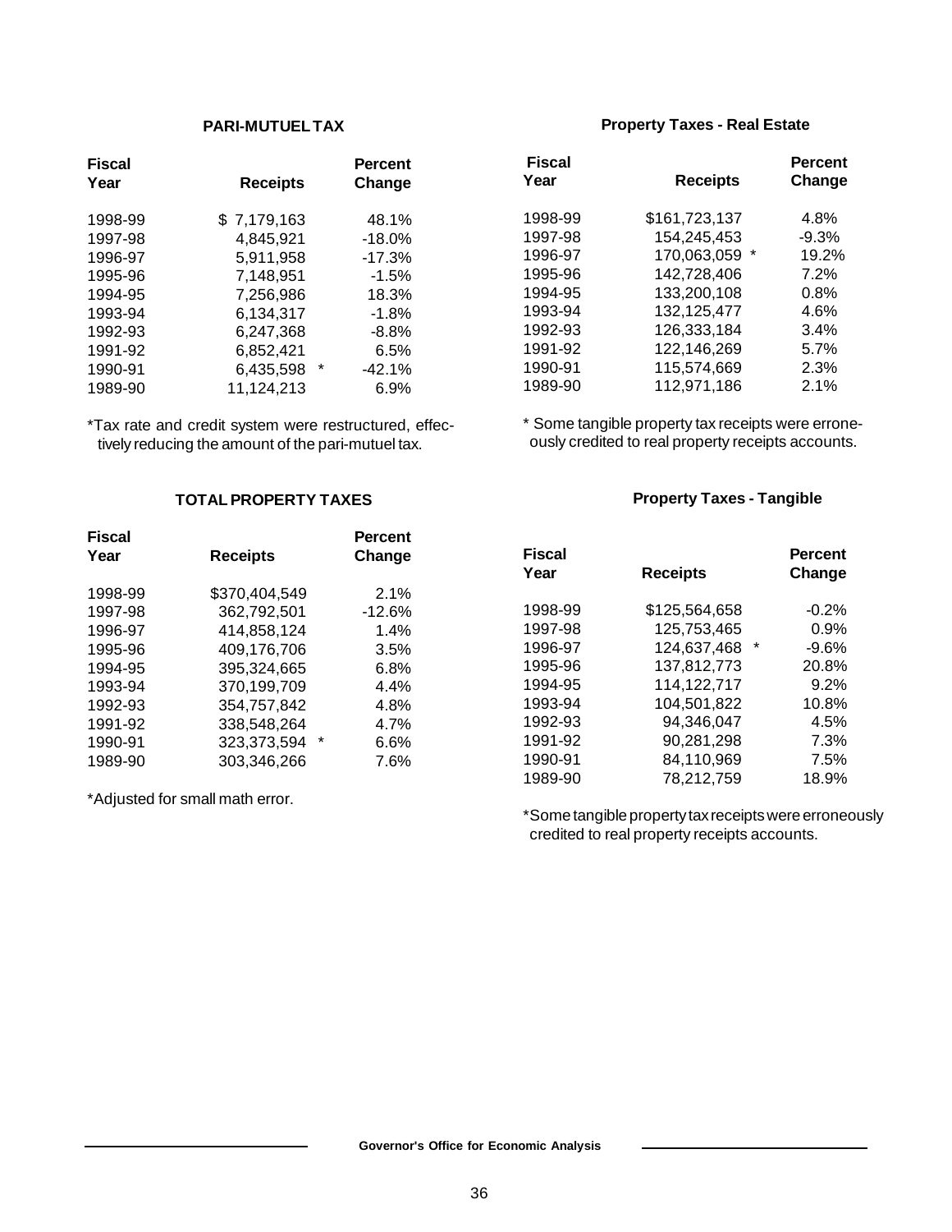## PARI-MUTUEL TAX

| Fiscal Year | Receipts | Percent Change |
|---|---|---|
| 1998-99 | $ 7,179,163 | 48.1% |
| 1997-98 | 4,845,921 | -18.0% |
| 1996-97 | 5,911,958 | -17.3% |
| 1995-96 | 7,148,951 | -1.5% |
| 1994-95 | 7,256,986 | 18.3% |
| 1993-94 | 6,134,317 | -1.8% |
| 1992-93 | 6,247,368 | -8.8% |
| 1991-92 | 6,852,421 | 6.5% |
| 1990-91 | 6,435,598 * | -42.1% |
| 1989-90 | 11,124,213 | 6.9% |

*Tax rate and credit system were restructured, effectively reducing the amount of the pari-mutuel tax.

## TOTAL PROPERTY TAXES

| Fiscal Year | Receipts | Percent Change |
|---|---|---|
| 1998-99 | $370,404,549 | 2.1% |
| 1997-98 | 362,792,501 | -12.6% |
| 1996-97 | 414,858,124 | 1.4% |
| 1995-96 | 409,176,706 | 3.5% |
| 1994-95 | 395,324,665 | 6.8% |
| 1993-94 | 370,199,709 | 4.4% |
| 1992-93 | 354,757,842 | 4.8% |
| 1991-92 | 338,548,264 | 4.7% |
| 1990-91 | 323,373,594 * | 6.6% |
| 1989-90 | 303,346,266 | 7.6% |

*Adjusted for small math error.

## Property Taxes - Real Estate

| Fiscal Year | Receipts | Percent Change |
|---|---|---|
| 1998-99 | $161,723,137 | 4.8% |
| 1997-98 | 154,245,453 | -9.3% |
| 1996-97 | 170,063,059 * | 19.2% |
| 1995-96 | 142,728,406 | 7.2% |
| 1994-95 | 133,200,108 | 0.8% |
| 1993-94 | 132,125,477 | 4.6% |
| 1992-93 | 126,333,184 | 3.4% |
| 1991-92 | 122,146,269 | 5.7% |
| 1990-91 | 115,574,669 | 2.3% |
| 1989-90 | 112,971,186 | 2.1% |

* Some tangible property tax receipts were erroneously credited to real property receipts accounts.

## Property Taxes - Tangible

| Fiscal Year | Receipts | Percent Change |
|---|---|---|
| 1998-99 | $125,564,658 | -0.2% |
| 1997-98 | 125,753,465 | 0.9% |
| 1996-97 | 124,637,468 * | -9.6% |
| 1995-96 | 137,812,773 | 20.8% |
| 1994-95 | 114,122,717 | 9.2% |
| 1993-94 | 104,501,822 | 10.8% |
| 1992-93 | 94,346,047 | 4.5% |
| 1991-92 | 90,281,298 | 7.3% |
| 1990-91 | 84,110,969 | 7.5% |
| 1989-90 | 78,212,759 | 18.9% |

*Some tangible property tax receipts were erroneously credited to real property receipts accounts.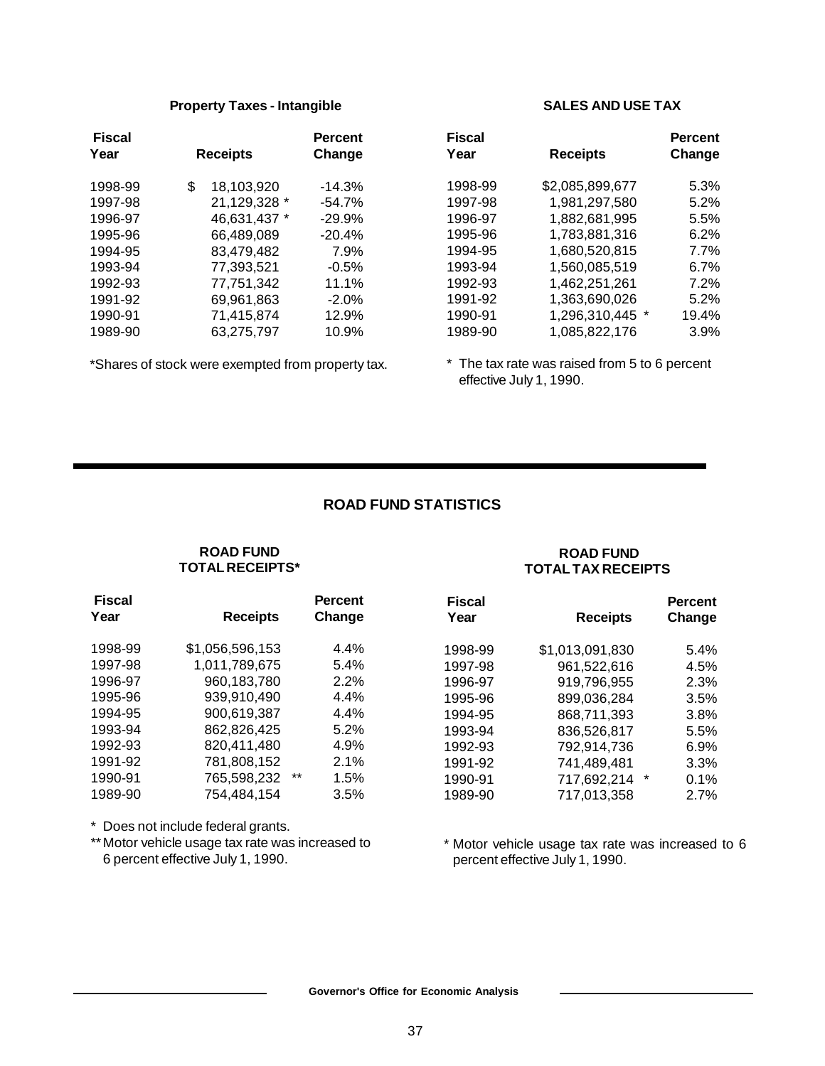### Property Taxes - Intangible

| Fiscal Year | Receipts | Percent Change |
|---|---|---|
| 1998-99 | $ 18,103,920 | -14.3% |
| 1997-98 | 21,129,328 * | -54.7% |
| 1996-97 | 46,631,437 * | -29.9% |
| 1995-96 | 66,489,089 | -20.4% |
| 1994-95 | 83,479,482 | 7.9% |
| 1993-94 | 77,393,521 | -0.5% |
| 1992-93 | 77,751,342 | 11.1% |
| 1991-92 | 69,961,863 | -2.0% |
| 1990-91 | 71,415,874 | 12.9% |
| 1989-90 | 63,275,797 | 10.9% |

*Shares of stock were exempted from property tax.

### SALES AND USE TAX

| Fiscal Year | Receipts | Percent Change |
|---|---|---|
| 1998-99 | $2,085,899,677 | 5.3% |
| 1997-98 | 1,981,297,580 | 5.2% |
| 1996-97 | 1,882,681,995 | 5.5% |
| 1995-96 | 1,783,881,316 | 6.2% |
| 1994-95 | 1,680,520,815 | 7.7% |
| 1993-94 | 1,560,085,519 | 6.7% |
| 1992-93 | 1,462,251,261 | 7.2% |
| 1991-92 | 1,363,690,026 | 5.2% |
| 1990-91 | 1,296,310,445 * | 19.4% |
| 1989-90 | 1,085,822,176 | 3.9% |

* The tax rate was raised from 5 to 6 percent effective July 1, 1990.

## ROAD FUND STATISTICS

### ROAD FUND TOTAL RECEIPTS*

| Fiscal Year | Receipts | Percent Change |
|---|---|---|
| 1998-99 | $1,056,596,153 | 4.4% |
| 1997-98 | 1,011,789,675 | 5.4% |
| 1996-97 | 960,183,780 | 2.2% |
| 1995-96 | 939,910,490 | 4.4% |
| 1994-95 | 900,619,387 | 4.4% |
| 1993-94 | 862,826,425 | 5.2% |
| 1992-93 | 820,411,480 | 4.9% |
| 1991-92 | 781,808,152 | 2.1% |
| 1990-91 | 765,598,232 ** | 1.5% |
| 1989-90 | 754,484,154 | 3.5% |

* Does not include federal grants.

** Motor vehicle usage tax rate was increased to 6 percent effective July 1, 1990.

### ROAD FUND TOTAL TAX RECEIPTS

| Fiscal Year | Receipts | Percent Change |
|---|---|---|
| 1998-99 | $1,013,091,830 | 5.4% |
| 1997-98 | 961,522,616 | 4.5% |
| 1996-97 | 919,796,955 | 2.3% |
| 1995-96 | 899,036,284 | 3.5% |
| 1994-95 | 868,711,393 | 3.8% |
| 1993-94 | 836,526,817 | 5.5% |
| 1992-93 | 792,914,736 | 6.9% |
| 1991-92 | 741,489,481 | 3.3% |
| 1990-91 | 717,692,214 * | 0.1% |
| 1989-90 | 717,013,358 | 2.7% |

* Motor vehicle usage tax rate was increased to 6 percent effective July 1, 1990.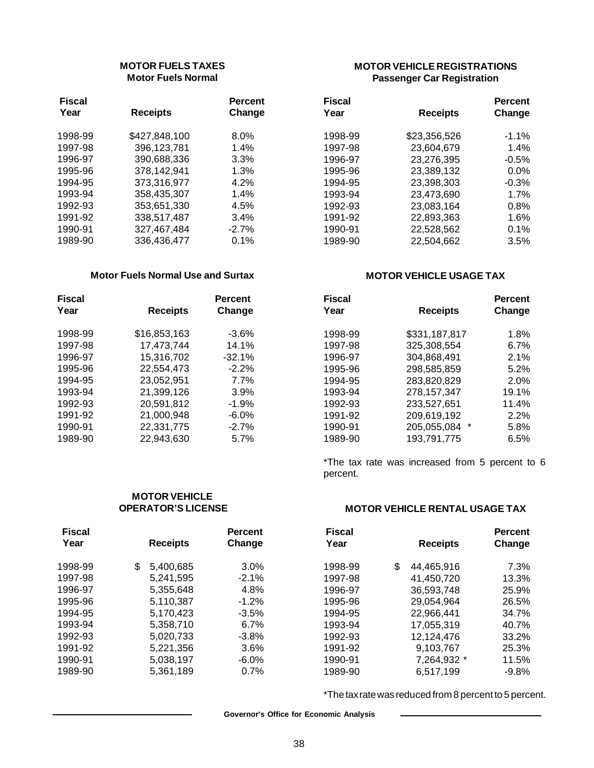## MOTOR FUELS TAXES

### Motor Fuels Normal

| Fiscal Year | Receipts | Percent Change |
|---|---|---|
| 1998-99 | $427,848,100 | 8.0% |
| 1997-98 | 396,123,781 | 1.4% |
| 1996-97 | 390,688,336 | 3.3% |
| 1995-96 | 378,142,941 | 1.3% |
| 1994-95 | 373,316,977 | 4.2% |
| 1993-94 | 358,435,307 | 1.4% |
| 1992-93 | 353,651,330 | 4.5% |
| 1991-92 | 338,517,487 | 3.4% |
| 1990-91 | 327,467,484 | -2.7% |
| 1989-90 | 336,436,477 | 0.1% |

### Motor Fuels Normal Use and Surtax

| Fiscal Year | Receipts | Percent Change |
|---|---|---|
| 1998-99 | $16,853,163 | -3.6% |
| 1997-98 | 17,473,744 | 14.1% |
| 1996-97 | 15,316,702 | -32.1% |
| 1995-96 | 22,554,473 | -2.2% |
| 1994-95 | 23,052,951 | 7.7% |
| 1993-94 | 21,399,126 | 3.9% |
| 1992-93 | 20,591,812 | -1.9% |
| 1991-92 | 21,000,948 | -6.0% |
| 1990-91 | 22,331,775 | -2.7% |
| 1989-90 | 22,943,630 | 5.7% |

## MOTOR VEHICLE OPERATOR'S LICENSE

| Fiscal Year | Receipts | Percent Change |
|---|---|---|
| 1998-99 | $ 5,400,685 | 3.0% |
| 1997-98 | 5,241,595 | -2.1% |
| 1996-97 | 5,355,648 | 4.8% |
| 1995-96 | 5,110,387 | -1.2% |
| 1994-95 | 5,170,423 | -3.5% |
| 1993-94 | 5,358,710 | 6.7% |
| 1992-93 | 5,020,733 | -3.8% |
| 1991-92 | 5,221,356 | 3.6% |
| 1990-91 | 5,038,197 | -6.0% |
| 1989-90 | 5,361,189 | 0.7% |

## MOTOR VEHICLE REGISTRATIONS

### Passenger Car Registration

| Fiscal Year | Receipts | Percent Change |
|---|---|---|
| 1998-99 | $23,356,526 | -1.1% |
| 1997-98 | 23,604,679 | 1.4% |
| 1996-97 | 23,276,395 | -0.5% |
| 1995-96 | 23,389,132 | 0.0% |
| 1994-95 | 23,398,303 | -0.3% |
| 1993-94 | 23,473,690 | 1.7% |
| 1992-93 | 23,083,164 | 0.8% |
| 1991-92 | 22,893,363 | 1.6% |
| 1990-91 | 22,528,562 | 0.1% |
| 1989-90 | 22,504,662 | 3.5% |

## MOTOR VEHICLE USAGE TAX

| Fiscal Year | Receipts | Percent Change |
|---|---|---|
| 1998-99 | $331,187,817 | 1.8% |
| 1997-98 | 325,308,554 | 6.7% |
| 1996-97 | 304,868,491 | 2.1% |
| 1995-96 | 298,585,859 | 5.2% |
| 1994-95 | 283,820,829 | 2.0% |
| 1993-94 | 278,157,347 | 19.1% |
| 1992-93 | 233,527,651 | 11.4% |
| 1991-92 | 209,619,192 | 2.2% |
| 1990-91 | 205,055,084 * | 5.8% |
| 1989-90 | 193,791,775 | 6.5% |

*The tax rate was increased from 5 percent to 6 percent.

## MOTOR VEHICLE RENTAL USAGE TAX

| Fiscal Year | Receipts | Percent Change |
|---|---|---|
| 1998-99 | $ 44,465,916 | 7.3% |
| 1997-98 | 41,450,720 | 13.3% |
| 1996-97 | 36,593,748 | 25.9% |
| 1995-96 | 29,054,964 | 26.5% |
| 1994-95 | 22,966,441 | 34.7% |
| 1993-94 | 17,055,319 | 40.7% |
| 1992-93 | 12,124,476 | 33.2% |
| 1991-92 | 9,103,767 | 25.3% |
| 1990-91 | 7,264,932 * | 11.5% |
| 1989-90 | 6,517,199 | -9.8% |

*The tax rate was reduced from 8 percent to 5 percent.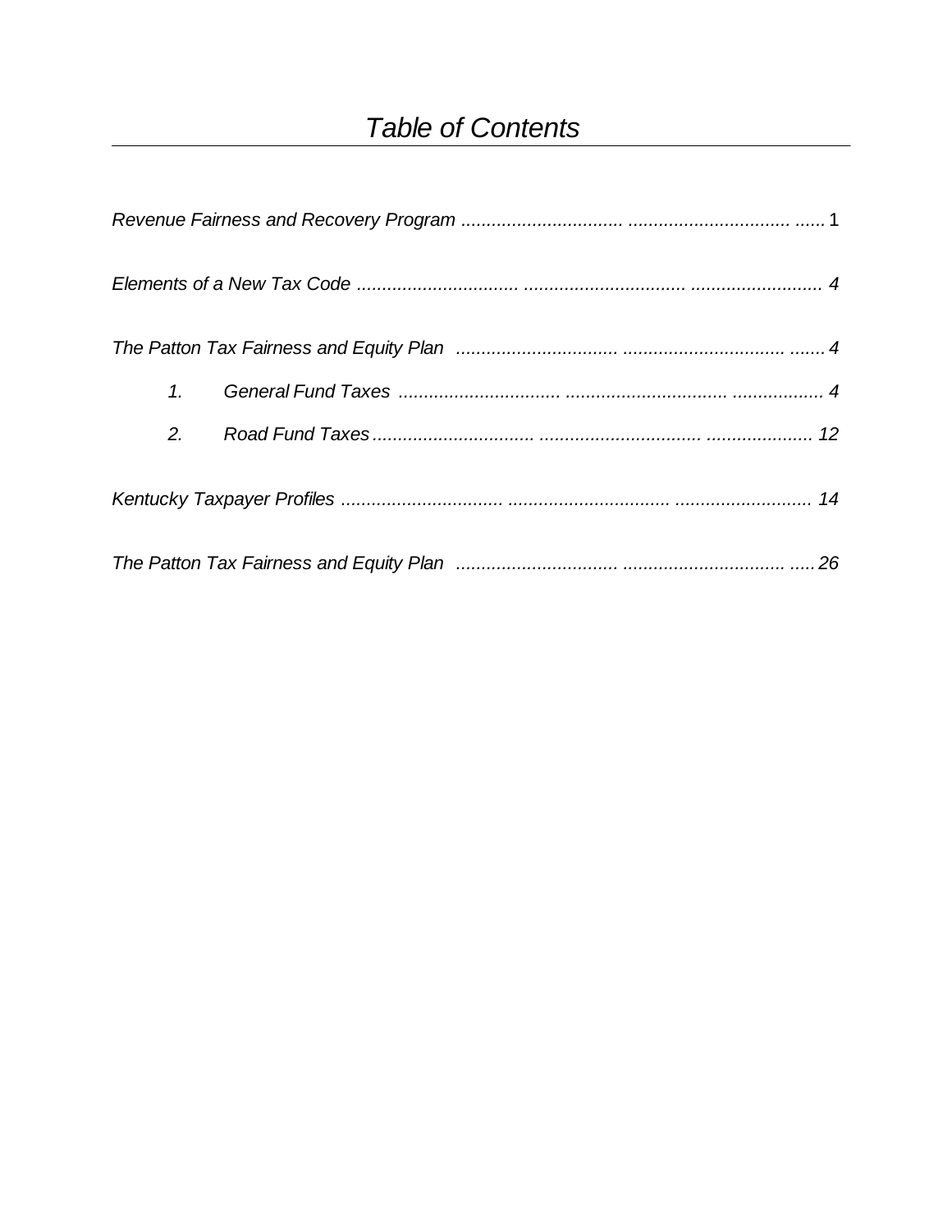# *Table of Contents*

*Revenue Fairness and Recovery Program* ................................ ................................ ...... 1

*Elements of a New Tax Code* ................................ .............................. .......................... *4*

*The Patton Tax Fairness and Equity Plan* ................................ ................................ ....... *4*

*1. General Fund Taxes* ................................ .................................. .................. *4*

*2. Road Fund Taxes* ............................... .................................. ..................... *12*

*Kentucky Taxpayer Profiles* ................................ .............................. ........................... *14*

*The Patton Tax Fairness and Equity Plan* ................................ ................................ ..... *26*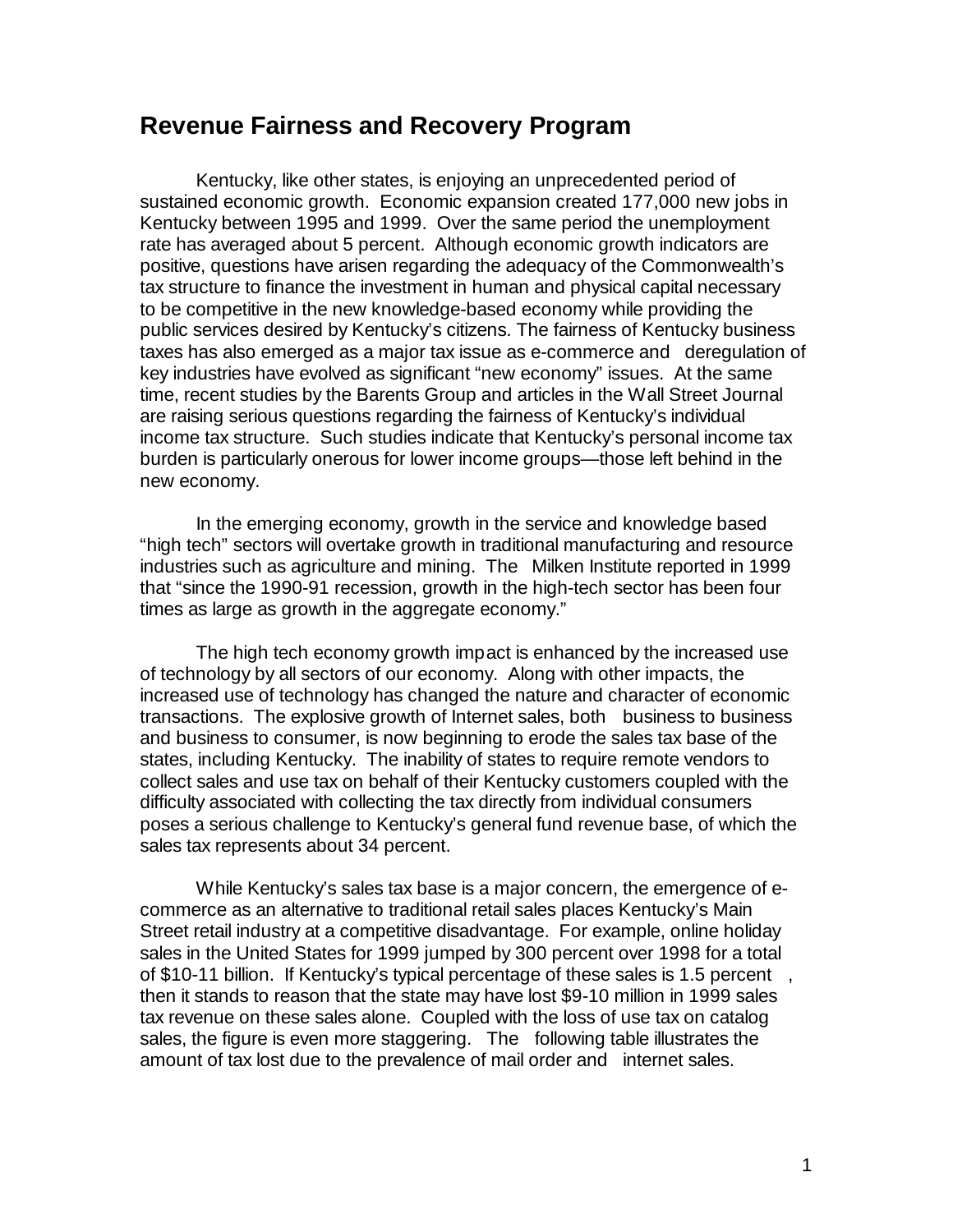## Revenue Fairness and Recovery Program

Kentucky, like other states, is enjoying an unprecedented period of sustained economic growth. Economic expansion created 177,000 new jobs in Kentucky between 1995 and 1999. Over the same period the unemployment rate has averaged about 5 percent. Although economic growth indicators are positive, questions have arisen regarding the adequacy of the Commonwealth's tax structure to finance the investment in human and physical capital necessary to be competitive in the new knowledge-based economy while providing the public services desired by Kentucky's citizens. The fairness of Kentucky business taxes has also emerged as a major tax issue as e-commerce and deregulation of key industries have evolved as significant "new economy" issues. At the same time, recent studies by the Barents Group and articles in the Wall Street Journal are raising serious questions regarding the fairness of Kentucky's individual income tax structure. Such studies indicate that Kentucky's personal income tax burden is particularly onerous for lower income groups—those left behind in the new economy.

In the emerging economy, growth in the service and knowledge based "high tech" sectors will overtake growth in traditional manufacturing and resource industries such as agriculture and mining. The Milken Institute reported in 1999 that "since the 1990-91 recession, growth in the high-tech sector has been four times as large as growth in the aggregate economy."

The high tech economy growth impact is enhanced by the increased use of technology by all sectors of our economy. Along with other impacts, the increased use of technology has changed the nature and character of economic transactions. The explosive growth of Internet sales, both business to business and business to consumer, is now beginning to erode the sales tax base of the states, including Kentucky. The inability of states to require remote vendors to collect sales and use tax on behalf of their Kentucky customers coupled with the difficulty associated with collecting the tax directly from individual consumers poses a serious challenge to Kentucky's general fund revenue base, of which the sales tax represents about 34 percent.

While Kentucky's sales tax base is a major concern, the emergence of e-commerce as an alternative to traditional retail sales places Kentucky's Main Street retail industry at a competitive disadvantage. For example, online holiday sales in the United States for 1999 jumped by 300 percent over 1998 for a total of $10-11 billion. If Kentucky's typical percentage of these sales is 1.5 percent, then it stands to reason that the state may have lost $9-10 million in 1999 sales tax revenue on these sales alone. Coupled with the loss of use tax on catalog sales, the figure is even more staggering. The following table illustrates the amount of tax lost due to the prevalence of mail order and internet sales.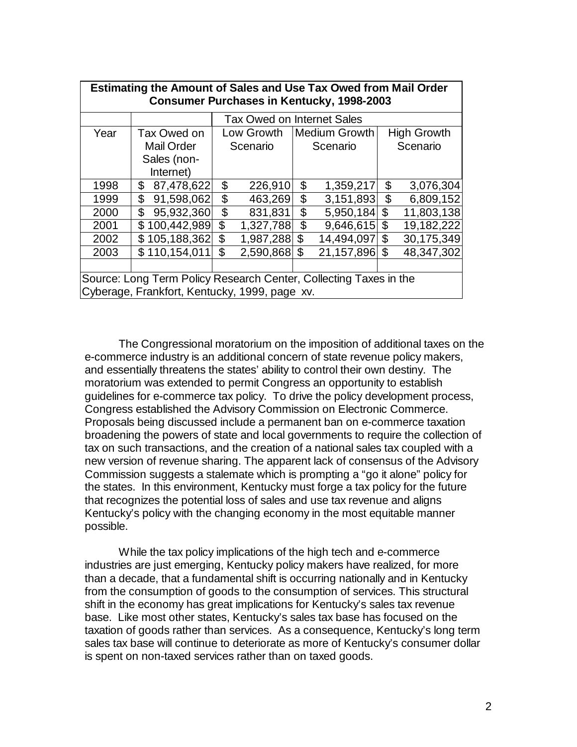| Estimating the Amount of Sales and Use Tax Owed from Mail Order Consumer Purchases in Kentucky, 1998-2003 | | | | |
|---|---|---|---|---|
| | | Tax Owed on Internet Sales | | |
| Year | Tax Owed on Mail Order Sales (non-Internet) | Low Growth Scenario | Medium Growth Scenario | High Growth Scenario |
| 1998 | $ 87,478,622 | $ 226,910 | $ 1,359,217 | $ 3,076,304 |
| 1999 | $ 91,598,062 | $ 463,269 | $ 3,151,893 | $ 6,809,152 |
| 2000 | $ 95,932,360 | $ 831,831 | $ 5,950,184 | $ 11,803,138 |
| 2001 | $ 100,442,989 | $ 1,327,788 | $ 9,646,615 | $ 19,182,222 |
| 2002 | $ 105,188,362 | $ 1,987,288 | $ 14,494,097 | $ 30,175,349 |
| 2003 | $ 110,154,011 | $ 2,590,868 | $ 21,157,896 | $ 48,347,302 |

Source: Long Term Policy Research Center, Collecting Taxes in the Cyberage, Frankfort, Kentucky, 1999, page xv.

The Congressional moratorium on the imposition of additional taxes on the e-commerce industry is an additional concern of state revenue policy makers, and essentially threatens the states' ability to control their own destiny. The moratorium was extended to permit Congress an opportunity to establish guidelines for e-commerce tax policy. To drive the policy development process, Congress established the Advisory Commission on Electronic Commerce. Proposals being discussed include a permanent ban on e-commerce taxation broadening the powers of state and local governments to require the collection of tax on such transactions, and the creation of a national sales tax coupled with a new version of revenue sharing. The apparent lack of consensus of the Advisory Commission suggests a stalemate which is prompting a "go it alone" policy for the states. In this environment, Kentucky must forge a tax policy for the future that recognizes the potential loss of sales and use tax revenue and aligns Kentucky's policy with the changing economy in the most equitable manner possible.

While the tax policy implications of the high tech and e-commerce industries are just emerging, Kentucky policy makers have realized, for more than a decade, that a fundamental shift is occurring nationally and in Kentucky from the consumption of goods to the consumption of services. This structural shift in the economy has great implications for Kentucky's sales tax revenue base. Like most other states, Kentucky's sales tax base has focused on the taxation of goods rather than services. As a consequence, Kentucky's long term sales tax base will continue to deteriorate as more of Kentucky's consumer dollar is spent on non-taxed services rather than on taxed goods.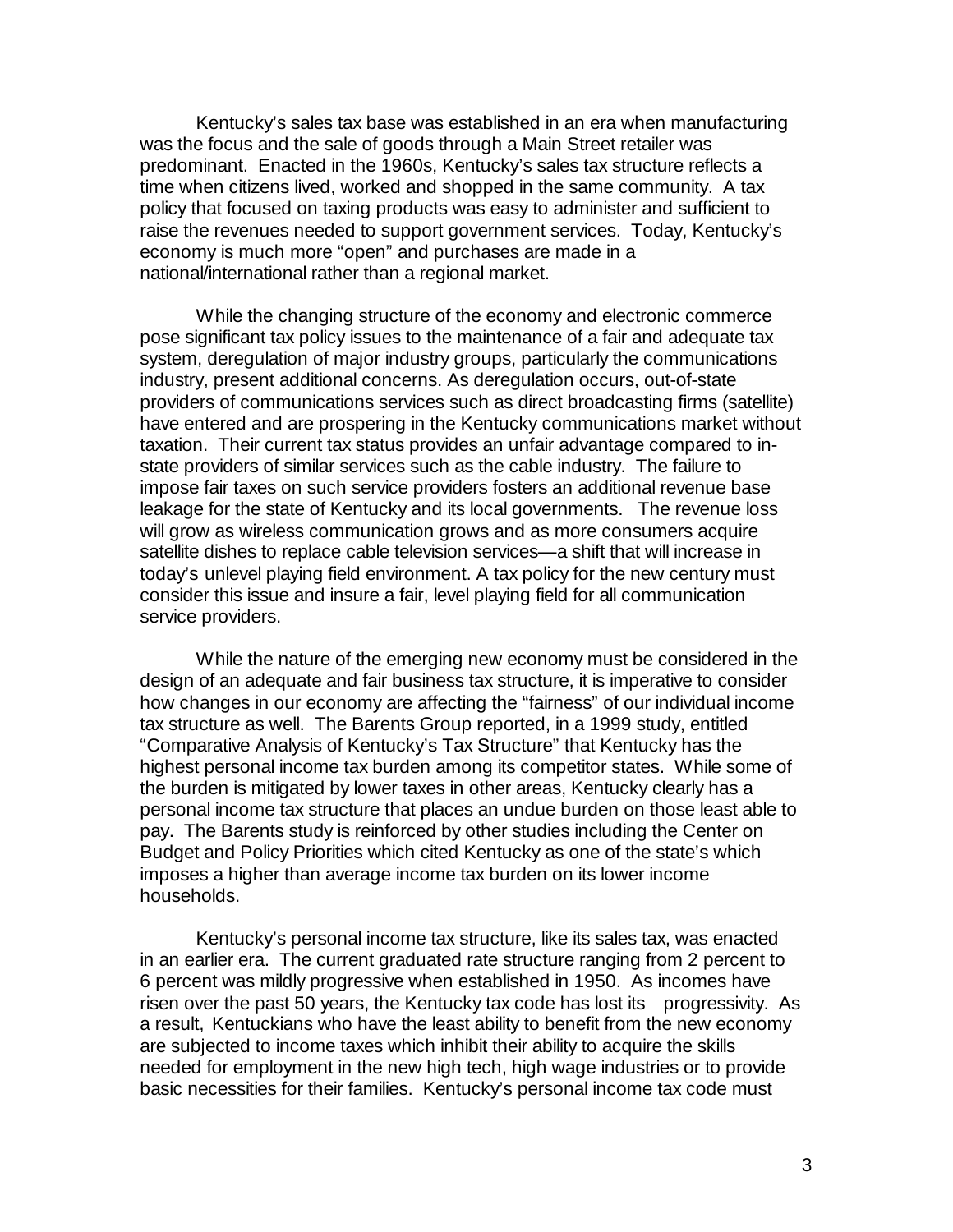Kentucky's sales tax base was established in an era when manufacturing was the focus and the sale of goods through a Main Street retailer was predominant. Enacted in the 1960s, Kentucky's sales tax structure reflects a time when citizens lived, worked and shopped in the same community. A tax policy that focused on taxing products was easy to administer and sufficient to raise the revenues needed to support government services. Today, Kentucky's economy is much more "open" and purchases are made in a national/international rather than a regional market.

While the changing structure of the economy and electronic commerce pose significant tax policy issues to the maintenance of a fair and adequate tax system, deregulation of major industry groups, particularly the communications industry, present additional concerns. As deregulation occurs, out-of-state providers of communications services such as direct broadcasting firms (satellite) have entered and are prospering in the Kentucky communications market without taxation. Their current tax status provides an unfair advantage compared to in-state providers of similar services such as the cable industry. The failure to impose fair taxes on such service providers fosters an additional revenue base leakage for the state of Kentucky and its local governments. The revenue loss will grow as wireless communication grows and as more consumers acquire satellite dishes to replace cable television services—a shift that will increase in today's unlevel playing field environment. A tax policy for the new century must consider this issue and insure a fair, level playing field for all communication service providers.

While the nature of the emerging new economy must be considered in the design of an adequate and fair business tax structure, it is imperative to consider how changes in our economy are affecting the "fairness" of our individual income tax structure as well. The Barents Group reported, in a 1999 study, entitled "Comparative Analysis of Kentucky's Tax Structure" that Kentucky has the highest personal income tax burden among its competitor states. While some of the burden is mitigated by lower taxes in other areas, Kentucky clearly has a personal income tax structure that places an undue burden on those least able to pay. The Barents study is reinforced by other studies including the Center on Budget and Policy Priorities which cited Kentucky as one of the state's which imposes a higher than average income tax burden on its lower income households.

Kentucky's personal income tax structure, like its sales tax, was enacted in an earlier era. The current graduated rate structure ranging from 2 percent to 6 percent was mildly progressive when established in 1950. As incomes have risen over the past 50 years, the Kentucky tax code has lost its progressivity. As a result, Kentuckians who have the least ability to benefit from the new economy are subjected to income taxes which inhibit their ability to acquire the skills needed for employment in the new high tech, high wage industries or to provide basic necessities for their families. Kentucky's personal income tax code must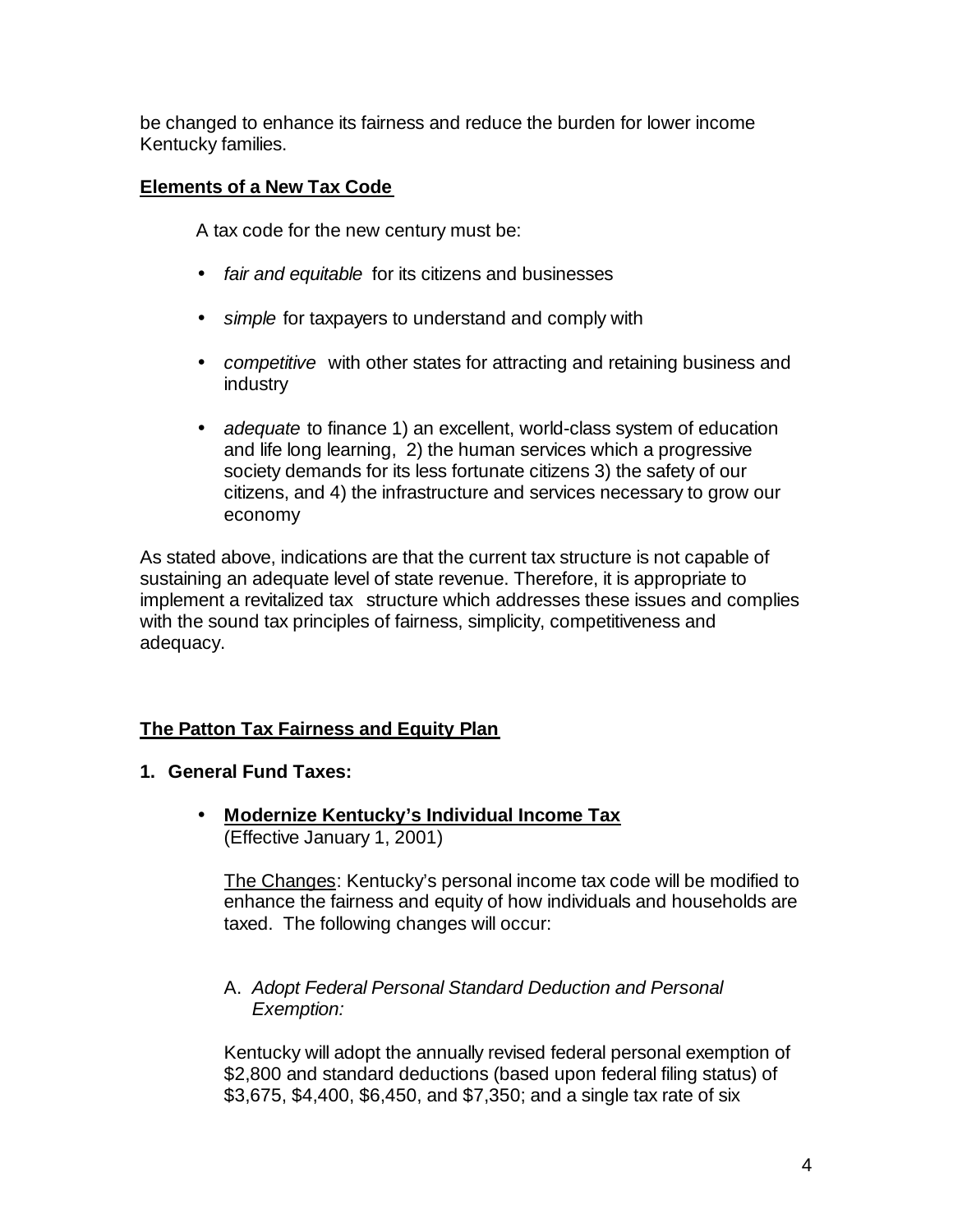be changed to enhance its fairness and reduce the burden for lower income Kentucky families.

## Elements of a New Tax Code

A tax code for the new century must be:

- *fair and equitable* for its citizens and businesses
- *simple* for taxpayers to understand and comply with
- *competitive* with other states for attracting and retaining business and industry
- *adequate* to finance 1) an excellent, world-class system of education and life long learning, 2) the human services which a progressive society demands for its less fortunate citizens 3) the safety of our citizens, and 4) the infrastructure and services necessary to grow our economy

As stated above, indications are that the current tax structure is not capable of sustaining an adequate level of state revenue. Therefore, it is appropriate to implement a revitalized tax structure which addresses these issues and complies with the sound tax principles of fairness, simplicity, competitiveness and adequacy.

## The Patton Tax Fairness and Equity Plan

### 1. General Fund Taxes:

- **Modernize Kentucky's Individual Income Tax**
  (Effective January 1, 2001)

  The Changes: Kentucky's personal income tax code will be modified to enhance the fairness and equity of how individuals and households are taxed. The following changes will occur:

  A. *Adopt Federal Personal Standard Deduction and Personal Exemption:*

  Kentucky will adopt the annually revised federal personal exemption of \$2,800 and standard deductions (based upon federal filing status) of \$3,675, \$4,400, \$6,450, and \$7,350; and a single tax rate of six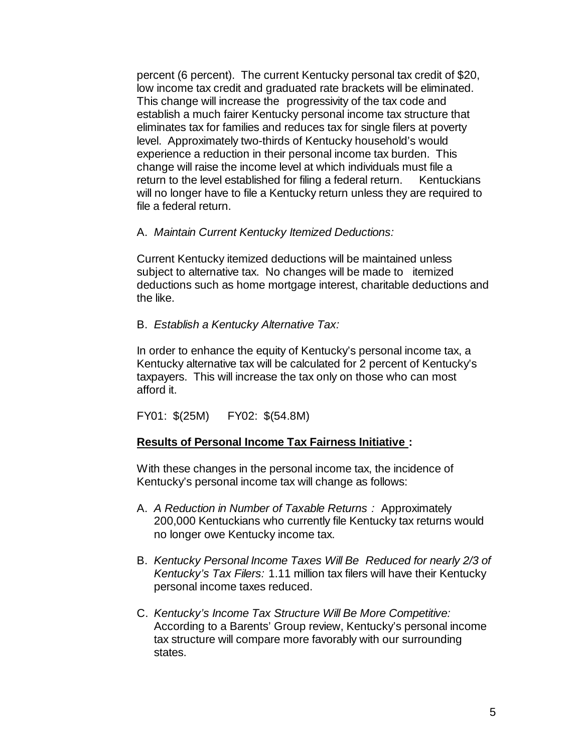percent (6 percent). The current Kentucky personal tax credit of $20, low income tax credit and graduated rate brackets will be eliminated. This change will increase the progressivity of the tax code and establish a much fairer Kentucky personal income tax structure that eliminates tax for families and reduces tax for single filers at poverty level. Approximately two-thirds of Kentucky household's would experience a reduction in their personal income tax burden. This change will raise the income level at which individuals must file a return to the level established for filing a federal return. Kentuckians will no longer have to file a Kentucky return unless they are required to file a federal return.

A. *Maintain Current Kentucky Itemized Deductions:*

Current Kentucky itemized deductions will be maintained unless subject to alternative tax. No changes will be made to itemized deductions such as home mortgage interest, charitable deductions and the like.

B. *Establish a Kentucky Alternative Tax:*

In order to enhance the equity of Kentucky's personal income tax, a Kentucky alternative tax will be calculated for 2 percent of Kentucky's taxpayers. This will increase the tax only on those who can most afford it.

FY01: $(25M) FY02: $(54.8M)

**Results of Personal Income Tax Fairness Initiative :**

With these changes in the personal income tax, the incidence of Kentucky's personal income tax will change as follows:

A. *A Reduction in Number of Taxable Returns :* Approximately 200,000 Kentuckians who currently file Kentucky tax returns would no longer owe Kentucky income tax.

B. *Kentucky Personal Income Taxes Will Be Reduced for nearly 2/3 of Kentucky's Tax Filers:* 1.11 million tax filers will have their Kentucky personal income taxes reduced.

C. *Kentucky's Income Tax Structure Will Be More Competitive:* According to a Barents' Group review, Kentucky's personal income tax structure will compare more favorably with our surrounding states.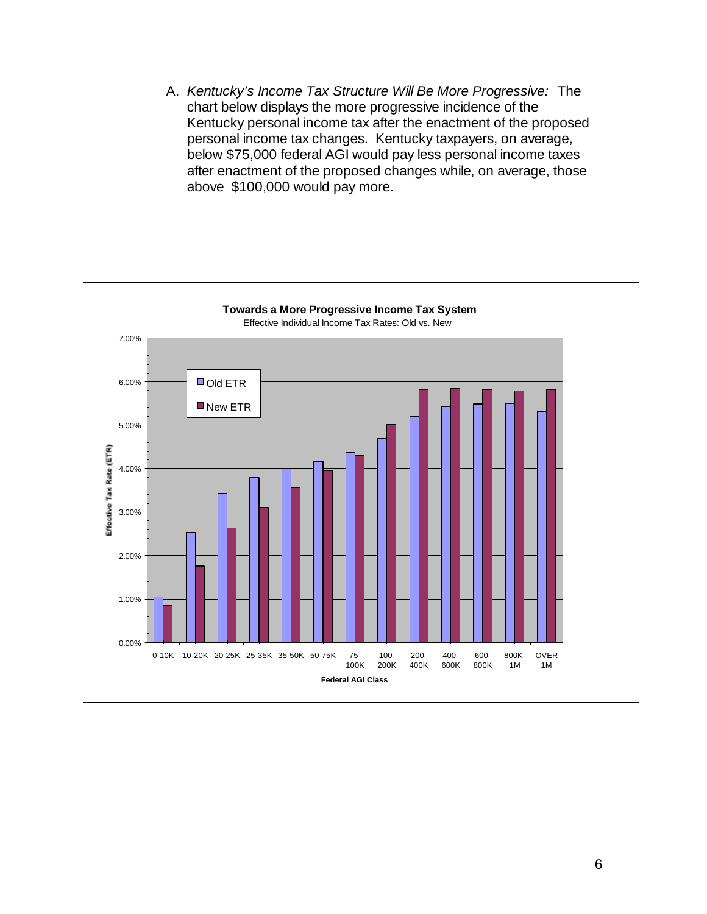A. *Kentucky's Income Tax Structure Will Be More Progressive:* The chart below displays the more progressive incidence of the Kentucky personal income tax after the enactment of the proposed personal income tax changes. Kentucky taxpayers, on average, below $75,000 federal AGI would pay less personal income taxes after enactment of the proposed changes while, on average, those above $100,000 would pay more.

**Towards a More Progressive Income Tax System**

Effective Individual Income Tax Rates: Old vs. New

Legend: Old ETR, New ETR

Y-axis: Effective Tax Rate (ETR), 0.00% to 7.00%

X-axis: Federal AGI Class — 0-10K, 10-20K, 20-25K, 25-35K, 35-50K, 50-75K, 75-100K, 100-200K, 200-400K, 400-600K, 600-800K, 800K-1M, OVER 1M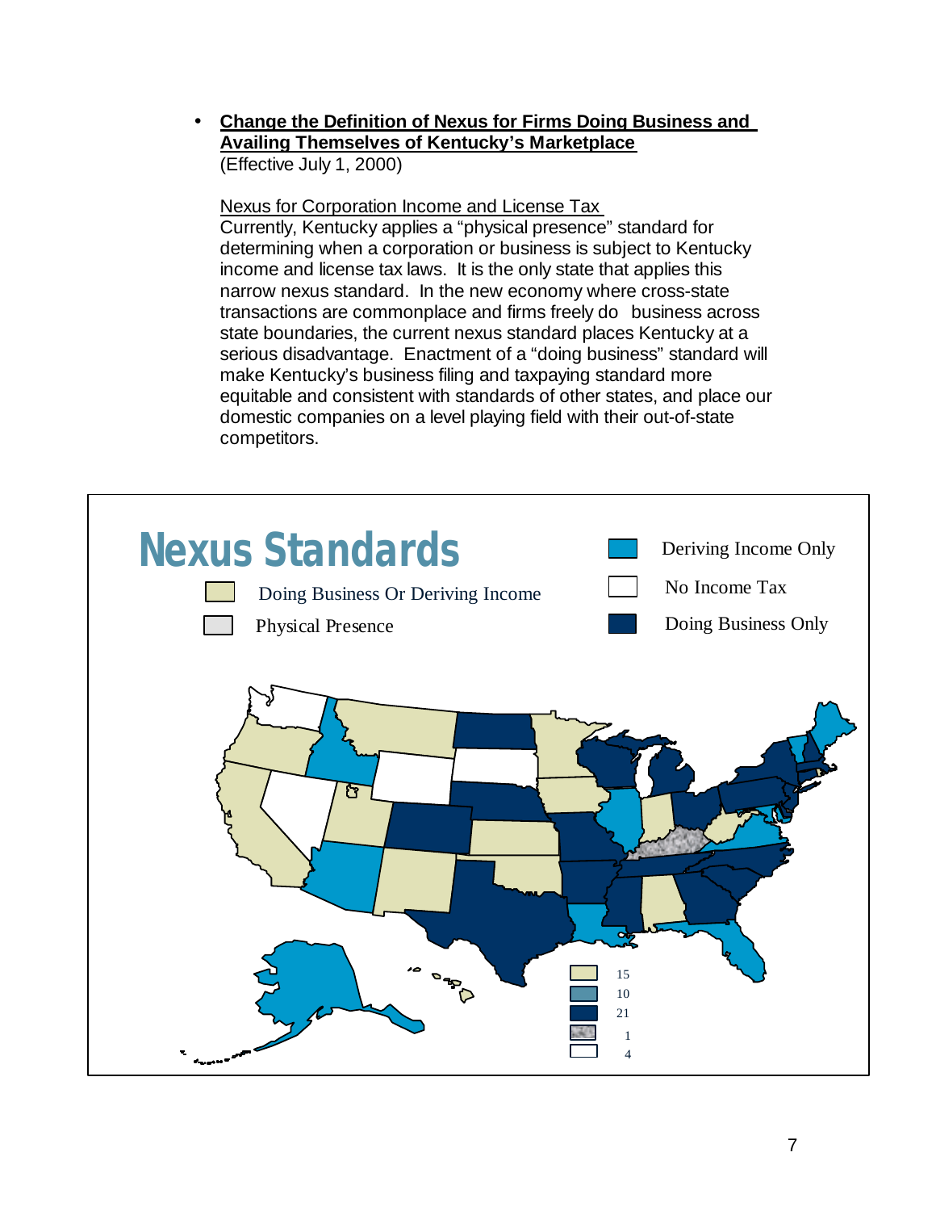- **Change the Definition of Nexus for Firms Doing Business and Availing Themselves of Kentucky's Marketplace**
  (Effective July 1, 2000)

  Nexus for Corporation Income and License Tax
  Currently, Kentucky applies a "physical presence" standard for determining when a corporation or business is subject to Kentucky income and license tax laws. It is the only state that applies this narrow nexus standard. In the new economy where cross-state transactions are commonplace and firms freely do business across state boundaries, the current nexus standard places Kentucky at a serious disadvantage. Enactment of a "doing business" standard will make Kentucky's business filing and taxpaying standard more equitable and consistent with standards of other states, and place our domestic companies on a level playing field with their out-of-state competitors.

**Nexus Standards**

| Standard | Number of States |
|---|---|
| Doing Business Or Deriving Income | 15 |
| Deriving Income Only | 10 |
| Doing Business Only | 21 |
| Physical Presence | 1 |
| No Income Tax | 4 |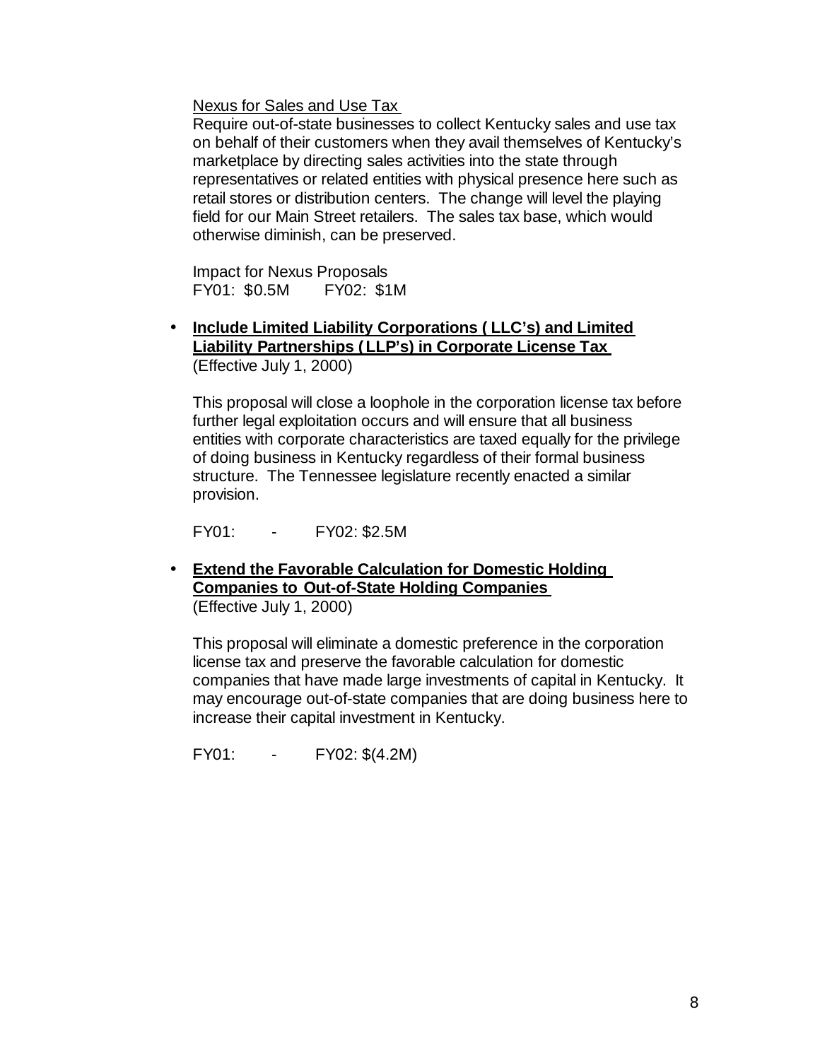Nexus for Sales and Use Tax

Require out-of-state businesses to collect Kentucky sales and use tax on behalf of their customers when they avail themselves of Kentucky's marketplace by directing sales activities into the state through representatives or related entities with physical presence here such as retail stores or distribution centers. The change will level the playing field for our Main Street retailers. The sales tax base, which would otherwise diminish, can be preserved.

Impact for Nexus Proposals
FY01: $0.5M FY02: $1M

- **Include Limited Liability Corporations ( LLC's) and Limited Liability Partnerships (LLP's) in Corporate License Tax**
  (Effective July 1, 2000)

  This proposal will close a loophole in the corporation license tax before further legal exploitation occurs and will ensure that all business entities with corporate characteristics are taxed equally for the privilege of doing business in Kentucky regardless of their formal business structure. The Tennessee legislature recently enacted a similar provision.

  FY01: - FY02: $2.5M

- **Extend the Favorable Calculation for Domestic Holding Companies to Out-of-State Holding Companies**
  (Effective July 1, 2000)

  This proposal will eliminate a domestic preference in the corporation license tax and preserve the favorable calculation for domestic companies that have made large investments of capital in Kentucky. It may encourage out-of-state companies that are doing business here to increase their capital investment in Kentucky.

  FY01: - FY02: $(4.2M)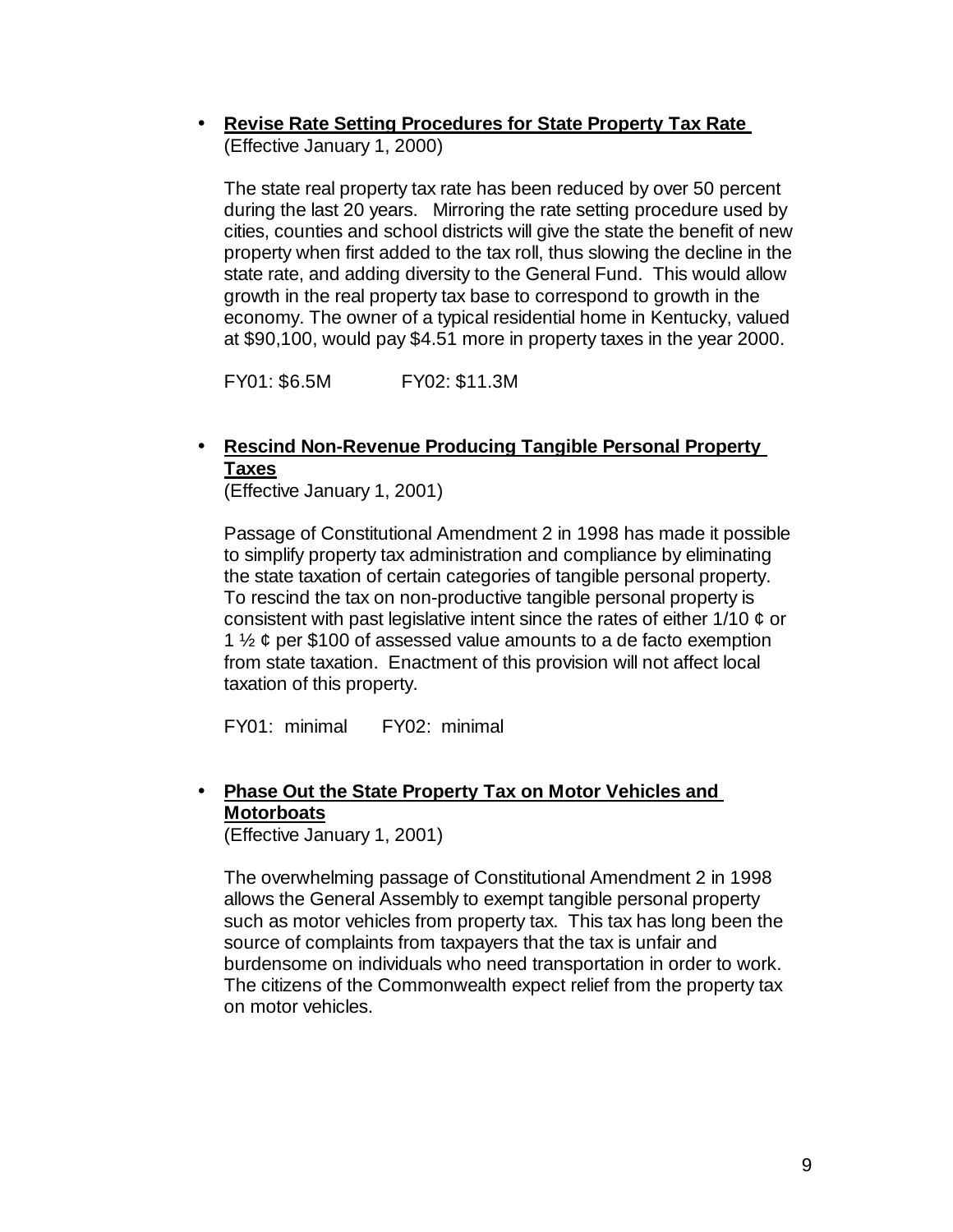- **Revise Rate Setting Procedures for State Property Tax Rate**
  (Effective January 1, 2000)

  The state real property tax rate has been reduced by over 50 percent during the last 20 years. Mirroring the rate setting procedure used by cities, counties and school districts will give the state the benefit of new property when first added to the tax roll, thus slowing the decline in the state rate, and adding diversity to the General Fund. This would allow growth in the real property tax base to correspond to growth in the economy. The owner of a typical residential home in Kentucky, valued at $90,100, would pay $4.51 more in property taxes in the year 2000.

  FY01: $6.5M FY02: $11.3M

- **Rescind Non-Revenue Producing Tangible Personal Property Taxes**
  (Effective January 1, 2001)

  Passage of Constitutional Amendment 2 in 1998 has made it possible to simplify property tax administration and compliance by eliminating the state taxation of certain categories of tangible personal property. To rescind the tax on non-productive tangible personal property is consistent with past legislative intent since the rates of either 1/10 ¢ or 1 ½ ¢ per $100 of assessed value amounts to a de facto exemption from state taxation. Enactment of this provision will not affect local taxation of this property.

  FY01: minimal FY02: minimal

- **Phase Out the State Property Tax on Motor Vehicles and Motorboats**
  (Effective January 1, 2001)

  The overwhelming passage of Constitutional Amendment 2 in 1998 allows the General Assembly to exempt tangible personal property such as motor vehicles from property tax. This tax has long been the source of complaints from taxpayers that the tax is unfair and burdensome on individuals who need transportation in order to work. The citizens of the Commonwealth expect relief from the property tax on motor vehicles.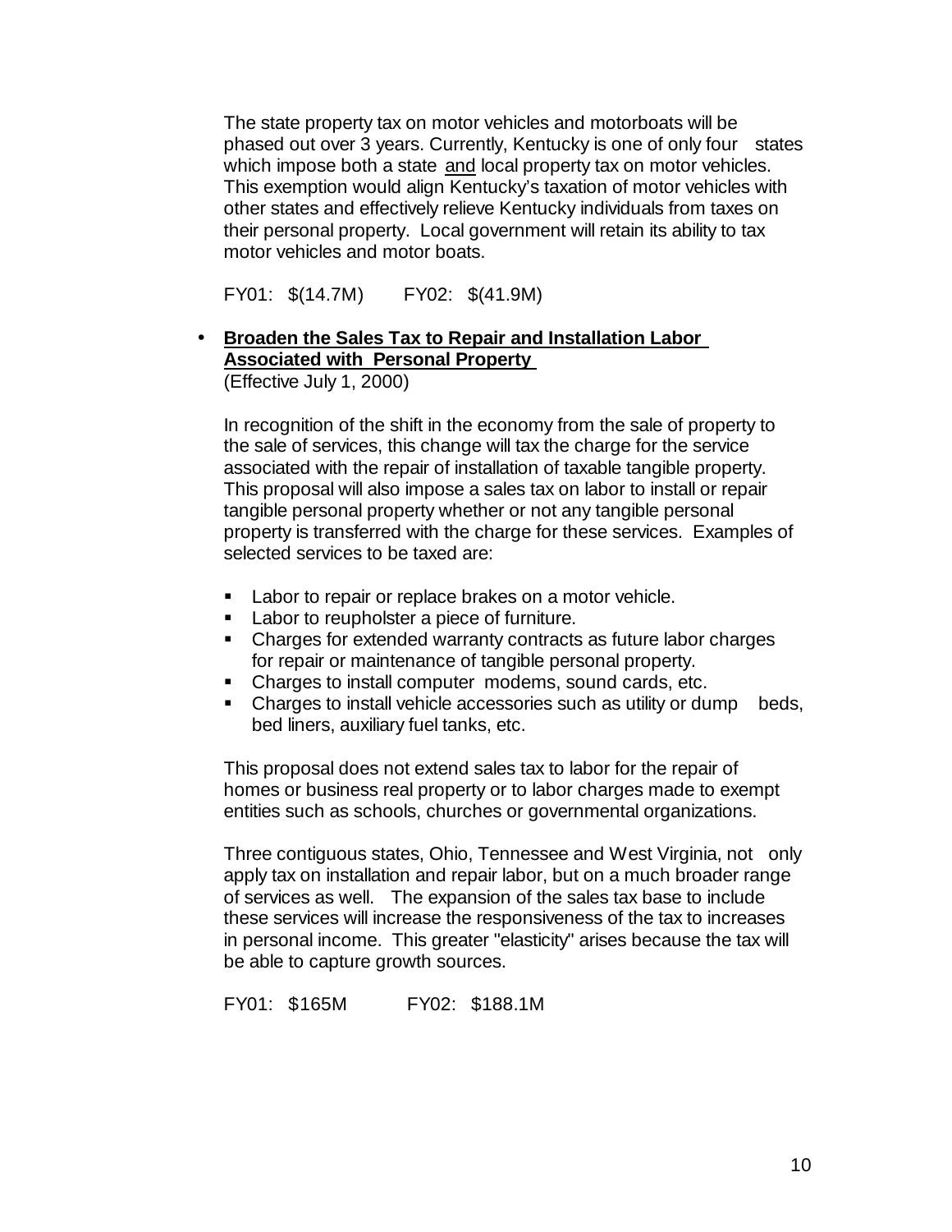The state property tax on motor vehicles and motorboats will be phased out over 3 years. Currently, Kentucky is one of only four states which impose both a state and local property tax on motor vehicles. This exemption would align Kentucky's taxation of motor vehicles with other states and effectively relieve Kentucky individuals from taxes on their personal property. Local government will retain its ability to tax motor vehicles and motor boats.

FY01: $(14.7M)     FY02: $(41.9M)

- **Broaden the Sales Tax to Repair and Installation Labor Associated with Personal Property**
  (Effective July 1, 2000)

  In recognition of the shift in the economy from the sale of property to the sale of services, this change will tax the charge for the service associated with the repair of installation of taxable tangible property. This proposal will also impose a sales tax on labor to install or repair tangible personal property whether or not any tangible personal property is transferred with the charge for these services. Examples of selected services to be taxed are:

  - Labor to repair or replace brakes on a motor vehicle.
  - Labor to reupholster a piece of furniture.
  - Charges for extended warranty contracts as future labor charges for repair or maintenance of tangible personal property.
  - Charges to install computer modems, sound cards, etc.
  - Charges to install vehicle accessories such as utility or dump beds, bed liners, auxiliary fuel tanks, etc.

  This proposal does not extend sales tax to labor for the repair of homes or business real property or to labor charges made to exempt entities such as schools, churches or governmental organizations.

  Three contiguous states, Ohio, Tennessee and West Virginia, not only apply tax on installation and repair labor, but on a much broader range of services as well. The expansion of the sales tax base to include these services will increase the responsiveness of the tax to increases in personal income. This greater "elasticity" arises because the tax will be able to capture growth sources.

  FY01: $165M     FY02: $188.1M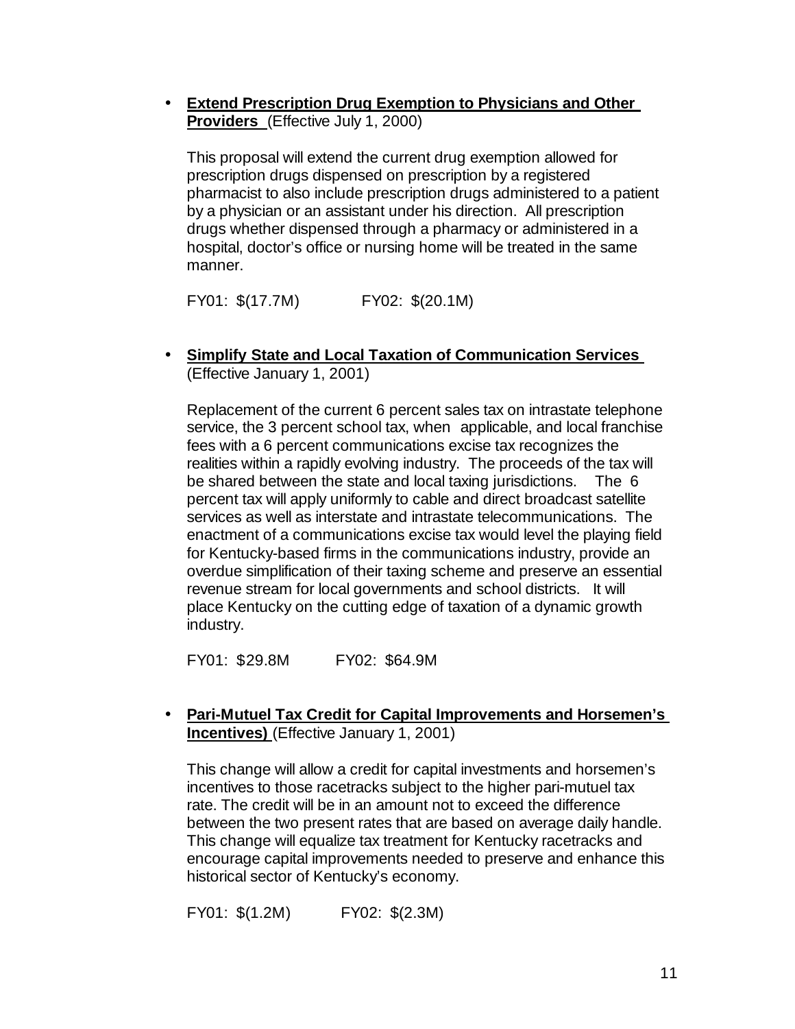- **Extend Prescription Drug Exemption to Physicians and Other Providers** (Effective July 1, 2000)

  This proposal will extend the current drug exemption allowed for prescription drugs dispensed on prescription by a registered pharmacist to also include prescription drugs administered to a patient by a physician or an assistant under his direction. All prescription drugs whether dispensed through a pharmacy or administered in a hospital, doctor's office or nursing home will be treated in the same manner.

  FY01: $(17.7M) FY02: $(20.1M)

- **Simplify State and Local Taxation of Communication Services** (Effective January 1, 2001)

  Replacement of the current 6 percent sales tax on intrastate telephone service, the 3 percent school tax, when applicable, and local franchise fees with a 6 percent communications excise tax recognizes the realities within a rapidly evolving industry. The proceeds of the tax will be shared between the state and local taxing jurisdictions. The 6 percent tax will apply uniformly to cable and direct broadcast satellite services as well as interstate and intrastate telecommunications. The enactment of a communications excise tax would level the playing field for Kentucky-based firms in the communications industry, provide an overdue simplification of their taxing scheme and preserve an essential revenue stream for local governments and school districts. It will place Kentucky on the cutting edge of taxation of a dynamic growth industry.

  FY01: $29.8M FY02: $64.9M

- **Pari-Mutuel Tax Credit for Capital Improvements and Horsemen's Incentives)** (Effective January 1, 2001)

  This change will allow a credit for capital investments and horsemen's incentives to those racetracks subject to the higher pari-mutuel tax rate. The credit will be in an amount not to exceed the difference between the two present rates that are based on average daily handle. This change will equalize tax treatment for Kentucky racetracks and encourage capital improvements needed to preserve and enhance this historical sector of Kentucky's economy.

  FY01: $(1.2M) FY02: $(2.3M)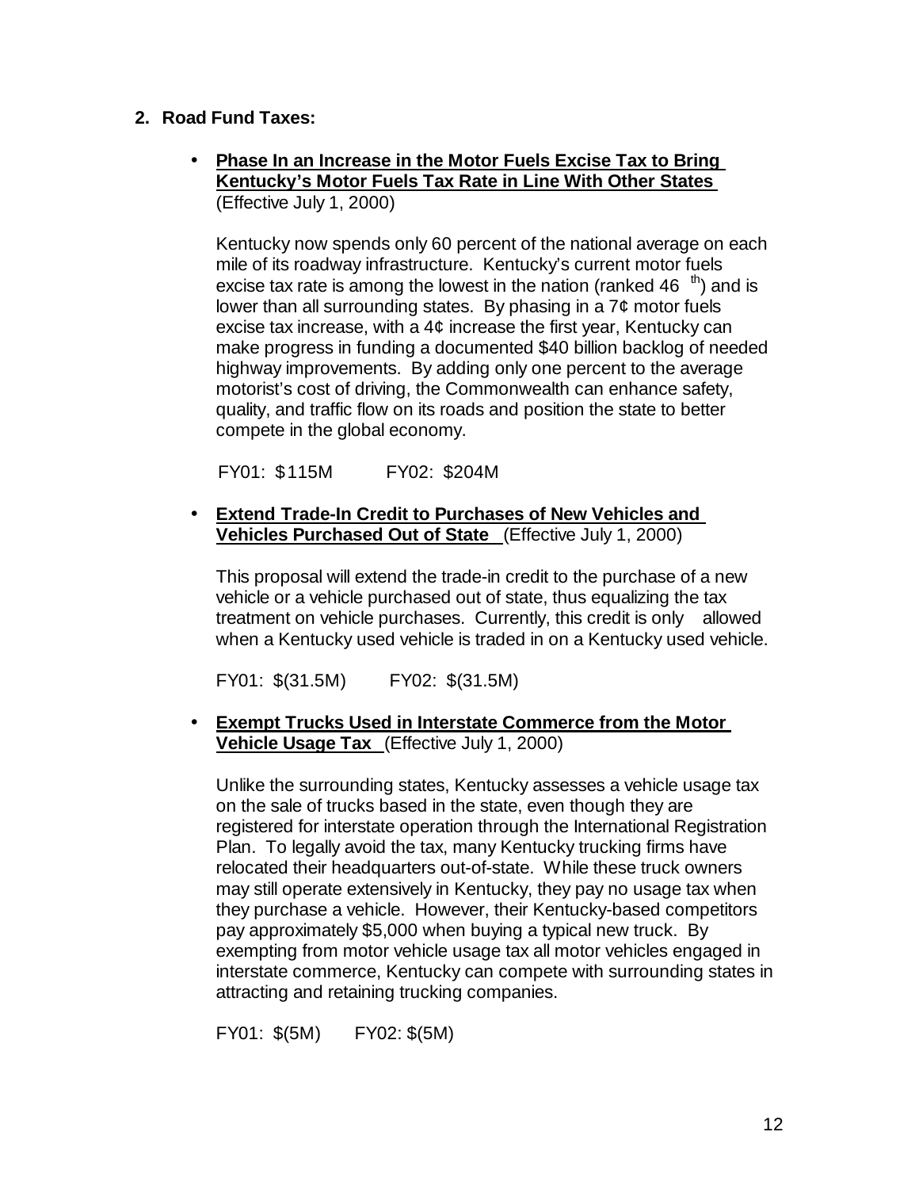## 2. Road Fund Taxes:

- **Phase In an Increase in the Motor Fuels Excise Tax to Bring Kentucky's Motor Fuels Tax Rate in Line With Other States** (Effective July 1, 2000)

  Kentucky now spends only 60 percent of the national average on each mile of its roadway infrastructure. Kentucky's current motor fuels excise tax rate is among the lowest in the nation (ranked 46th) and is lower than all surrounding states. By phasing in a 7¢ motor fuels excise tax increase, with a 4¢ increase the first year, Kentucky can make progress in funding a documented $40 billion backlog of needed highway improvements. By adding only one percent to the average motorist's cost of driving, the Commonwealth can enhance safety, quality, and traffic flow on its roads and position the state to better compete in the global economy.

  FY01: $115M FY02: $204M

- **Extend Trade-In Credit to Purchases of New Vehicles and Vehicles Purchased Out of State** (Effective July 1, 2000)

  This proposal will extend the trade-in credit to the purchase of a new vehicle or a vehicle purchased out of state, thus equalizing the tax treatment on vehicle purchases. Currently, this credit is only allowed when a Kentucky used vehicle is traded in on a Kentucky used vehicle.

  FY01: $(31.5M) FY02: $(31.5M)

- **Exempt Trucks Used in Interstate Commerce from the Motor Vehicle Usage Tax** (Effective July 1, 2000)

  Unlike the surrounding states, Kentucky assesses a vehicle usage tax on the sale of trucks based in the state, even though they are registered for interstate operation through the International Registration Plan. To legally avoid the tax, many Kentucky trucking firms have relocated their headquarters out-of-state. While these truck owners may still operate extensively in Kentucky, they pay no usage tax when they purchase a vehicle. However, their Kentucky-based competitors pay approximately $5,000 when buying a typical new truck. By exempting from motor vehicle usage tax all motor vehicles engaged in interstate commerce, Kentucky can compete with surrounding states in attracting and retaining trucking companies.

  FY01: $(5M) FY02: $(5M)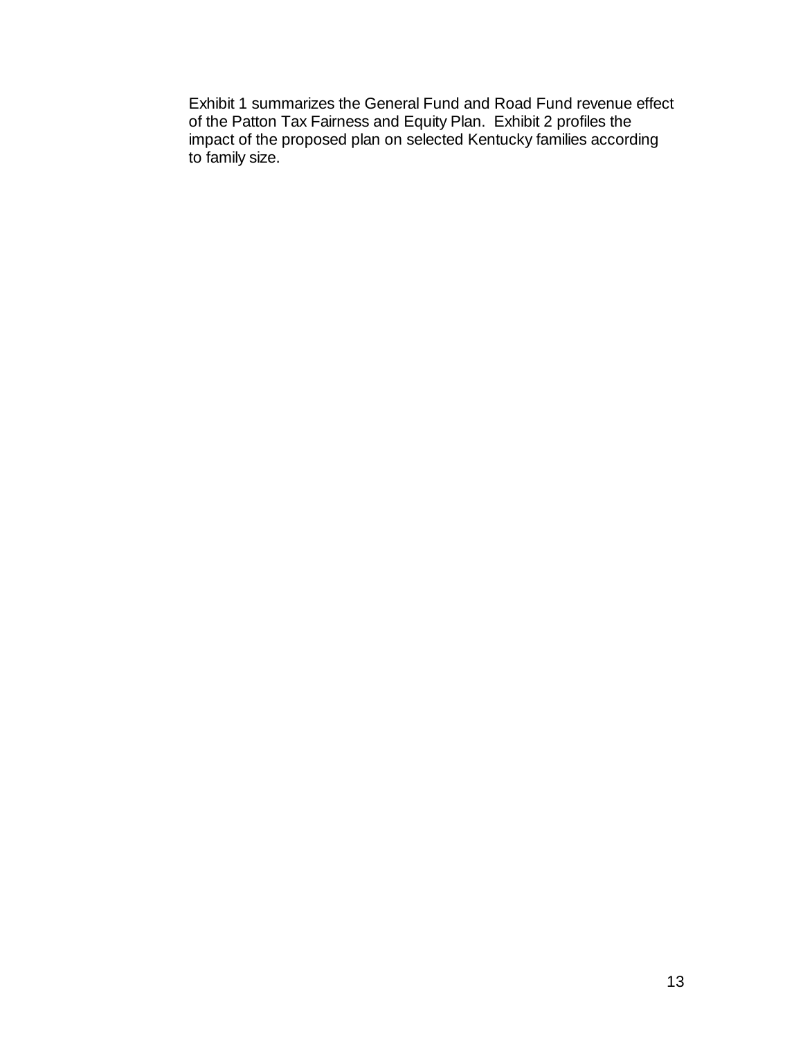Exhibit 1 summarizes the General Fund and Road Fund revenue effect of the Patton Tax Fairness and Equity Plan. Exhibit 2 profiles the impact of the proposed plan on selected Kentucky families according to family size.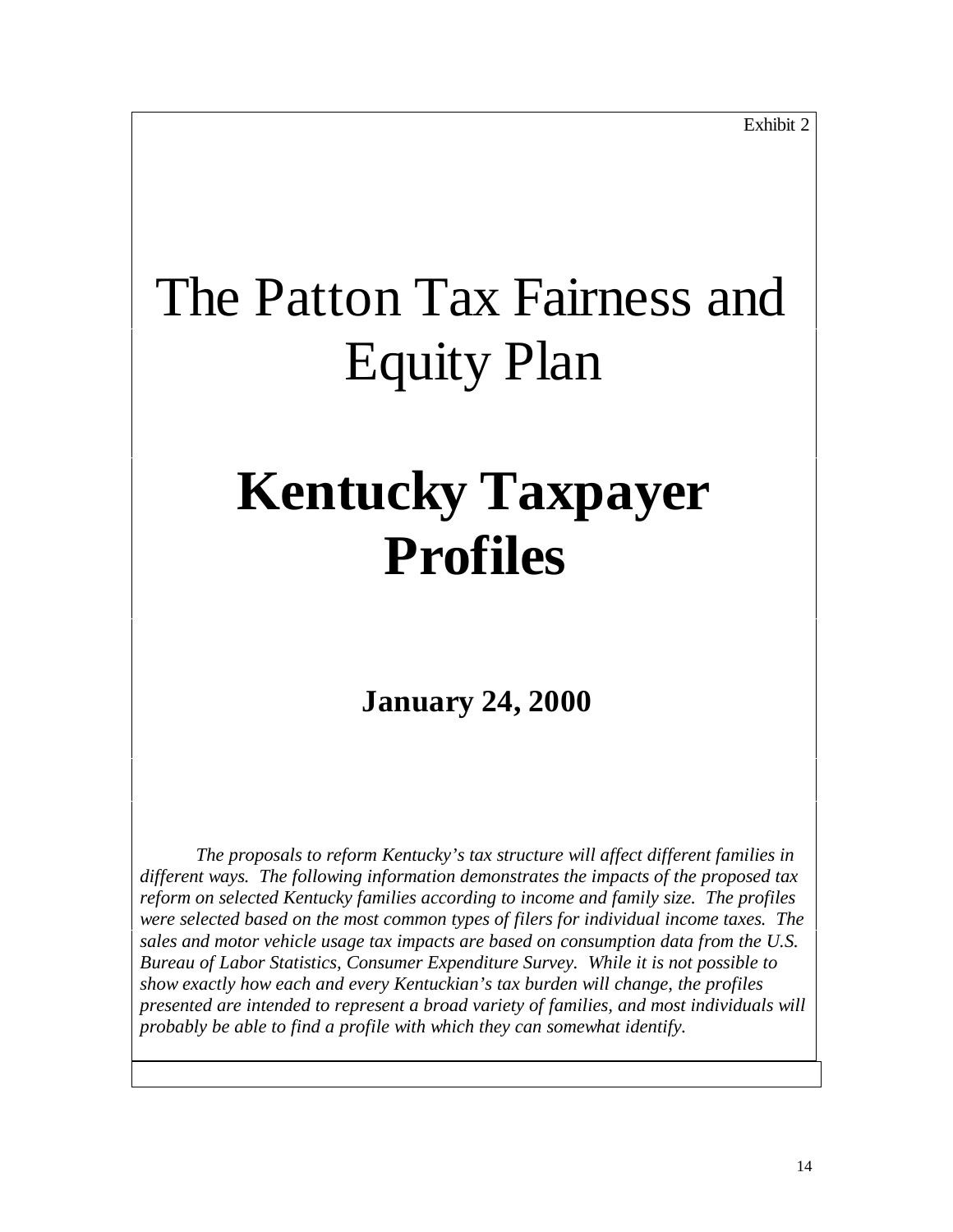Exhibit 2

# The Patton Tax Fairness and Equity Plan

# **Kentucky Taxpayer Profiles**

## **January 24, 2000**

*The proposals to reform Kentucky's tax structure will affect different families in different ways. The following information demonstrates the impacts of the proposed tax reform on selected Kentucky families according to income and family size. The profiles were selected based on the most common types of filers for individual income taxes. The sales and motor vehicle usage tax impacts are based on consumption data from the U.S. Bureau of Labor Statistics, Consumer Expenditure Survey. While it is not possible to show exactly how each and every Kentuckian's tax burden will change, the profiles presented are intended to represent a broad variety of families, and most individuals will probably be able to find a profile with which they can somewhat identify.*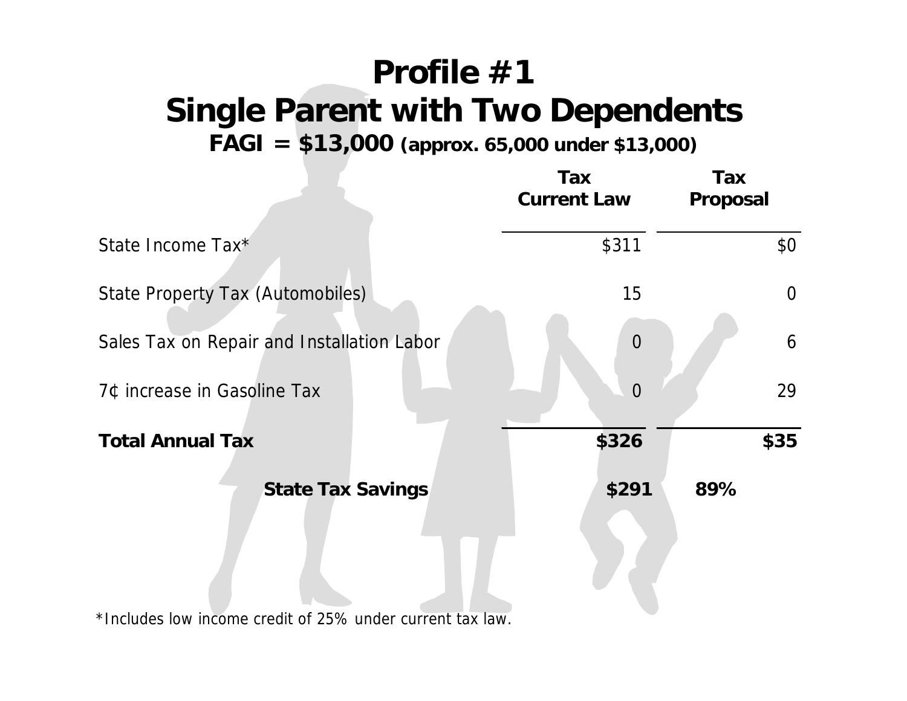# Profile #1
# Single Parent with Two Dependents

**FAGI = $13,000 (approx. 65,000 under $13,000)**

| | Tax Current Law | Tax Proposal |
|---|---|---|
| State Income Tax* | $311 | $0 |
| State Property Tax (Automobiles) | 15 | 0 |
| Sales Tax on Repair and Installation Labor | 0 | 6 |
| 7¢ increase in Gasoline Tax | 0 | 29 |
| **Total Annual Tax** | **$326** | **$35** |
| **State Tax Savings** | **$291** | **89%** |

*Includes low income credit of 25% under current tax law.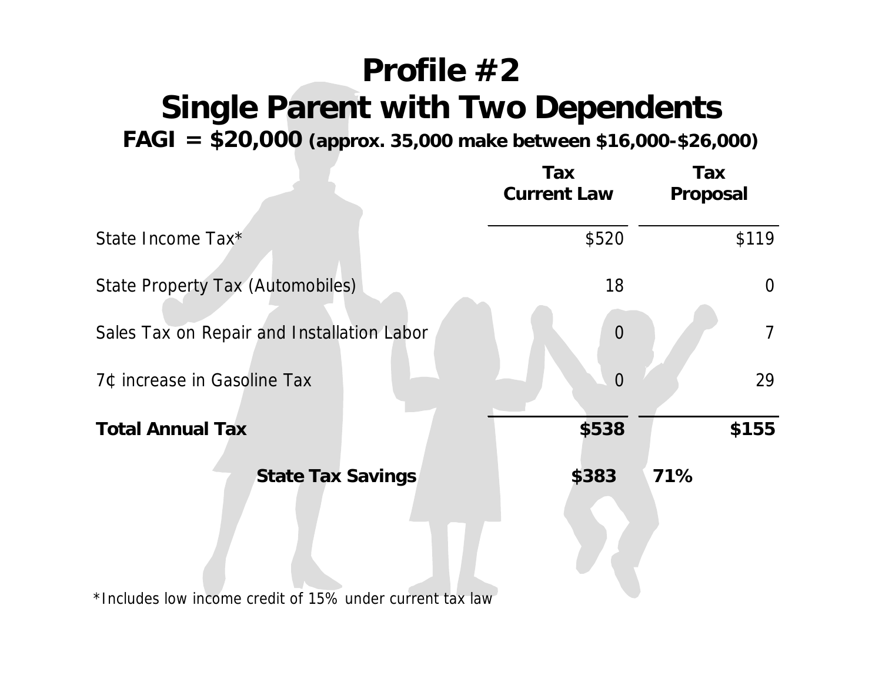# Profile #2
# Single Parent with Two Dependents

**FAGI = $20,000 (approx. 35,000 make between $16,000-$26,000)**

| | Tax Current Law | Tax Proposal |
|---|---|---|
| State Income Tax* | $520 | $119 |
| State Property Tax (Automobiles) | 18 | 0 |
| Sales Tax on Repair and Installation Labor | 0 | 7 |
| 7¢ increase in Gasoline Tax | 0 | 29 |
| **Total Annual Tax** | **$538** | **$155** |
| **State Tax Savings** | **$383** | **71%** |

*Includes low income credit of 15% under current tax law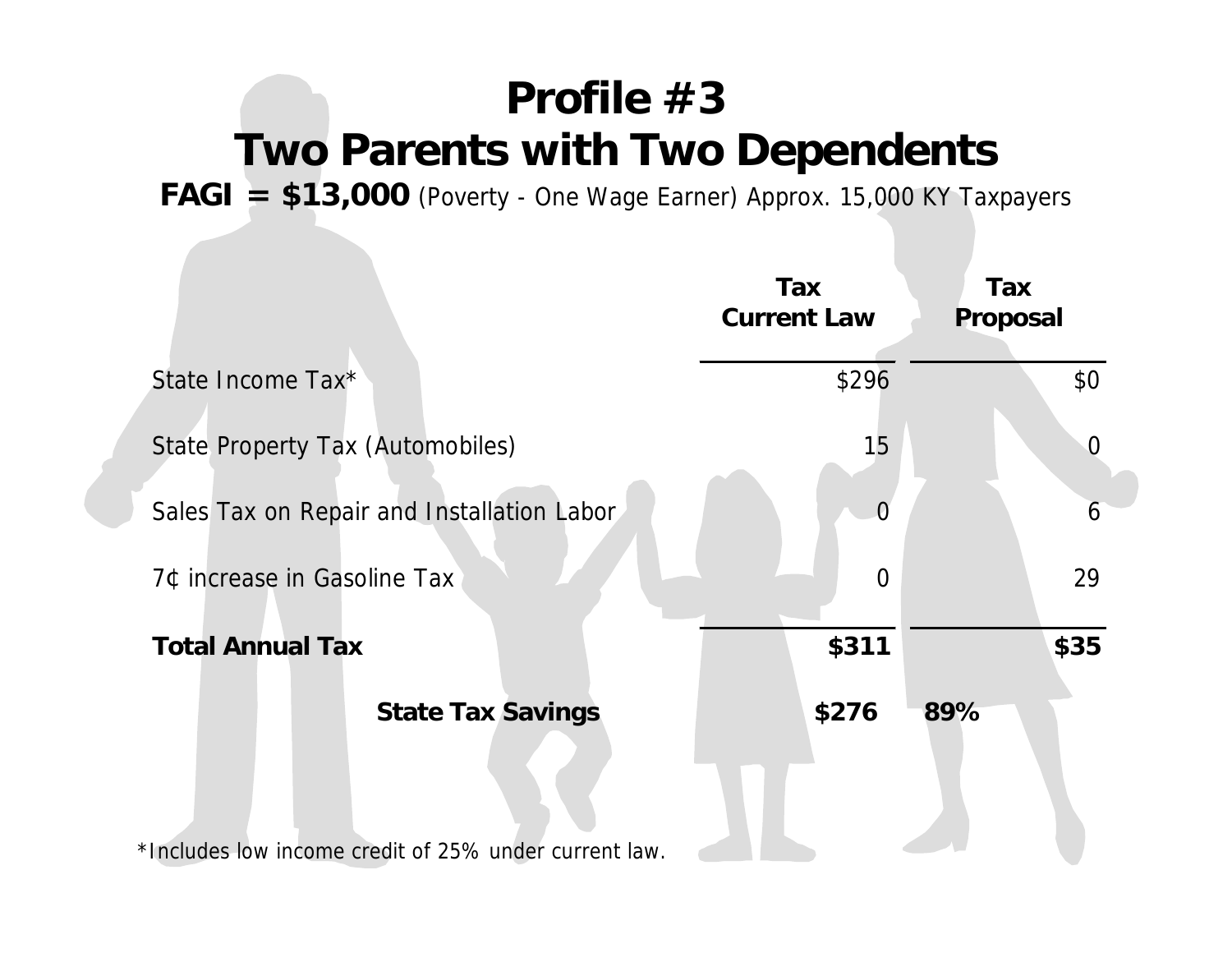# Profile #3
# Two Parents with Two Dependents

**FAGI = $13,000** (Poverty - One Wage Earner) Approx. 15,000 KY Taxpayers

| | Tax Current Law | Tax Proposal |
|---|---:|---:|
| State Income Tax* | $296 | $0 |
| State Property Tax (Automobiles) | 15 | 0 |
| Sales Tax on Repair and Installation Labor | 0 | 6 |
| 7¢ increase in Gasoline Tax | 0 | 29 |
| **Total Annual Tax** | **$311** | **$35** |
| **State Tax Savings** | **$276** | **89%** |

*Includes low income credit of 25% under current law.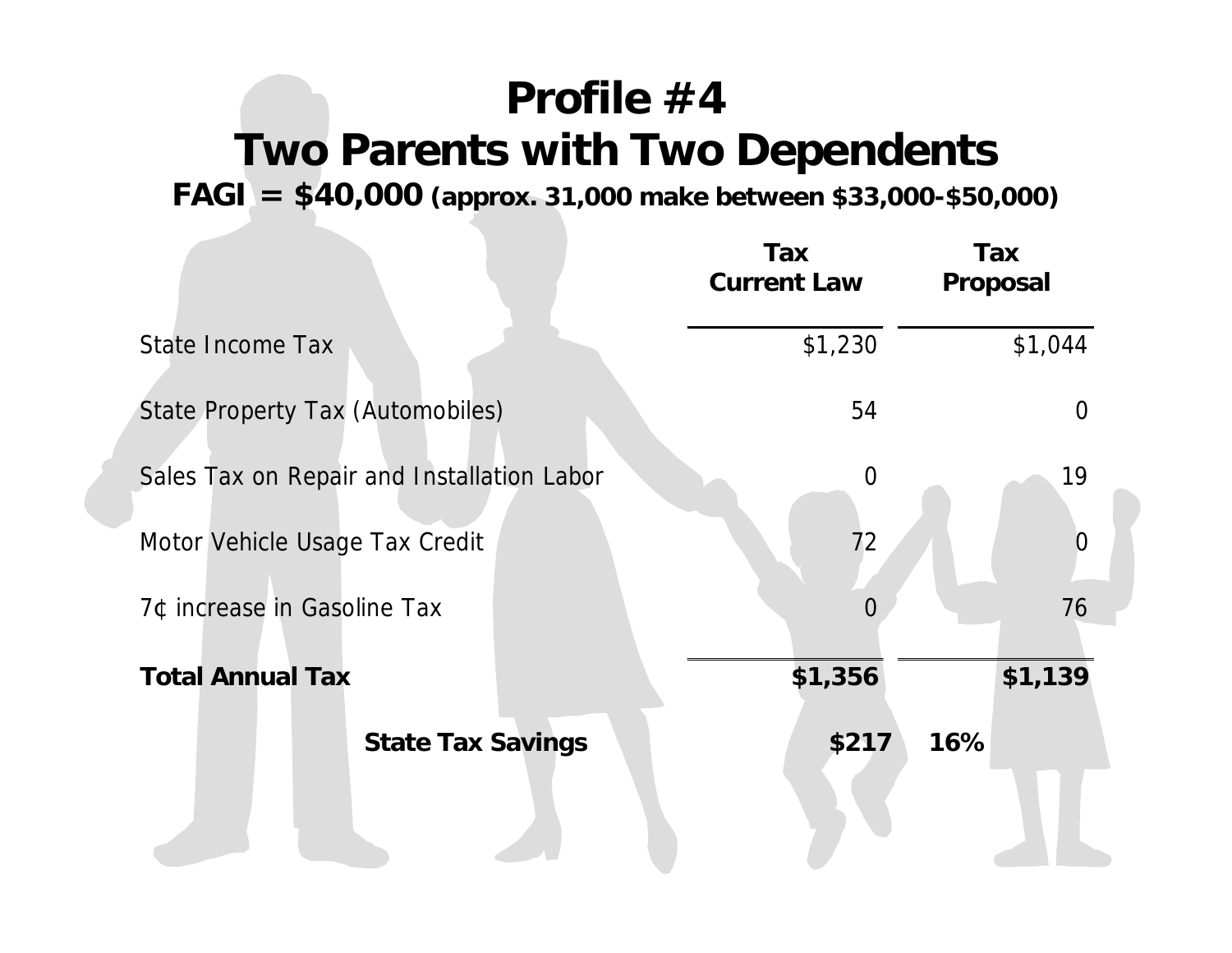# Profile #4
# Two Parents with Two Dependents

**FAGI = $40,000 (approx. 31,000 make between $33,000-$50,000)**

| | Tax Current Law | Tax Proposal |
|---|---|---|
| State Income Tax | $1,230 | $1,044 |
| State Property Tax (Automobiles) | 54 | 0 |
| Sales Tax on Repair and Installation Labor | 0 | 19 |
| Motor Vehicle Usage Tax Credit | 72 | 0 |
| 7¢ increase in Gasoline Tax | 0 | 76 |
| **Total Annual Tax** | **$1,356** | **$1,139** |
| **State Tax Savings** | **$217** | **16%** |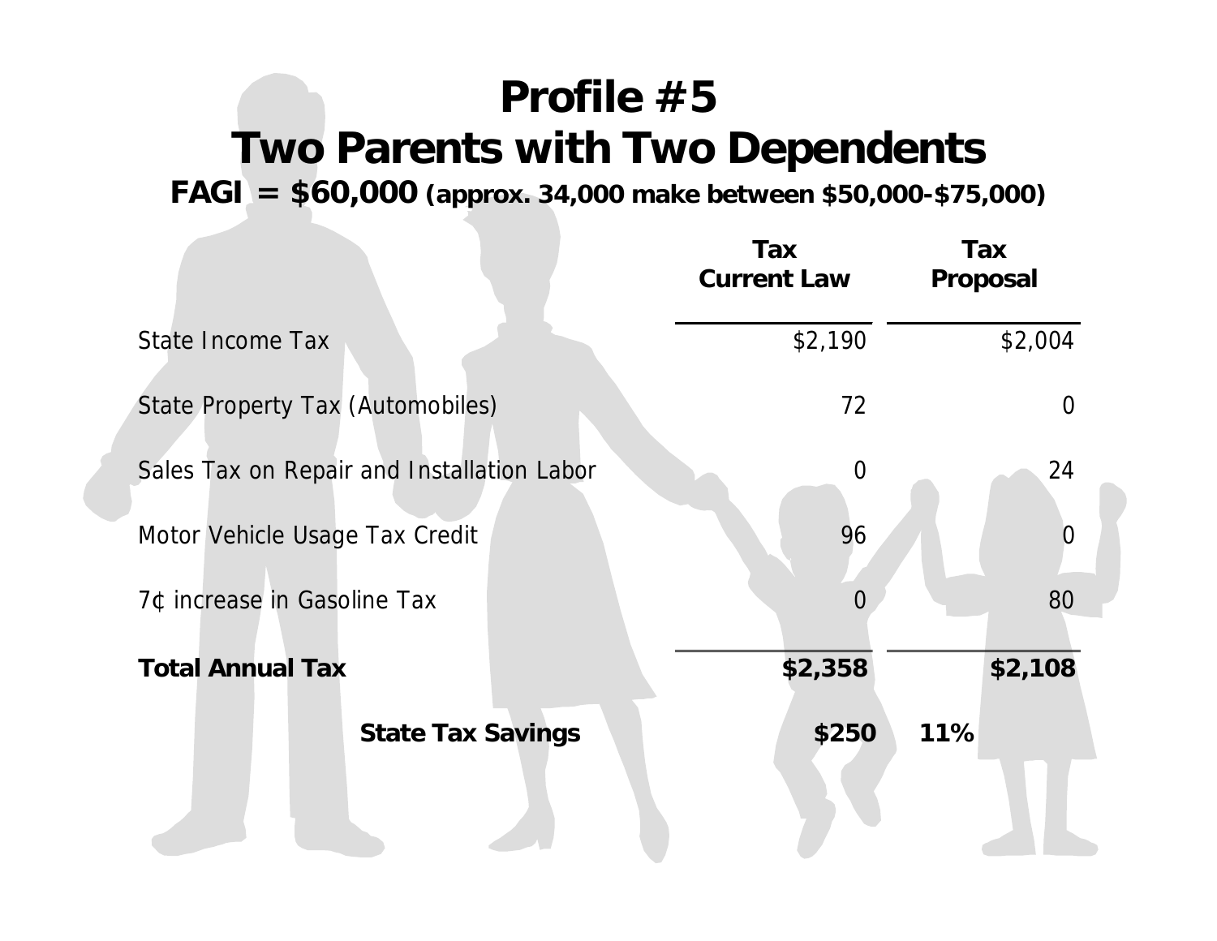# Profile #5
# Two Parents with Two Dependents

**FAGI = $60,000 (approx. 34,000 make between $50,000-$75,000)**

| | Tax Current Law | Tax Proposal |
|---|---|---|
| State Income Tax | $2,190 | $2,004 |
| State Property Tax (Automobiles) | 72 | 0 |
| Sales Tax on Repair and Installation Labor | 0 | 24 |
| Motor Vehicle Usage Tax Credit | 96 | 0 |
| 7¢ increase in Gasoline Tax | 0 | 80 |
| **Total Annual Tax** | **$2,358** | **$2,108** |
| **State Tax Savings** | **$250** | **11%** |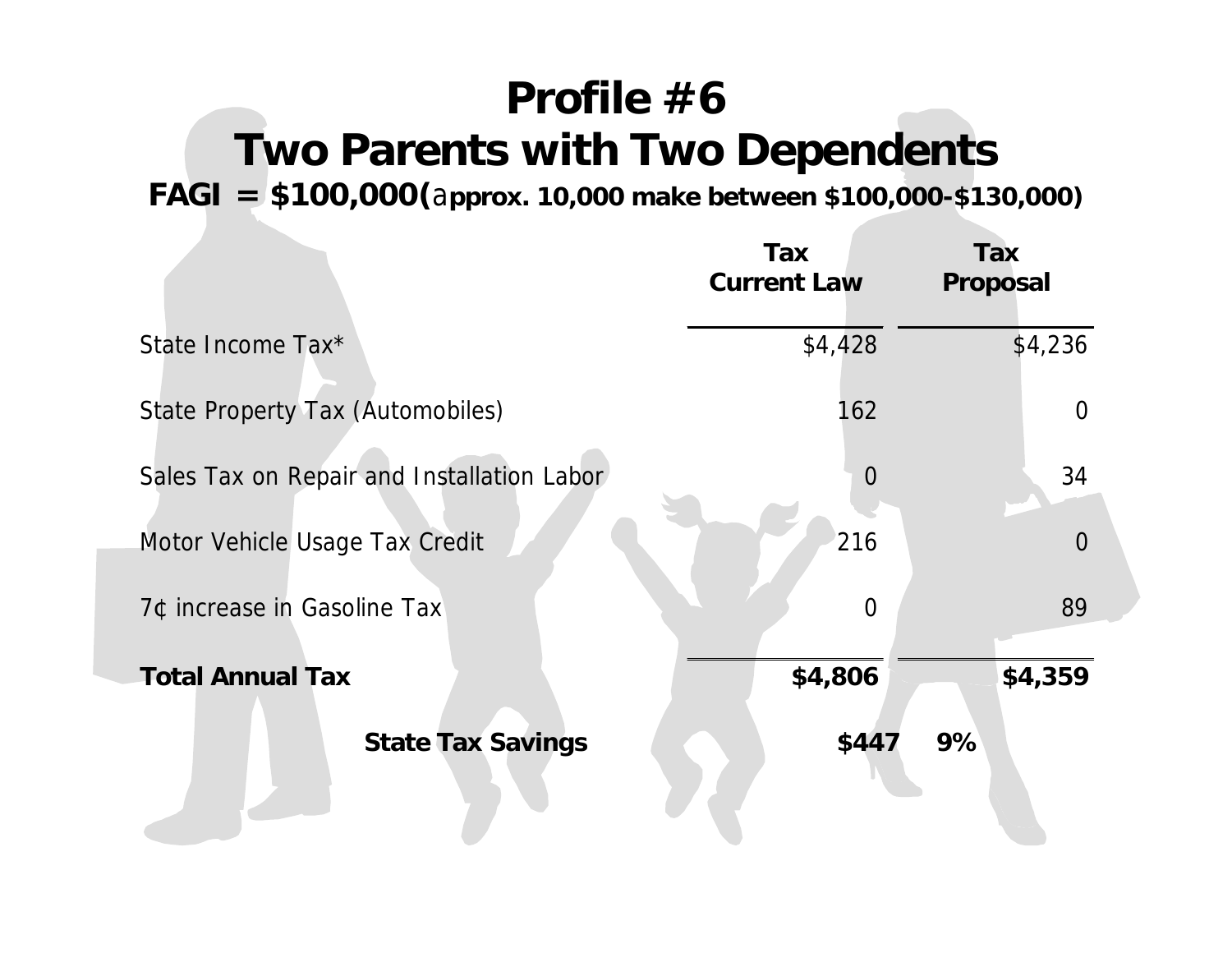# Profile #6
# Two Parents with Two Dependents

**FAGI = $100,000(approx. 10,000 make between $100,000-$130,000)**

| | Tax Current Law | Tax Proposal |
|---|---|---|
| State Income Tax* | $4,428 | $4,236 |
| State Property Tax (Automobiles) | 162 | 0 |
| Sales Tax on Repair and Installation Labor | 0 | 34 |
| Motor Vehicle Usage Tax Credit | 216 | 0 |
| 7¢ increase in Gasoline Tax | 0 | 89 |
| **Total Annual Tax** | **$4,806** | **$4,359** |

**State Tax Savings** **$447** **9%**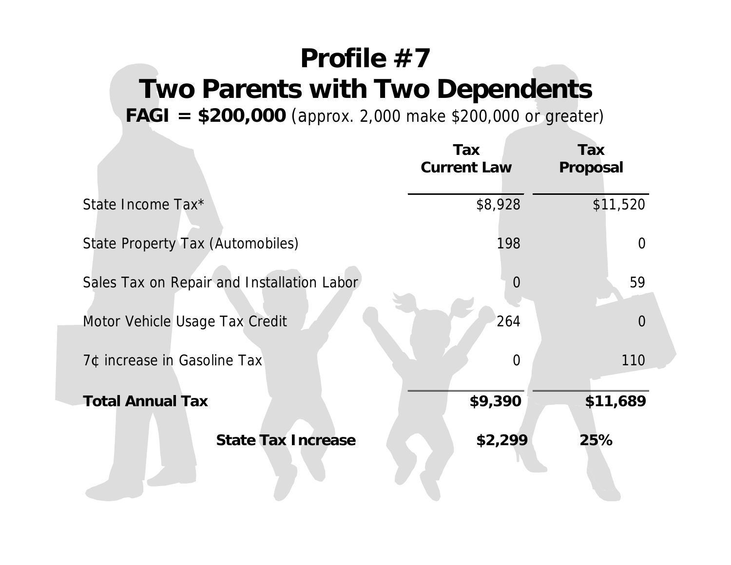# Profile #7
# Two Parents with Two Dependents

**FAGI = $200,000** (approx. 2,000 make $200,000 or greater)

| | Tax Current Law | Tax Proposal |
|---|---|---|
| State Income Tax* | $8,928 | $11,520 |
| State Property Tax (Automobiles) | 198 | 0 |
| Sales Tax on Repair and Installation Labor | 0 | 59 |
| Motor Vehicle Usage Tax Credit | 264 | 0 |
| 7¢ increase in Gasoline Tax | 0 | 110 |
| **Total Annual Tax** | **$9,390** | **$11,689** |
| **State Tax Increase** | **$2,299** | **25%** |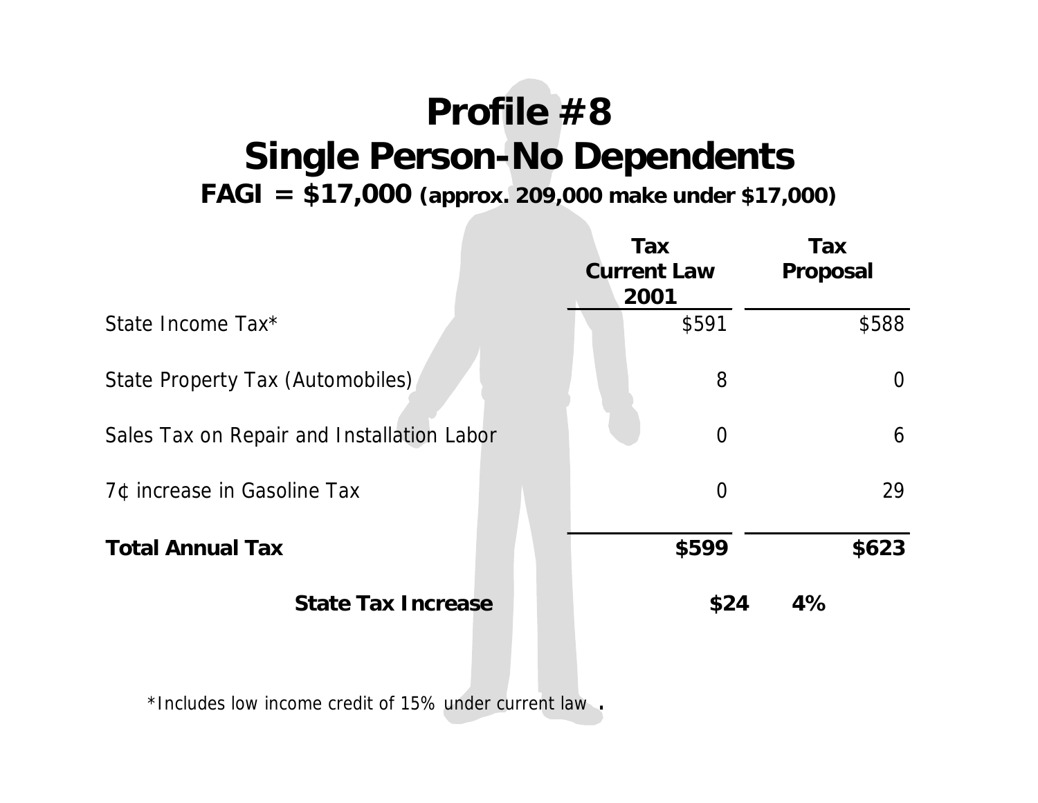# Profile #8
# Single Person-No Dependents

**FAGI = $17,000 (approx. 209,000 make under $17,000)**

| | Tax Current Law 2001 | Tax Proposal |
|---|---|---|
| State Income Tax* | $591 | $588 |
| State Property Tax (Automobiles) | 8 | 0 |
| Sales Tax on Repair and Installation Labor | 0 | 6 |
| 7¢ increase in Gasoline Tax | 0 | 29 |
| **Total Annual Tax** | **$599** | **$623** |

**State Tax Increase** **$24** **4%**

*Includes low income credit of 15% under current law .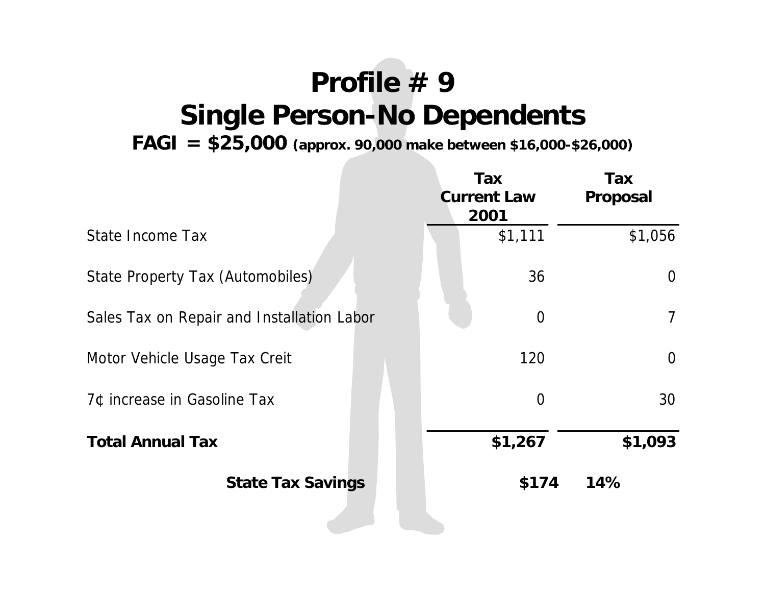# Profile # 9

# Single Person-No Dependents

**FAGI = $25,000 (approx. 90,000 make between $16,000-$26,000)**

| | Tax Current Law 2001 | Tax Proposal |
|---|---|---|
| State Income Tax | $1,111 | $1,056 |
| State Property Tax (Automobiles) | 36 | 0 |
| Sales Tax on Repair and Installation Labor | 0 | 7 |
| Motor Vehicle Usage Tax Creit | 120 | 0 |
| 7¢ increase in Gasoline Tax | 0 | 30 |
| **Total Annual Tax** | **$1,267** | **$1,093** |
| **State Tax Savings** | **$174** | **14%** |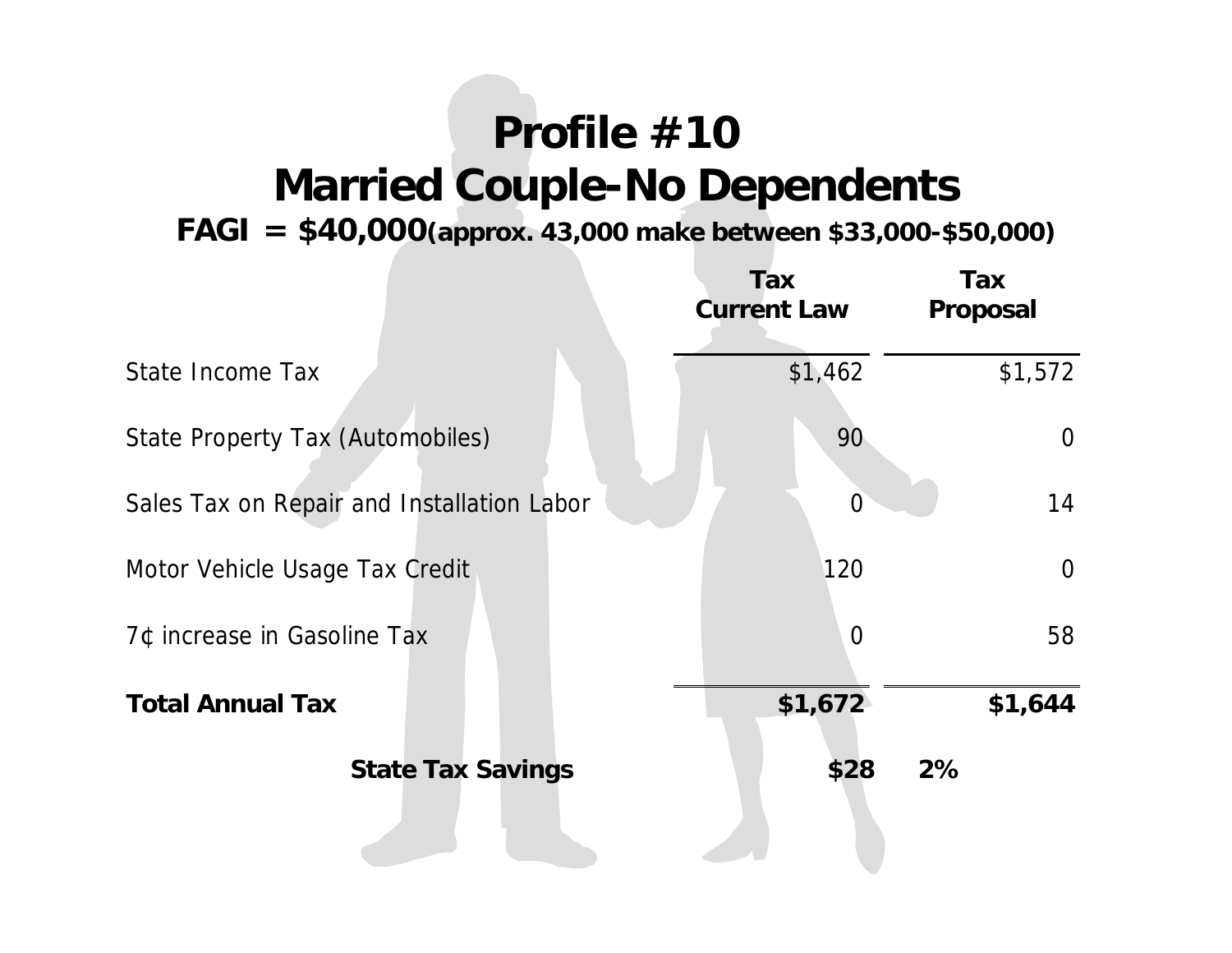# Profile #10
# Married Couple-No Dependents

**FAGI = $40,000(approx. 43,000 make between $33,000-$50,000)**

| | Tax Current Law | Tax Proposal |
|---|---|---|
| State Income Tax | $1,462 | $1,572 |
| State Property Tax (Automobiles) | 90 | 0 |
| Sales Tax on Repair and Installation Labor | 0 | 14 |
| Motor Vehicle Usage Tax Credit | 120 | 0 |
| 7¢ increase in Gasoline Tax | 0 | 58 |
| **Total Annual Tax** | **$1,672** | **$1,644** |
| **State Tax Savings** | **$28** | **2%** |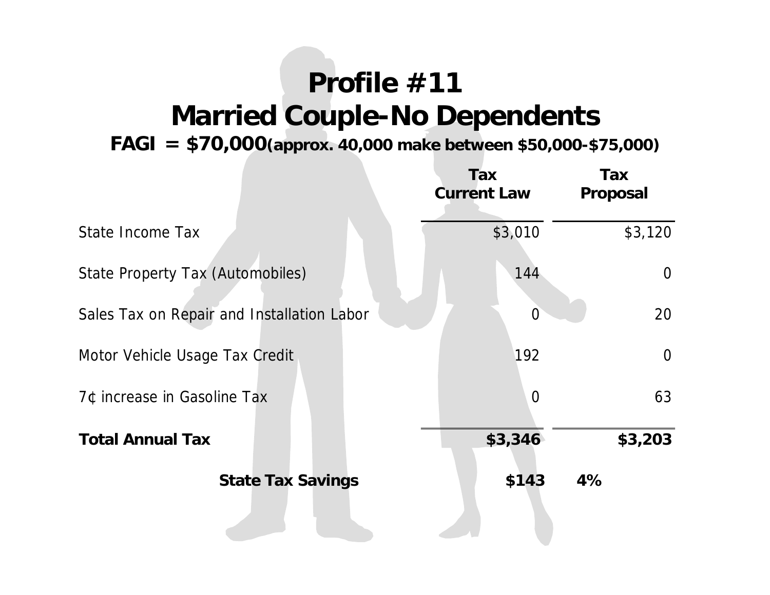# Profile #11
# Married Couple-No Dependents

**FAGI = $70,000(approx. 40,000 make between $50,000-$75,000)**

| | Tax Current Law | Tax Proposal |
|---|---:|---:|
| State Income Tax | $3,010 | $3,120 |
| State Property Tax (Automobiles) | 144 | 0 |
| Sales Tax on Repair and Installation Labor | 0 | 20 |
| Motor Vehicle Usage Tax Credit | 192 | 0 |
| 7¢ increase in Gasoline Tax | 0 | 63 |
| **Total Annual Tax** | **$3,346** | **$3,203** |
| **State Tax Savings** | **$143** | **4%** |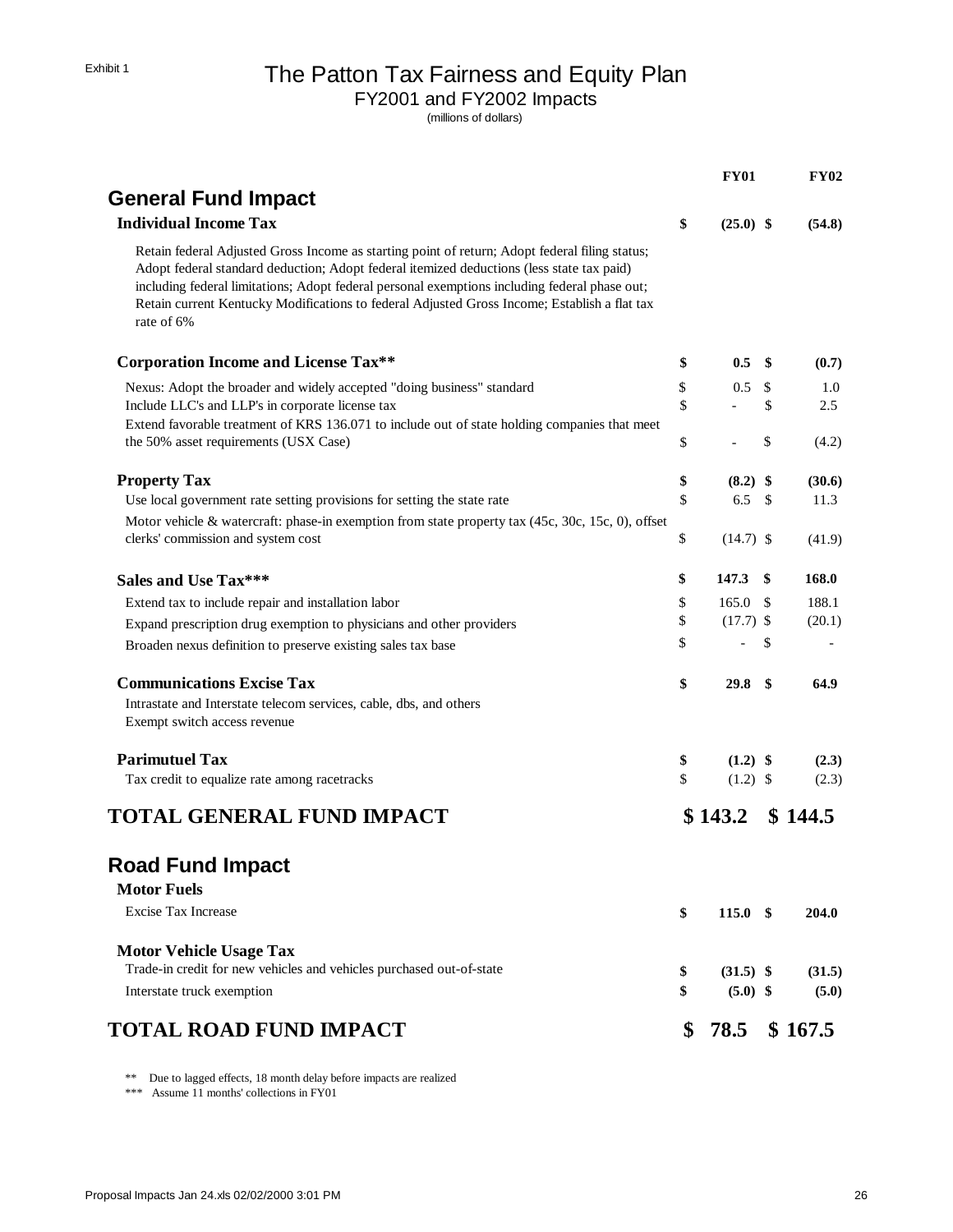Exhibit 1

# The Patton Tax Fairness and Equity Plan

## FY2001 and FY2002 Impacts

(millions of dollars)

| | FY01 | FY02 |
|---|---|---|
| **General Fund Impact** | | |
| **Individual Income Tax** | **$ (25.0)** | **$ (54.8)** |
| Retain federal Adjusted Gross Income as starting point of return; Adopt federal filing status; Adopt federal standard deduction; Adopt federal itemized deductions (less state tax paid) including federal limitations; Adopt federal personal exemptions including federal phase out; Retain current Kentucky Modifications to federal Adjusted Gross Income; Establish a flat tax rate of 6% | | |
| **Corporation Income and License Tax**** | **$ 0.5** | **$ (0.7)** |
| Nexus: Adopt the broader and widely accepted "doing business" standard | $ 0.5 | $ 1.0 |
| Include LLC's and LLP's in corporate license tax | $ - | $ 2.5 |
| Extend favorable treatment of KRS 136.071 to include out of state holding companies that meet the 50% asset requirements (USX Case) | $ - | $ (4.2) |
| **Property Tax** | **$ (8.2)** | **$ (30.6)** |
| Use local government rate setting provisions for setting the state rate | $ 6.5 | $ 11.3 |
| Motor vehicle & watercraft: phase-in exemption from state property tax (45c, 30c, 15c, 0), offset clerks' commission and system cost | $ (14.7) | $ (41.9) |
| **Sales and Use Tax***** | **$ 147.3** | **$ 168.0** |
| Extend tax to include repair and installation labor | $ 165.0 | $ 188.1 |
| Expand prescription drug exemption to physicians and other providers | $ (17.7) | $ (20.1) |
| Broaden nexus definition to preserve existing sales tax base | $ - | $ - |
| **Communications Excise Tax** | **$ 29.8** | **$ 64.9** |
| Intrastate and Interstate telecom services, cable, dbs, and others | | |
| Exempt switch access revenue | | |
| **Parimutuel Tax** | **$ (1.2)** | **$ (2.3)** |
| Tax credit to equalize rate among racetracks | $ (1.2) | $ (2.3) |
| **TOTAL GENERAL FUND IMPACT** | **$ 143.2** | **$ 144.5** |
| **Road Fund Impact** | | |
| **Motor Fuels** | | |
| Excise Tax Increase | **$ 115.0** | **$ 204.0** |
| **Motor Vehicle Usage Tax** | | |
| Trade-in credit for new vehicles and vehicles purchased out-of-state | **$ (31.5)** | **$ (31.5)** |
| Interstate truck exemption | **$ (5.0)** | **$ (5.0)** |
| **TOTAL ROAD FUND IMPACT** | **$ 78.5** | **$ 167.5** |

** Due to lagged effects, 18 month delay before impacts are realized

*** Assume 11 months' collections in FY01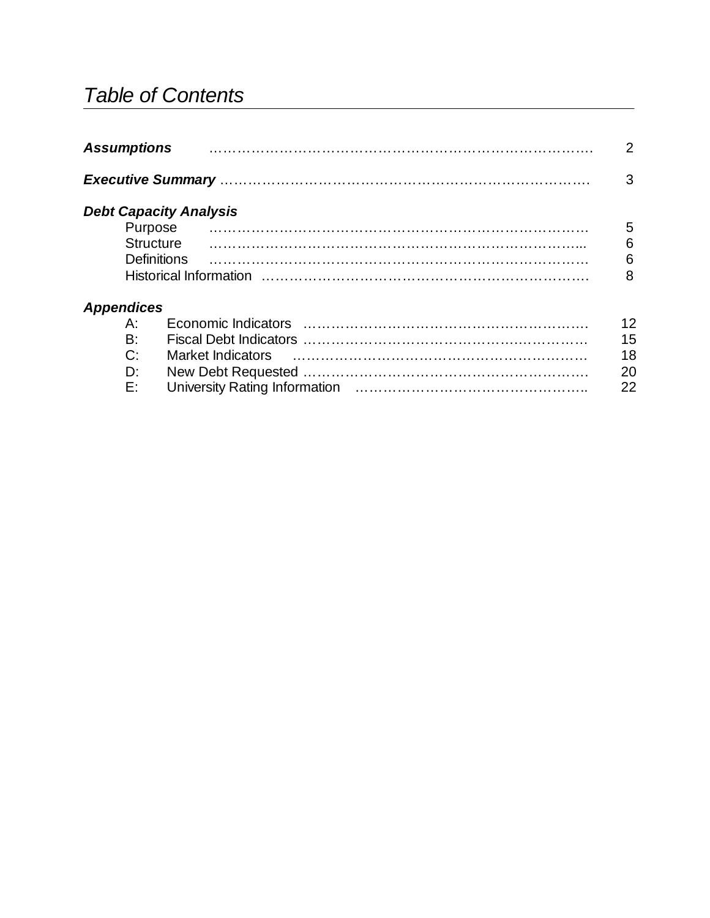# *Table of Contents*

***Assumptions*** ………………………………………………………………………. 2

***Executive Summary*** ……………………………………………………………………. 3

***Debt Capacity Analysis***

- Purpose ………………………………………………………………………. 5
- Structure ……………………………………………………………………... 6
- Definitions ……………………………………………………………………. 6
- Historical Information ……………………………………………………………. 8

***Appendices***

- A: Economic Indicators ………………………………………………………. 12
- B: Fiscal Debt Indicators ……………………………………………………. 15
- C: Market Indicators ………………………………………………………… 18
- D: New Debt Requested ……………………………………………………. 20
- E: University Rating Information ……………………………………………….. 22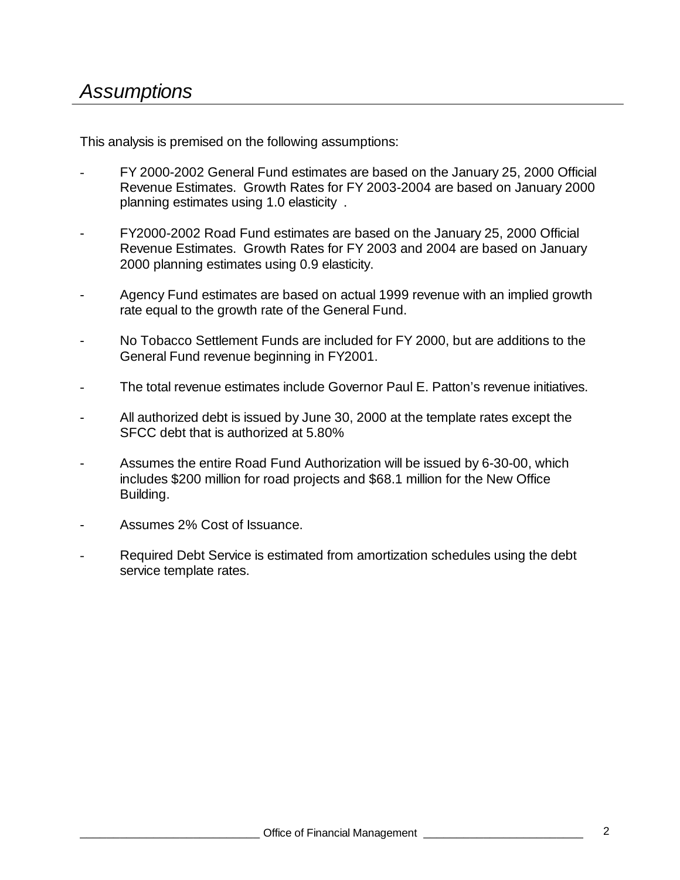# *Assumptions*

This analysis is premised on the following assumptions:

- FY 2000-2002 General Fund estimates are based on the January 25, 2000 Official Revenue Estimates. Growth Rates for FY 2003-2004 are based on January 2000 planning estimates using 1.0 elasticity .

- FY2000-2002 Road Fund estimates are based on the January 25, 2000 Official Revenue Estimates. Growth Rates for FY 2003 and 2004 are based on January 2000 planning estimates using 0.9 elasticity.

- Agency Fund estimates are based on actual 1999 revenue with an implied growth rate equal to the growth rate of the General Fund.

- No Tobacco Settlement Funds are included for FY 2000, but are additions to the General Fund revenue beginning in FY2001.

- The total revenue estimates include Governor Paul E. Patton's revenue initiatives.

- All authorized debt is issued by June 30, 2000 at the template rates except the SFCC debt that is authorized at 5.80%

- Assumes the entire Road Fund Authorization will be issued by 6-30-00, which includes $200 million for road projects and $68.1 million for the New Office Building.

- Assumes 2% Cost of Issuance.

- Required Debt Service is estimated from amortization schedules using the debt service template rates.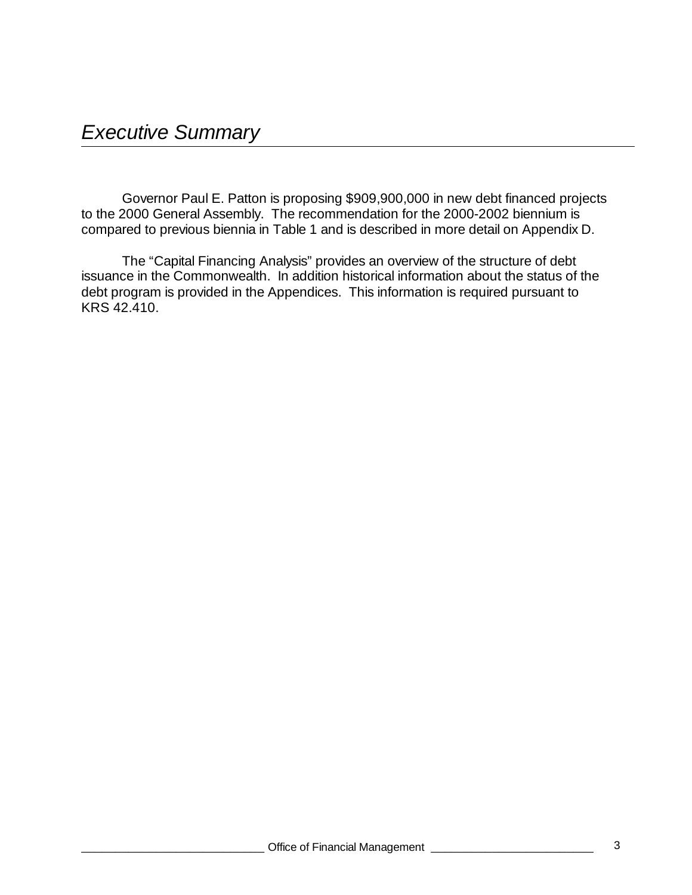# *Executive Summary*

Governor Paul E. Patton is proposing $909,900,000 in new debt financed projects to the 2000 General Assembly. The recommendation for the 2000-2002 biennium is compared to previous biennia in Table 1 and is described in more detail on Appendix D.

The "Capital Financing Analysis" provides an overview of the structure of debt issuance in the Commonwealth. In addition historical information about the status of the debt program is provided in the Appendices. This information is required pursuant to KRS 42.410.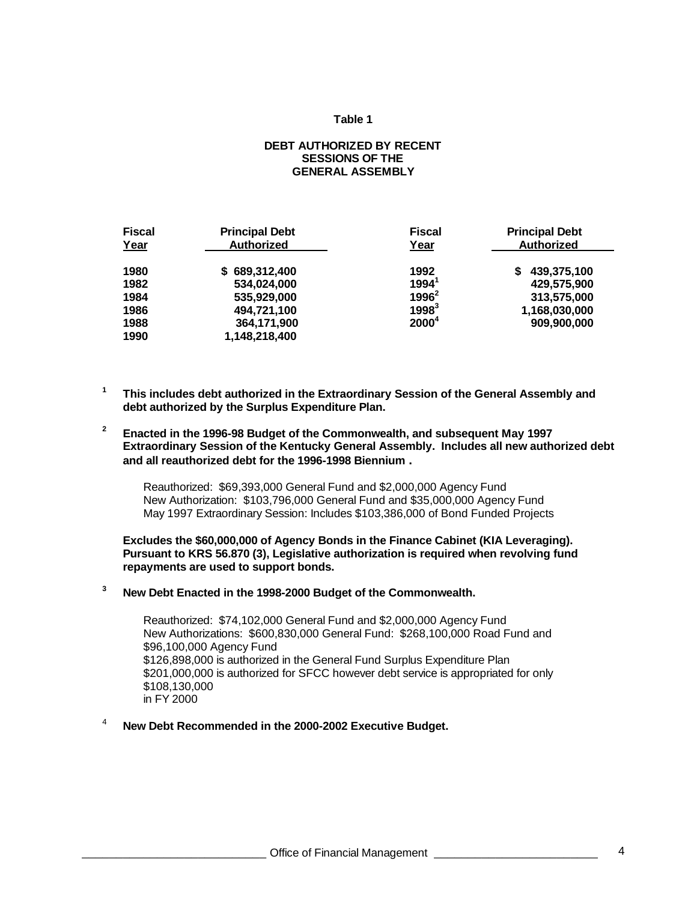**Table 1**

**DEBT AUTHORIZED BY RECENT SESSIONS OF THE GENERAL ASSEMBLY**

| Fiscal Year | Principal Debt Authorized | Fiscal Year | Principal Debt Authorized |
|---|---|---|---|
| 1980 | $ 689,312,400 | 1992 | $ 439,375,100 |
| 1982 | 534,024,000 | 1994[1] | 429,575,900 |
| 1984 | 535,929,000 | 1996[2] | 313,575,000 |
| 1986 | 494,721,100 | 1998[3] | 1,168,030,000 |
| 1988 | 364,171,900 | 2000[4] | 909,900,000 |
| 1990 | 1,148,218,400 | | |

[1] **This includes debt authorized in the Extraordinary Session of the General Assembly and debt authorized by the Surplus Expenditure Plan.**

[2] **Enacted in the 1996-98 Budget of the Commonwealth, and subsequent May 1997 Extraordinary Session of the Kentucky General Assembly. Includes all new authorized debt and all reauthorized debt for the 1996-1998 Biennium .**

Reauthorized: $69,393,000 General Fund and $2,000,000 Agency Fund
New Authorization: $103,796,000 General Fund and $35,000,000 Agency Fund
May 1997 Extraordinary Session: Includes $103,386,000 of Bond Funded Projects

**Excludes the $60,000,000 of Agency Bonds in the Finance Cabinet (KIA Leveraging). Pursuant to KRS 56.870 (3), Legislative authorization is required when revolving fund repayments are used to support bonds.**

[3] **New Debt Enacted in the 1998-2000 Budget of the Commonwealth.**

Reauthorized: $74,102,000 General Fund and $2,000,000 Agency Fund
New Authorizations: $600,830,000 General Fund: $268,100,000 Road Fund and $96,100,000 Agency Fund
$126,898,000 is authorized in the General Fund Surplus Expenditure Plan
$201,000,000 is authorized for SFCC however debt service is appropriated for only $108,130,000
in FY 2000

[4] **New Debt Recommended in the 2000-2002 Executive Budget.**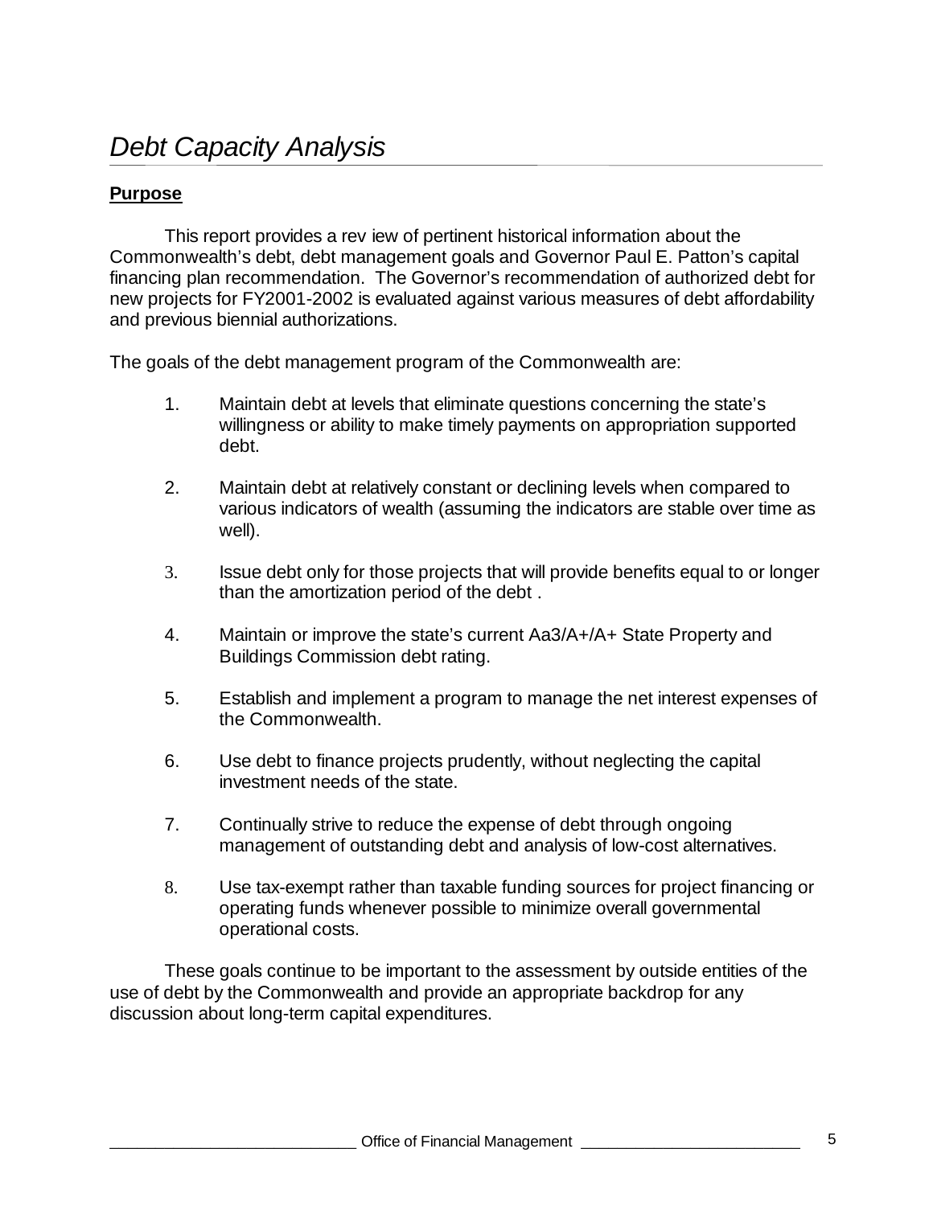# *Debt Capacity Analysis*

**Purpose**

This report provides a rev iew of pertinent historical information about the Commonwealth's debt, debt management goals and Governor Paul E. Patton's capital financing plan recommendation. The Governor's recommendation of authorized debt for new projects for FY2001-2002 is evaluated against various measures of debt affordability and previous biennial authorizations.

The goals of the debt management program of the Commonwealth are:

1. Maintain debt at levels that eliminate questions concerning the state's willingness or ability to make timely payments on appropriation supported debt.

2. Maintain debt at relatively constant or declining levels when compared to various indicators of wealth (assuming the indicators are stable over time as well).

3. Issue debt only for those projects that will provide benefits equal to or longer than the amortization period of the debt .

4. Maintain or improve the state's current Aa3/A+/A+ State Property and Buildings Commission debt rating.

5. Establish and implement a program to manage the net interest expenses of the Commonwealth.

6. Use debt to finance projects prudently, without neglecting the capital investment needs of the state.

7. Continually strive to reduce the expense of debt through ongoing management of outstanding debt and analysis of low-cost alternatives.

8. Use tax-exempt rather than taxable funding sources for project financing or operating funds whenever possible to minimize overall governmental operational costs.

These goals continue to be important to the assessment by outside entities of the use of debt by the Commonwealth and provide an appropriate backdrop for any discussion about long-term capital expenditures.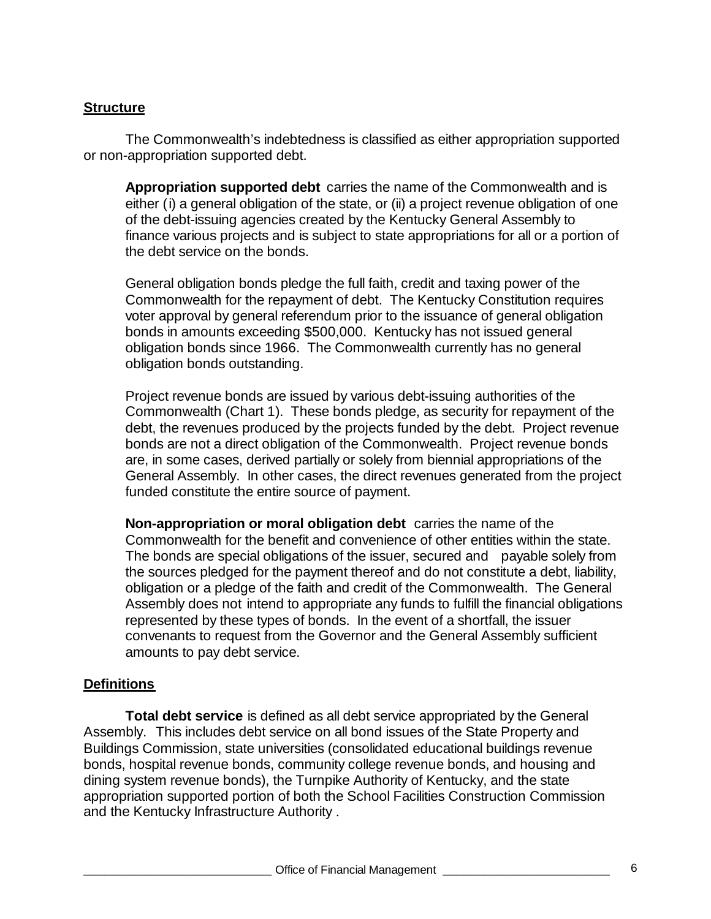## Structure

The Commonwealth's indebtedness is classified as either appropriation supported or non-appropriation supported debt.

**Appropriation supported debt** carries the name of the Commonwealth and is either (i) a general obligation of the state, or (ii) a project revenue obligation of one of the debt-issuing agencies created by the Kentucky General Assembly to finance various projects and is subject to state appropriations for all or a portion of the debt service on the bonds.

General obligation bonds pledge the full faith, credit and taxing power of the Commonwealth for the repayment of debt. The Kentucky Constitution requires voter approval by general referendum prior to the issuance of general obligation bonds in amounts exceeding $500,000. Kentucky has not issued general obligation bonds since 1966. The Commonwealth currently has no general obligation bonds outstanding.

Project revenue bonds are issued by various debt-issuing authorities of the Commonwealth (Chart 1). These bonds pledge, as security for repayment of the debt, the revenues produced by the projects funded by the debt. Project revenue bonds are not a direct obligation of the Commonwealth. Project revenue bonds are, in some cases, derived partially or solely from biennial appropriations of the General Assembly. In other cases, the direct revenues generated from the project funded constitute the entire source of payment.

**Non-appropriation or moral obligation debt** carries the name of the Commonwealth for the benefit and convenience of other entities within the state. The bonds are special obligations of the issuer, secured and payable solely from the sources pledged for the payment thereof and do not constitute a debt, liability, obligation or a pledge of the faith and credit of the Commonwealth. The General Assembly does not intend to appropriate any funds to fulfill the financial obligations represented by these types of bonds. In the event of a shortfall, the issuer convenants to request from the Governor and the General Assembly sufficient amounts to pay debt service.

## Definitions

**Total debt service** is defined as all debt service appropriated by the General Assembly. This includes debt service on all bond issues of the State Property and Buildings Commission, state universities (consolidated educational buildings revenue bonds, hospital revenue bonds, community college revenue bonds, and housing and dining system revenue bonds), the Turnpike Authority of Kentucky, and the state appropriation supported portion of both the School Facilities Construction Commission and the Kentucky Infrastructure Authority .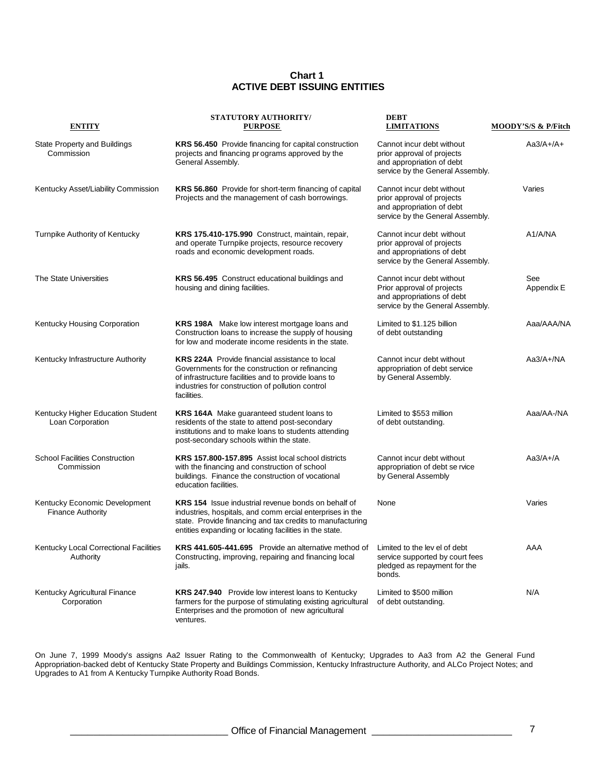## Chart 1
## ACTIVE DEBT ISSUING ENTITIES

| ENTITY | STATUTORY AUTHORITY/ PURPOSE | DEBT LIMITATIONS | MOODY'S/S & P/Fitch |
|---|---|---|---|
| State Property and Buildings Commission | **KRS 56.450** Provide financing for capital construction projects and financing programs approved by the General Assembly. | Cannot incur debt without prior approval of projects and appropriation of debt service by the General Assembly. | Aa3/A+/A+ |
| Kentucky Asset/Liability Commission | **KRS 56.860** Provide for short-term financing of capital Projects and the management of cash borrowings. | Cannot incur debt without prior approval of projects and appropriation of debt service by the General Assembly. | Varies |
| Turnpike Authority of Kentucky | **KRS 175.410-175.990** Construct, maintain, repair, and operate Turnpike projects, resource recovery roads and economic development roads. | Cannot incur debt without prior approval of projects and appropriations of debt service by the General Assembly. | A1/A/NA |
| The State Universities | **KRS 56.495** Construct educational buildings and housing and dining facilities. | Cannot incur debt without Prior approval of projects and appropriations of debt service by the General Assembly. | See Appendix E |
| Kentucky Housing Corporation | **KRS 198A** Make low interest mortgage loans and Construction loans to increase the supply of housing for low and moderate income residents in the state. | Limited to $1.125 billion of debt outstanding | Aaa/AAA/NA |
| Kentucky Infrastructure Authority | **KRS 224A** Provide financial assistance to local Governments for the construction or refinancing of infrastructure facilities and to provide loans to industries for construction of pollution control facilities. | Cannot incur debt without appropriation of debt service by General Assembly. | Aa3/A+/NA |
| Kentucky Higher Education Student Loan Corporation | **KRS 164A** Make guaranteed student loans to residents of the state to attend post-secondary institutions and to make loans to students attending post-secondary schools within the state. | Limited to $553 million of debt outstanding. | Aaa/AA-/NA |
| School Facilities Construction Commission | **KRS 157.800-157.895** Assist local school districts with the financing and construction of school buildings. Finance the construction of vocational education facilities. | Cannot incur debt without appropriation of debt service by General Assembly | Aa3/A+/A |
| Kentucky Economic Development Finance Authority | **KRS 154** Issue industrial revenue bonds on behalf of industries, hospitals, and commercial enterprises in the state. Provide financing and tax credits to manufacturing entities expanding or locating facilities in the state. | None | Varies |
| Kentucky Local Correctional Facilities Authority | **KRS 441.605-441.695** Provide an alternative method of Constructing, improving, repairing and financing local jails. | Limited to the level of debt service supported by court fees pledged as repayment for the bonds. | AAA |
| Kentucky Agricultural Finance Corporation | **KRS 247.940** Provide low interest loans to Kentucky farmers for the purpose of stimulating existing agricultural Enterprises and the promotion of new agricultural ventures. | Limited to $500 million of debt outstanding. | N/A |

On June 7, 1999 Moody's assigns Aa2 Issuer Rating to the Commonwealth of Kentucky; Upgrades to Aa3 from A2 the General Fund Appropriation-backed debt of Kentucky State Property and Buildings Commission, Kentucky Infrastructure Authority, and ALCo Project Notes; and Upgrades to A1 from A Kentucky Turnpike Authority Road Bonds.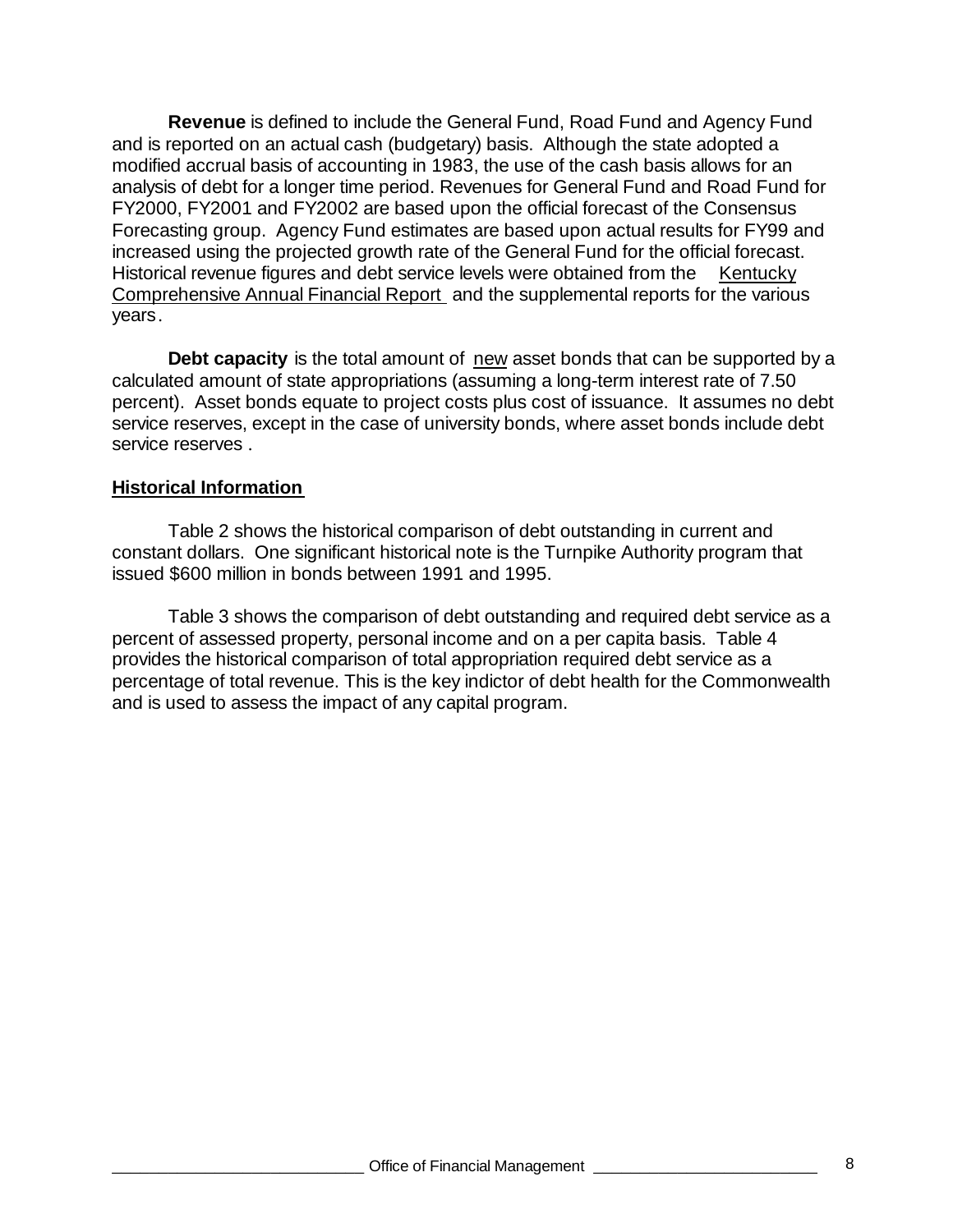**Revenue** is defined to include the General Fund, Road Fund and Agency Fund and is reported on an actual cash (budgetary) basis. Although the state adopted a modified accrual basis of accounting in 1983, the use of the cash basis allows for an analysis of debt for a longer time period. Revenues for General Fund and Road Fund for FY2000, FY2001 and FY2002 are based upon the official forecast of the Consensus Forecasting group. Agency Fund estimates are based upon actual results for FY99 and increased using the projected growth rate of the General Fund for the official forecast. Historical revenue figures and debt service levels were obtained from the Kentucky Comprehensive Annual Financial Report and the supplemental reports for the various years.

**Debt capacity** is the total amount of new asset bonds that can be supported by a calculated amount of state appropriations (assuming a long-term interest rate of 7.50 percent). Asset bonds equate to project costs plus cost of issuance. It assumes no debt service reserves, except in the case of university bonds, where asset bonds include debt service reserves .

## Historical Information

Table 2 shows the historical comparison of debt outstanding in current and constant dollars. One significant historical note is the Turnpike Authority program that issued $600 million in bonds between 1991 and 1995.

Table 3 shows the comparison of debt outstanding and required debt service as a percent of assessed property, personal income and on a per capita basis. Table 4 provides the historical comparison of total appropriation required debt service as a percentage of total revenue. This is the key indictor of debt health for the Commonwealth and is used to assess the impact of any capital program.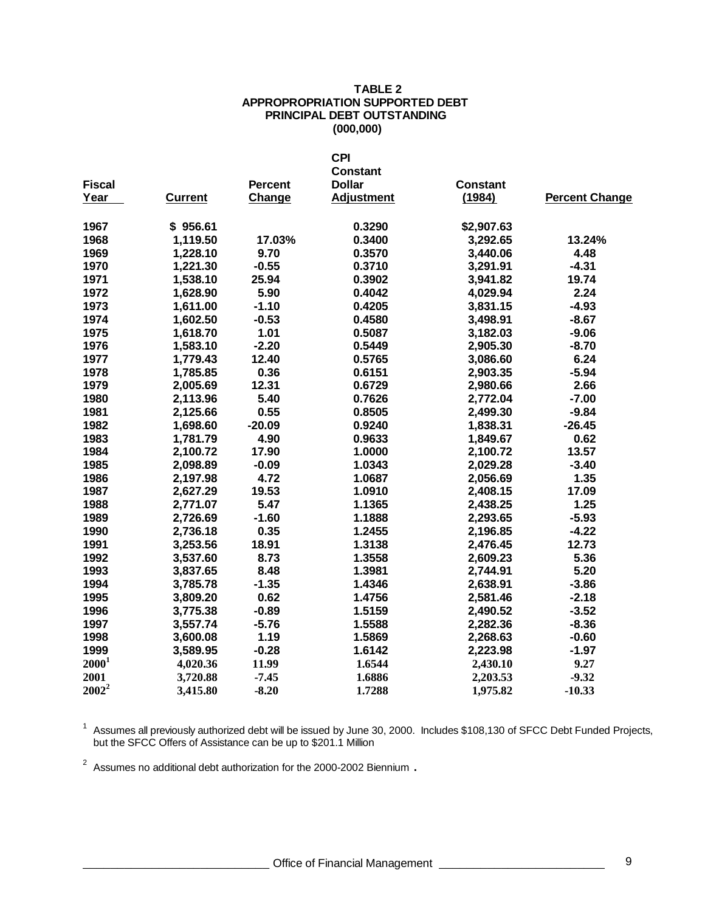**TABLE 2**
**APPROPROPRIATION SUPPORTED DEBT**
**PRINCIPAL DEBT OUTSTANDING**
**(000,000)**

| Fiscal Year | Current | Percent Change | CPI Constant Dollar Adjustment | Constant (1984) | Percent Change |
|---|---|---|---|---|---|
| 1967 | $ 956.61 | | 0.3290 | $2,907.63 | |
| 1968 | 1,119.50 | 17.03% | 0.3400 | 3,292.65 | 13.24% |
| 1969 | 1,228.10 | 9.70 | 0.3570 | 3,440.06 | 4.48 |
| 1970 | 1,221.30 | -0.55 | 0.3710 | 3,291.91 | -4.31 |
| 1971 | 1,538.10 | 25.94 | 0.3902 | 3,941.82 | 19.74 |
| 1972 | 1,628.90 | 5.90 | 0.4042 | 4,029.94 | 2.24 |
| 1973 | 1,611.00 | -1.10 | 0.4205 | 3,831.15 | -4.93 |
| 1974 | 1,602.50 | -0.53 | 0.4580 | 3,498.91 | -8.67 |
| 1975 | 1,618.70 | 1.01 | 0.5087 | 3,182.03 | -9.06 |
| 1976 | 1,583.10 | -2.20 | 0.5449 | 2,905.30 | -8.70 |
| 1977 | 1,779.43 | 12.40 | 0.5765 | 3,086.60 | 6.24 |
| 1978 | 1,785.85 | 0.36 | 0.6151 | 2,903.35 | -5.94 |
| 1979 | 2,005.69 | 12.31 | 0.6729 | 2,980.66 | 2.66 |
| 1980 | 2,113.96 | 5.40 | 0.7626 | 2,772.04 | -7.00 |
| 1981 | 2,125.66 | 0.55 | 0.8505 | 2,499.30 | -9.84 |
| 1982 | 1,698.60 | -20.09 | 0.9240 | 1,838.31 | -26.45 |
| 1983 | 1,781.79 | 4.90 | 0.9633 | 1,849.67 | 0.62 |
| 1984 | 2,100.72 | 17.90 | 1.0000 | 2,100.72 | 13.57 |
| 1985 | 2,098.89 | -0.09 | 1.0343 | 2,029.28 | -3.40 |
| 1986 | 2,197.98 | 4.72 | 1.0687 | 2,056.69 | 1.35 |
| 1987 | 2,627.29 | 19.53 | 1.0910 | 2,408.15 | 17.09 |
| 1988 | 2,771.07 | 5.47 | 1.1365 | 2,438.25 | 1.25 |
| 1989 | 2,726.69 | -1.60 | 1.1888 | 2,293.65 | -5.93 |
| 1990 | 2,736.18 | 0.35 | 1.2455 | 2,196.85 | -4.22 |
| 1991 | 3,253.56 | 18.91 | 1.3138 | 2,476.45 | 12.73 |
| 1992 | 3,537.60 | 8.73 | 1.3558 | 2,609.23 | 5.36 |
| 1993 | 3,837.65 | 8.48 | 1.3981 | 2,744.91 | 5.20 |
| 1994 | 3,785.78 | -1.35 | 1.4346 | 2,638.91 | -3.86 |
| 1995 | 3,809.20 | 0.62 | 1.4756 | 2,581.46 | -2.18 |
| 1996 | 3,775.38 | -0.89 | 1.5159 | 2,490.52 | -3.52 |
| 1997 | 3,557.74 | -5.76 | 1.5588 | 2,282.36 | -8.36 |
| 1998 | 3,600.08 | 1.19 | 1.5869 | 2,268.63 | -0.60 |
| 1999 | 3,589.95 | -0.28 | 1.6142 | 2,223.98 | -1.97 |
| 2000[1] | 4,020.36 | 11.99 | 1.6544 | 2,430.10 | 9.27 |
| 2001 | 3,720.88 | -7.45 | 1.6886 | 2,203.53 | -9.32 |
| 2002[2] | 3,415.80 | -8.20 | 1.7288 | 1,975.82 | -10.33 |

[1] Assumes all previously authorized debt will be issued by June 30, 2000. Includes $108,130 of SFCC Debt Funded Projects, but the SFCC Offers of Assistance can be up to $201.1 Million

[2] Assumes no additional debt authorization for the 2000-2002 Biennium .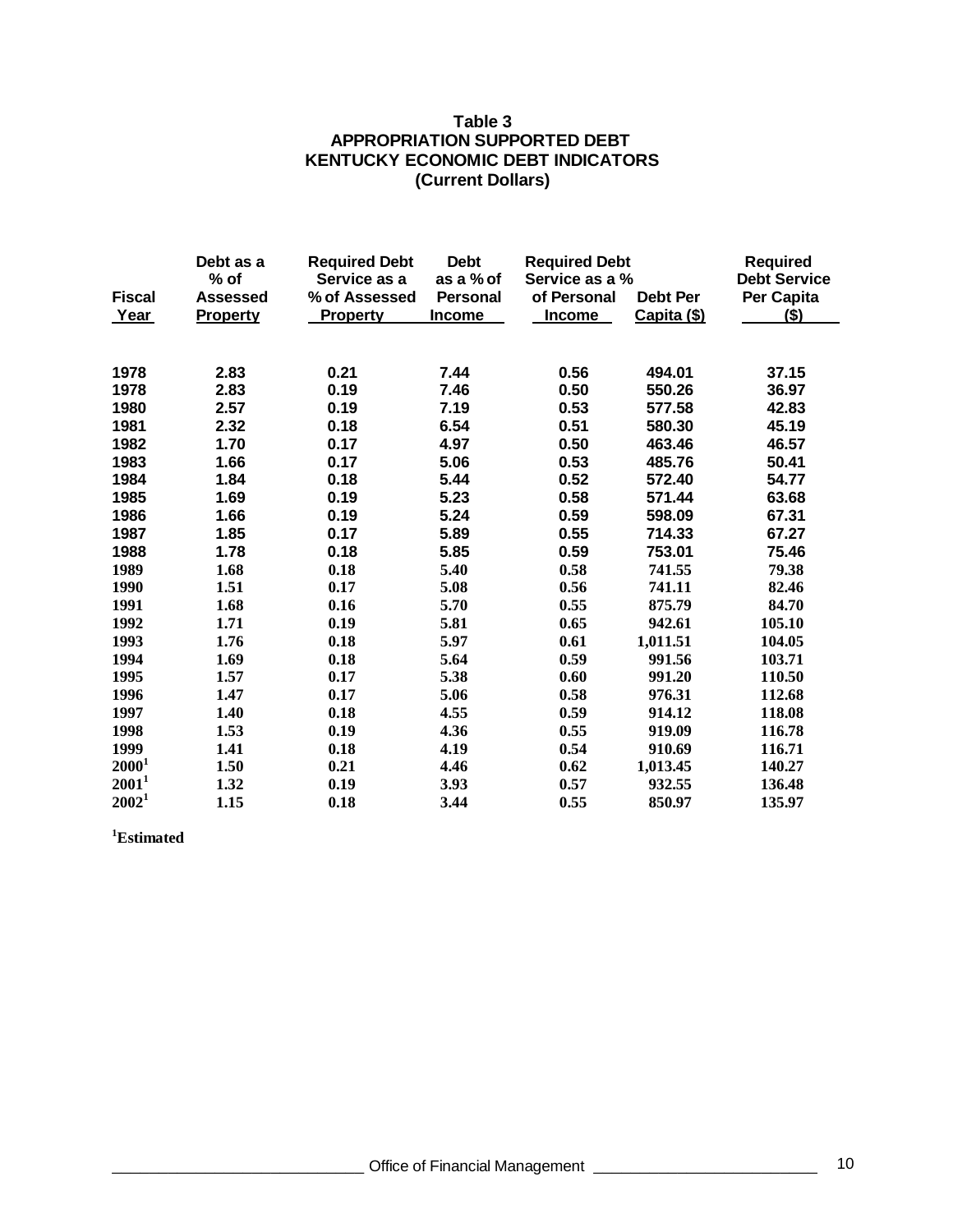**Table 3**
**APPROPRIATION SUPPORTED DEBT**
**KENTUCKY ECONOMIC DEBT INDICATORS**
**(Current Dollars)**

| Fiscal Year | Debt as a % of Assessed Property | Required Debt Service as a % of Assessed Property | Debt as a % of Personal Income | Required Debt Service as a % of Personal Income | Debt Per Capita ($) | Required Debt Service Per Capita ($) |
|---|---|---|---|---|---|---|
| 1978 | 2.83 | 0.21 | 7.44 | 0.56 | 494.01 | 37.15 |
| 1978 | 2.83 | 0.19 | 7.46 | 0.50 | 550.26 | 36.97 |
| 1980 | 2.57 | 0.19 | 7.19 | 0.53 | 577.58 | 42.83 |
| 1981 | 2.32 | 0.18 | 6.54 | 0.51 | 580.30 | 45.19 |
| 1982 | 1.70 | 0.17 | 4.97 | 0.50 | 463.46 | 46.57 |
| 1983 | 1.66 | 0.17 | 5.06 | 0.53 | 485.76 | 50.41 |
| 1984 | 1.84 | 0.18 | 5.44 | 0.52 | 572.40 | 54.77 |
| 1985 | 1.69 | 0.19 | 5.23 | 0.58 | 571.44 | 63.68 |
| 1986 | 1.66 | 0.19 | 5.24 | 0.59 | 598.09 | 67.31 |
| 1987 | 1.85 | 0.17 | 5.89 | 0.55 | 714.33 | 67.27 |
| 1988 | 1.78 | 0.18 | 5.85 | 0.59 | 753.01 | 75.46 |
| 1989 | 1.68 | 0.18 | 5.40 | 0.58 | 741.55 | 79.38 |
| 1990 | 1.51 | 0.17 | 5.08 | 0.56 | 741.11 | 82.46 |
| 1991 | 1.68 | 0.16 | 5.70 | 0.55 | 875.79 | 84.70 |
| 1992 | 1.71 | 0.19 | 5.81 | 0.65 | 942.61 | 105.10 |
| 1993 | 1.76 | 0.18 | 5.97 | 0.61 | 1,011.51 | 104.05 |
| 1994 | 1.69 | 0.18 | 5.64 | 0.59 | 991.56 | 103.71 |
| 1995 | 1.57 | 0.17 | 5.38 | 0.60 | 991.20 | 110.50 |
| 1996 | 1.47 | 0.17 | 5.06 | 0.58 | 976.31 | 112.68 |
| 1997 | 1.40 | 0.18 | 4.55 | 0.59 | 914.12 | 118.08 |
| 1998 | 1.53 | 0.19 | 4.36 | 0.55 | 919.09 | 116.78 |
| 1999 | 1.41 | 0.18 | 4.19 | 0.54 | 910.69 | 116.71 |
| 2000[1] | 1.50 | 0.21 | 4.46 | 0.62 | 1,013.45 | 140.27 |
| 2001[1] | 1.32 | 0.19 | 3.93 | 0.57 | 932.55 | 136.48 |
| 2002[1] | 1.15 | 0.18 | 3.44 | 0.55 | 850.97 | 135.97 |

[1]Estimated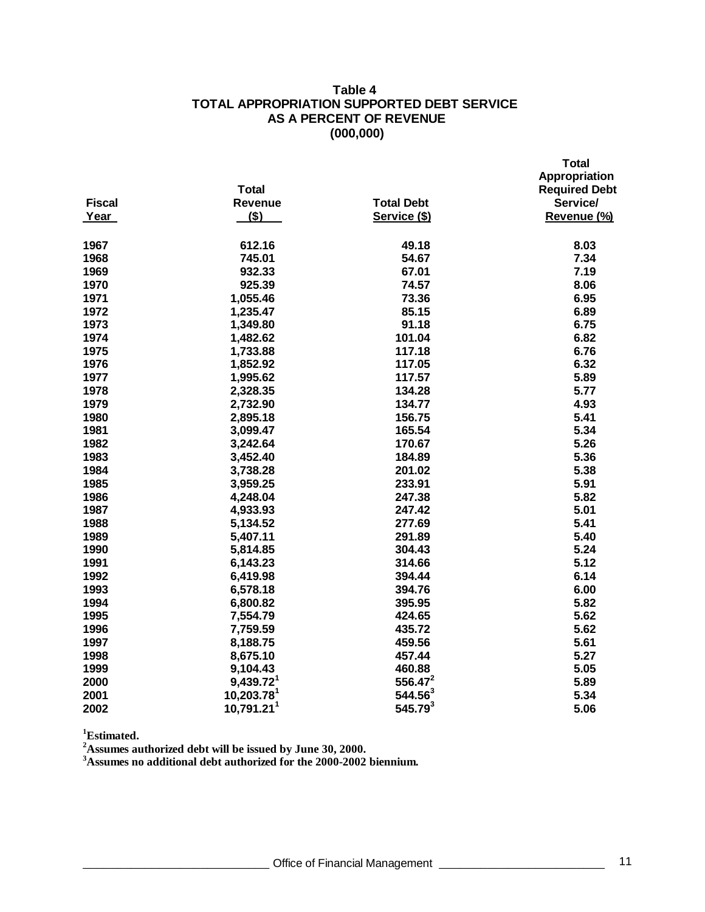**Table 4**
**TOTAL APPROPRIATION SUPPORTED DEBT SERVICE AS A PERCENT OF REVENUE**
**(000,000)**

| Fiscal Year | Total Revenue ($) | Total Debt Service ($) | Total Appropriation Required Debt Service/ Revenue (%) |
|---|---|---|---|
| 1967 | 612.16 | 49.18 | 8.03 |
| 1968 | 745.01 | 54.67 | 7.34 |
| 1969 | 932.33 | 67.01 | 7.19 |
| 1970 | 925.39 | 74.57 | 8.06 |
| 1971 | 1,055.46 | 73.36 | 6.95 |
| 1972 | 1,235.47 | 85.15 | 6.89 |
| 1973 | 1,349.80 | 91.18 | 6.75 |
| 1974 | 1,482.62 | 101.04 | 6.82 |
| 1975 | 1,733.88 | 117.18 | 6.76 |
| 1976 | 1,852.92 | 117.05 | 6.32 |
| 1977 | 1,995.62 | 117.57 | 5.89 |
| 1978 | 2,328.35 | 134.28 | 5.77 |
| 1979 | 2,732.90 | 134.77 | 4.93 |
| 1980 | 2,895.18 | 156.75 | 5.41 |
| 1981 | 3,099.47 | 165.54 | 5.34 |
| 1982 | 3,242.64 | 170.67 | 5.26 |
| 1983 | 3,452.40 | 184.89 | 5.36 |
| 1984 | 3,738.28 | 201.02 | 5.38 |
| 1985 | 3,959.25 | 233.91 | 5.91 |
| 1986 | 4,248.04 | 247.38 | 5.82 |
| 1987 | 4,933.93 | 247.42 | 5.01 |
| 1988 | 5,134.52 | 277.69 | 5.41 |
| 1989 | 5,407.11 | 291.89 | 5.40 |
| 1990 | 5,814.85 | 304.43 | 5.24 |
| 1991 | 6,143.23 | 314.66 | 5.12 |
| 1992 | 6,419.98 | 394.44 | 6.14 |
| 1993 | 6,578.18 | 394.76 | 6.00 |
| 1994 | 6,800.82 | 395.95 | 5.82 |
| 1995 | 7,554.79 | 424.65 | 5.62 |
| 1996 | 7,759.59 | 435.72 | 5.62 |
| 1997 | 8,188.75 | 459.56 | 5.61 |
| 1998 | 8,675.10 | 457.44 | 5.27 |
| 1999 | 9,104.43 | 460.88 | 5.05 |
| 2000 | 9,439.72[1] | 556.47[2] | 5.89 |
| 2001 | 10,203.78[1] | 544.56[3] | 5.34 |
| 2002 | 10,791.21[1] | 545.79[3] | 5.06 |

[1]**Estimated.**
[2]**Assumes authorized debt will be issued by June 30, 2000.**
[3]**Assumes no additional debt authorized for the 2000-2002 biennium.**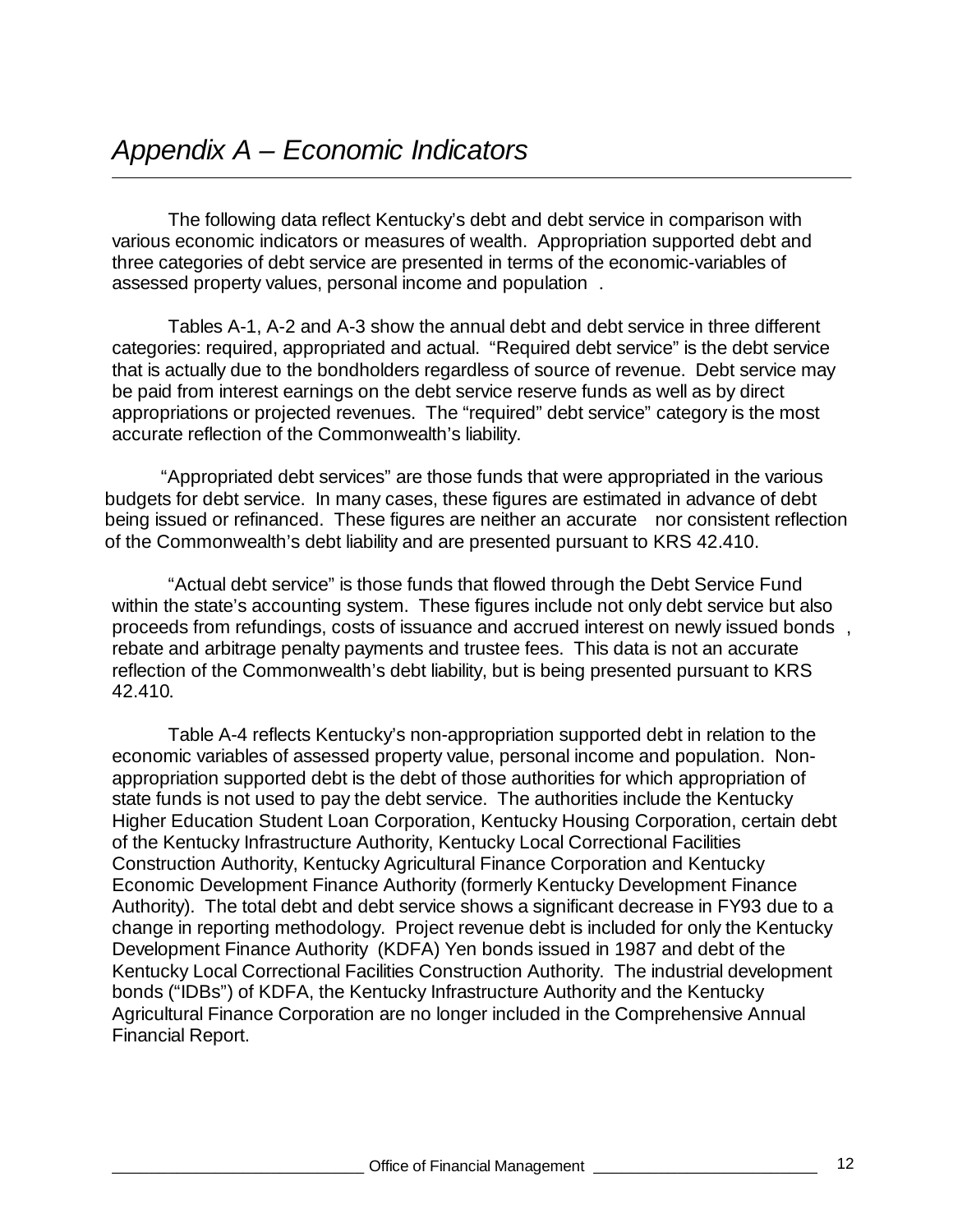# *Appendix A – Economic Indicators*

The following data reflect Kentucky's debt and debt service in comparison with various economic indicators or measures of wealth. Appropriation supported debt and three categories of debt service are presented in terms of the economic-variables of assessed property values, personal income and population.

Tables A-1, A-2 and A-3 show the annual debt and debt service in three different categories: required, appropriated and actual. "Required debt service" is the debt service that is actually due to the bondholders regardless of source of revenue. Debt service may be paid from interest earnings on the debt service reserve funds as well as by direct appropriations or projected revenues. The "required" debt service" category is the most accurate reflection of the Commonwealth's liability.

"Appropriated debt services" are those funds that were appropriated in the various budgets for debt service. In many cases, these figures are estimated in advance of debt being issued or refinanced. These figures are neither an accurate nor consistent reflection of the Commonwealth's debt liability and are presented pursuant to KRS 42.410.

"Actual debt service" is those funds that flowed through the Debt Service Fund within the state's accounting system. These figures include not only debt service but also proceeds from refundings, costs of issuance and accrued interest on newly issued bonds, rebate and arbitrage penalty payments and trustee fees. This data is not an accurate reflection of the Commonwealth's debt liability, but is being presented pursuant to KRS 42.410.

Table A-4 reflects Kentucky's non-appropriation supported debt in relation to the economic variables of assessed property value, personal income and population. Non-appropriation supported debt is the debt of those authorities for which appropriation of state funds is not used to pay the debt service. The authorities include the Kentucky Higher Education Student Loan Corporation, Kentucky Housing Corporation, certain debt of the Kentucky Infrastructure Authority, Kentucky Local Correctional Facilities Construction Authority, Kentucky Agricultural Finance Corporation and Kentucky Economic Development Finance Authority (formerly Kentucky Development Finance Authority). The total debt and debt service shows a significant decrease in FY93 due to a change in reporting methodology. Project revenue debt is included for only the Kentucky Development Finance Authority (KDFA) Yen bonds issued in 1987 and debt of the Kentucky Local Correctional Facilities Construction Authority. The industrial development bonds ("IDBs") of KDFA, the Kentucky Infrastructure Authority and the Kentucky Agricultural Finance Corporation are no longer included in the Comprehensive Annual Financial Report.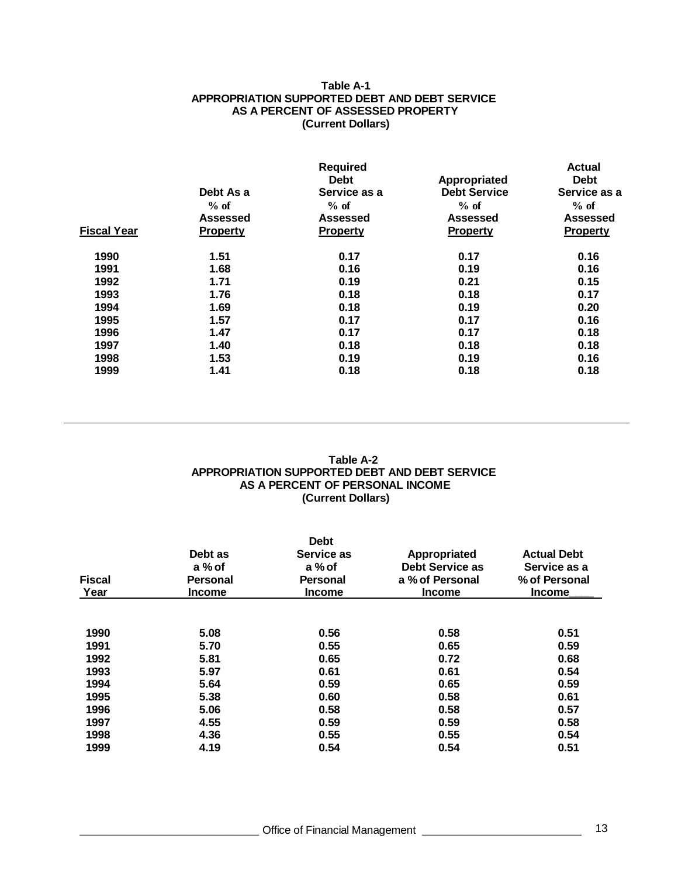**Table A-1**
**APPROPRIATION SUPPORTED DEBT AND DEBT SERVICE AS A PERCENT OF ASSESSED PROPERTY**
**(Current Dollars)**

| Fiscal Year | Debt As a % of Assessed Property | Required Debt Service as a % of Assessed Property | Appropriated Debt Service % of Assessed Property | Actual Debt Service as a % of Assessed Property |
|---|---|---|---|---|
| 1990 | 1.51 | 0.17 | 0.17 | 0.16 |
| 1991 | 1.68 | 0.16 | 0.19 | 0.16 |
| 1992 | 1.71 | 0.19 | 0.21 | 0.15 |
| 1993 | 1.76 | 0.18 | 0.18 | 0.17 |
| 1994 | 1.69 | 0.18 | 0.19 | 0.20 |
| 1995 | 1.57 | 0.17 | 0.17 | 0.16 |
| 1996 | 1.47 | 0.17 | 0.17 | 0.18 |
| 1997 | 1.40 | 0.18 | 0.18 | 0.18 |
| 1998 | 1.53 | 0.19 | 0.19 | 0.16 |
| 1999 | 1.41 | 0.18 | 0.18 | 0.18 |

**Table A-2**
**APPROPRIATION SUPPORTED DEBT AND DEBT SERVICE AS A PERCENT OF PERSONAL INCOME**
**(Current Dollars)**

| Fiscal Year | Debt as a % of Personal Income | Debt Service as a % of Personal Income | Appropriated Debt Service as a % of Personal Income | Actual Debt Service as a % of Personal Income |
|---|---|---|---|---|
| 1990 | 5.08 | 0.56 | 0.58 | 0.51 |
| 1991 | 5.70 | 0.55 | 0.65 | 0.59 |
| 1992 | 5.81 | 0.65 | 0.72 | 0.68 |
| 1993 | 5.97 | 0.61 | 0.61 | 0.54 |
| 1994 | 5.64 | 0.59 | 0.65 | 0.59 |
| 1995 | 5.38 | 0.60 | 0.58 | 0.61 |
| 1996 | 5.06 | 0.58 | 0.58 | 0.57 |
| 1997 | 4.55 | 0.59 | 0.59 | 0.58 |
| 1998 | 4.36 | 0.55 | 0.55 | 0.54 |
| 1999 | 4.19 | 0.54 | 0.54 | 0.51 |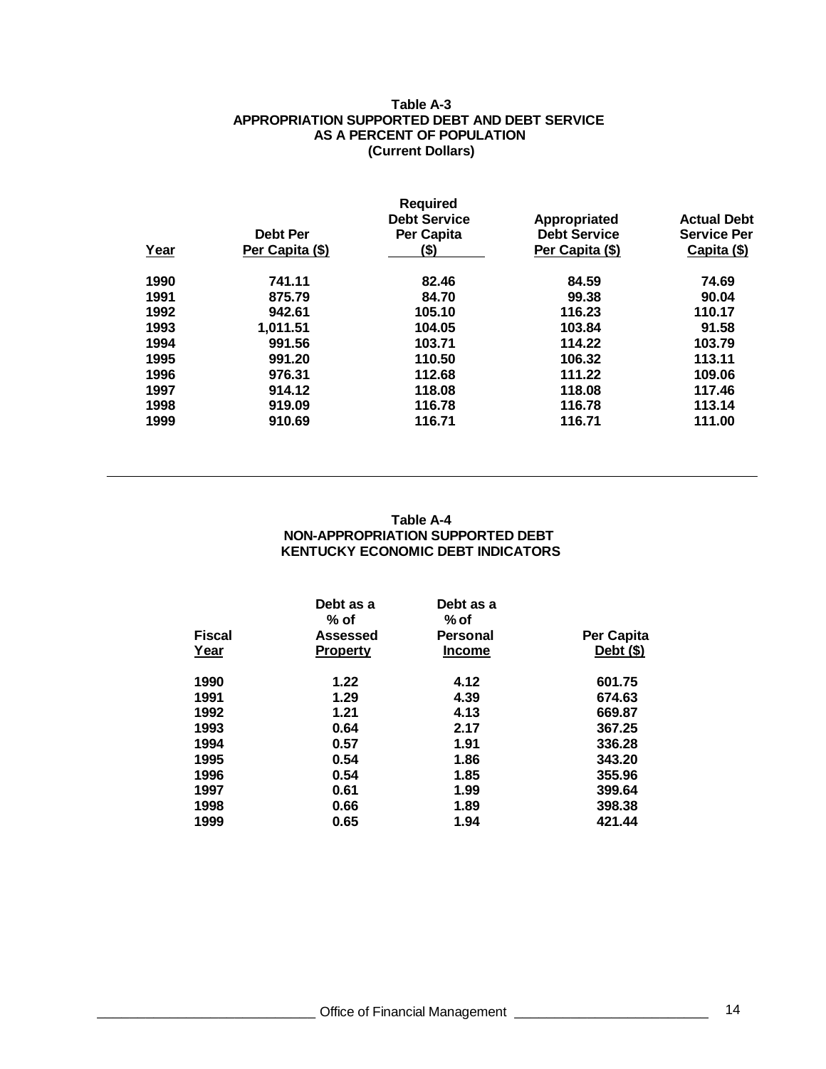**Table A-3**
**APPROPRIATION SUPPORTED DEBT AND DEBT SERVICE AS A PERCENT OF POPULATION**
**(Current Dollars)**

| Year | Debt Per Per Capita ($) | Required Debt Service Per Capita ($) | Appropriated Debt Service Per Capita ($) | Actual Debt Service Per Capita ($) |
|---|---|---|---|---|
| 1990 | 741.11 | 82.46 | 84.59 | 74.69 |
| 1991 | 875.79 | 84.70 | 99.38 | 90.04 |
| 1992 | 942.61 | 105.10 | 116.23 | 110.17 |
| 1993 | 1,011.51 | 104.05 | 103.84 | 91.58 |
| 1994 | 991.56 | 103.71 | 114.22 | 103.79 |
| 1995 | 991.20 | 110.50 | 106.32 | 113.11 |
| 1996 | 976.31 | 112.68 | 111.22 | 109.06 |
| 1997 | 914.12 | 118.08 | 118.08 | 117.46 |
| 1998 | 919.09 | 116.78 | 116.78 | 113.14 |
| 1999 | 910.69 | 116.71 | 116.71 | 111.00 |

---

**Table A-4**
**NON-APPROPRIATION SUPPORTED DEBT**
**KENTUCKY ECONOMIC DEBT INDICATORS**

| Fiscal Year | Debt as a % of Assessed Property | Debt as a % of Personal Income | Per Capita Debt ($) |
|---|---|---|---|
| 1990 | 1.22 | 4.12 | 601.75 |
| 1991 | 1.29 | 4.39 | 674.63 |
| 1992 | 1.21 | 4.13 | 669.87 |
| 1993 | 0.64 | 2.17 | 367.25 |
| 1994 | 0.57 | 1.91 | 336.28 |
| 1995 | 0.54 | 1.86 | 343.20 |
| 1996 | 0.54 | 1.85 | 355.96 |
| 1997 | 0.61 | 1.99 | 399.64 |
| 1998 | 0.66 | 1.89 | 398.38 |
| 1999 | 0.65 | 1.94 | 421.44 |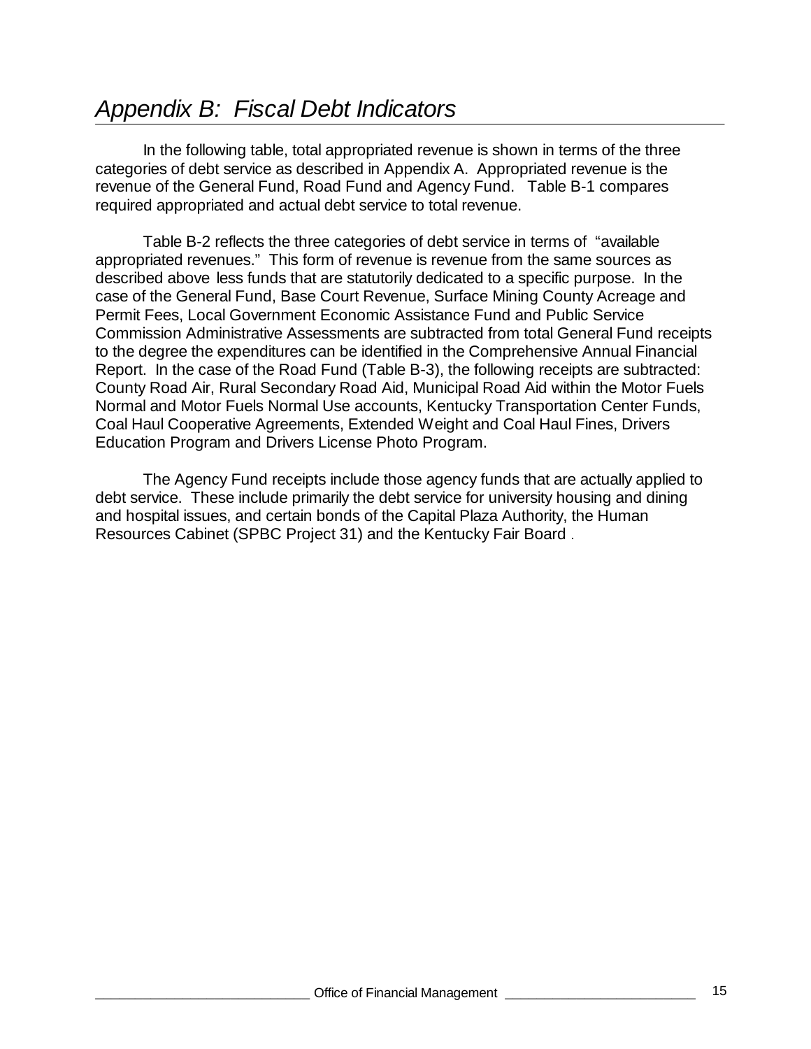# *Appendix B: Fiscal Debt Indicators*

In the following table, total appropriated revenue is shown in terms of the three categories of debt service as described in Appendix A. Appropriated revenue is the revenue of the General Fund, Road Fund and Agency Fund. Table B-1 compares required appropriated and actual debt service to total revenue.

Table B-2 reflects the three categories of debt service in terms of "available appropriated revenues." This form of revenue is revenue from the same sources as described above less funds that are statutorily dedicated to a specific purpose. In the case of the General Fund, Base Court Revenue, Surface Mining County Acreage and Permit Fees, Local Government Economic Assistance Fund and Public Service Commission Administrative Assessments are subtracted from total General Fund receipts to the degree the expenditures can be identified in the Comprehensive Annual Financial Report. In the case of the Road Fund (Table B-3), the following receipts are subtracted: County Road Air, Rural Secondary Road Aid, Municipal Road Aid within the Motor Fuels Normal and Motor Fuels Normal Use accounts, Kentucky Transportation Center Funds, Coal Haul Cooperative Agreements, Extended Weight and Coal Haul Fines, Drivers Education Program and Drivers License Photo Program.

The Agency Fund receipts include those agency funds that are actually applied to debt service. These include primarily the debt service for university housing and dining and hospital issues, and certain bonds of the Capital Plaza Authority, the Human Resources Cabinet (SPBC Project 31) and the Kentucky Fair Board .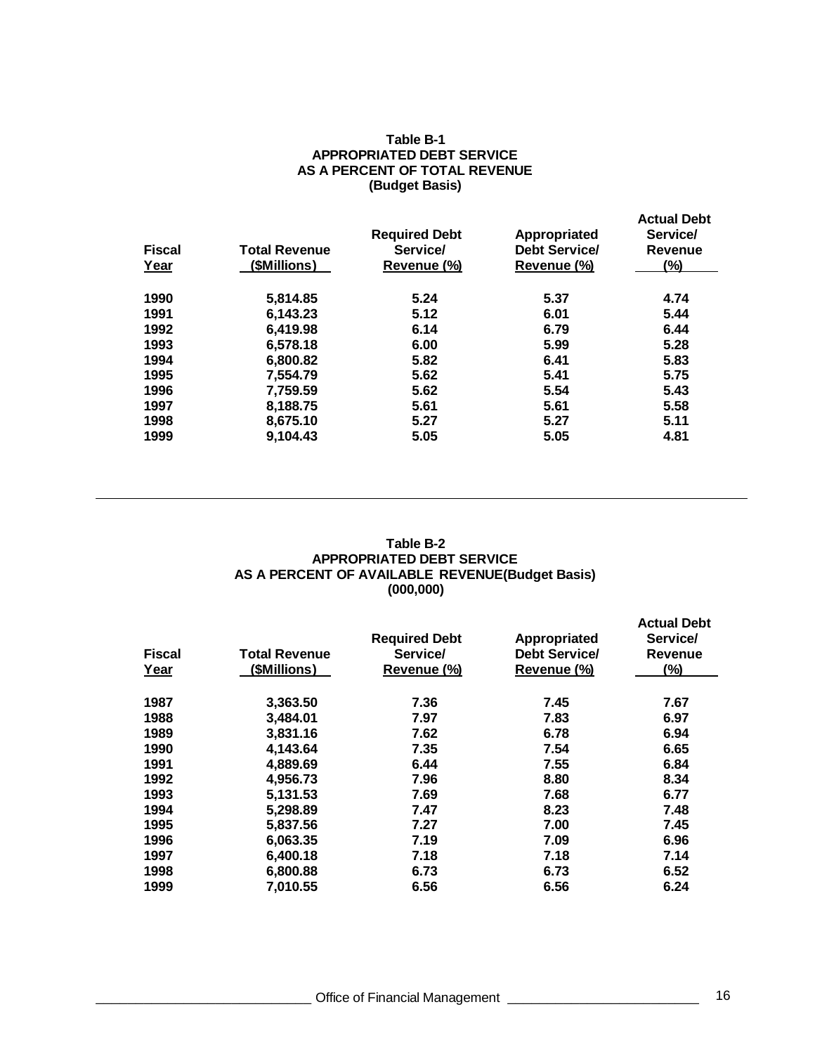**Table B-1**
**APPROPRIATED DEBT SERVICE**
**AS A PERCENT OF TOTAL REVENUE**
**(Budget Basis)**

| Fiscal Year | Total Revenue ($Millions) | Required Debt Service/ Revenue (%) | Appropriated Debt Service/ Revenue (%) | Actual Debt Service/ Revenue (%) |
|---|---|---|---|---|
| 1990 | 5,814.85 | 5.24 | 5.37 | 4.74 |
| 1991 | 6,143.23 | 5.12 | 6.01 | 5.44 |
| 1992 | 6,419.98 | 6.14 | 6.79 | 6.44 |
| 1993 | 6,578.18 | 6.00 | 5.99 | 5.28 |
| 1994 | 6,800.82 | 5.82 | 6.41 | 5.83 |
| 1995 | 7,554.79 | 5.62 | 5.41 | 5.75 |
| 1996 | 7,759.59 | 5.62 | 5.54 | 5.43 |
| 1997 | 8,188.75 | 5.61 | 5.61 | 5.58 |
| 1998 | 8,675.10 | 5.27 | 5.27 | 5.11 |
| 1999 | 9,104.43 | 5.05 | 5.05 | 4.81 |

**Table B-2**
**APPROPRIATED DEBT SERVICE**
**AS A PERCENT OF AVAILABLE REVENUE(Budget Basis)**
**(000,000)**

| Fiscal Year | Total Revenue ($Millions) | Required Debt Service/ Revenue (%) | Appropriated Debt Service/ Revenue (%) | Actual Debt Service/ Revenue (%) |
|---|---|---|---|---|
| 1987 | 3,363.50 | 7.36 | 7.45 | 7.67 |
| 1988 | 3,484.01 | 7.97 | 7.83 | 6.97 |
| 1989 | 3,831.16 | 7.62 | 6.78 | 6.94 |
| 1990 | 4,143.64 | 7.35 | 7.54 | 6.65 |
| 1991 | 4,889.69 | 6.44 | 7.55 | 6.84 |
| 1992 | 4,956.73 | 7.96 | 8.80 | 8.34 |
| 1993 | 5,131.53 | 7.69 | 7.68 | 6.77 |
| 1994 | 5,298.89 | 7.47 | 8.23 | 7.48 |
| 1995 | 5,837.56 | 7.27 | 7.00 | 7.45 |
| 1996 | 6,063.35 | 7.19 | 7.09 | 6.96 |
| 1997 | 6,400.18 | 7.18 | 7.18 | 7.14 |
| 1998 | 6,800.88 | 6.73 | 6.73 | 6.52 |
| 1999 | 7,010.55 | 6.56 | 6.56 | 6.24 |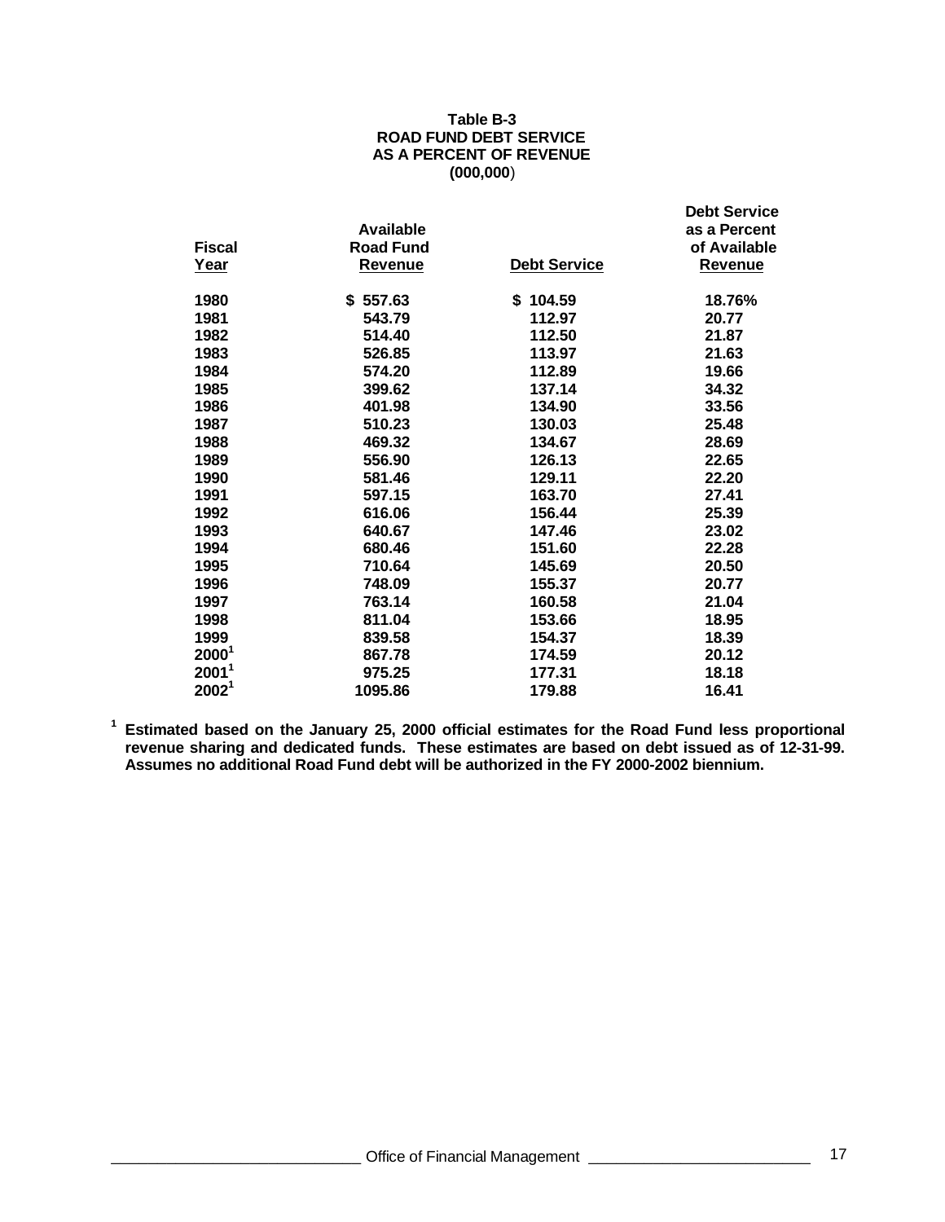**Table B-3**
**ROAD FUND DEBT SERVICE**
**AS A PERCENT OF REVENUE**
**(000,000)**

| Fiscal Year | Available Road Fund Revenue | Debt Service | Debt Service as a Percent of Available Revenue |
|---|---|---|---|
| 1980 | $ 557.63 | $ 104.59 | 18.76% |
| 1981 | 543.79 | 112.97 | 20.77 |
| 1982 | 514.40 | 112.50 | 21.87 |
| 1983 | 526.85 | 113.97 | 21.63 |
| 1984 | 574.20 | 112.89 | 19.66 |
| 1985 | 399.62 | 137.14 | 34.32 |
| 1986 | 401.98 | 134.90 | 33.56 |
| 1987 | 510.23 | 130.03 | 25.48 |
| 1988 | 469.32 | 134.67 | 28.69 |
| 1989 | 556.90 | 126.13 | 22.65 |
| 1990 | 581.46 | 129.11 | 22.20 |
| 1991 | 597.15 | 163.70 | 27.41 |
| 1992 | 616.06 | 156.44 | 25.39 |
| 1993 | 640.67 | 147.46 | 23.02 |
| 1994 | 680.46 | 151.60 | 22.28 |
| 1995 | 710.64 | 145.69 | 20.50 |
| 1996 | 748.09 | 155.37 | 20.77 |
| 1997 | 763.14 | 160.58 | 21.04 |
| 1998 | 811.04 | 153.66 | 18.95 |
| 1999 | 839.58 | 154.37 | 18.39 |
| 2000[1] | 867.78 | 174.59 | 20.12 |
| 2001[1] | 975.25 | 177.31 | 18.18 |
| 2002[1] | 1095.86 | 179.88 | 16.41 |

[1] **Estimated based on the January 25, 2000 official estimates for the Road Fund less proportional revenue sharing and dedicated funds. These estimates are based on debt issued as of 12-31-99. Assumes no additional Road Fund debt will be authorized in the FY 2000-2002 biennium.**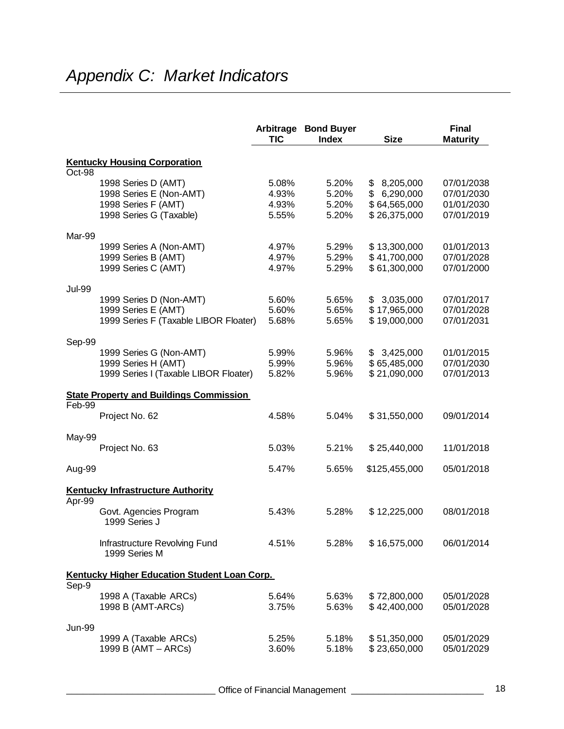# *Appendix C: Market Indicators*

| | Arbitrage TIC | Bond Buyer Index | Size | Final Maturity |
|---|---|---|---|---|
| **Kentucky Housing Corporation** | | | | |
| Oct-98 | | | | |
| 1998 Series D (AMT) | 5.08% | 5.20% | $ 8,205,000 | 07/01/2038 |
| 1998 Series E (Non-AMT) | 4.93% | 5.20% | $ 6,290,000 | 07/01/2030 |
| 1998 Series F (AMT) | 4.93% | 5.20% | $ 64,565,000 | 01/01/2030 |
| 1998 Series G (Taxable) | 5.55% | 5.20% | $ 26,375,000 | 07/01/2019 |
| Mar-99 | | | | |
| 1999 Series A (Non-AMT) | 4.97% | 5.29% | $ 13,300,000 | 01/01/2013 |
| 1999 Series B (AMT) | 4.97% | 5.29% | $ 41,700,000 | 07/01/2028 |
| 1999 Series C (AMT) | 4.97% | 5.29% | $ 61,300,000 | 07/01/2000 |
| Jul-99 | | | | |
| 1999 Series D (Non-AMT) | 5.60% | 5.65% | $ 3,035,000 | 07/01/2017 |
| 1999 Series E (AMT) | 5.60% | 5.65% | $ 17,965,000 | 07/01/2028 |
| 1999 Series F (Taxable LIBOR Floater) | 5.68% | 5.65% | $ 19,000,000 | 07/01/2031 |
| Sep-99 | | | | |
| 1999 Series G (Non-AMT) | 5.99% | 5.96% | $ 3,425,000 | 01/01/2015 |
| 1999 Series H (AMT) | 5.99% | 5.96% | $ 65,485,000 | 07/01/2030 |
| 1999 Series I (Taxable LIBOR Floater) | 5.82% | 5.96% | $ 21,090,000 | 07/01/2013 |
| **State Property and Buildings Commission** | | | | |
| Feb-99 | | | | |
| Project No. 62 | 4.58% | 5.04% | $ 31,550,000 | 09/01/2014 |
| May-99 | | | | |
| Project No. 63 | 5.03% | 5.21% | $ 25,440,000 | 11/01/2018 |
| Aug-99 | 5.47% | 5.65% | $125,455,000 | 05/01/2018 |
| **Kentucky Infrastructure Authority** | | | | |
| Apr-99 | | | | |
| Govt. Agencies Program 1999 Series J | 5.43% | 5.28% | $ 12,225,000 | 08/01/2018 |
| Infrastructure Revolving Fund 1999 Series M | 4.51% | 5.28% | $ 16,575,000 | 06/01/2014 |
| **Kentucky Higher Education Student Loan Corp.** | | | | |
| Sep-9 | | | | |
| 1998 A (Taxable ARCs) | 5.64% | 5.63% | $ 72,800,000 | 05/01/2028 |
| 1998 B (AMT-ARCs) | 3.75% | 5.63% | $ 42,400,000 | 05/01/2028 |
| Jun-99 | | | | |
| 1999 A (Taxable ARCs) | 5.25% | 5.18% | $ 51,350,000 | 05/01/2029 |
| 1999 B (AMT – ARCs) | 3.60% | 5.18% | $ 23,650,000 | 05/01/2029 |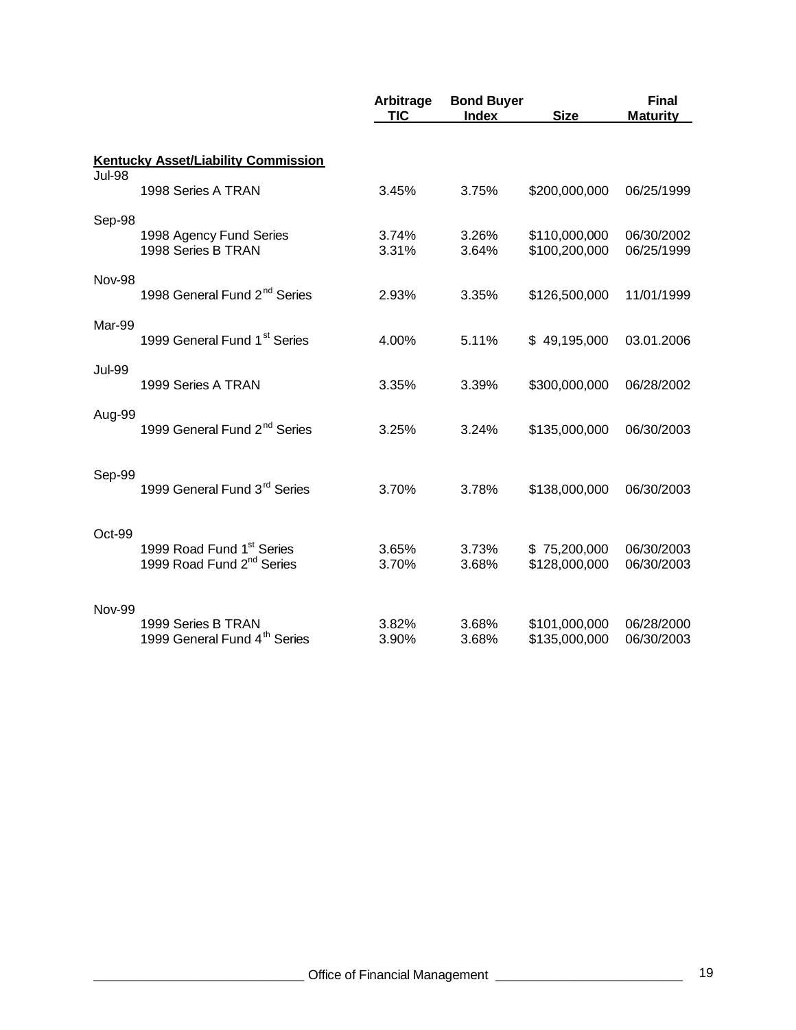| | Arbitrage TIC | Bond Buyer Index | Size | Final Maturity |
|---|---|---|---|---|
| **Kentucky Asset/Liability Commission** | | | | |
| Jul-98 | | | | |
| 1998 Series A TRAN | 3.45% | 3.75% | $200,000,000 | 06/25/1999 |
| Sep-98 | | | | |
| 1998 Agency Fund Series | 3.74% | 3.26% | $110,000,000 | 06/30/2002 |
| 1998 Series B TRAN | 3.31% | 3.64% | $100,200,000 | 06/25/1999 |
| Nov-98 | | | | |
| 1998 General Fund 2nd Series | 2.93% | 3.35% | $126,500,000 | 11/01/1999 |
| Mar-99 | | | | |
| 1999 General Fund 1st Series | 4.00% | 5.11% | $ 49,195,000 | 03.01.2006 |
| Jul-99 | | | | |
| 1999 Series A TRAN | 3.35% | 3.39% | $300,000,000 | 06/28/2002 |
| Aug-99 | | | | |
| 1999 General Fund 2nd Series | 3.25% | 3.24% | $135,000,000 | 06/30/2003 |
| Sep-99 | | | | |
| 1999 General Fund 3rd Series | 3.70% | 3.78% | $138,000,000 | 06/30/2003 |
| Oct-99 | | | | |
| 1999 Road Fund 1st Series | 3.65% | 3.73% | $ 75,200,000 | 06/30/2003 |
| 1999 Road Fund 2nd Series | 3.70% | 3.68% | $128,000,000 | 06/30/2003 |
| Nov-99 | | | | |
| 1999 Series B TRAN | 3.82% | 3.68% | $101,000,000 | 06/28/2000 |
| 1999 General Fund 4th Series | 3.90% | 3.68% | $135,000,000 | 06/30/2003 |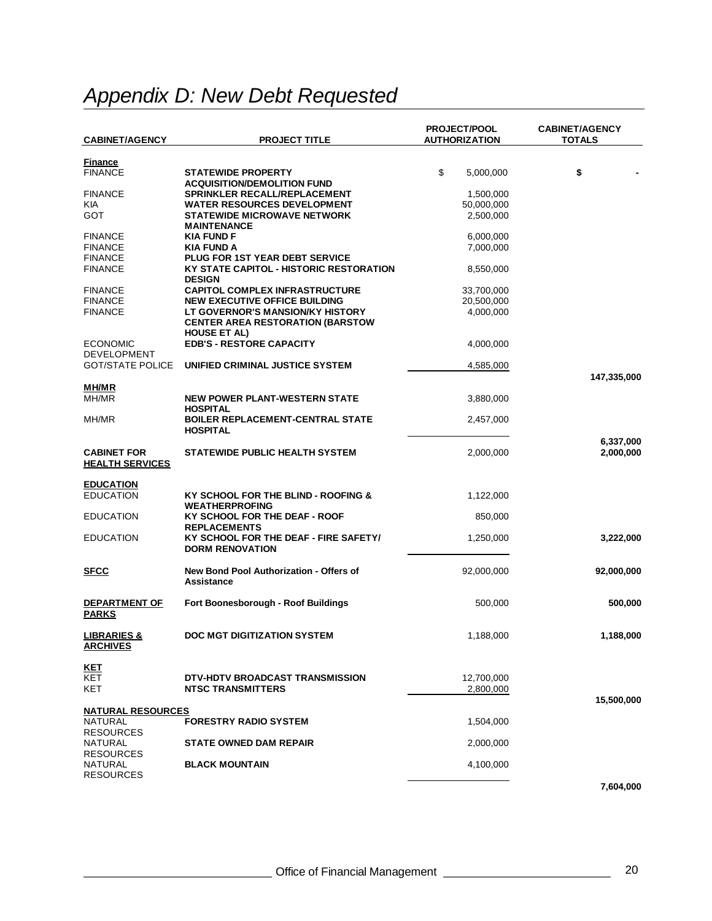# *Appendix D: New Debt Requested*

| CABINET/AGENCY | PROJECT TITLE | PROJECT/POOL AUTHORIZATION | CABINET/AGENCY TOTALS |
|---|---|---|---|
| **Finance** | | | |
| FINANCE | **STATEWIDE PROPERTY ACQUISITION/DEMOLITION FUND** | $ 5,000,000 | **$ -** |
| FINANCE | **SPRINKLER RECALL/REPLACEMENT** | 1,500,000 | |
| KIA | **WATER RESOURCES DEVELOPMENT** | 50,000,000 | |
| GOT | **STATEWIDE MICROWAVE NETWORK MAINTENANCE** | 2,500,000 | |
| FINANCE | **KIA FUND F** | 6,000,000 | |
| FINANCE | **KIA FUND A** | 7,000,000 | |
| FINANCE | **PLUG FOR 1ST YEAR DEBT SERVICE** | | |
| FINANCE | **KY STATE CAPITOL - HISTORIC RESTORATION DESIGN** | 8,550,000 | |
| FINANCE | **CAPITOL COMPLEX INFRASTRUCTURE** | 33,700,000 | |
| FINANCE | **NEW EXECUTIVE OFFICE BUILDING** | 20,500,000 | |
| FINANCE | **LT GOVERNOR'S MANSION/KY HISTORY CENTER AREA RESTORATION (BARSTOW HOUSE ET AL)** | 4,000,000 | |
| ECONOMIC DEVELOPMENT | **EDB'S - RESTORE CAPACITY** | 4,000,000 | |
| GOT/STATE POLICE | **UNIFIED CRIMINAL JUSTICE SYSTEM** | 4,585,000 | |
| | | | **147,335,000** |
| **MH/MR** | | | |
| MH/MR | **NEW POWER PLANT-WESTERN STATE HOSPITAL** | 3,880,000 | |
| MH/MR | **BOILER REPLACEMENT-CENTRAL STATE HOSPITAL** | 2,457,000 | |
| | | | **6,337,000** |
| **CABINET FOR HEALTH SERVICES** | **STATEWIDE PUBLIC HEALTH SYSTEM** | 2,000,000 | **2,000,000** |
| **EDUCATION** | | | |
| EDUCATION | **KY SCHOOL FOR THE BLIND - ROOFING & WEATHERPROFING** | 1,122,000 | |
| EDUCATION | **KY SCHOOL FOR THE DEAF - ROOF REPLACEMENTS** | 850,000 | |
| EDUCATION | **KY SCHOOL FOR THE DEAF - FIRE SAFETY/ DORM RENOVATION** | 1,250,000 | **3,222,000** |
| **SFCC** | **New Bond Pool Authorization - Offers of Assistance** | 92,000,000 | **92,000,000** |
| **DEPARTMENT OF PARKS** | **Fort Boonesborough - Roof Buildings** | 500,000 | **500,000** |
| **LIBRARIES & ARCHIVES** | **DOC MGT DIGITIZATION SYSTEM** | 1,188,000 | **1,188,000** |
| **KET** | | | |
| KET | **DTV-HDTV BROADCAST TRANSMISSION** | 12,700,000 | |
| KET | **NTSC TRANSMITTERS** | 2,800,000 | |
| | | | **15,500,000** |
| **NATURAL RESOURCES** | | | |
| NATURAL RESOURCES | **FORESTRY RADIO SYSTEM** | 1,504,000 | |
| NATURAL RESOURCES | **STATE OWNED DAM REPAIR** | 2,000,000 | |
| NATURAL RESOURCES | **BLACK MOUNTAIN** | 4,100,000 | |
| | | | **7,604,000** |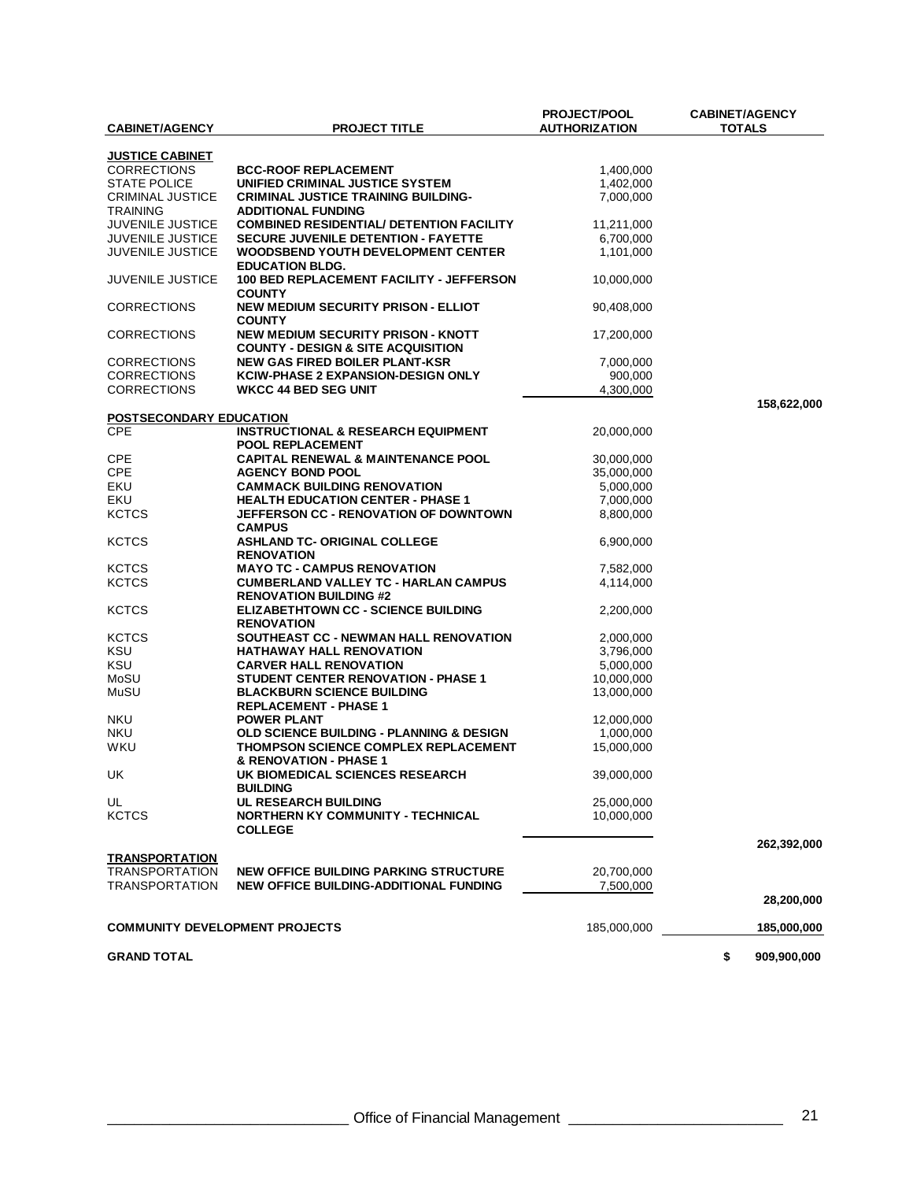| CABINET/AGENCY | PROJECT TITLE | PROJECT/POOL AUTHORIZATION | CABINET/AGENCY TOTALS |
|---|---|---|---|
| **JUSTICE CABINET** | | | |
| CORRECTIONS | **BCC-ROOF REPLACEMENT** | 1,400,000 | |
| STATE POLICE | **UNIFIED CRIMINAL JUSTICE SYSTEM** | 1,402,000 | |
| CRIMINAL JUSTICE TRAINING | **CRIMINAL JUSTICE TRAINING BUILDING-ADDITIONAL FUNDING** | 7,000,000 | |
| JUVENILE JUSTICE | **COMBINED RESIDENTIAL/ DETENTION FACILITY** | 11,211,000 | |
| JUVENILE JUSTICE | **SECURE JUVENILE DETENTION - FAYETTE** | 6,700,000 | |
| JUVENILE JUSTICE | **WOODSBEND YOUTH DEVELOPMENT CENTER EDUCATION BLDG.** | 1,101,000 | |
| JUVENILE JUSTICE | **100 BED REPLACEMENT FACILITY - JEFFERSON COUNTY** | 10,000,000 | |
| CORRECTIONS | **NEW MEDIUM SECURITY PRISON - ELLIOT COUNTY** | 90,408,000 | |
| CORRECTIONS | **NEW MEDIUM SECURITY PRISON - KNOTT COUNTY - DESIGN & SITE ACQUISITION** | 17,200,000 | |
| CORRECTIONS | **NEW GAS FIRED BOILER PLANT-KSR** | 7,000,000 | |
| CORRECTIONS | **KCIW-PHASE 2 EXPANSION-DESIGN ONLY** | 900,000 | |
| CORRECTIONS | **WKCC 44 BED SEG UNIT** | 4,300,000 | |
| | | | **158,622,000** |
| **POSTSECONDARY EDUCATION** | | | |
| CPE | **INSTRUCTIONAL & RESEARCH EQUIPMENT POOL REPLACEMENT** | 20,000,000 | |
| CPE | **CAPITAL RENEWAL & MAINTENANCE POOL** | 30,000,000 | |
| CPE | **AGENCY BOND POOL** | 35,000,000 | |
| EKU | **CAMMACK BUILDING RENOVATION** | 5,000,000 | |
| EKU | **HEALTH EDUCATION CENTER - PHASE 1** | 7,000,000 | |
| KCTCS | **JEFFERSON CC - RENOVATION OF DOWNTOWN CAMPUS** | 8,800,000 | |
| KCTCS | **ASHLAND TC- ORIGINAL COLLEGE RENOVATION** | 6,900,000 | |
| KCTCS | **MAYO TC - CAMPUS RENOVATION** | 7,582,000 | |
| KCTCS | **CUMBERLAND VALLEY TC - HARLAN CAMPUS RENOVATION BUILDING #2** | 4,114,000 | |
| KCTCS | **ELIZABETHTOWN CC - SCIENCE BUILDING RENOVATION** | 2,200,000 | |
| KCTCS | **SOUTHEAST CC - NEWMAN HALL RENOVATION** | 2,000,000 | |
| KSU | **HATHAWAY HALL RENOVATION** | 3,796,000 | |
| KSU | **CARVER HALL RENOVATION** | 5,000,000 | |
| MoSU | **STUDENT CENTER RENOVATION - PHASE 1** | 10,000,000 | |
| MuSU | **BLACKBURN SCIENCE BUILDING REPLACEMENT - PHASE 1** | 13,000,000 | |
| NKU | **POWER PLANT** | 12,000,000 | |
| NKU | **OLD SCIENCE BUILDING - PLANNING & DESIGN** | 1,000,000 | |
| WKU | **THOMPSON SCIENCE COMPLEX REPLACEMENT & RENOVATION - PHASE 1** | 15,000,000 | |
| UK | **UK BIOMEDICAL SCIENCES RESEARCH BUILDING** | 39,000,000 | |
| UL | **UL RESEARCH BUILDING** | 25,000,000 | |
| KCTCS | **NORTHERN KY COMMUNITY - TECHNICAL COLLEGE** | 10,000,000 | |
| | | | **262,392,000** |
| **TRANSPORTATION** | | | |
| TRANSPORTATION | **NEW OFFICE BUILDING PARKING STRUCTURE** | 20,700,000 | |
| TRANSPORTATION | **NEW OFFICE BUILDING-ADDITIONAL FUNDING** | 7,500,000 | |
| | | | **28,200,000** |
| **COMMUNITY DEVELOPMENT PROJECTS** | | 185,000,000 | **185,000,000** |
| **GRAND TOTAL** | | | **$ 909,900,000** |

Office of Financial Management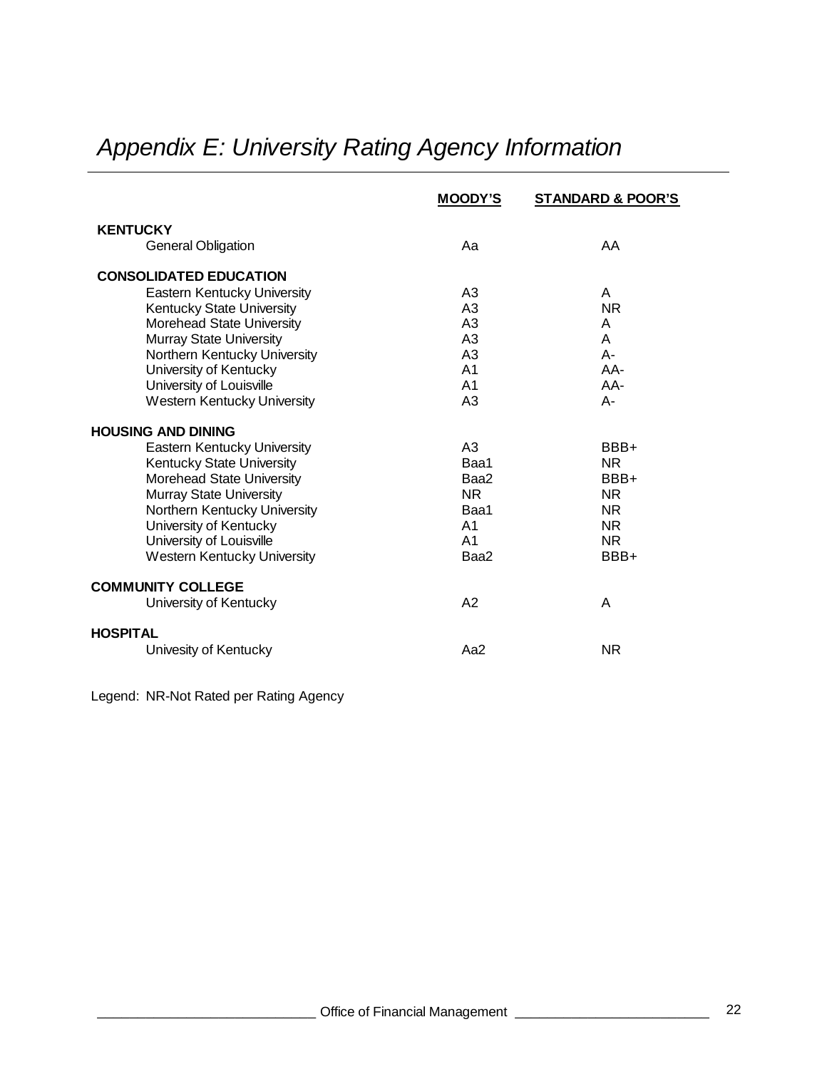# *Appendix E: University Rating Agency Information*

| | MOODY'S | STANDARD & POOR'S |
|---|---|---|
| **KENTUCKY** | | |
| General Obligation | Aa | AA |
| **CONSOLIDATED EDUCATION** | | |
| Eastern Kentucky University | A3 | A |
| Kentucky State University | A3 | NR |
| Morehead State University | A3 | A |
| Murray State University | A3 | A |
| Northern Kentucky University | A3 | A- |
| University of Kentucky | A1 | AA- |
| University of Louisville | A1 | AA- |
| Western Kentucky University | A3 | A- |
| **HOUSING AND DINING** | | |
| Eastern Kentucky University | A3 | BBB+ |
| Kentucky State University | Baa1 | NR |
| Morehead State University | Baa2 | BBB+ |
| Murray State University | NR | NR |
| Northern Kentucky University | Baa1 | NR |
| University of Kentucky | A1 | NR |
| University of Louisville | A1 | NR |
| Western Kentucky University | Baa2 | BBB+ |
| **COMMUNITY COLLEGE** | | |
| University of Kentucky | A2 | A |
| **HOSPITAL** | | |
| Univesity of Kentucky | Aa2 | NR |

Legend: NR-Not Rated per Rating Agency